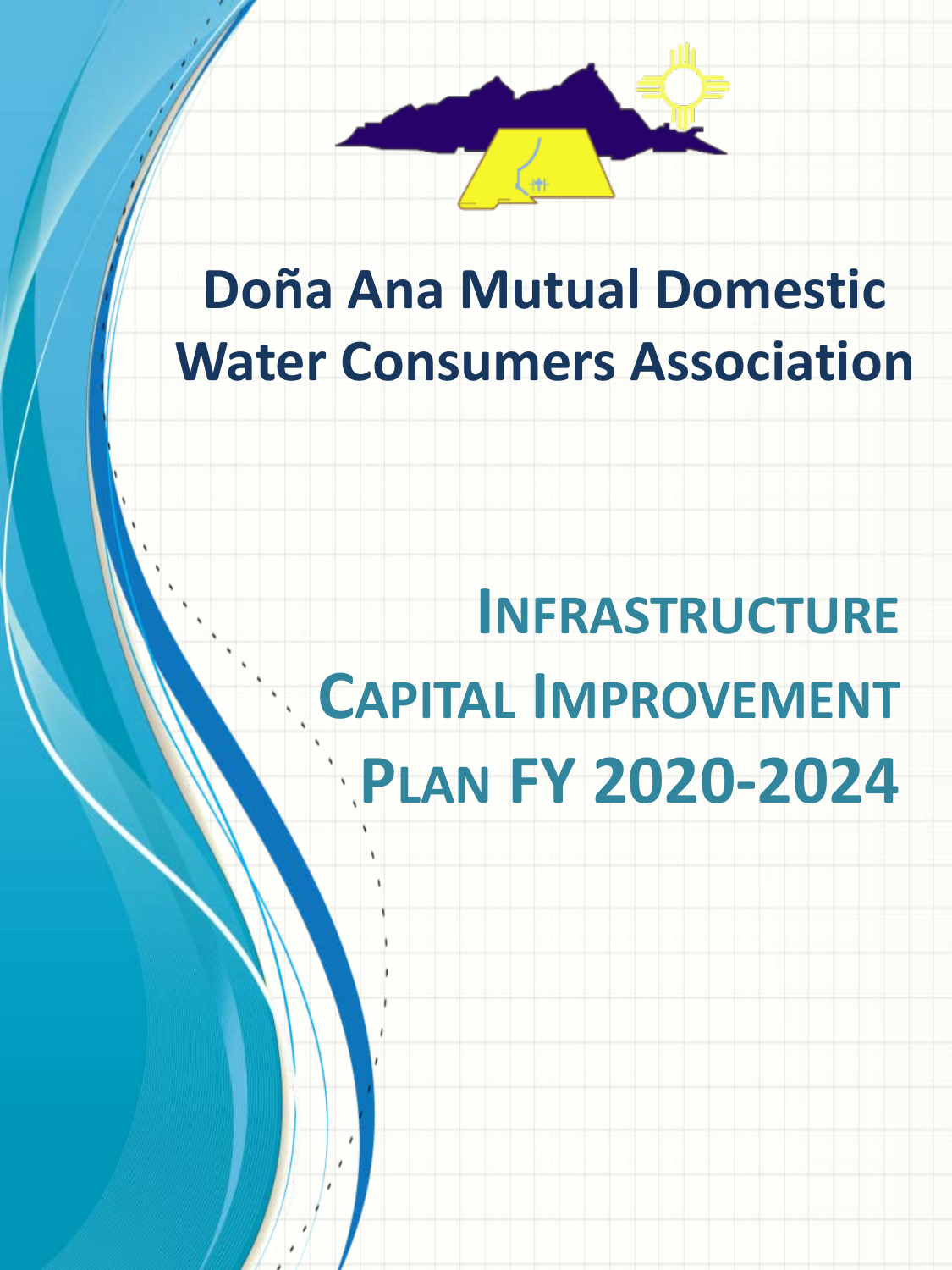# Doña Ana Mutual Domestic Water Consumers Association

# Infrastructure Capital Improvement Plan FY 2020-2024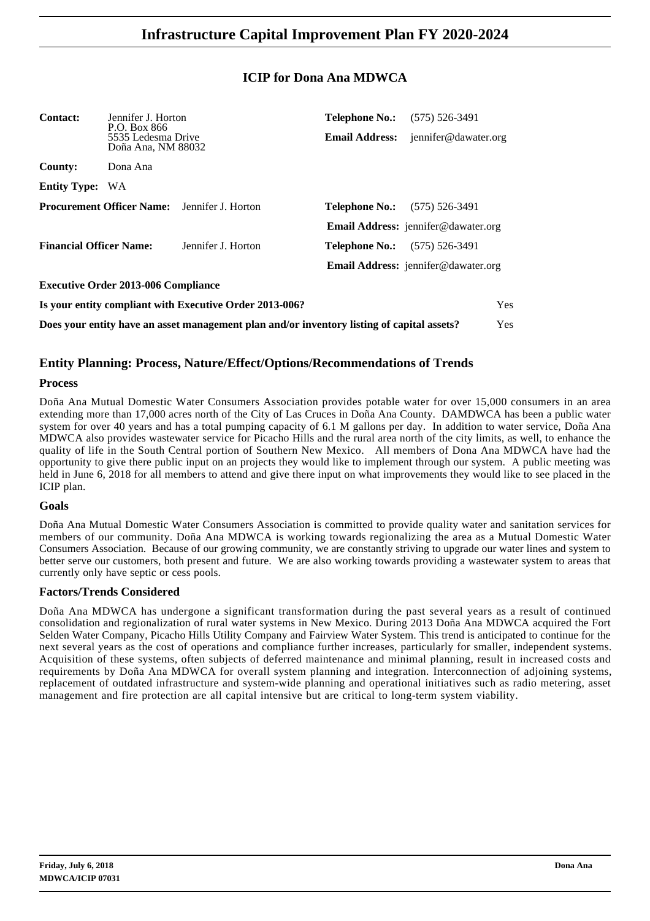# Infrastructure Capital Improvement Plan FY 2020-2024

## ICIP for Dona Ana MDWCA

| | | | |
|---|---|---|---|
| **Contact:** | Jennifer J. Horton<br>P.O. Box 866<br>5535 Ledesma Drive<br>Doña Ana, NM 88032 | **Telephone No.:** | (575) 526-3491 |
| | | **Email Address:** | jennifer@dawater.org |
| **County:** | Dona Ana | | |
| **Entity Type:** | WA | | |
| **Procurement Officer Name:** | Jennifer J. Horton | **Telephone No.:** | (575) 526-3491 |
| | | **Email Address:** | jennifer@dawater.org |
| **Financial Officer Name:** | Jennifer J. Horton | **Telephone No.:** | (575) 526-3491 |
| | | **Email Address:** | jennifer@dawater.org |

**Executive Order 2013-006 Compliance**

**Is your entity compliant with Executive Order 2013-006?** Yes

**Does your entity have an asset management plan and/or inventory listing of capital assets?** Yes

## Entity Planning: Process, Nature/Effect/Options/Recommendations of Trends

### Process

Doña Ana Mutual Domestic Water Consumers Association provides potable water for over 15,000 consumers in an area extending more than 17,000 acres north of the City of Las Cruces in Doña Ana County. DAMDWCA has been a public water system for over 40 years and has a total pumping capacity of 6.1 M gallons per day. In addition to water service, Doña Ana MDWCA also provides wastewater service for Picacho Hills and the rural area north of the city limits, as well, to enhance the quality of life in the South Central portion of Southern New Mexico. All members of Dona Ana MDWCA have had the opportunity to give there public input on an projects they would like to implement through our system. A public meeting was held in June 6, 2018 for all members to attend and give there input on what improvements they would like to see placed in the ICIP plan.

### Goals

Doña Ana Mutual Domestic Water Consumers Association is committed to provide quality water and sanitation services for members of our community. Doña Ana MDWCA is working towards regionalizing the area as a Mutual Domestic Water Consumers Association. Because of our growing community, we are constantly striving to upgrade our water lines and system to better serve our customers, both present and future. We are also working towards providing a wastewater system to areas that currently only have septic or cess pools.

### Factors/Trends Considered

Doña Ana MDWCA has undergone a significant transformation during the past several years as a result of continued consolidation and regionalization of rural water systems in New Mexico. During 2013 Doña Ana MDWCA acquired the Fort Selden Water Company, Picacho Hills Utility Company and Fairview Water System. This trend is anticipated to continue for the next several years as the cost of operations and compliance further increases, particularly for smaller, independent systems. Acquisition of these systems, often subjects of deferred maintenance and minimal planning, result in increased costs and requirements by Doña Ana MDWCA for overall system planning and integration. Interconnection of adjoining systems, replacement of outdated infrastructure and system-wide planning and operational initiatives such as radio metering, asset management and fire protection are all capital intensive but are critical to long-term system viability.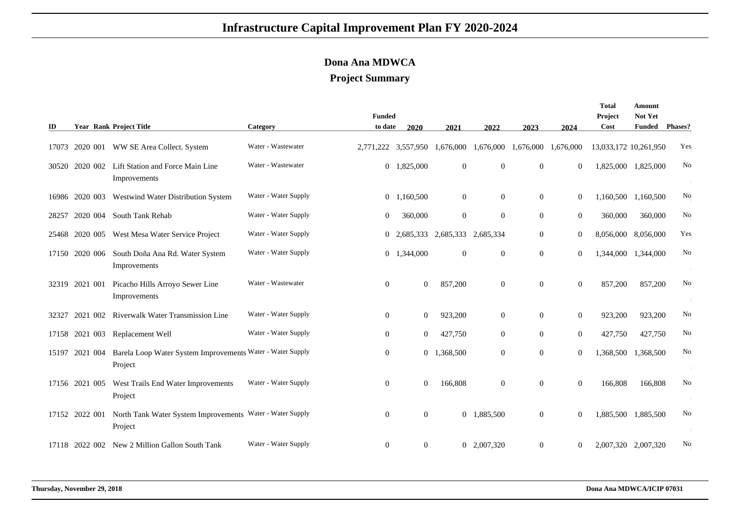# Infrastructure Capital Improvement Plan FY 2020-2024

## Dona Ana MDWCA

### Project Summary

| ID | Year | Rank | Project Title | Category | Funded to date | 2020 | 2021 | 2022 | 2023 | 2024 | Total Project Cost | Amount Not Yet Funded | Phases? |
|---|---|---|---|---|---|---|---|---|---|---|---|---|---|
| 17073 | 2020 | 001 | WW SE Area Collect. System | Water - Wastewater | 2,771,222 | 3,557,950 | 1,676,000 | 1,676,000 | 1,676,000 | 1,676,000 | 13,033,172 | 10,261,950 | Yes |
| 30520 | 2020 | 002 | Lift Station and Force Main Line Improvements | Water - Wastewater | 0 | 1,825,000 | 0 | 0 | 0 | 0 | 1,825,000 | 1,825,000 | No |
| 16986 | 2020 | 003 | Westwind Water Distribution System | Water - Water Supply | 0 | 1,160,500 | 0 | 0 | 0 | 0 | 1,160,500 | 1,160,500 | No |
| 28257 | 2020 | 004 | South Tank Rehab | Water - Water Supply | 0 | 360,000 | 0 | 0 | 0 | 0 | 360,000 | 360,000 | No |
| 25468 | 2020 | 005 | West Mesa Water Service Project | Water - Water Supply | 0 | 2,685,333 | 2,685,333 | 2,685,334 | 0 | 0 | 8,056,000 | 8,056,000 | Yes |
| 17150 | 2020 | 006 | South Doña Ana Rd. Water System Improvements | Water - Water Supply | 0 | 1,344,000 | 0 | 0 | 0 | 0 | 1,344,000 | 1,344,000 | No |
| 32319 | 2021 | 001 | Picacho Hills Arroyo Sewer Line Improvements | Water - Wastewater | 0 | 0 | 857,200 | 0 | 0 | 0 | 857,200 | 857,200 | No |
| 32327 | 2021 | 002 | Riverwalk Water Transmission Line | Water - Water Supply | 0 | 0 | 923,200 | 0 | 0 | 0 | 923,200 | 923,200 | No |
| 17158 | 2021 | 003 | Replacement Well | Water - Water Supply | 0 | 0 | 427,750 | 0 | 0 | 0 | 427,750 | 427,750 | No |
| 15197 | 2021 | 004 | Barela Loop Water System Improvements Project | Water - Water Supply | 0 | 0 | 1,368,500 | 0 | 0 | 0 | 1,368,500 | 1,368,500 | No |
| 17156 | 2021 | 005 | West Trails End Water Improvements Project | Water - Water Supply | 0 | 0 | 166,808 | 0 | 0 | 0 | 166,808 | 166,808 | No |
| 17152 | 2022 | 001 | North Tank Water System Improvements Project | Water - Water Supply | 0 | 0 | 0 | 1,885,500 | 0 | 0 | 1,885,500 | 1,885,500 | No |
| 17118 | 2022 | 002 | New 2 Million Gallon South Tank | Water - Water Supply | 0 | 0 | 0 | 2,007,320 | 0 | 0 | 2,007,320 | 2,007,320 | No |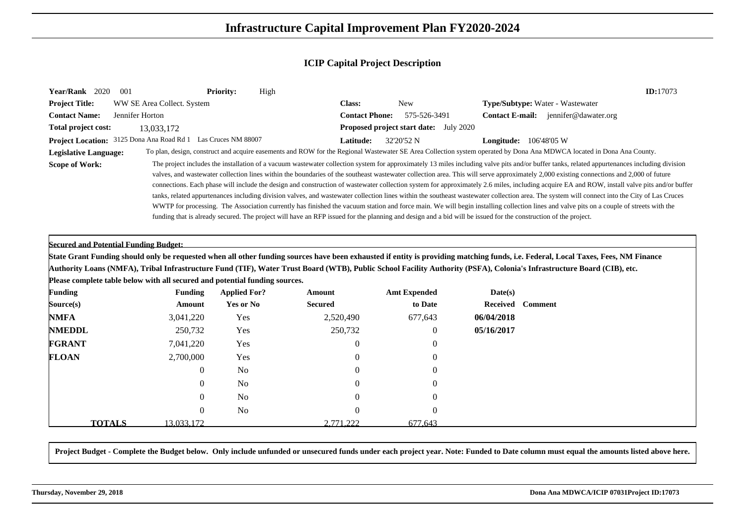# Infrastructure Capital Improvement Plan FY2020-2024

## ICIP Capital Project Description

**Year/Rank** 2020 001 **Priority:** High **ID:**17073

**Project Title:** WW SE Area Collect. System **Class:** New **Type/Subtype:** Water - Wastewater

**Contact Name:** Jennifer Horton **Contact Phone:** 575-526-3491 **Contact E-mail:** jennifer@dawater.org

**Total project cost:** 13,033,172 **Proposed project start date:** July 2020

**Project Location:** 3125 Dona Ana Road Rd 1 Las Cruces NM 88007 **Latitude:** 32'20'52 N **Longitude:** 106'48'05 W

**Legislative Language:** To plan, design, construct and acquire easements and ROW for the Regional Wastewater SE Area Collection system operated by Dona Ana MDWCA located in Dona Ana County.

**Scope of Work:** The project includes the installation of a vacuum wastewater collection system for approximately 13 miles including valve pits and/or buffer tanks, related appurtenances including division valves, and wastewater collection lines within the boundaries of the southeast wastewater collection area. This will serve approximately 2,000 existing connections and 2,000 of future connections. Each phase will include the design and construction of wastewater collection system for approximately 2.6 miles, including acquire EA and ROW, install valve pits and/or buffer tanks, related appurtenances including division valves, and wastewater collection lines within the southeast wastewater collection area. The system will connect into the City of Las Cruces WWTP for processing. The Association currently has finished the vacuum station and force main. We will begin installing collection lines and valve pits on a couple of streets with the funding that is already secured. The project will have an RFP issued for the planning and design and a bid will be issued for the construction of the project.

**Secured and Potential Funding Budget:**

**State Grant Funding should only be requested when all other funding sources have been exhausted if entity is providing matching funds, i.e. Federal, Local Taxes, Fees, NM Finance Authority Loans (NMFA), Tribal Infrastructure Fund (TIF), Water Trust Board (WTB), Public School Facility Authority (PSFA), Colonia's Infrastructure Board (CIB), etc.**

**Please complete table below with all secured and potential funding sources.**

| Funding Source(s) | Funding Amount | Applied For? Yes or No | Amount Secured | Amt Expended to Date | Date(s) Received | Comment |
|---|---|---|---|---|---|---|
| **NMFA** | 3,041,220 | Yes | 2,520,490 | 677,643 | **06/04/2018** | |
| **NMEDDL** | 250,732 | Yes | 250,732 | 0 | **05/16/2017** | |
| **FGRANT** | 7,041,220 | Yes | 0 | 0 | | |
| **FLOAN** | 2,700,000 | Yes | 0 | 0 | | |
| | 0 | No | 0 | 0 | | |
| | 0 | No | 0 | 0 | | |
| | 0 | No | 0 | 0 | | |
| | 0 | No | 0 | 0 | | |
| **TOTALS** | 13,033,172 | | 2,771,222 | 677,643 | | |

**Project Budget - Complete the Budget below. Only include unfunded or unsecured funds under each project year. Note: Funded to Date column must equal the amounts listed above here.**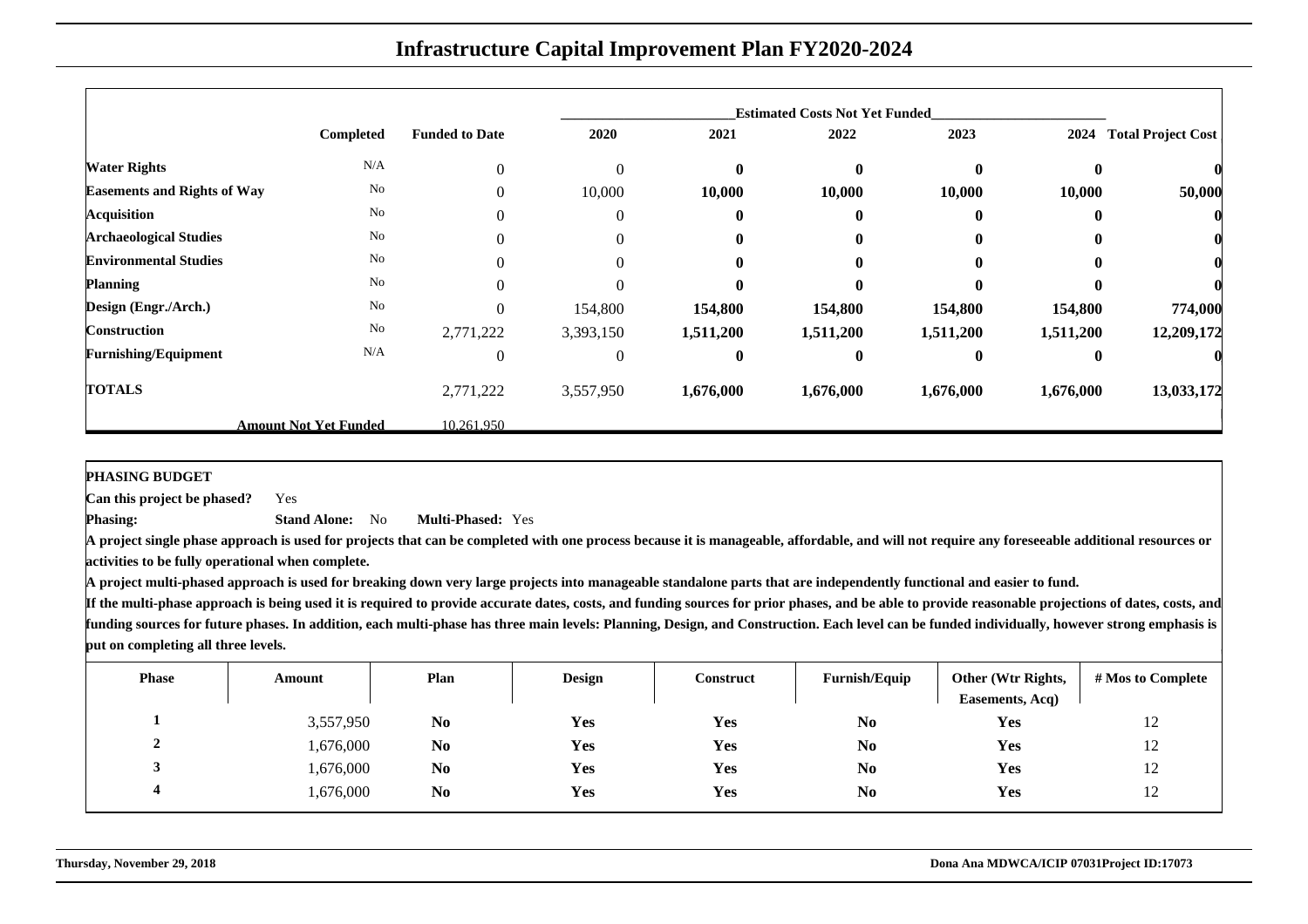# Infrastructure Capital Improvement Plan FY2020-2024

| | Completed | Funded to Date | Estimated Costs Not Yet Funded 2020 | 2021 | 2022 | 2023 | 2024 | Total Project Cost |
|---|---|---|---|---|---|---|---|---|
| **Water Rights** | N/A | 0 | 0 | **0** | **0** | **0** | **0** | **0** |
| **Easements and Rights of Way** | No | 0 | 10,000 | **10,000** | **10,000** | **10,000** | **10,000** | **50,000** |
| **Acquisition** | No | 0 | 0 | **0** | **0** | **0** | **0** | **0** |
| **Archaeological Studies** | No | 0 | 0 | **0** | **0** | **0** | **0** | **0** |
| **Environmental Studies** | No | 0 | 0 | **0** | **0** | **0** | **0** | **0** |
| **Planning** | No | 0 | 0 | **0** | **0** | **0** | **0** | **0** |
| **Design (Engr./Arch.)** | No | 0 | 154,800 | **154,800** | **154,800** | **154,800** | **154,800** | **774,000** |
| **Construction** | No | 2,771,222 | 3,393,150 | **1,511,200** | **1,511,200** | **1,511,200** | **1,511,200** | **12,209,172** |
| **Furnishing/Equipment** | N/A | 0 | 0 | **0** | **0** | **0** | **0** | **0** |
| **TOTALS** | | 2,771,222 | 3,557,950 | **1,676,000** | **1,676,000** | **1,676,000** | **1,676,000** | **13,033,172** |
| **Amount Not Yet Funded** | | 10,261,950 | | | | | | |

**PHASING BUDGET**

**Can this project be phased?** Yes

**Phasing:** **Stand Alone:** No **Multi-Phased:** Yes

**A project single phase approach is used for projects that can be completed with one process because it is manageable, affordable, and will not require any foreseeable additional resources or activities to be fully operational when complete.**

**A project multi-phased approach is used for breaking down very large projects into manageable standalone parts that are independently functional and easier to fund.**

**If the multi-phase approach is being used it is required to provide accurate dates, costs, and funding sources for prior phases, and be able to provide reasonable projections of dates, costs, and funding sources for future phases. In addition, each multi-phase has three main levels: Planning, Design, and Construction. Each level can be funded individually, however strong emphasis is put on completing all three levels.**

| Phase | Amount | Plan | Design | Construct | Furnish/Equip | Other (Wtr Rights, Easements, Acq) | # Mos to Complete |
|---|---|---|---|---|---|---|---|
| **1** | 3,557,950 | **No** | **Yes** | **Yes** | **No** | **Yes** | 12 |
| **2** | 1,676,000 | **No** | **Yes** | **Yes** | **No** | **Yes** | 12 |
| **3** | 1,676,000 | **No** | **Yes** | **Yes** | **No** | **Yes** | 12 |
| **4** | 1,676,000 | **No** | **Yes** | **Yes** | **No** | **Yes** | 12 |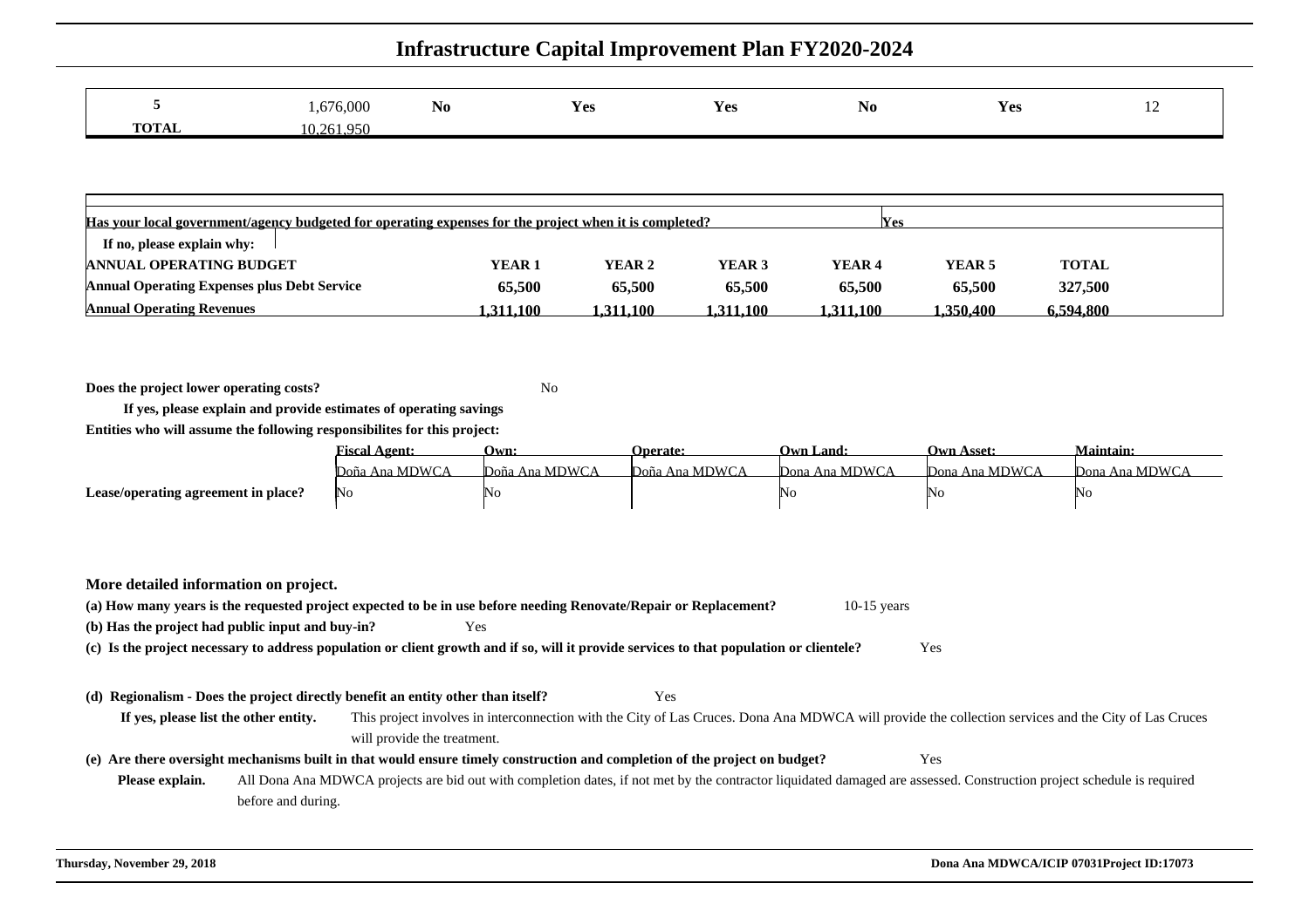# Infrastructure Capital Improvement Plan FY2020-2024

| | | | | | | | |
|---|---|---|---|---|---|---|---|
| **5** | 1,676,000 | **No** | **Yes** | **Yes** | **No** | **Yes** | 12 |
| **TOTAL** | 10,261,950 | | | | | | |

| | | | | | | |
|---|---|---|---|---|---|---|
| **Has your local government/agency budgeted for operating expenses for the project when it is completed?** | Yes | | | | | |
| **If no, please explain why:** | | | | | | |
| **ANNUAL OPERATING BUDGET** | **YEAR 1** | **YEAR 2** | **YEAR 3** | **YEAR 4** | **YEAR 5** | **TOTAL** |
| **Annual Operating Expenses plus Debt Service** | **65,500** | **65,500** | **65,500** | **65,500** | **65,500** | **327,500** |
| **Annual Operating Revenues** | **1,311,100** | **1,311,100** | **1,311,100** | **1,311,100** | **1,350,400** | **6,594,800** |

**Does the project lower operating costs?** No

**If yes, please explain and provide estimates of operating savings**

**Entities who will assume the following responsibilites for this project:**

| | Fiscal Agent: | Own: | Operate: | Own Land: | Own Asset: | Maintain: |
|---|---|---|---|---|---|---|
| | Doña Ana MDWCA | Doña Ana MDWCA | Doña Ana MDWCA | Dona Ana MDWCA | Dona Ana MDWCA | Dona Ana MDWCA |
| **Lease/operating agreement in place?** | No | No | | No | No | No |

### More detailed information on project.

**(a) How many years is the requested project expected to be in use before needing Renovate/Repair or Replacement?** 10-15 years

**(b) Has the project had public input and buy-in?** Yes

**(c) Is the project necessary to address population or client growth and if so, will it provide services to that population or clientele?** Yes

**(d) Regionalism - Does the project directly benefit an entity other than itself?** Yes

**If yes, please list the other entity.** This project involves in interconnection with the City of Las Cruces. Dona Ana MDWCA will provide the collection services and the City of Las Cruces will provide the treatment.

**(e) Are there oversight mechanisms built in that would ensure timely construction and completion of the project on budget?** Yes

**Please explain.** All Dona Ana MDWCA projects are bid out with completion dates, if not met by the contractor liquidated damaged are assessed. Construction project schedule is required before and during.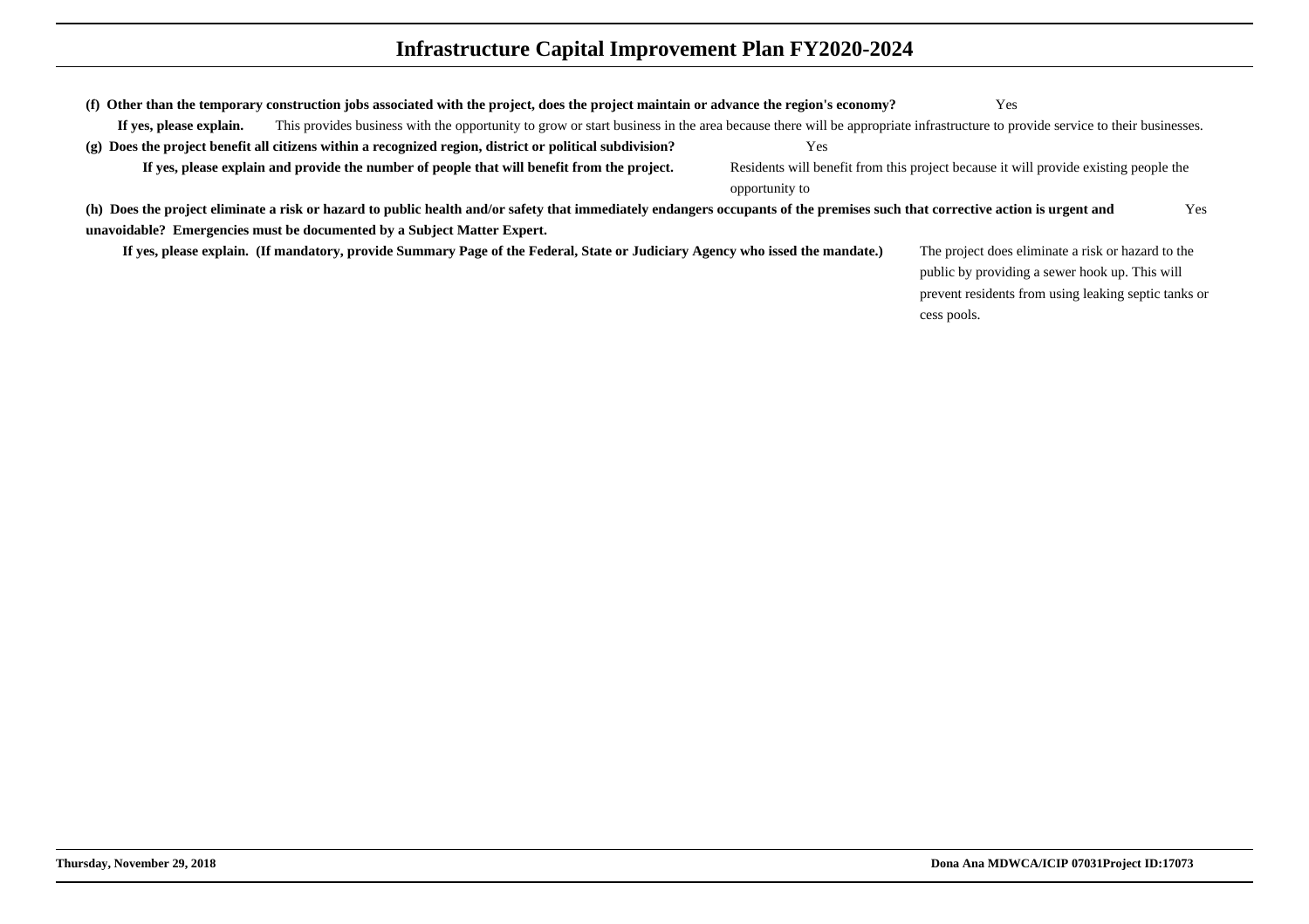# Infrastructure Capital Improvement Plan FY2020-2024

**(f) Other than the temporary construction jobs associated with the project, does the project maintain or advance the region's economy?** Yes

**If yes, please explain.** This provides business with the opportunity to grow or start business in the area because there will be appropriate infrastructure to provide service to their businesses.

**(g) Does the project benefit all citizens within a recognized region, district or political subdivision?** Yes

**If yes, please explain and provide the number of people that will benefit from the project.** Residents will benefit from this project because it will provide existing people the opportunity to

**(h) Does the project eliminate a risk or hazard to public health and/or safety that immediately endangers occupants of the premises such that corrective action is urgent and unavoidable? Emergencies must be documented by a Subject Matter Expert.** Yes

**If yes, please explain. (If mandatory, provide Summary Page of the Federal, State or Judiciary Agency who issed the mandate.)** The project does eliminate a risk or hazard to the public by providing a sewer hook up. This will prevent residents from using leaking septic tanks or cess pools.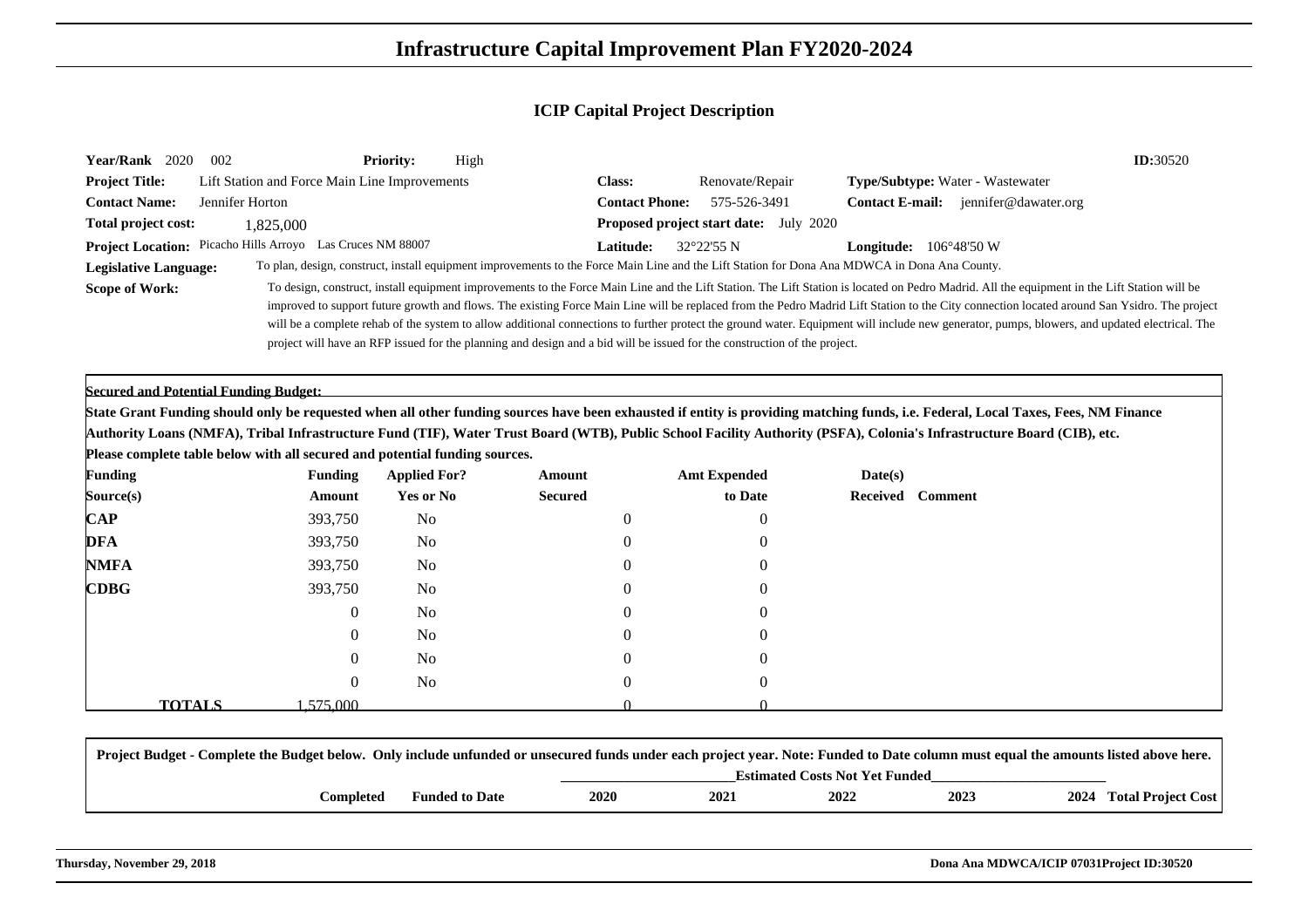# Infrastructure Capital Improvement Plan FY2020-2024

## ICIP Capital Project Description

**Year/Rank** 2020 002 **Priority:** High **ID:**30520

**Project Title:** Lift Station and Force Main Line Improvements **Class:** Renovate/Repair **Type/Subtype:** Water - Wastewater

**Contact Name:** Jennifer Horton **Contact Phone:** 575-526-3491 **Contact E-mail:** jennifer@dawater.org

**Total project cost:** 1,825,000 **Proposed project start date:** July 2020

**Project Location:** Picacho Hills Arroyo Las Cruces NM 88007 **Latitude:** 32°22'55 N **Longitude:** 106°48'50 W

**Legislative Language:** To plan, design, construct, install equipment improvements to the Force Main Line and the Lift Station for Dona Ana MDWCA in Dona Ana County.

**Scope of Work:** To design, construct, install equipment improvements to the Force Main Line and the Lift Station. The Lift Station is located on Pedro Madrid. All the equipment in the Lift Station will be improved to support future growth and flows. The existing Force Main Line will be replaced from the Pedro Madrid Lift Station to the City connection located around San Ysidro. The project will be a complete rehab of the system to allow additional connections to further protect the ground water. Equipment will include new generator, pumps, blowers, and updated electrical. The project will have an RFP issued for the planning and design and a bid will be issued for the construction of the project.

**Secured and Potential Funding Budget:**

**State Grant Funding should only be requested when all other funding sources have been exhausted if entity is providing matching funds, i.e. Federal, Local Taxes, Fees, NM Finance Authority Loans (NMFA), Tribal Infrastructure Fund (TIF), Water Trust Board (WTB), Public School Facility Authority (PSFA), Colonia's Infrastructure Board (CIB), etc.**

**Please complete table below with all secured and potential funding sources.**

| Funding Source(s) | Funding Amount | Applied For? Yes or No | Amount Secured | Amt Expended to Date | Date(s) Received | Comment |
|---|---|---|---|---|---|---|
| **CAP** | 393,750 | No | 0 | 0 | | |
| **DFA** | 393,750 | No | 0 | 0 | | |
| **NMFA** | 393,750 | No | 0 | 0 | | |
| **CDBG** | 393,750 | No | 0 | 0 | | |
| | 0 | No | 0 | 0 | | |
| | 0 | No | 0 | 0 | | |
| | 0 | No | 0 | 0 | | |
| | 0 | No | 0 | 0 | | |
| **TOTALS** | 1,575,000 | | 0 | 0 | | |

**Project Budget - Complete the Budget below. Only include unfunded or unsecured funds under each project year. Note: Funded to Date column must equal the amounts listed above here.**

| | Completed | Funded to Date | 2020 | 2021 | 2022 | 2023 | 2024 | Total Project Cost |
|---|---|---|---|---|---|---|---|---|
| | | | Estimated Costs Not Yet Funded | | | | | |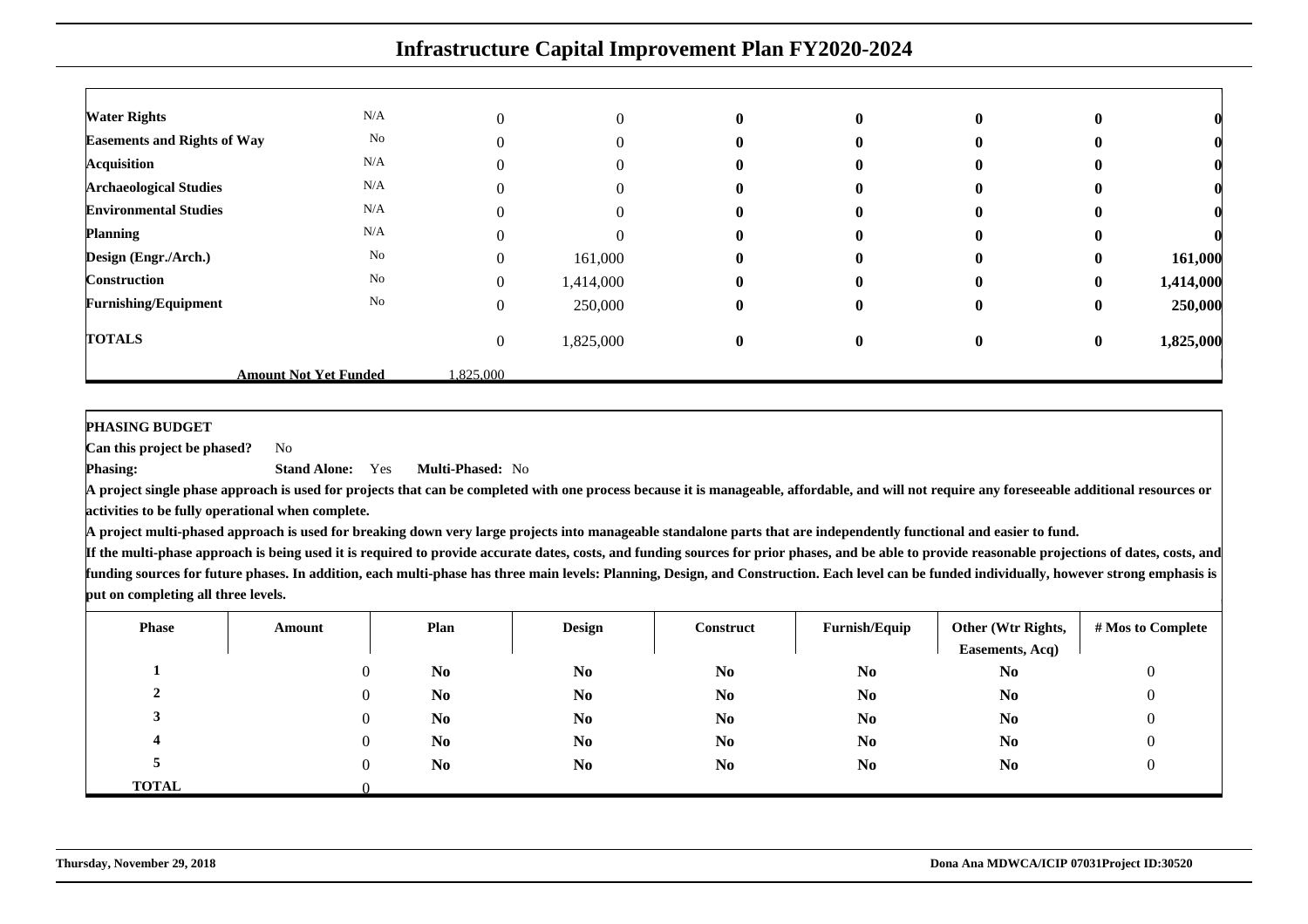# Infrastructure Capital Improvement Plan FY2020-2024

| | | | | | | | | |
|---|---|---|---|---|---|---|---|---|
| **Water Rights** | N/A | 0 | 0 | **0** | **0** | **0** | **0** | **0** |
| **Easements and Rights of Way** | No | 0 | 0 | **0** | **0** | **0** | **0** | **0** |
| **Acquisition** | N/A | 0 | 0 | **0** | **0** | **0** | **0** | **0** |
| **Archaeological Studies** | N/A | 0 | 0 | **0** | **0** | **0** | **0** | **0** |
| **Environmental Studies** | N/A | 0 | 0 | **0** | **0** | **0** | **0** | **0** |
| **Planning** | N/A | 0 | 0 | **0** | **0** | **0** | **0** | **0** |
| **Design (Engr./Arch.)** | No | 0 | 161,000 | **0** | **0** | **0** | **0** | **161,000** |
| **Construction** | No | 0 | 1,414,000 | **0** | **0** | **0** | **0** | **1,414,000** |
| **Furnishing/Equipment** | No | 0 | 250,000 | **0** | **0** | **0** | **0** | **250,000** |
| **TOTALS** | | 0 | 1,825,000 | **0** | **0** | **0** | **0** | **1,825,000** |
| | **Amount Not Yet Funded** | 1,825,000 | | | | | | |

**PHASING BUDGET**

**Can this project be phased?** No

**Phasing:** **Stand Alone:** Yes **Multi-Phased:** No

**A project single phase approach is used for projects that can be completed with one process because it is manageable, affordable, and will not require any foreseeable additional resources or activities to be fully operational when complete.**

**A project multi-phased approach is used for breaking down very large projects into manageable standalone parts that are independently functional and easier to fund.**

**If the multi-phase approach is being used it is required to provide accurate dates, costs, and funding sources for prior phases, and be able to provide reasonable projections of dates, costs, and funding sources for future phases. In addition, each multi-phase has three main levels: Planning, Design, and Construction. Each level can be funded individually, however strong emphasis is put on completing all three levels.**

| Phase | Amount | Plan | Design | Construct | Furnish/Equip | Other (Wtr Rights, Easements, Acq) | # Mos to Complete |
|---|---|---|---|---|---|---|---|
| **1** | 0 | **No** | **No** | **No** | **No** | **No** | 0 |
| **2** | 0 | **No** | **No** | **No** | **No** | **No** | 0 |
| **3** | 0 | **No** | **No** | **No** | **No** | **No** | 0 |
| **4** | 0 | **No** | **No** | **No** | **No** | **No** | 0 |
| **5** | 0 | **No** | **No** | **No** | **No** | **No** | 0 |
| **TOTAL** | 0 | | | | | | |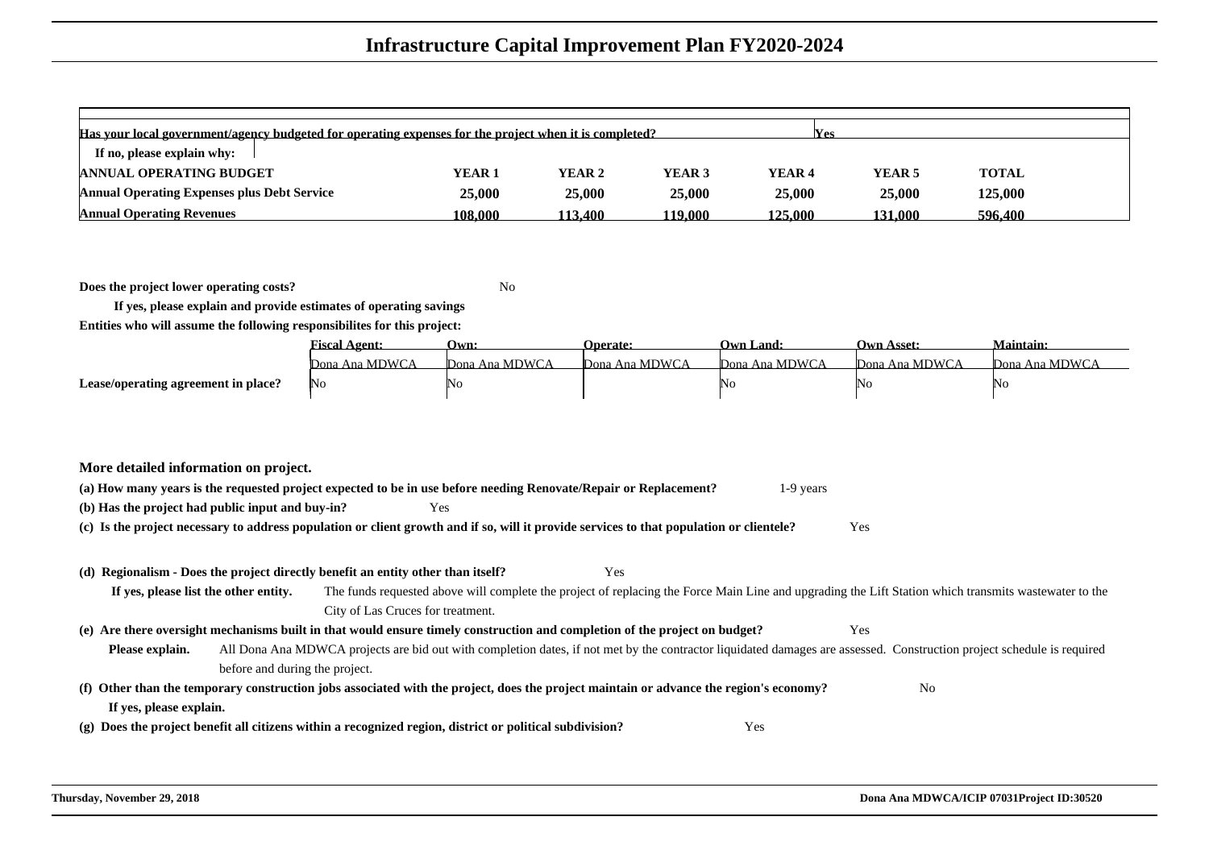# Infrastructure Capital Improvement Plan FY2020-2024

| Has your local government/agency budgeted for operating expenses for the project when it is completed? | | | | | Yes | |
|---|---|---|---|---|---|---|
| If no, please explain why: | | | | | | |
| **ANNUAL OPERATING BUDGET** | **YEAR 1** | **YEAR 2** | **YEAR 3** | **YEAR 4** | **YEAR 5** | **TOTAL** |
| **Annual Operating Expenses plus Debt Service** | 25,000 | 25,000 | 25,000 | 25,000 | 25,000 | 125,000 |
| **Annual Operating Revenues** | 108,000 | 113,400 | 119,000 | 125,000 | 131,000 | 596,400 |

**Does the project lower operating costs?** No

**If yes, please explain and provide estimates of operating savings**

**Entities who will assume the following responsibilities for this project:**

| | Fiscal Agent: | Own: | Operate: | Own Land: | Own Asset: | Maintain: |
|---|---|---|---|---|---|---|
| | Dona Ana MDWCA | Dona Ana MDWCA | Dona Ana MDWCA | Dona Ana MDWCA | Dona Ana MDWCA | Dona Ana MDWCA |
| **Lease/operating agreement in place?** | No | No | | No | No | No |

**More detailed information on project.**

**(a) How many years is the requested project expected to be in use before needing Renovate/Repair or Replacement?** 1-9 years

**(b) Has the project had public input and buy-in?** Yes

**(c) Is the project necessary to address population or client growth and if so, will it provide services to that population or clientele?** Yes

**(d) Regionalism - Does the project directly benefit an entity other than itself?** Yes

**If yes, please list the other entity.** The funds requested above will complete the project of replacing the Force Main Line and upgrading the Lift Station which transmits wastewater to the City of Las Cruces for treatment.

**(e) Are there oversight mechanisms built in that would ensure timely construction and completion of the project on budget?** Yes

**Please explain.** All Dona Ana MDWCA projects are bid out with completion dates, if not met by the contractor liquidated damages are assessed. Construction project schedule is required before and during the project.

**(f) Other than the temporary construction jobs associated with the project, does the project maintain or advance the region's economy?** No

**If yes, please explain.**

**(g) Does the project benefit all citizens within a recognized region, district or political subdivision?** Yes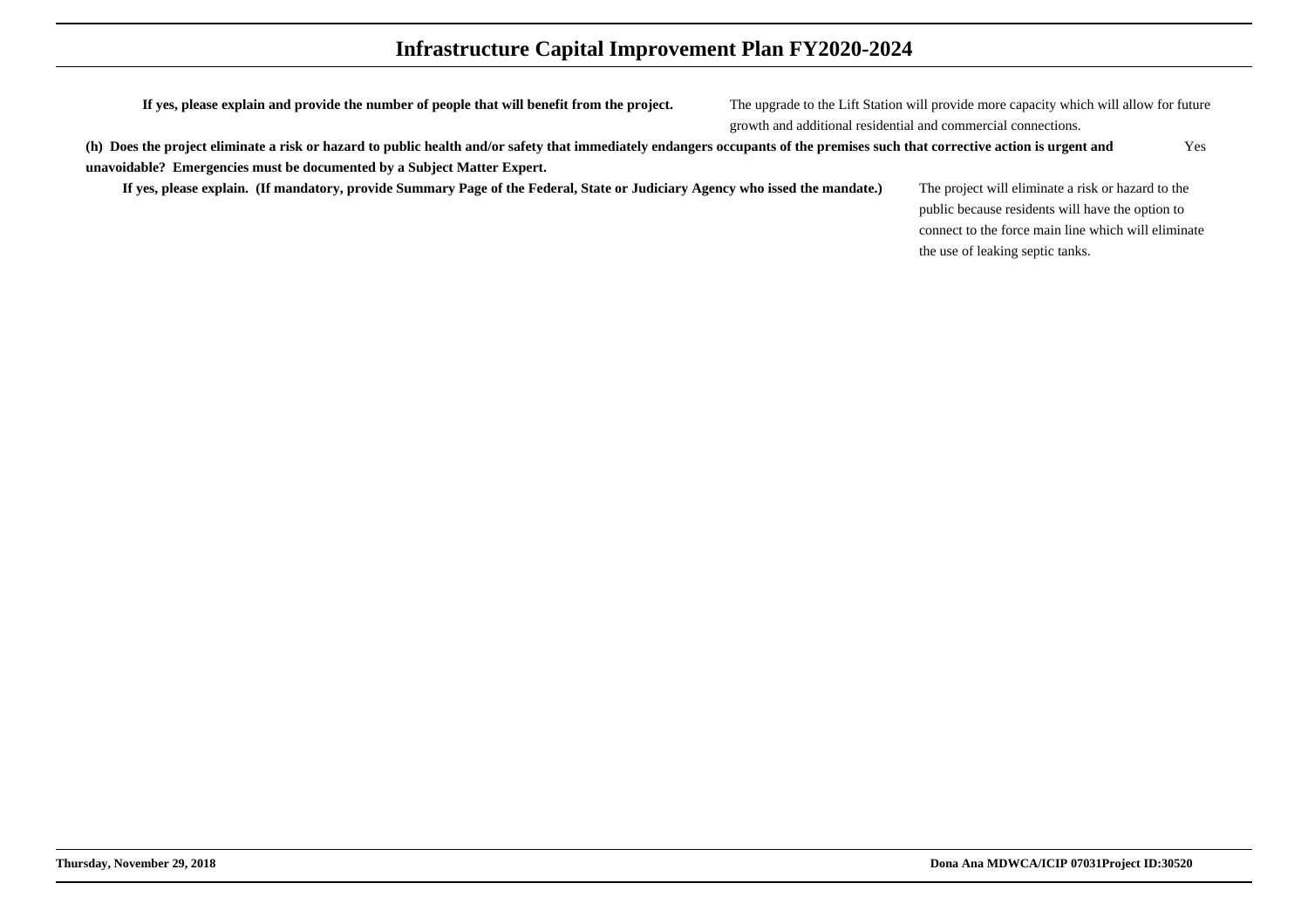**If yes, please explain and provide the number of people that will benefit from the project.**

The upgrade to the Lift Station will provide more capacity which will allow for future growth and additional residential and commercial connections.

**(h) Does the project eliminate a risk or hazard to public health and/or safety that immediately endangers occupants of the premises such that corrective action is urgent and unavoidable? Emergencies must be documented by a Subject Matter Expert.**

Yes

**If yes, please explain. (If mandatory, provide Summary Page of the Federal, State or Judiciary Agency who issed the mandate.)**

The project will eliminate a risk or hazard to the public because residents will have the option to connect to the force main line which will eliminate the use of leaking septic tanks.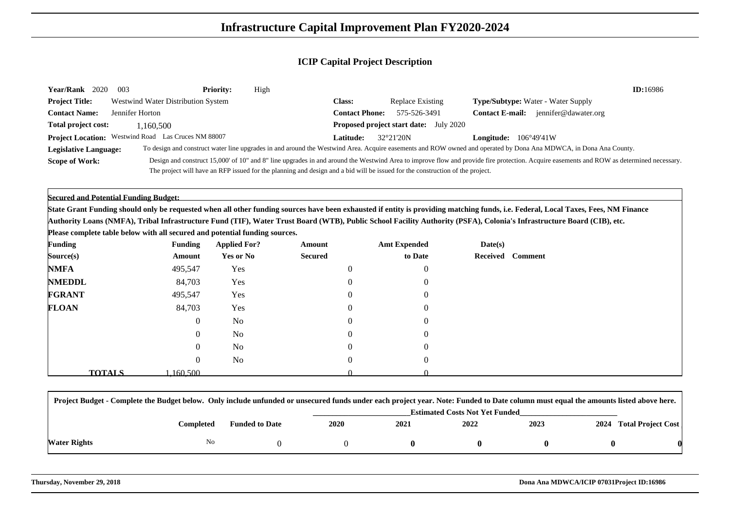# Infrastructure Capital Improvement Plan FY2020-2024

## ICIP Capital Project Description

**Year/Rank** 2020 003 **Priority:** High **ID:**16986

**Project Title:** Westwind Water Distribution System

**Class:** Replace Existing

**Type/Subtype:** Water - Water Supply

**Contact Name:** Jennifer Horton

**Contact Phone:** 575-526-3491

**Contact E-mail:** jennifer@dawater.org

**Total project cost:** 1,160,500

**Proposed project start date:** July 2020

**Project Location:** Westwind Road Las Cruces NM 88007

**Latitude:** 32°21'20N

**Longitude:** 106°49'41W

**Legislative Language:** To design and construct water line upgrades in and around the Westwind Area. Acquire easements and ROW owned and operated by Dona Ana MDWCA, in Dona Ana County.

**Scope of Work:** Design and construct 15,000' of 10" and 8" line upgrades in and around the Westwind Area to improve flow and provide fire protection. Acquire easements and ROW as determined necessary. The project will have an RFP issued for the planning and design and a bid will be issued for the construction of the project.

**Secured and Potential Funding Budget:**

**State Grant Funding should only be requested when all other funding sources have been exhausted if entity is providing matching funds, i.e. Federal, Local Taxes, Fees, NM Finance Authority Loans (NMFA), Tribal Infrastructure Fund (TIF), Water Trust Board (WTB), Public School Facility Authority (PSFA), Colonia's Infrastructure Board (CIB), etc.**

**Please complete table below with all secured and potential funding sources.**

| Funding Source(s) | Funding Amount | Applied For? Yes or No | Amount Secured | Amt Expended to Date | Date(s) Received | Comment |
|---|---|---|---|---|---|---|
| NMFA | 495,547 | Yes | 0 | 0 | | |
| NMEDDL | 84,703 | Yes | 0 | 0 | | |
| FGRANT | 495,547 | Yes | 0 | 0 | | |
| FLOAN | 84,703 | Yes | 0 | 0 | | |
| | 0 | No | 0 | 0 | | |
| | 0 | No | 0 | 0 | | |
| | 0 | No | 0 | 0 | | |
| | 0 | No | 0 | 0 | | |
| **TOTALS** | 1,160,500 | | 0 | 0 | | |

**Project Budget - Complete the Budget below. Only include unfunded or unsecured funds under each project year. Note: Funded to Date column must equal the amounts listed above here.**

| | Completed | Funded to Date | Estimated Costs Not Yet Funded | | | | | |
|---|---|---|---|---|---|---|---|---|
| | | | 2020 | 2021 | 2022 | 2023 | 2024 | Total Project Cost |
| **Water Rights** | No | 0 | 0 | **0** | **0** | **0** | **0** | **0** |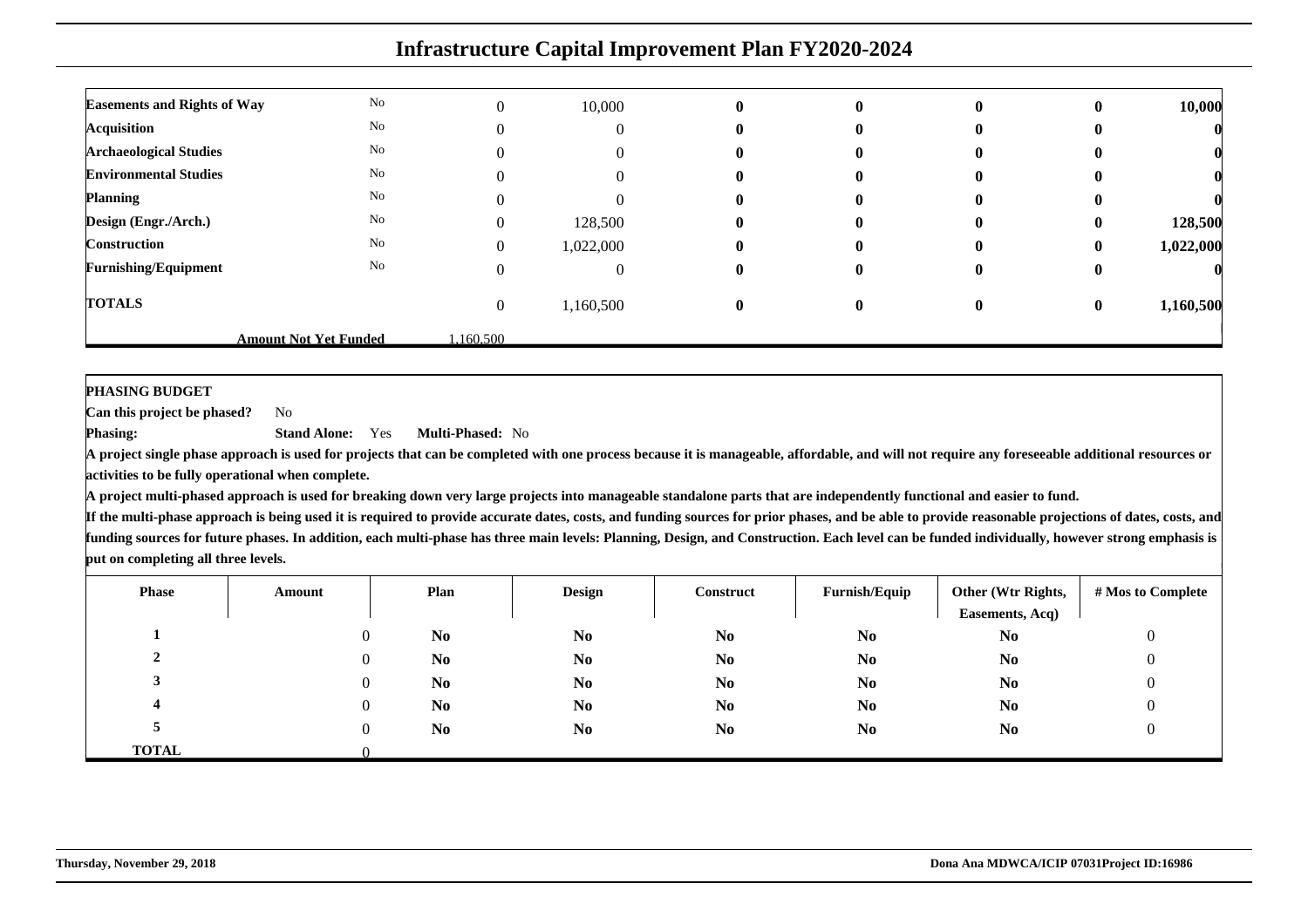| | | | | | | | | |
|---|---|---|---|---|---|---|---|---|
| **Easements and Rights of Way** | No | 0 | 10,000 | **0** | **0** | **0** | **0** | **10,000** |
| **Acquisition** | No | 0 | 0 | **0** | **0** | **0** | **0** | **0** |
| **Archaeological Studies** | No | 0 | 0 | **0** | **0** | **0** | **0** | **0** |
| **Environmental Studies** | No | 0 | 0 | **0** | **0** | **0** | **0** | **0** |
| **Planning** | No | 0 | 0 | **0** | **0** | **0** | **0** | **0** |
| **Design (Engr./Arch.)** | No | 0 | 128,500 | **0** | **0** | **0** | **0** | **128,500** |
| **Construction** | No | 0 | 1,022,000 | **0** | **0** | **0** | **0** | **1,022,000** |
| **Furnishing/Equipment** | No | 0 | 0 | **0** | **0** | **0** | **0** | **0** |
| **TOTALS** | | 0 | 1,160,500 | **0** | **0** | **0** | **0** | **1,160,500** |
| **Amount Not Yet Funded** | | 1,160,500 | | | | | | |

**PHASING BUDGET**

**Can this project be phased?** No

**Phasing:** **Stand Alone:** Yes **Multi-Phased:** No

**A project single phase approach is used for projects that can be completed with one process because it is manageable, affordable, and will not require any foreseeable additional resources or activities to be fully operational when complete.**

**A project multi-phased approach is used for breaking down very large projects into manageable standalone parts that are independently functional and easier to fund.**

**If the multi-phase approach is being used it is required to provide accurate dates, costs, and funding sources for prior phases, and be able to provide reasonable projections of dates, costs, and funding sources for future phases. In addition, each multi-phase has three main levels: Planning, Design, and Construction. Each level can be funded individually, however strong emphasis is put on completing all three levels.**

| Phase | Amount | Plan | Design | Construct | Furnish/Equip | Other (Wtr Rights, Easements, Acq) | # Mos to Complete |
|---|---|---|---|---|---|---|---|
| **1** | 0 | **No** | **No** | **No** | **No** | **No** | 0 |
| **2** | 0 | **No** | **No** | **No** | **No** | **No** | 0 |
| **3** | 0 | **No** | **No** | **No** | **No** | **No** | 0 |
| **4** | 0 | **No** | **No** | **No** | **No** | **No** | 0 |
| **5** | 0 | **No** | **No** | **No** | **No** | **No** | 0 |
| **TOTAL** | 0 | | | | | | |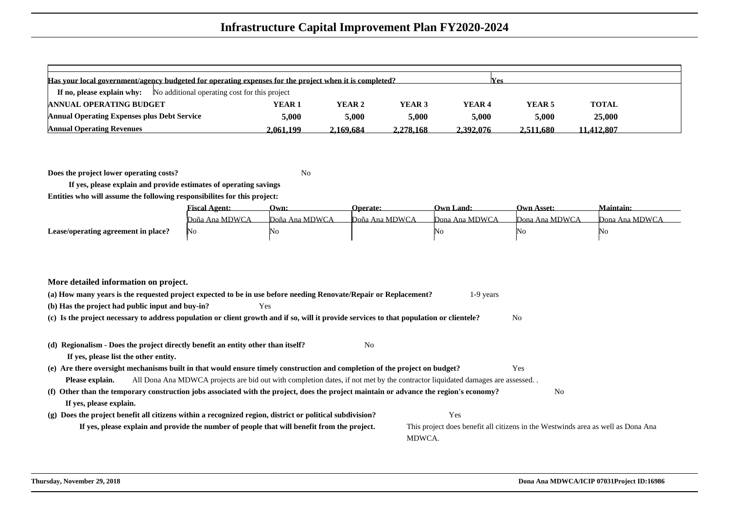# Infrastructure Capital Improvement Plan FY2020-2024

**Has your local government/agency budgeted for operating expenses for the project when it is completed?** Yes

**If no, please explain why:** No additional operating cost for this project

| ANNUAL OPERATING BUDGET | YEAR 1 | YEAR 2 | YEAR 3 | YEAR 4 | YEAR 5 | TOTAL |
|---|---|---|---|---|---|---|
| Annual Operating Expenses plus Debt Service | 5,000 | 5,000 | 5,000 | 5,000 | 5,000 | 25,000 |
| Annual Operating Revenues | 2,061,199 | 2,169,684 | 2,278,168 | 2,392,076 | 2,511,680 | 11,412,807 |

**Does the project lower operating costs?** No

**If yes, please explain and provide estimates of operating savings**

**Entities who will assume the following responsibilites for this project:**

| | Fiscal Agent: | Own: | Operate: | Own Land: | Own Asset: | Maintain: |
|---|---|---|---|---|---|---|
| | Doña Ana MDWCA | Doña Ana MDWCA | Doña Ana MDWCA | Dona Ana MDWCA | Dona Ana MDWCA | Dona Ana MDWCA |
| Lease/operating agreement in place? | No | No | | No | No | No |

**More detailed information on project.**

**(a) How many years is the requested project expected to be in use before needing Renovate/Repair or Replacement?** 1-9 years

**(b) Has the project had public input and buy-in?** Yes

**(c) Is the project necessary to address population or client growth and if so, will it provide services to that population or clientele?** No

**(d) Regionalism - Does the project directly benefit an entity other than itself?** No

**If yes, please list the other entity.**

**(e) Are there oversight mechanisms built in that would ensure timely construction and completion of the project on budget?** Yes

**Please explain.** All Dona Ana MDWCA projects are bid out with completion dates, if not met by the contractor liquidated damages are assessed. .

**(f) Other than the temporary construction jobs associated with the project, does the project maintain or advance the region's economy?** No

**If yes, please explain.**

**(g) Does the project benefit all citizens within a recognized region, district or political subdivision?** Yes

**If yes, please explain and provide the number of people that will benefit from the project.** This project does benefit all citizens in the Westwinds area as well as Dona Ana MDWCA.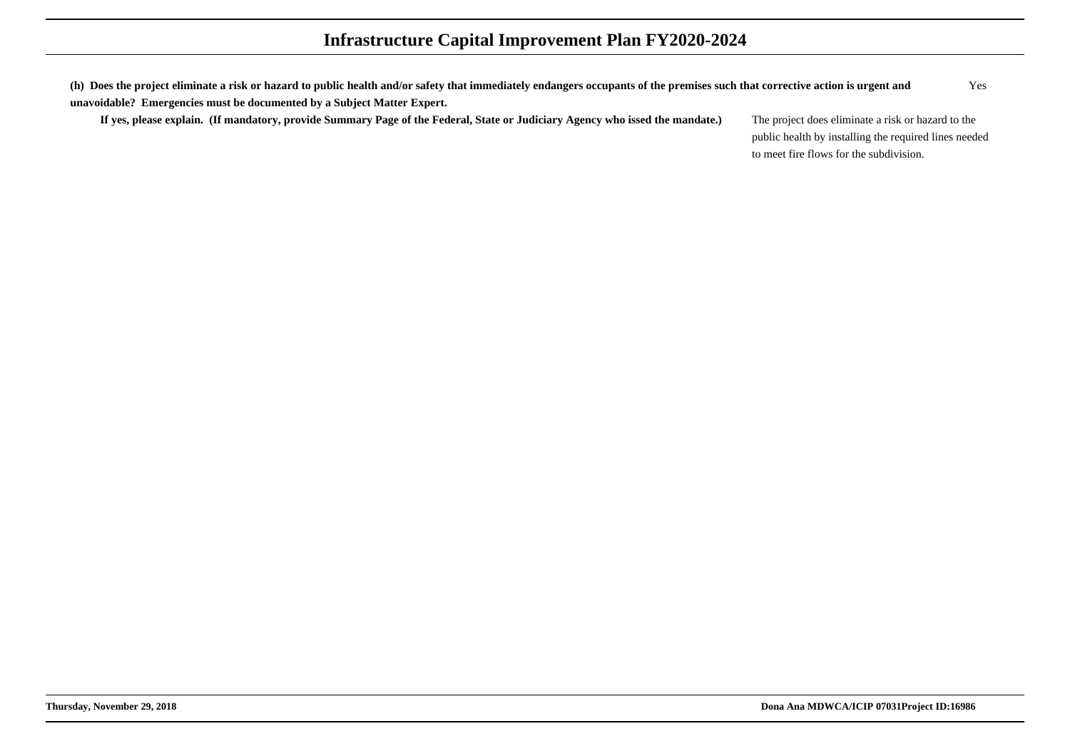**(h) Does the project eliminate a risk or hazard to public health and/or safety that immediately endangers occupants of the premises such that corrective action is urgent and unavoidable? Emergencies must be documented by a Subject Matter Expert.**

Yes

**If yes, please explain. (If mandatory, provide Summary Page of the Federal, State or Judiciary Agency who issed the mandate.)**

The project does eliminate a risk or hazard to the public health by installing the required lines needed to meet fire flows for the subdivision.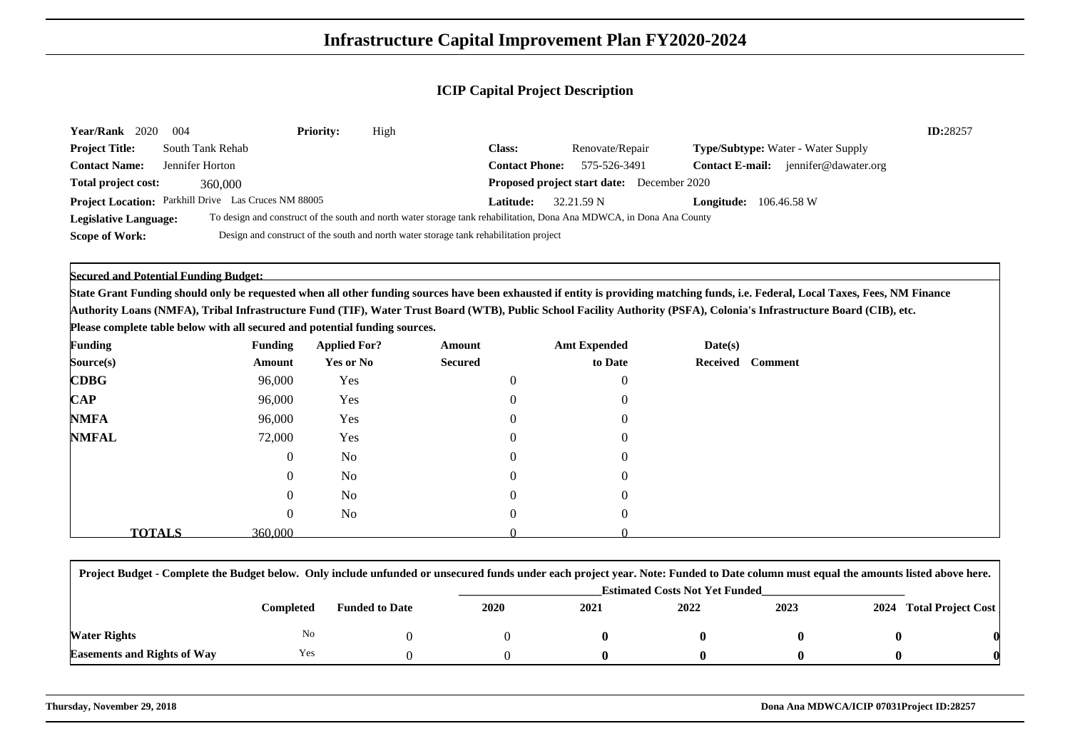# Infrastructure Capital Improvement Plan FY2020-2024

## ICIP Capital Project Description

**Year/Rank** 2020 004 **Priority:** High **ID:**28257

**Project Title:** South Tank Rehab

**Class:** Renovate/Repair

**Type/Subtype:** Water - Water Supply

**Contact Name:** Jennifer Horton

**Contact Phone:** 575-526-3491

**Contact E-mail:** jennifer@dawater.org

**Total project cost:** 360,000

**Proposed project start date:** December 2020

**Project Location:** Parkhill Drive Las Cruces NM 88005

**Latitude:** 32.21.59 N

**Longitude:** 106.46.58 W

**Legislative Language:** To design and construct of the south and north water storage tank rehabilitation, Dona Ana MDWCA, in Dona Ana County

**Scope of Work:** Design and construct of the south and north water storage tank rehabilitation project

**Secured and Potential Funding Budget:**

**State Grant Funding should only be requested when all other funding sources have been exhausted if entity is providing matching funds, i.e. Federal, Local Taxes, Fees, NM Finance Authority Loans (NMFA), Tribal Infrastructure Fund (TIF), Water Trust Board (WTB), Public School Facility Authority (PSFA), Colonia's Infrastructure Board (CIB), etc.**

**Please complete table below with all secured and potential funding sources.**

| Funding Source(s) | Funding Amount | Applied For? Yes or No | Amount Secured | Amt Expended to Date | Date(s) Received | Comment |
|---|---|---|---|---|---|---|
| **CDBG** | 96,000 | Yes | 0 | 0 | | |
| **CAP** | 96,000 | Yes | 0 | 0 | | |
| **NMFA** | 96,000 | Yes | 0 | 0 | | |
| **NMFAL** | 72,000 | Yes | 0 | 0 | | |
| | 0 | No | 0 | 0 | | |
| | 0 | No | 0 | 0 | | |
| | 0 | No | 0 | 0 | | |
| | 0 | No | 0 | 0 | | |
| **TOTALS** | 360,000 | | 0 | 0 | | |

**Project Budget - Complete the Budget below. Only include unfunded or unsecured funds under each project year. Note: Funded to Date column must equal the amounts listed above here.**

| | Completed | Funded to Date | Estimated Costs Not Yet Funded 2020 | 2021 | 2022 | 2023 | 2024 | Total Project Cost |
|---|---|---|---|---|---|---|---|---|
| **Water Rights** | No | 0 | 0 | **0** | **0** | **0** | **0** | **0** |
| **Easements and Rights of Way** | Yes | 0 | 0 | **0** | **0** | **0** | **0** | **0** |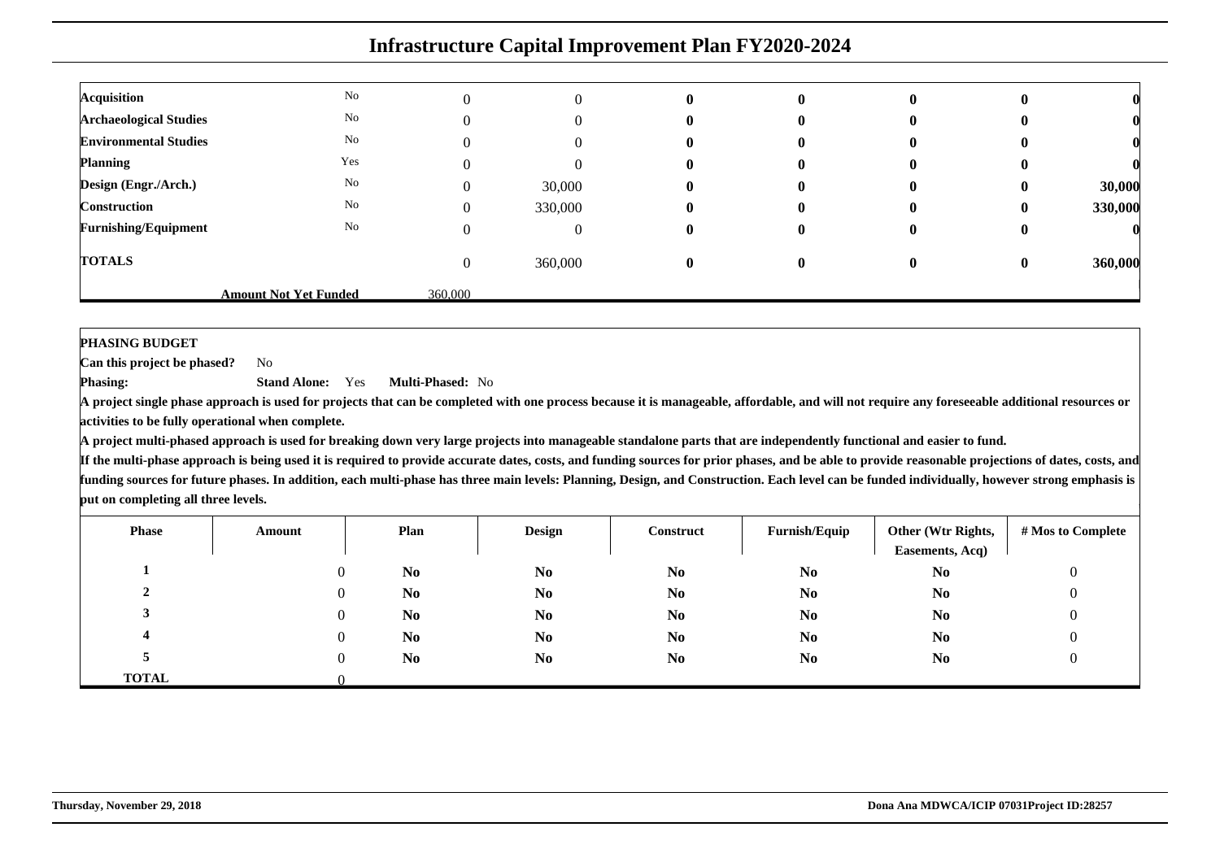# Infrastructure Capital Improvement Plan FY2020-2024

| | | | | | | | | |
|---|---|---|---|---|---|---|---|---|
| **Acquisition** | No | 0 | 0 | **0** | **0** | **0** | **0** | **0** |
| **Archaeological Studies** | No | 0 | 0 | **0** | **0** | **0** | **0** | **0** |
| **Environmental Studies** | No | 0 | 0 | **0** | **0** | **0** | **0** | **0** |
| **Planning** | Yes | 0 | 0 | **0** | **0** | **0** | **0** | **0** |
| **Design (Engr./Arch.)** | No | 0 | 30,000 | **0** | **0** | **0** | **0** | **30,000** |
| **Construction** | No | 0 | 330,000 | **0** | **0** | **0** | **0** | **330,000** |
| **Furnishing/Equipment** | No | 0 | 0 | **0** | **0** | **0** | **0** | **0** |
| **TOTALS** | | 0 | 360,000 | **0** | **0** | **0** | **0** | **360,000** |
| | **Amount Not Yet Funded** | 360,000 | | | | | | |

**PHASING BUDGET**

**Can this project be phased?** No

**Phasing:** **Stand Alone:** Yes **Multi-Phased:** No

**A project single phase approach is used for projects that can be completed with one process because it is manageable, affordable, and will not require any foreseeable additional resources or activities to be fully operational when complete.**

**A project multi-phased approach is used for breaking down very large projects into manageable standalone parts that are independently functional and easier to fund.**

**If the multi-phase approach is being used it is required to provide accurate dates, costs, and funding sources for prior phases, and be able to provide reasonable projections of dates, costs, and funding sources for future phases. In addition, each multi-phase has three main levels: Planning, Design, and Construction. Each level can be funded individually, however strong emphasis is put on completing all three levels.**

| Phase | Amount | Plan | Design | Construct | Furnish/Equip | Other (Wtr Rights, Easements, Acq) | # Mos to Complete |
|---|---|---|---|---|---|---|---|
| **1** | 0 | **No** | **No** | **No** | **No** | **No** | 0 |
| **2** | 0 | **No** | **No** | **No** | **No** | **No** | 0 |
| **3** | 0 | **No** | **No** | **No** | **No** | **No** | 0 |
| **4** | 0 | **No** | **No** | **No** | **No** | **No** | 0 |
| **5** | 0 | **No** | **No** | **No** | **No** | **No** | 0 |
| **TOTAL** | 0 | | | | | | |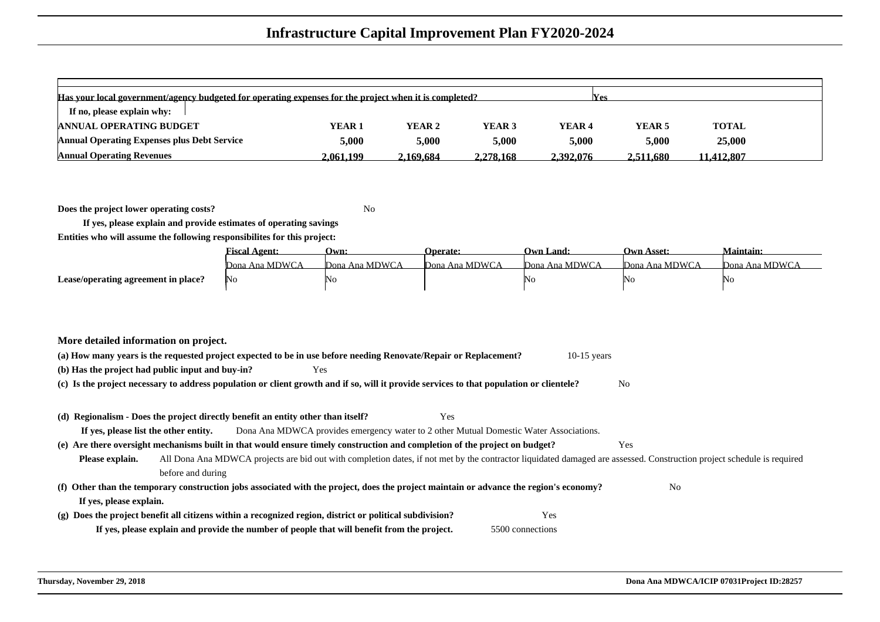# Infrastructure Capital Improvement Plan FY2020-2024

| Has your local government/agency budgeted for operating expenses for the project when it is completed? | | | | | Yes | |
|---|---|---|---|---|---|---|
| If no, please explain why: | | | | | | |
| **ANNUAL OPERATING BUDGET** | **YEAR 1** | **YEAR 2** | **YEAR 3** | **YEAR 4** | **YEAR 5** | **TOTAL** |
| **Annual Operating Expenses plus Debt Service** | **5,000** | **5,000** | **5,000** | **5,000** | **5,000** | **25,000** |
| **Annual Operating Revenues** | **2,061,199** | **2,169,684** | **2,278,168** | **2,392,076** | **2,511,680** | **11,412,807** |

**Does the project lower operating costs?** No

**If yes, please explain and provide estimates of operating savings**

**Entities who will assume the following responsibilites for this project:**

| | Fiscal Agent: | Own: | Operate: | Own Land: | Own Asset: | Maintain: |
|---|---|---|---|---|---|---|
| | Dona Ana MDWCA | Dona Ana MDWCA | Dona Ana MDWCA | Dona Ana MDWCA | Dona Ana MDWCA | Dona Ana MDWCA |
| **Lease/operating agreement in place?** | No | No | | No | No | No |

**More detailed information on project.**

**(a) How many years is the requested project expected to be in use before needing Renovate/Repair or Replacement?** 10-15 years

**(b) Has the project had public input and buy-in?** Yes

**(c) Is the project necessary to address population or client growth and if so, will it provide services to that population or clientele?** No

**(d) Regionalism - Does the project directly benefit an entity other than itself?** Yes

**If yes, please list the other entity.** Dona Ana MDWCA provides emergency water to 2 other Mutual Domestic Water Associations.

**(e) Are there oversight mechanisms built in that would ensure timely construction and completion of the project on budget?** Yes

**Please explain.** All Dona Ana MDWCA projects are bid out with completion dates, if not met by the contractor liquidated damaged are assessed. Construction project schedule is required before and during

**(f) Other than the temporary construction jobs associated with the project, does the project maintain or advance the region's economy?** No

**If yes, please explain.**

**(g) Does the project benefit all citizens within a recognized region, district or political subdivision?** Yes

**If yes, please explain and provide the number of people that will benefit from the project.** 5500 connections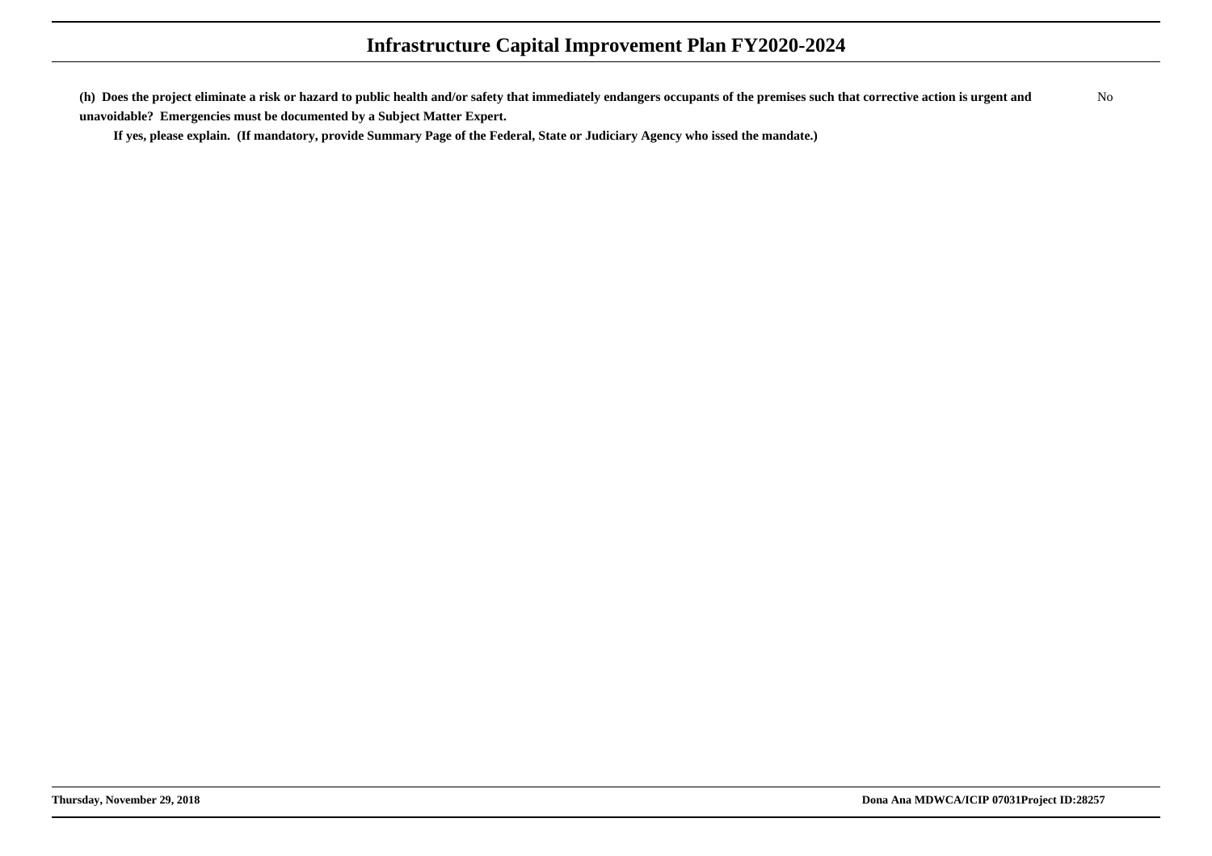**(h) Does the project eliminate a risk or hazard to public health and/or safety that immediately endangers occupants of the premises such that corrective action is urgent and unavoidable? Emergencies must be documented by a Subject Matter Expert.** No

**If yes, please explain. (If mandatory, provide Summary Page of the Federal, State or Judiciary Agency who issed the mandate.)**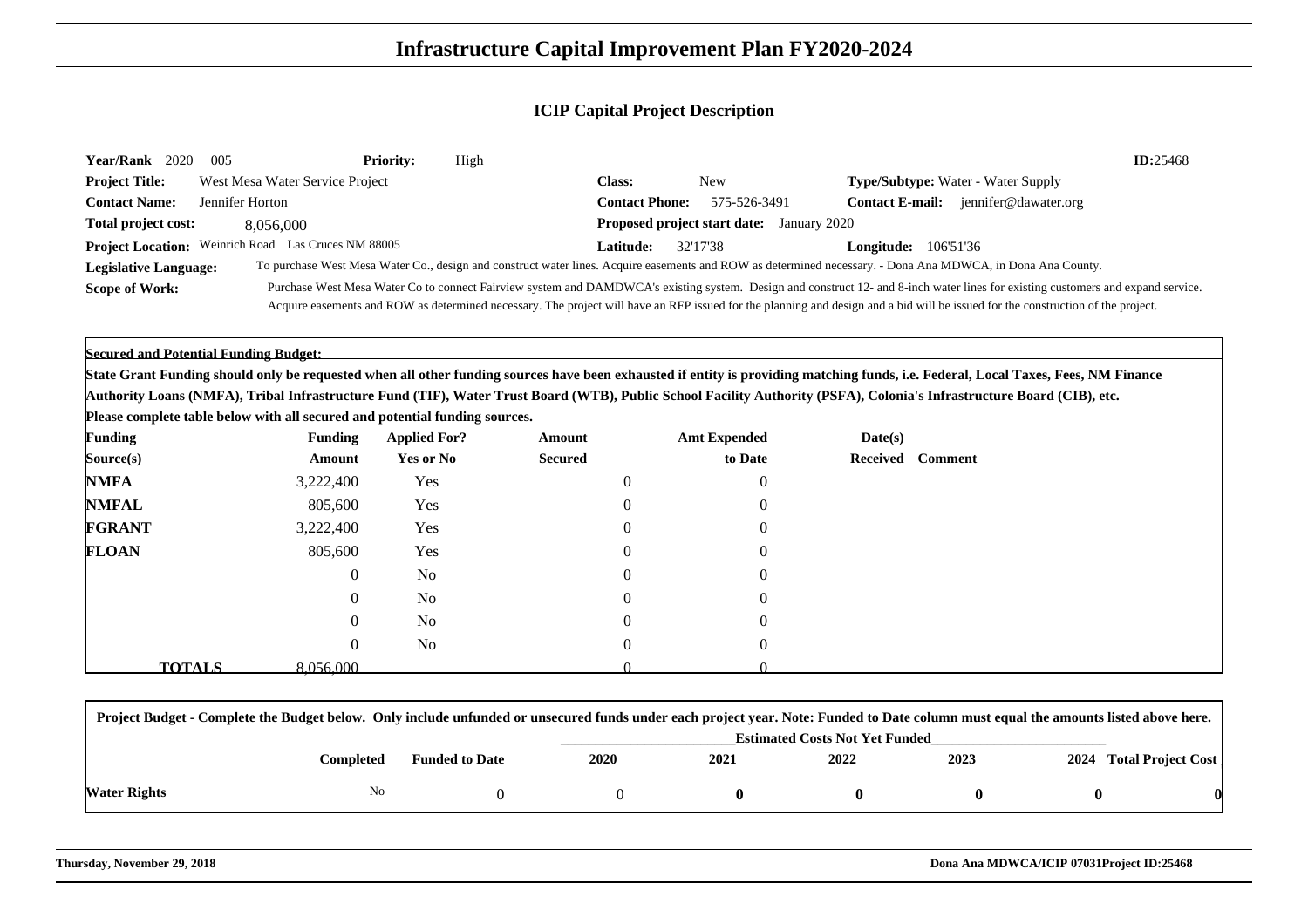# Infrastructure Capital Improvement Plan FY2020-2024

## ICIP Capital Project Description

**Year/Rank** 2020 005 **Priority:** High **ID:**25468

**Project Title:** West Mesa Water Service Project **Class:** New **Type/Subtype:** Water - Water Supply

**Contact Name:** Jennifer Horton **Contact Phone:** 575-526-3491 **Contact E-mail:** jennifer@dawater.org

**Total project cost:** 8,056,000 **Proposed project start date:** January 2020

**Project Location:** Weinrich Road Las Cruces NM 88005 **Latitude:** 32'17'38 **Longitude:** 106'51'36

**Legislative Language:** To purchase West Mesa Water Co., design and construct water lines. Acquire easements and ROW as determined necessary. - Dona Ana MDWCA, in Dona Ana County.

**Scope of Work:** Purchase West Mesa Water Co to connect Fairview system and DAMDWCA's existing system. Design and construct 12- and 8-inch water lines for existing customers and expand service. Acquire easements and ROW as determined necessary. The project will have an RFP issued for the planning and design and a bid will be issued for the construction of the project.

**Secured and Potential Funding Budget:**

**State Grant Funding should only be requested when all other funding sources have been exhausted if entity is providing matching funds, i.e. Federal, Local Taxes, Fees, NM Finance Authority Loans (NMFA), Tribal Infrastructure Fund (TIF), Water Trust Board (WTB), Public School Facility Authority (PSFA), Colonia's Infrastructure Board (CIB), etc.**

**Please complete table below with all secured and potential funding sources.**

| Funding Source(s) | Funding Amount | Applied For? Yes or No | Amount Secured | Amt Expended to Date | Date(s) Received | Comment |
|---|---|---|---|---|---|---|
| **NMFA** | 3,222,400 | Yes | 0 | 0 | | |
| **NMFAL** | 805,600 | Yes | 0 | 0 | | |
| **FGRANT** | 3,222,400 | Yes | 0 | 0 | | |
| **FLOAN** | 805,600 | Yes | 0 | 0 | | |
| | 0 | No | 0 | 0 | | |
| | 0 | No | 0 | 0 | | |
| | 0 | No | 0 | 0 | | |
| | 0 | No | 0 | 0 | | |
| **TOTALS** | 8,056,000 | | 0 | 0 | | |

**Project Budget - Complete the Budget below. Only include unfunded or unsecured funds under each project year. Note: Funded to Date column must equal the amounts listed above here.**

| | Completed | Funded to Date | Estimated Costs Not Yet Funded 2020 | 2021 | 2022 | 2023 | 2024 | Total Project Cost |
|---|---|---|---|---|---|---|---|---|
| **Water Rights** | No | 0 | 0 | **0** | **0** | **0** | **0** | **0** |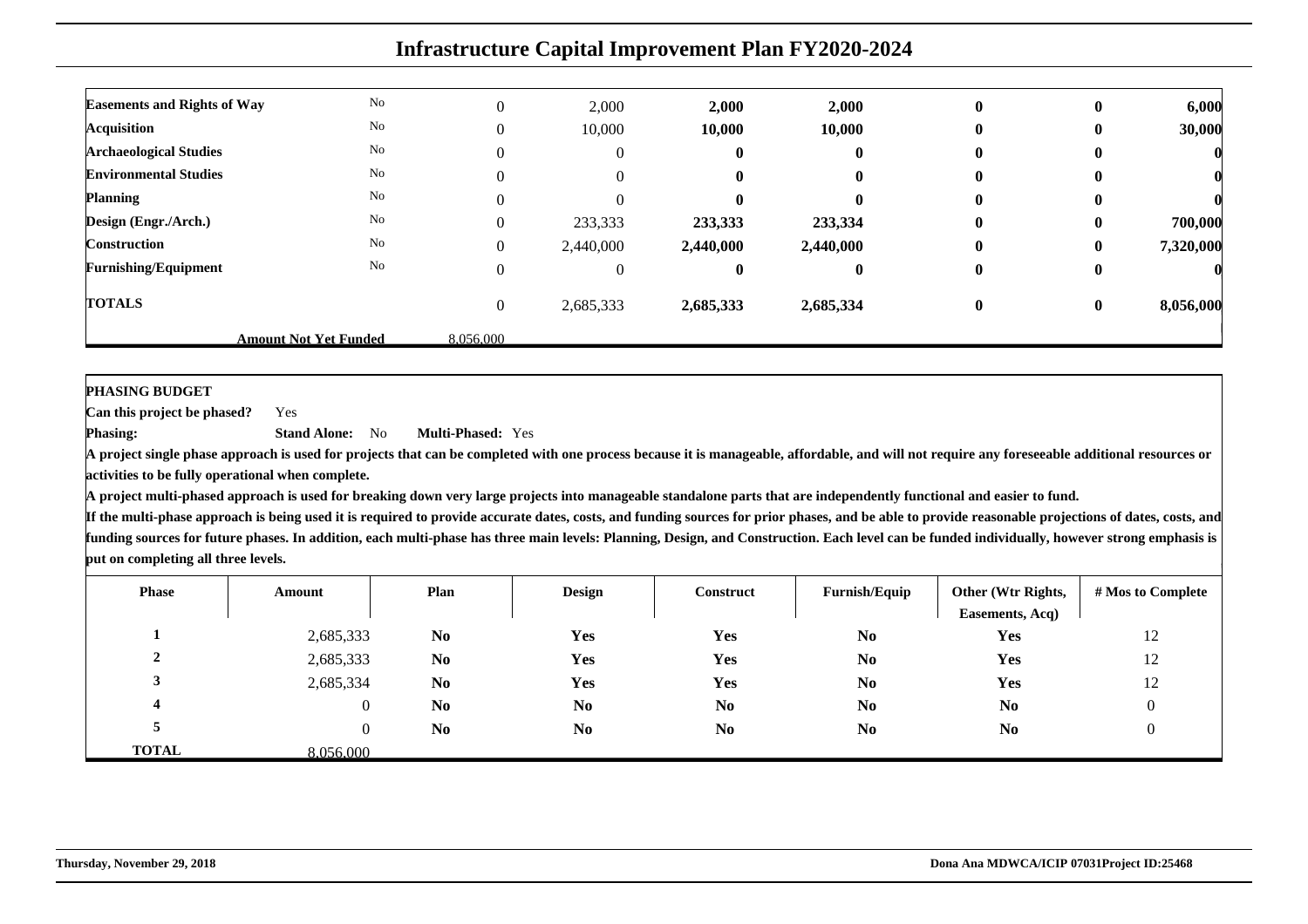# Infrastructure Capital Improvement Plan FY2020-2024

| | | | | | | | | |
|---|---|---|---|---|---|---|---|---|
| **Easements and Rights of Way** | No | 0 | 2,000 | **2,000** | **2,000** | **0** | **0** | **6,000** |
| **Acquisition** | No | 0 | 10,000 | **10,000** | **10,000** | **0** | **0** | **30,000** |
| **Archaeological Studies** | No | 0 | 0 | **0** | **0** | **0** | **0** | **0** |
| **Environmental Studies** | No | 0 | 0 | **0** | **0** | **0** | **0** | **0** |
| **Planning** | No | 0 | 0 | **0** | **0** | **0** | **0** | **0** |
| **Design (Engr./Arch.)** | No | 0 | 233,333 | **233,333** | **233,334** | **0** | **0** | **700,000** |
| **Construction** | No | 0 | 2,440,000 | **2,440,000** | **2,440,000** | **0** | **0** | **7,320,000** |
| **Furnishing/Equipment** | No | 0 | 0 | **0** | **0** | **0** | **0** | **0** |
| **TOTALS** | | 0 | 2,685,333 | **2,685,333** | **2,685,334** | **0** | **0** | **8,056,000** |
| | **Amount Not Yet Funded** | 8,056,000 | | | | | | |

**PHASING BUDGET**

**Can this project be phased?** Yes

**Phasing:** **Stand Alone:** No **Multi-Phased:** Yes

**A project single phase approach is used for projects that can be completed with one process because it is manageable, affordable, and will not require any foreseeable additional resources or activities to be fully operational when complete.**

**A project multi-phased approach is used for breaking down very large projects into manageable standalone parts that are independently functional and easier to fund.**

**If the multi-phase approach is being used it is required to provide accurate dates, costs, and funding sources for prior phases, and be able to provide reasonable projections of dates, costs, and funding sources for future phases. In addition, each multi-phase has three main levels: Planning, Design, and Construction. Each level can be funded individually, however strong emphasis is put on completing all three levels.**

| Phase | Amount | Plan | Design | Construct | Furnish/Equip | Other (Wtr Rights, Easements, Acq) | # Mos to Complete |
|---|---|---|---|---|---|---|---|
| **1** | 2,685,333 | **No** | **Yes** | **Yes** | **No** | **Yes** | 12 |
| **2** | 2,685,333 | **No** | **Yes** | **Yes** | **No** | **Yes** | 12 |
| **3** | 2,685,334 | **No** | **Yes** | **Yes** | **No** | **Yes** | 12 |
| **4** | 0 | **No** | **No** | **No** | **No** | **No** | 0 |
| **5** | 0 | **No** | **No** | **No** | **No** | **No** | 0 |
| **TOTAL** | 8,056,000 | | | | | | |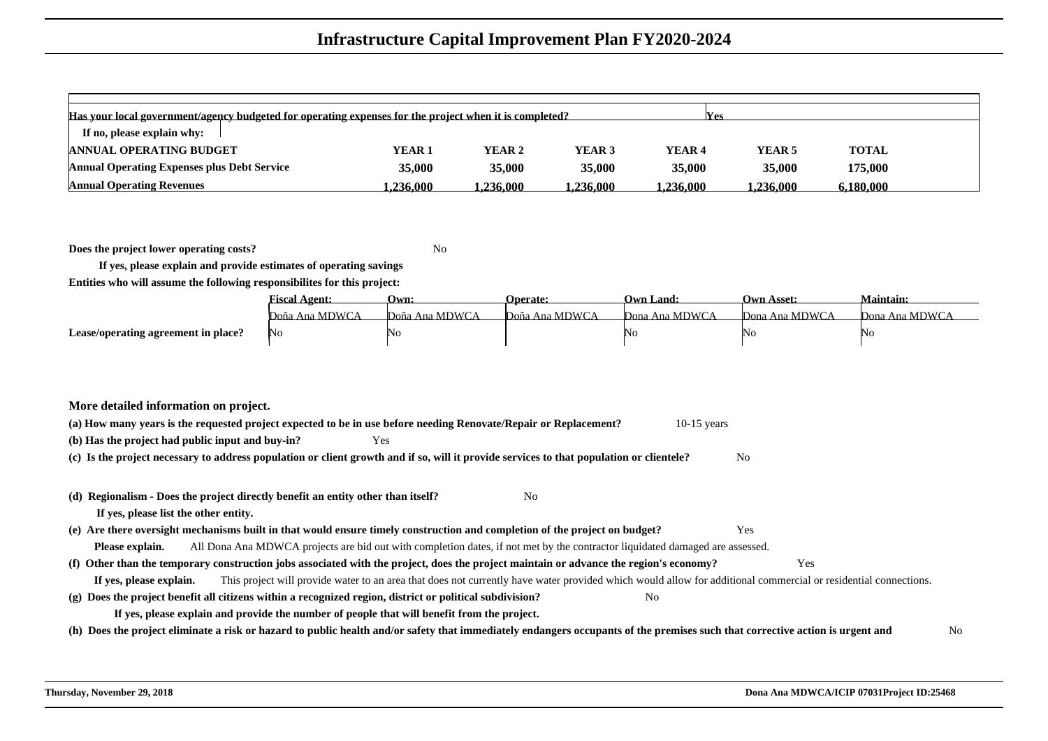# Infrastructure Capital Improvement Plan FY2020-2024

| Has your local government/agency budgeted for operating expenses for the project when it is completed? | | | | | Yes | |
|---|---|---|---|---|---|---|
| If no, please explain why: | | | | | | |
| **ANNUAL OPERATING BUDGET** | **YEAR 1** | **YEAR 2** | **YEAR 3** | **YEAR 4** | **YEAR 5** | **TOTAL** |
| **Annual Operating Expenses plus Debt Service** | **35,000** | **35,000** | **35,000** | **35,000** | **35,000** | **175,000** |
| **Annual Operating Revenues** | **1,236,000** | **1,236,000** | **1,236,000** | **1,236,000** | **1,236,000** | **6,180,000** |

**Does the project lower operating costs?** No

**If yes, please explain and provide estimates of operating savings**

**Entities who will assume the following responsibilites for this project:**

| | Fiscal Agent: | Own: | Operate: | Own Land: | Own Asset: | Maintain: |
|---|---|---|---|---|---|---|
| | Doña Ana MDWCA | Doña Ana MDWCA | Doña Ana MDWCA | Dona Ana MDWCA | Dona Ana MDWCA | Dona Ana MDWCA |
| **Lease/operating agreement in place?** | No | No | | No | No | No |

**More detailed information on project.**

**(a) How many years is the requested project expected to be in use before needing Renovate/Repair or Replacement?** 10-15 years

**(b) Has the project had public input and buy-in?** Yes

**(c) Is the project necessary to address population or client growth and if so, will it provide services to that population or clientele?** No

**(d) Regionalism - Does the project directly benefit an entity other than itself?** No

**If yes, please list the other entity.**

**(e) Are there oversight mechanisms built in that would ensure timely construction and completion of the project on budget?** Yes

**Please explain.** All Dona Ana MDWCA projects are bid out with completion dates, if not met by the contractor liquidated damaged are assessed.

**(f) Other than the temporary construction jobs associated with the project, does the project maintain or advance the region's economy?** Yes

**If yes, please explain.** This project will provide water to an area that does not currently have water provided which would allow for additional commercial or residential connections.

**(g) Does the project benefit all citizens within a recognized region, district or political subdivision?** No

**If yes, please explain and provide the number of people that will benefit from the project.**

**(h) Does the project eliminate a risk or hazard to public health and/or safety that immediately endangers occupants of the premises such that corrective action is urgent and** No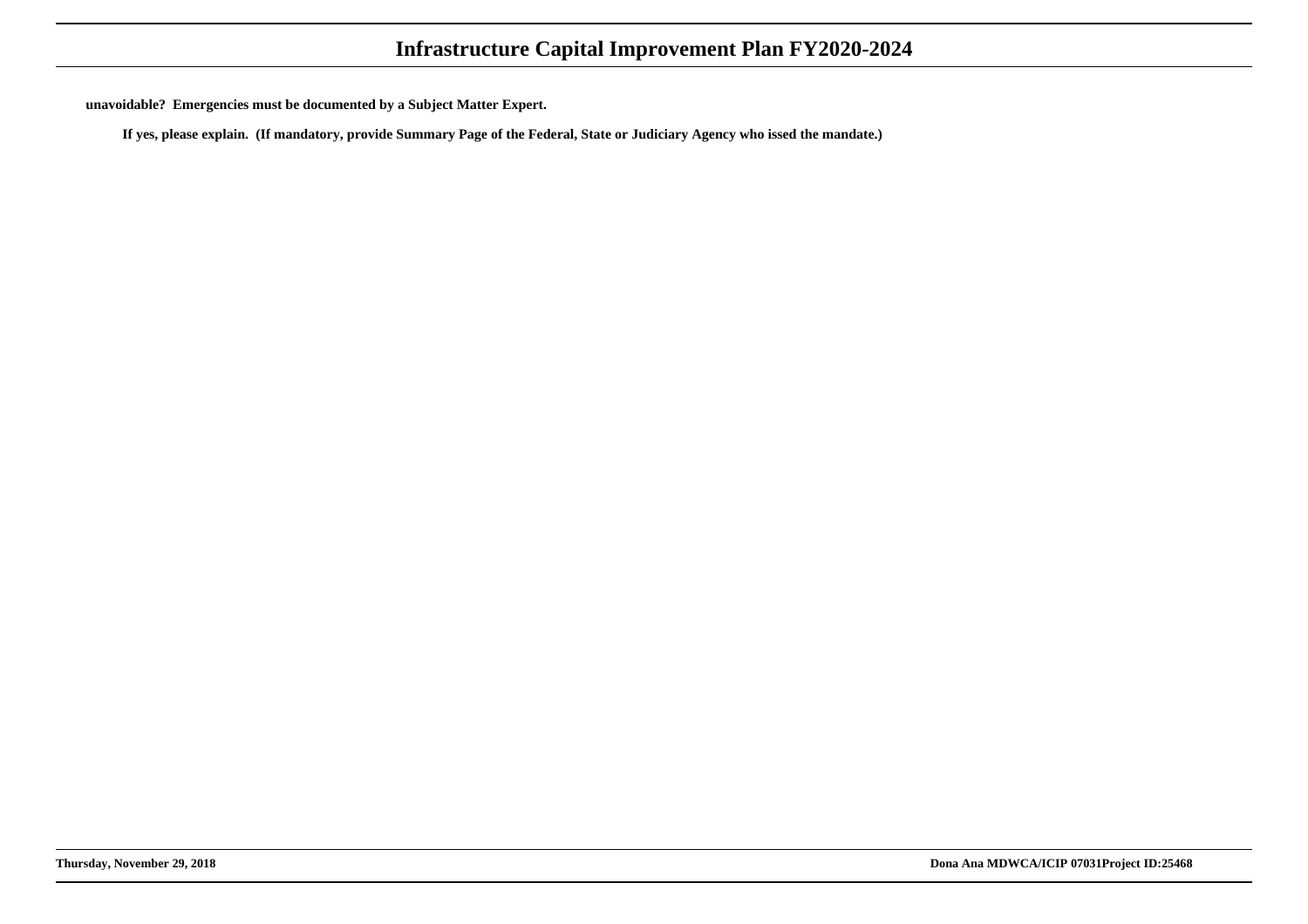**unavoidable? Emergencies must be documented by a Subject Matter Expert.**

**If yes, please explain. (If mandatory, provide Summary Page of the Federal, State or Judiciary Agency who issed the mandate.)**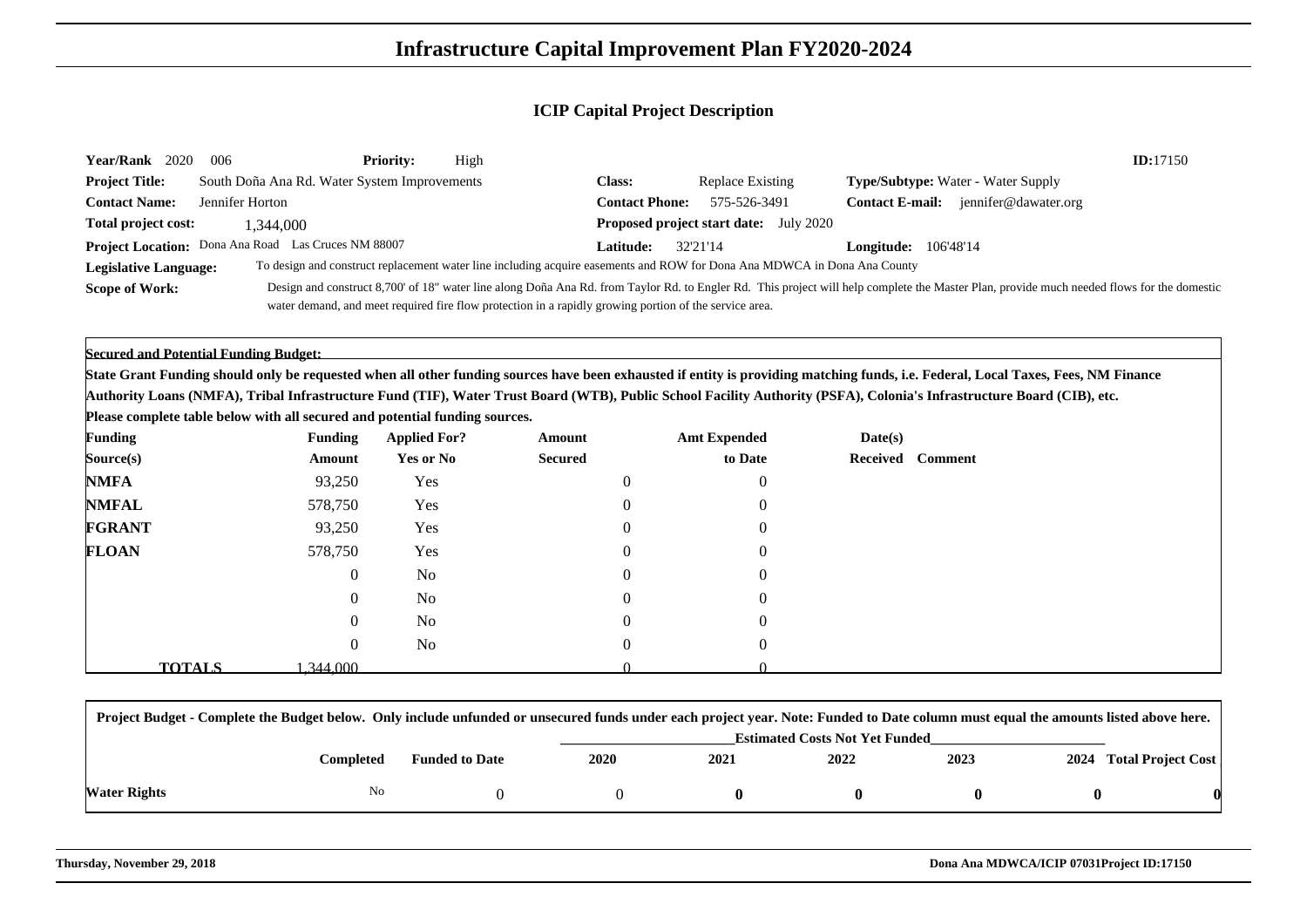# Infrastructure Capital Improvement Plan FY2020-2024

## ICIP Capital Project Description

**Year/Rank** 2020 006 **Priority:** High **ID:**17150

**Project Title:** South Doña Ana Rd. Water System Improvements **Class:** Replace Existing **Type/Subtype:** Water - Water Supply

**Contact Name:** Jennifer Horton **Contact Phone:** 575-526-3491 **Contact E-mail:** jennifer@dawater.org

**Total project cost:** 1,344,000 **Proposed project start date:** July 2020

**Project Location:** Dona Ana Road Las Cruces NM 88007 **Latitude:** 32'21'14 **Longitude:** 106'48'14

**Legislative Language:** To design and construct replacement water line including acquire easements and ROW for Dona Ana MDWCA in Dona Ana County

**Scope of Work:** Design and construct 8,700' of 18" water line along Doña Ana Rd. from Taylor Rd. to Engler Rd. This project will help complete the Master Plan, provide much needed flows for the domestic water demand, and meet required fire flow protection in a rapidly growing portion of the service area.

**Secured and Potential Funding Budget:**

**State Grant Funding should only be requested when all other funding sources have been exhausted if entity is providing matching funds, i.e. Federal, Local Taxes, Fees, NM Finance Authority Loans (NMFA), Tribal Infrastructure Fund (TIF), Water Trust Board (WTB), Public School Facility Authority (PSFA), Colonia's Infrastructure Board (CIB), etc.**

**Please complete table below with all secured and potential funding sources.**

| Funding Source(s) | Funding Amount | Applied For? Yes or No | Amount Secured | Amt Expended to Date | Date(s) Received | Comment |
|---|---|---|---|---|---|---|
| **NMFA** | 93,250 | Yes | 0 | 0 | | |
| **NMFAL** | 578,750 | Yes | 0 | 0 | | |
| **FGRANT** | 93,250 | Yes | 0 | 0 | | |
| **FLOAN** | 578,750 | Yes | 0 | 0 | | |
| | 0 | No | 0 | 0 | | |
| | 0 | No | 0 | 0 | | |
| | 0 | No | 0 | 0 | | |
| | 0 | No | 0 | 0 | | |
| **TOTALS** | 1,344,000 | | 0 | 0 | | |

**Project Budget - Complete the Budget below. Only include unfunded or unsecured funds under each project year. Note: Funded to Date column must equal the amounts listed above here.**

| | Completed | Funded to Date | Estimated Costs Not Yet Funded 2020 | 2021 | 2022 | 2023 | 2024 | Total Project Cost |
|---|---|---|---|---|---|---|---|---|
| **Water Rights** | No | 0 | 0 | **0** | **0** | **0** | **0** | **0** |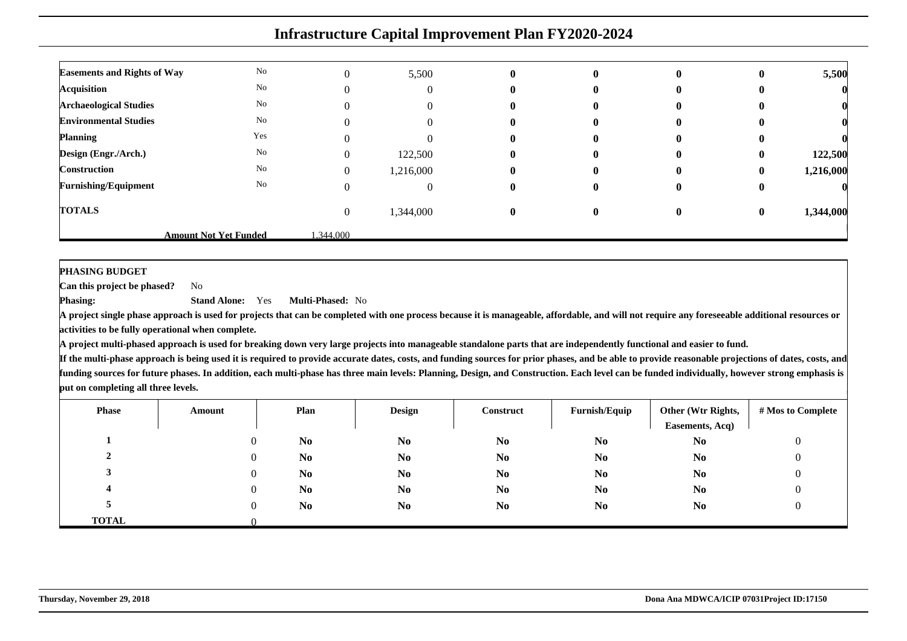# Infrastructure Capital Improvement Plan FY2020-2024

| | | | | | | | | |
|---|---|---|---|---|---|---|---|---|
| **Easements and Rights of Way** | No | 0 | 5,500 | **0** | **0** | **0** | **0** | **5,500** |
| **Acquisition** | No | 0 | 0 | **0** | **0** | **0** | **0** | **0** |
| **Archaeological Studies** | No | 0 | 0 | **0** | **0** | **0** | **0** | **0** |
| **Environmental Studies** | No | 0 | 0 | **0** | **0** | **0** | **0** | **0** |
| **Planning** | Yes | 0 | 0 | **0** | **0** | **0** | **0** | **0** |
| **Design (Engr./Arch.)** | No | 0 | 122,500 | **0** | **0** | **0** | **0** | **122,500** |
| **Construction** | No | 0 | 1,216,000 | **0** | **0** | **0** | **0** | **1,216,000** |
| **Furnishing/Equipment** | No | 0 | 0 | **0** | **0** | **0** | **0** | **0** |
| **TOTALS** | | 0 | 1,344,000 | **0** | **0** | **0** | **0** | **1,344,000** |
| | **Amount Not Yet Funded** | 1,344,000 | | | | | | |

**PHASING BUDGET**

**Can this project be phased?** No

**Phasing:** **Stand Alone:** Yes **Multi-Phased:** No

**A project single phase approach is used for projects that can be completed with one process because it is manageable, affordable, and will not require any foreseeable additional resources or activities to be fully operational when complete.**

**A project multi-phased approach is used for breaking down very large projects into manageable standalone parts that are independently functional and easier to fund.**

**If the multi-phase approach is being used it is required to provide accurate dates, costs, and funding sources for prior phases, and be able to provide reasonable projections of dates, costs, and funding sources for future phases. In addition, each multi-phase has three main levels: Planning, Design, and Construction. Each level can be funded individually, however strong emphasis is put on completing all three levels.**

| Phase | Amount | Plan | Design | Construct | Furnish/Equip | Other (Wtr Rights, Easements, Acq) | # Mos to Complete |
|---|---|---|---|---|---|---|---|
| **1** | 0 | **No** | **No** | **No** | **No** | **No** | 0 |
| **2** | 0 | **No** | **No** | **No** | **No** | **No** | 0 |
| **3** | 0 | **No** | **No** | **No** | **No** | **No** | 0 |
| **4** | 0 | **No** | **No** | **No** | **No** | **No** | 0 |
| **5** | 0 | **No** | **No** | **No** | **No** | **No** | 0 |
| **TOTAL** | 0 | | | | | | |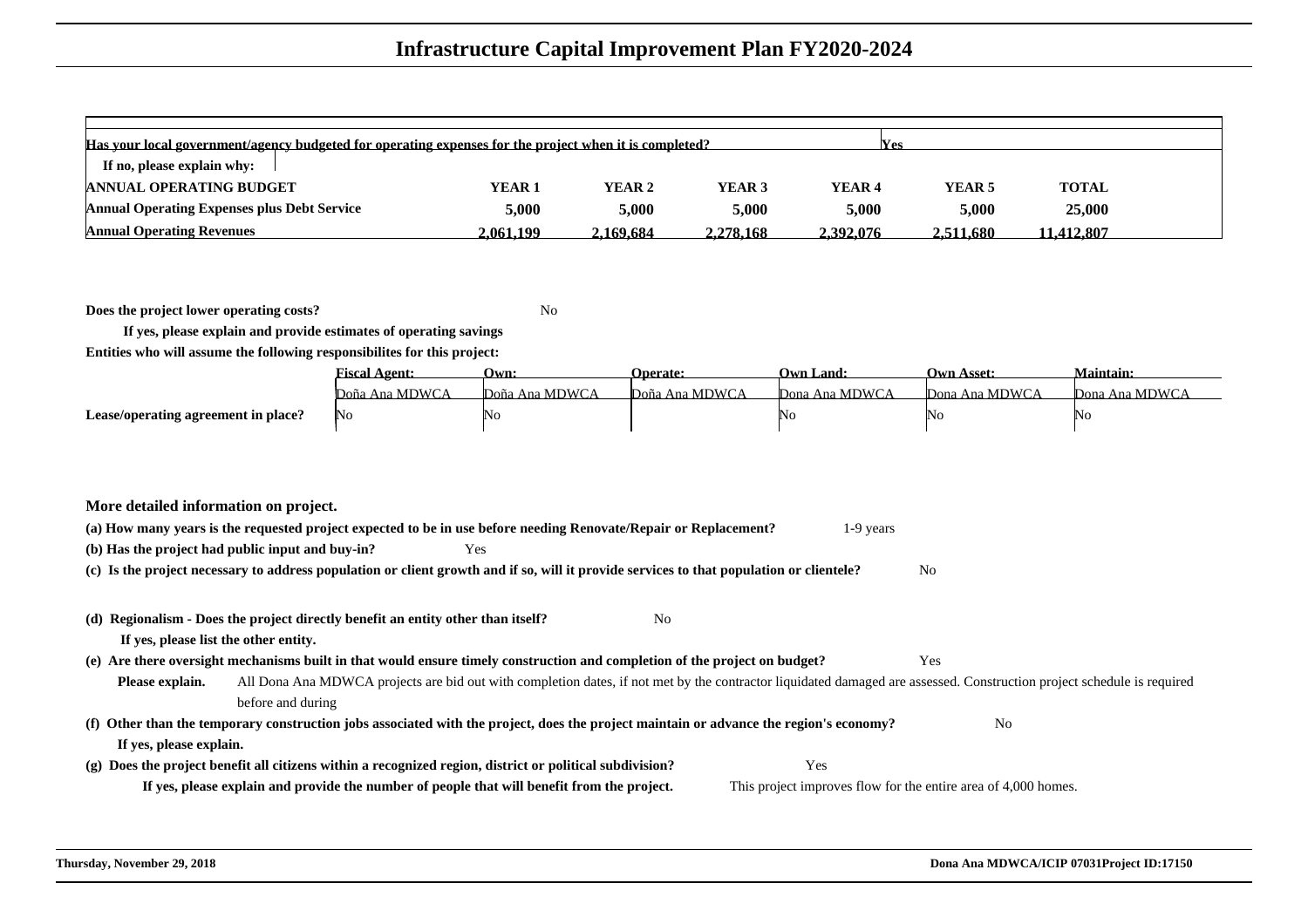# Infrastructure Capital Improvement Plan FY2020-2024

| Has your local government/agency budgeted for operating expenses for the project when it is completed? | | | | | Yes | |
|---|---|---|---|---|---|---|
| If no, please explain why: | | | | | | |
| **ANNUAL OPERATING BUDGET** | **YEAR 1** | **YEAR 2** | **YEAR 3** | **YEAR 4** | **YEAR 5** | **TOTAL** |
| **Annual Operating Expenses plus Debt Service** | **5,000** | **5,000** | **5,000** | **5,000** | **5,000** | **25,000** |
| **Annual Operating Revenues** | **2,061,199** | **2,169,684** | **2,278,168** | **2,392,076** | **2,511,680** | **11,412,807** |

**Does the project lower operating costs?** No

**If yes, please explain and provide estimates of operating savings**

**Entities who will assume the following responsibilites for this project:**

| | Fiscal Agent: | Own: | Operate: | Own Land: | Own Asset: | Maintain: |
|---|---|---|---|---|---|---|
| | Doña Ana MDWCA | Doña Ana MDWCA | Doña Ana MDWCA | Dona Ana MDWCA | Dona Ana MDWCA | Dona Ana MDWCA |
| **Lease/operating agreement in place?** | No | No | | No | No | No |

**More detailed information on project.**

**(a) How many years is the requested project expected to be in use before needing Renovate/Repair or Replacement?** 1-9 years

**(b) Has the project had public input and buy-in?** Yes

**(c) Is the project necessary to address population or client growth and if so, will it provide services to that population or clientele?** No

**(d) Regionalism - Does the project directly benefit an entity other than itself?** No

**If yes, please list the other entity.**

**(e) Are there oversight mechanisms built in that would ensure timely construction and completion of the project on budget?** Yes

**Please explain.** All Dona Ana MDWCA projects are bid out with completion dates, if not met by the contractor liquidated damaged are assessed. Construction project schedule is required before and during

**(f) Other than the temporary construction jobs associated with the project, does the project maintain or advance the region's economy?** No

**If yes, please explain.**

**(g) Does the project benefit all citizens within a recognized region, district or political subdivision?** Yes

**If yes, please explain and provide the number of people that will benefit from the project.** This project improves flow for the entire area of 4,000 homes.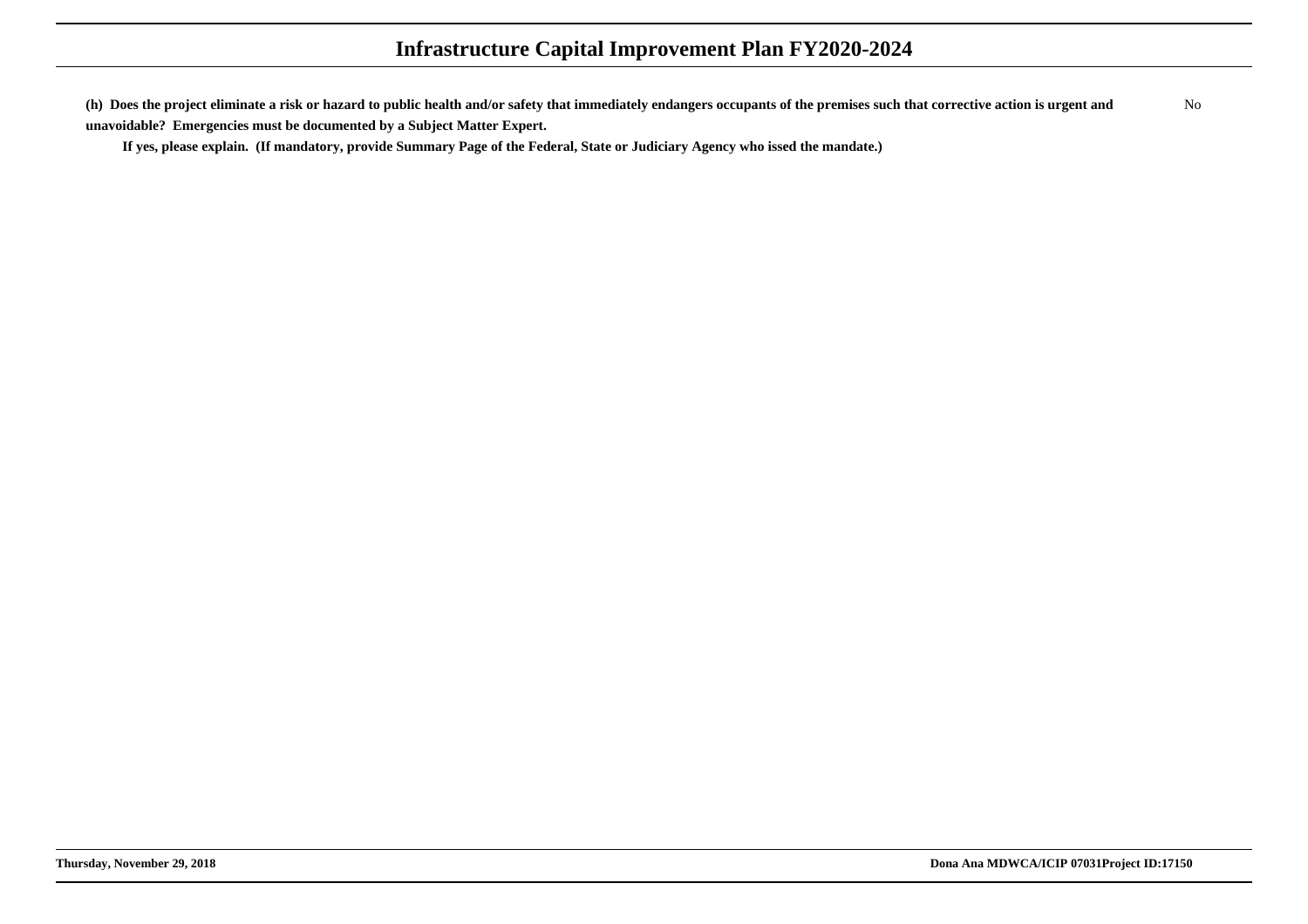**(h) Does the project eliminate a risk or hazard to public health and/or safety that immediately endangers occupants of the premises such that corrective action is urgent and unavoidable? Emergencies must be documented by a Subject Matter Expert.** No

**If yes, please explain. (If mandatory, provide Summary Page of the Federal, State or Judiciary Agency who issed the mandate.)**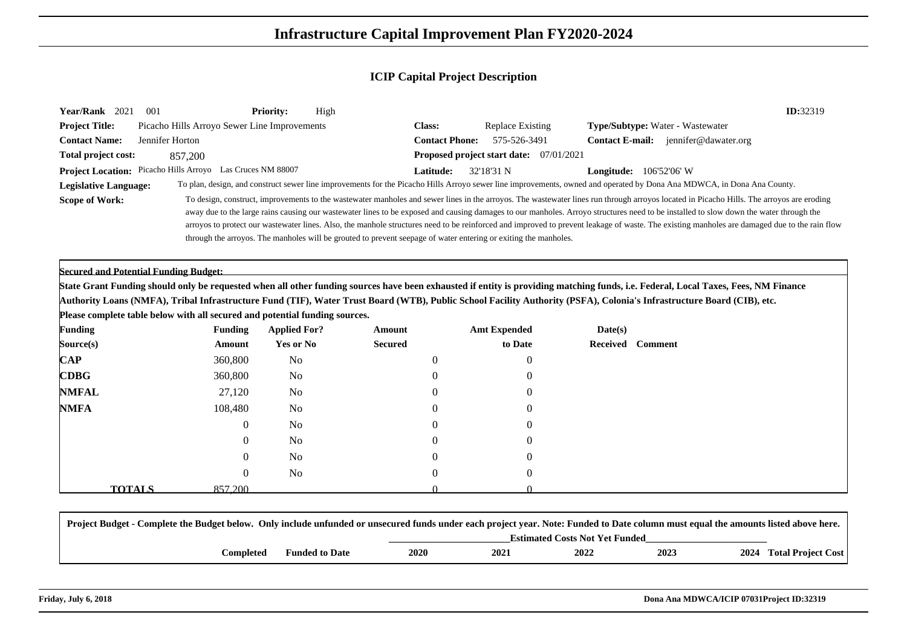# Infrastructure Capital Improvement Plan FY2020-2024

## ICIP Capital Project Description

**Year/Rank** 2021 001 **Priority:** High **ID:**32319

**Project Title:** Picacho Hills Arroyo Sewer Line Improvements **Class:** Replace Existing **Type/Subtype:** Water - Wastewater

**Contact Name:** Jennifer Horton **Contact Phone:** 575-526-3491 **Contact E-mail:** jennifer@dawater.org

**Total project cost:** 857,200 **Proposed project start date:** 07/01/2021

**Project Location:** Picacho Hills Arroyo Las Cruces NM 88007 **Latitude:** 32'18'31 N **Longitude:** 106'52'06' W

**Legislative Language:** To plan, design, and construct sewer line improvements for the Picacho Hills Arroyo sewer line improvements, owned and operated by Dona Ana MDWCA, in Dona Ana County.

**Scope of Work:** To design, construct, improvements to the wastewater manholes and sewer lines in the arroyos. The wastewater lines run through arroyos located in Picacho Hills. The arroyos are eroding away due to the large rains causing our wastewater lines to be exposed and causing damages to our manholes. Arroyo structures need to be installed to slow down the water through the arroyos to protect our wastewater lines. Also, the manhole structures need to be reinforced and improved to prevent leakage of waste. The existing manholes are damaged due to the rain flow through the arroyos. The manholes will be grouted to prevent seepage of water entering or exiting the manholes.

**Secured and Potential Funding Budget:**

**State Grant Funding should only be requested when all other funding sources have been exhausted if entity is providing matching funds, i.e. Federal, Local Taxes, Fees, NM Finance Authority Loans (NMFA), Tribal Infrastructure Fund (TIF), Water Trust Board (WTB), Public School Facility Authority (PSFA), Colonia's Infrastructure Board (CIB), etc.**

**Please complete table below with all secured and potential funding sources.**

| Funding Source(s) | Funding Amount | Applied For? Yes or No | Amount Secured | Amt Expended to Date | Date(s) Received | Comment |
|---|---|---|---|---|---|---|
| **CAP** | 360,800 | No | 0 | 0 | | |
| **CDBG** | 360,800 | No | 0 | 0 | | |
| **NMFAL** | 27,120 | No | 0 | 0 | | |
| **NMFA** | 108,480 | No | 0 | 0 | | |
| | 0 | No | 0 | 0 | | |
| | 0 | No | 0 | 0 | | |
| | 0 | No | 0 | 0 | | |
| | 0 | No | 0 | 0 | | |
| **TOTALS** | 857,200 | | 0 | 0 | | |

**Project Budget - Complete the Budget below. Only include unfunded or unsecured funds under each project year. Note: Funded to Date column must equal the amounts listed above here.**

| | Completed | Funded to Date | Estimated Costs Not Yet Funded 2020 | 2021 | 2022 | 2023 | 2024 | Total Project Cost |
|---|---|---|---|---|---|---|---|---|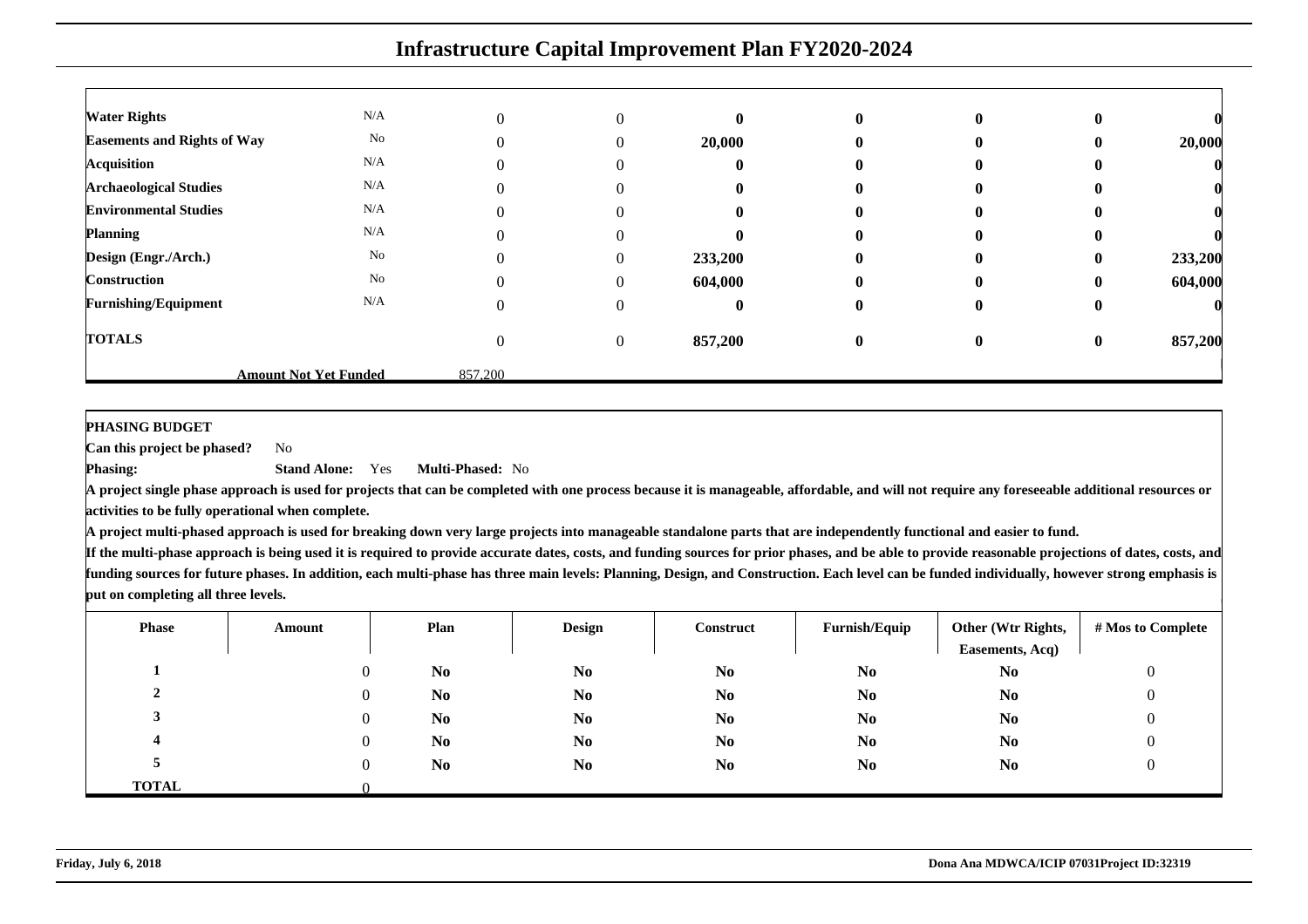# Infrastructure Capital Improvement Plan FY2020-2024

| | | | | | | | | |
|---|---|---|---|---|---|---|---|---|
| **Water Rights** | N/A | 0 | 0 | **0** | **0** | **0** | **0** | **0** |
| **Easements and Rights of Way** | No | 0 | 0 | **20,000** | **0** | **0** | **0** | **20,000** |
| **Acquisition** | N/A | 0 | 0 | **0** | **0** | **0** | **0** | **0** |
| **Archaeological Studies** | N/A | 0 | 0 | **0** | **0** | **0** | **0** | **0** |
| **Environmental Studies** | N/A | 0 | 0 | **0** | **0** | **0** | **0** | **0** |
| **Planning** | N/A | 0 | 0 | **0** | **0** | **0** | **0** | **0** |
| **Design (Engr./Arch.)** | No | 0 | 0 | **233,200** | **0** | **0** | **0** | **233,200** |
| **Construction** | No | 0 | 0 | **604,000** | **0** | **0** | **0** | **604,000** |
| **Furnishing/Equipment** | N/A | 0 | 0 | **0** | **0** | **0** | **0** | **0** |
| **TOTALS** | | 0 | 0 | **857,200** | **0** | **0** | **0** | **857,200** |
| | **Amount Not Yet Funded** | 857,200 | | | | | | |

**PHASING BUDGET**

**Can this project be phased?** No

**Phasing:** **Stand Alone:** Yes **Multi-Phased:** No

**A project single phase approach is used for projects that can be completed with one process because it is manageable, affordable, and will not require any foreseeable additional resources or activities to be fully operational when complete.**

**A project multi-phased approach is used for breaking down very large projects into manageable standalone parts that are independently functional and easier to fund.**

**If the multi-phase approach is being used it is required to provide accurate dates, costs, and funding sources for prior phases, and be able to provide reasonable projections of dates, costs, and funding sources for future phases. In addition, each multi-phase has three main levels: Planning, Design, and Construction. Each level can be funded individually, however strong emphasis is put on completing all three levels.**

| Phase | Amount | Plan | Design | Construct | Furnish/Equip | Other (Wtr Rights, Easements, Acq) | # Mos to Complete |
|---|---|---|---|---|---|---|---|
| **1** | 0 | **No** | **No** | **No** | **No** | **No** | 0 |
| **2** | 0 | **No** | **No** | **No** | **No** | **No** | 0 |
| **3** | 0 | **No** | **No** | **No** | **No** | **No** | 0 |
| **4** | 0 | **No** | **No** | **No** | **No** | **No** | 0 |
| **5** | 0 | **No** | **No** | **No** | **No** | **No** | 0 |
| **TOTAL** | 0 | | | | | | |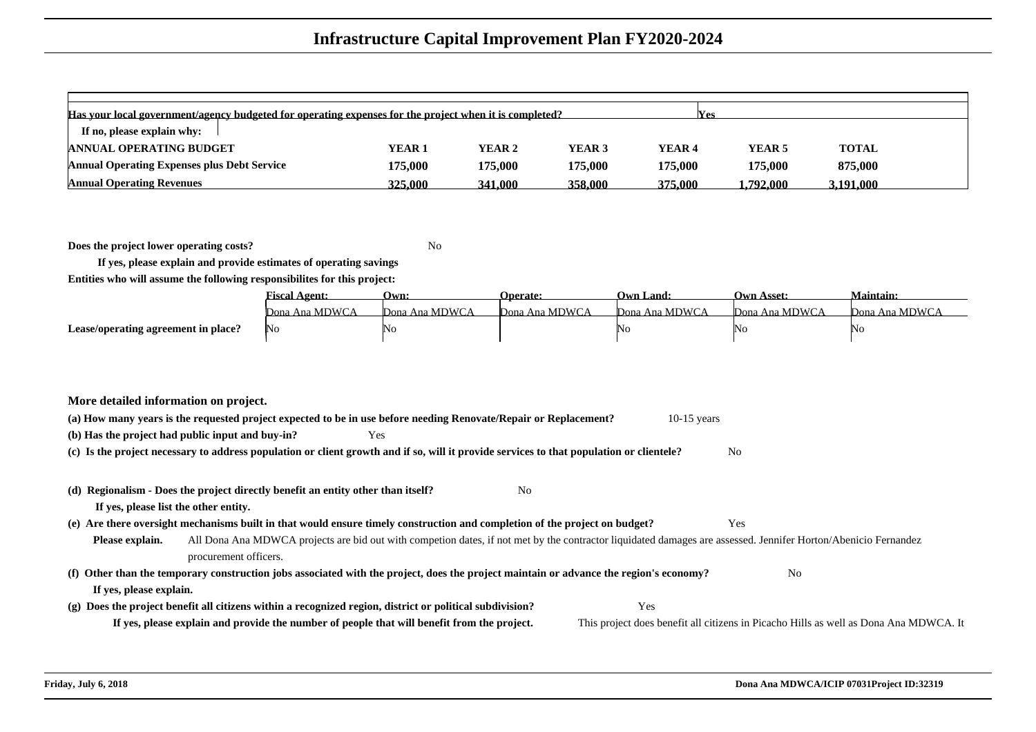# Infrastructure Capital Improvement Plan FY2020-2024

**Has your local government/agency budgeted for operating expenses for the project when it is completed?** Yes

**If no, please explain why:**

| ANNUAL OPERATING BUDGET | YEAR 1 | YEAR 2 | YEAR 3 | YEAR 4 | YEAR 5 | TOTAL |
|---|---|---|---|---|---|---|
| Annual Operating Expenses plus Debt Service | 175,000 | 175,000 | 175,000 | 175,000 | 175,000 | 875,000 |
| Annual Operating Revenues | 325,000 | 341,000 | 358,000 | 375,000 | 1,792,000 | 3,191,000 |

**Does the project lower operating costs?** No

**If yes, please explain and provide estimates of operating savings**

**Entities who will assume the following responsibilites for this project:**

| | Fiscal Agent: | Own: | Operate: | Own Land: | Own Asset: | Maintain: |
|---|---|---|---|---|---|---|
| | Dona Ana MDWCA | Dona Ana MDWCA | Dona Ana MDWCA | Dona Ana MDWCA | Dona Ana MDWCA | Dona Ana MDWCA |
| Lease/operating agreement in place? | No | No | | No | No | No |

**More detailed information on project.**

**(a) How many years is the requested project expected to be in use before needing Renovate/Repair or Replacement?** 10-15 years

**(b) Has the project had public input and buy-in?** Yes

**(c) Is the project necessary to address population or client growth and if so, will it provide services to that population or clientele?** No

**(d) Regionalism - Does the project directly benefit an entity other than itself?** No

**If yes, please list the other entity.**

**(e) Are there oversight mechanisms built in that would ensure timely construction and completion of the project on budget?** Yes

**Please explain.** All Dona Ana MDWCA projects are bid out with competion dates, if not met by the contractor liquidated damages are assessed. Jennifer Horton/Abenicio Fernandez procurement officers.

**(f) Other than the temporary construction jobs associated with the project, does the project maintain or advance the region's economy?** No

**If yes, please explain.**

**(g) Does the project benefit all citizens within a recognized region, district or political subdivision?** Yes

**If yes, please explain and provide the number of people that will benefit from the project.** This project does benefit all citizens in Picacho Hills as well as Dona Ana MDWCA. It

Friday, July 6, 2018 | Dona Ana MDWCA/ICIP 07031Project ID:32319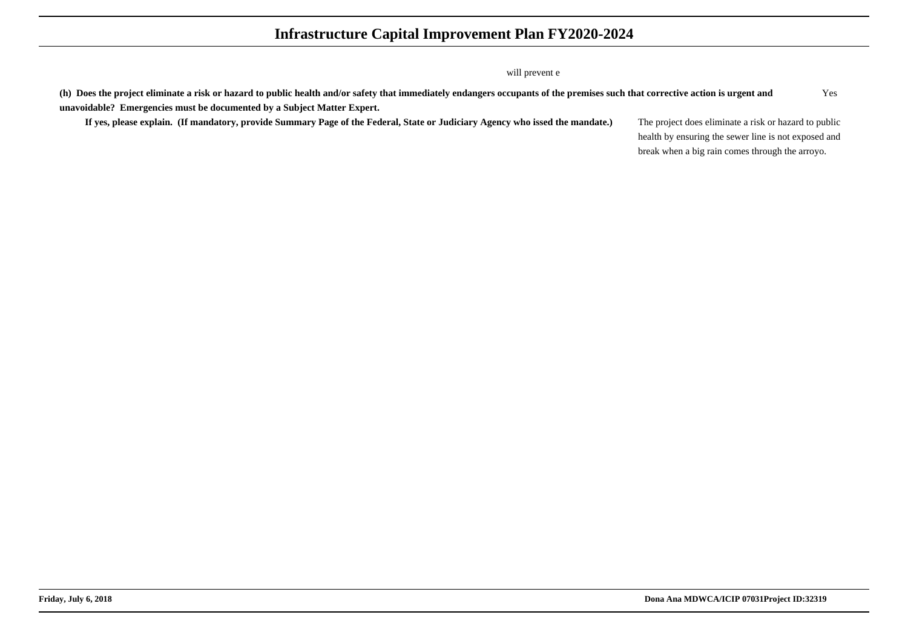will prevent e

**(h) Does the project eliminate a risk or hazard to public health and/or safety that immediately endangers occupants of the premises such that corrective action is urgent and unavoidable? Emergencies must be documented by a Subject Matter Expert.** Yes

**If yes, please explain. (If mandatory, provide Summary Page of the Federal, State or Judiciary Agency who issed the mandate.)** The project does eliminate a risk or hazard to public health by ensuring the sewer line is not exposed and break when a big rain comes through the arroyo.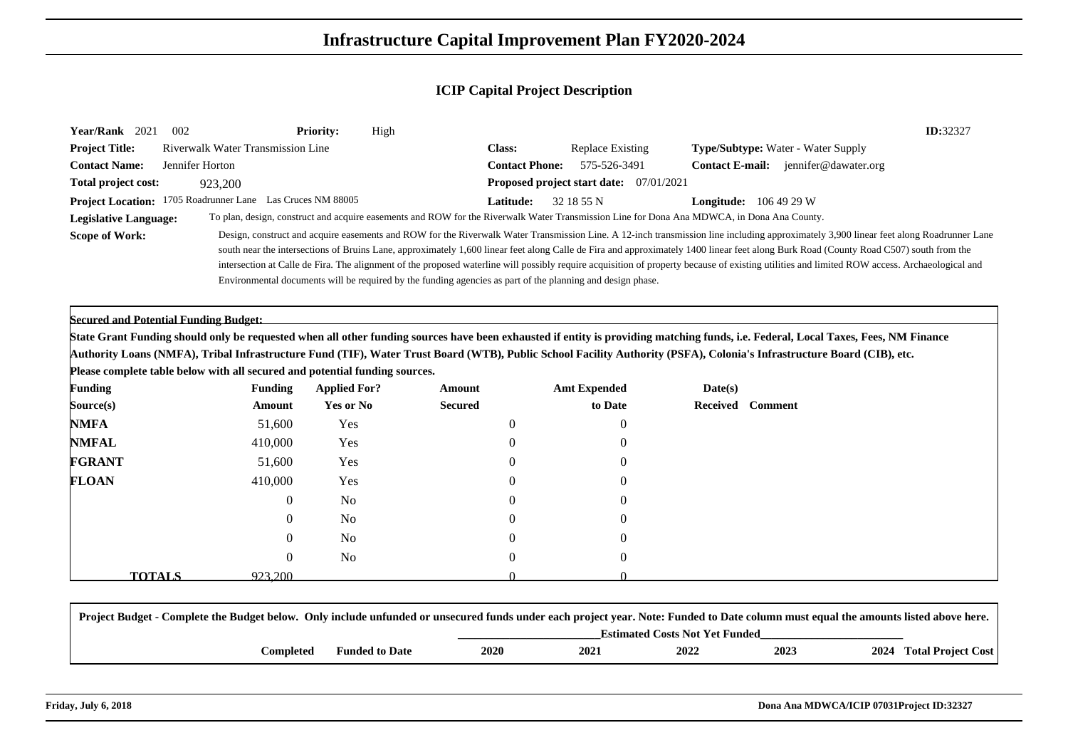# Infrastructure Capital Improvement Plan FY2020-2024

## ICIP Capital Project Description

**Year/Rank** 2021 002 **Priority:** High **ID:**32327

**Project Title:** Riverwalk Water Transmission Line **Class:** Replace Existing **Type/Subtype:** Water - Water Supply

**Contact Name:** Jennifer Horton **Contact Phone:** 575-526-3491 **Contact E-mail:** jennifer@dawater.org

**Total project cost:** 923,200 **Proposed project start date:** 07/01/2021

**Project Location:** 1705 Roadrunner Lane Las Cruces NM 88005 **Latitude:** 32 18 55 N **Longitude:** 106 49 29 W

**Legislative Language:** To plan, design, construct and acquire easements and ROW for the Riverwalk Water Transmission Line for Dona Ana MDWCA, in Dona Ana County.

**Scope of Work:** Design, construct and acquire easements and ROW for the Riverwalk Water Transmission Line. A 12-inch transmission line including approximately 3,900 linear feet along Roadrunner Lane south near the intersections of Bruins Lane, approximately 1,600 linear feet along Calle de Fira and approximately 1400 linear feet along Burk Road (County Road C507) south from the intersection at Calle de Fira. The alignment of the proposed waterline will possibly require acquisition of property because of existing utilities and limited ROW access. Archaeological and Environmental documents will be required by the funding agencies as part of the planning and design phase.

**Secured and Potential Funding Budget:**

**State Grant Funding should only be requested when all other funding sources have been exhausted if entity is providing matching funds, i.e. Federal, Local Taxes, Fees, NM Finance Authority Loans (NMFA), Tribal Infrastructure Fund (TIF), Water Trust Board (WTB), Public School Facility Authority (PSFA), Colonia's Infrastructure Board (CIB), etc.**

**Please complete table below with all secured and potential funding sources.**

| Funding Source(s) | Funding Amount | Applied For? Yes or No | Amount Secured | Amt Expended to Date | Date(s) Received | Comment |
|---|---|---|---|---|---|---|
| **NMFA** | 51,600 | Yes | 0 | 0 | | |
| **NMFAL** | 410,000 | Yes | 0 | 0 | | |
| **FGRANT** | 51,600 | Yes | 0 | 0 | | |
| **FLOAN** | 410,000 | Yes | 0 | 0 | | |
| | 0 | No | 0 | 0 | | |
| | 0 | No | 0 | 0 | | |
| | 0 | No | 0 | 0 | | |
| | 0 | No | 0 | 0 | | |
| **TOTALS** | 923,200 | | 0 | 0 | | |

**Project Budget - Complete the Budget below. Only include unfunded or unsecured funds under each project year. Note: Funded to Date column must equal the amounts listed above here.**

| | Completed | Funded to Date | 2020 | 2021 | 2022 | 2023 | 2024 | Total Project Cost |
|---|---|---|---|---|---|---|---|---|
| | | | Estimated Costs Not Yet Funded | | | | | |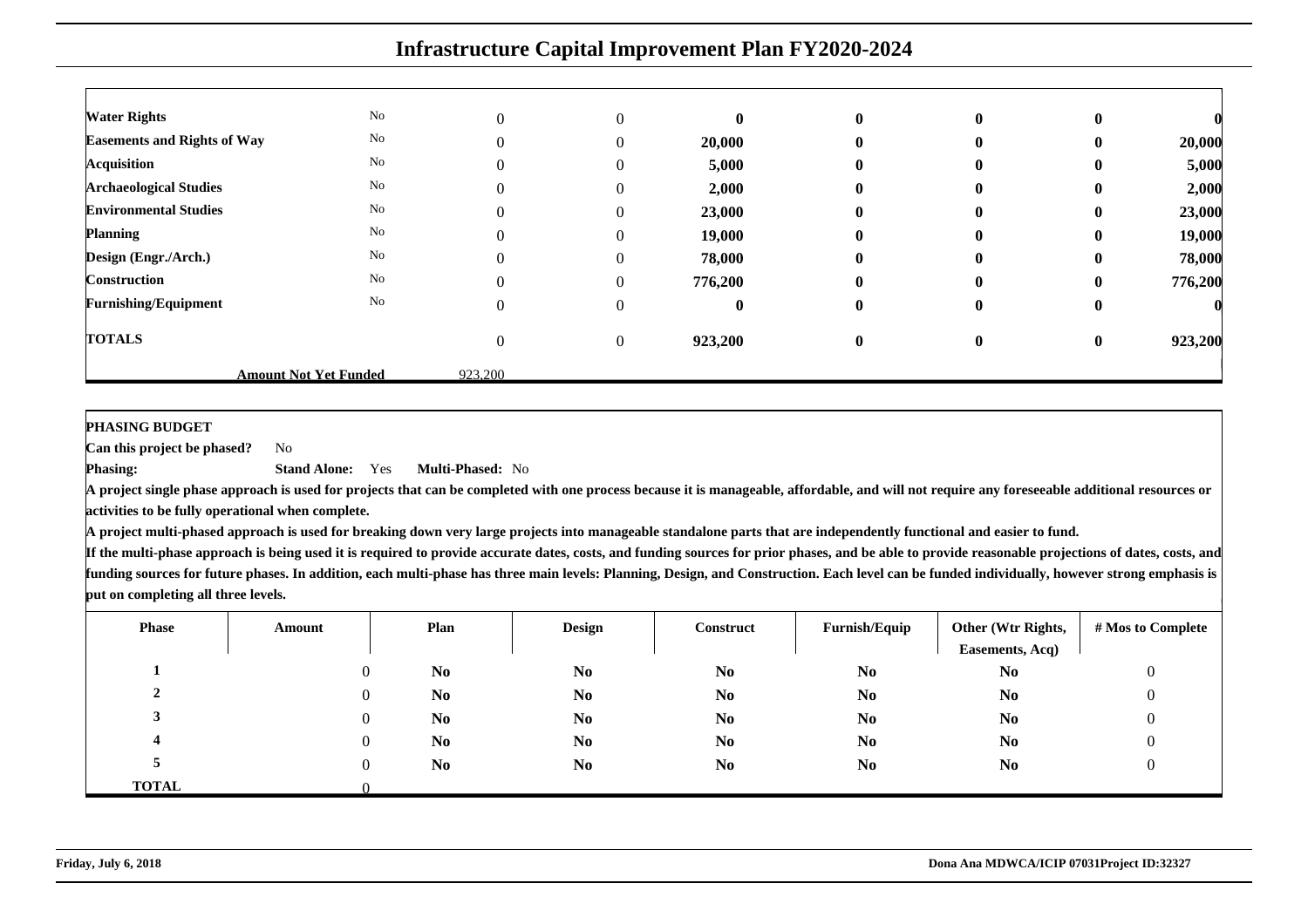# Infrastructure Capital Improvement Plan FY2020-2024

| | | | | | | | | |
|---|---|---|---|---|---|---|---|---|
| **Water Rights** | No | 0 | 0 | **0** | **0** | **0** | **0** | **0** |
| **Easements and Rights of Way** | No | 0 | 0 | **20,000** | **0** | **0** | **0** | **20,000** |
| **Acquisition** | No | 0 | 0 | **5,000** | **0** | **0** | **0** | **5,000** |
| **Archaeological Studies** | No | 0 | 0 | **2,000** | **0** | **0** | **0** | **2,000** |
| **Environmental Studies** | No | 0 | 0 | **23,000** | **0** | **0** | **0** | **23,000** |
| **Planning** | No | 0 | 0 | **19,000** | **0** | **0** | **0** | **19,000** |
| **Design (Engr./Arch.)** | No | 0 | 0 | **78,000** | **0** | **0** | **0** | **78,000** |
| **Construction** | No | 0 | 0 | **776,200** | **0** | **0** | **0** | **776,200** |
| **Furnishing/Equipment** | No | 0 | 0 | **0** | **0** | **0** | **0** | **0** |
| **TOTALS** | | 0 | 0 | **923,200** | **0** | **0** | **0** | **923,200** |
| | **Amount Not Yet Funded** | 923,200 | | | | | | |

**PHASING BUDGET**

**Can this project be phased?** No

**Phasing:** **Stand Alone:** Yes **Multi-Phased:** No

**A project single phase approach is used for projects that can be completed with one process because it is manageable, affordable, and will not require any foreseeable additional resources or activities to be fully operational when complete.**

**A project multi-phased approach is used for breaking down very large projects into manageable standalone parts that are independently functional and easier to fund.**

**If the multi-phase approach is being used it is required to provide accurate dates, costs, and funding sources for prior phases, and be able to provide reasonable projections of dates, costs, and funding sources for future phases. In addition, each multi-phase has three main levels: Planning, Design, and Construction. Each level can be funded individually, however strong emphasis is put on completing all three levels.**

| Phase | Amount | Plan | Design | Construct | Furnish/Equip | Other (Wtr Rights, Easements, Acq) | # Mos to Complete |
|---|---|---|---|---|---|---|---|
| **1** | 0 | **No** | **No** | **No** | **No** | **No** | 0 |
| **2** | 0 | **No** | **No** | **No** | **No** | **No** | 0 |
| **3** | 0 | **No** | **No** | **No** | **No** | **No** | 0 |
| **4** | 0 | **No** | **No** | **No** | **No** | **No** | 0 |
| **5** | 0 | **No** | **No** | **No** | **No** | **No** | 0 |
| **TOTAL** | 0 | | | | | | |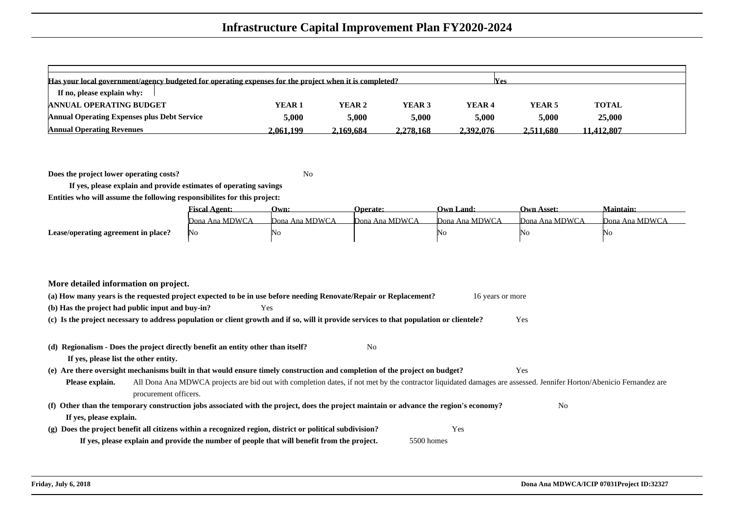# Infrastructure Capital Improvement Plan FY2020-2024

| Has your local government/agency budgeted for operating expenses for the project when it is completed? | | | | | Yes | |
|---|---|---|---|---|---|---|
| If no, please explain why: | | | | | | |
| **ANNUAL OPERATING BUDGET** | **YEAR 1** | **YEAR 2** | **YEAR 3** | **YEAR 4** | **YEAR 5** | **TOTAL** |
| **Annual Operating Expenses plus Debt Service** | 5,000 | 5,000 | 5,000 | 5,000 | 5,000 | 25,000 |
| **Annual Operating Revenues** | 2,061,199 | 2,169,684 | 2,278,168 | 2,392,076 | 2,511,680 | 11,412,807 |

**Does the project lower operating costs?** No

**If yes, please explain and provide estimates of operating savings**

**Entities who will assume the following responsibilites for this project:**

| | Fiscal Agent: | Own: | Operate: | Own Land: | Own Asset: | Maintain: |
|---|---|---|---|---|---|---|
| | Dona Ana MDWCA | Dona Ana MDWCA | Dona Ana MDWCA | Dona Ana MDWCA | Dona Ana MDWCA | Dona Ana MDWCA |
| **Lease/operating agreement in place?** | No | No | | No | No | No |

**More detailed information on project.**

**(a) How many years is the requested project expected to be in use before needing Renovate/Repair or Replacement?** 16 years or more

**(b) Has the project had public input and buy-in?** Yes

**(c) Is the project necessary to address population or client growth and if so, will it provide services to that population or clientele?** Yes

**(d) Regionalism - Does the project directly benefit an entity other than itself?** No

**If yes, please list the other entity.**

**(e) Are there oversight mechanisms built in that would ensure timely construction and completion of the project on budget?** Yes

**Please explain.** All Dona Ana MDWCA projects are bid out with completion dates, if not met by the contractor liquidated damages are assessed. Jennifer Horton/Abenicio Fernandez are procurement officers.

**(f) Other than the temporary construction jobs associated with the project, does the project maintain or advance the region's economy?** No

**If yes, please explain.**

**(g) Does the project benefit all citizens within a recognized region, district or political subdivision?** Yes

**If yes, please explain and provide the number of people that will benefit from the project.** 5500 homes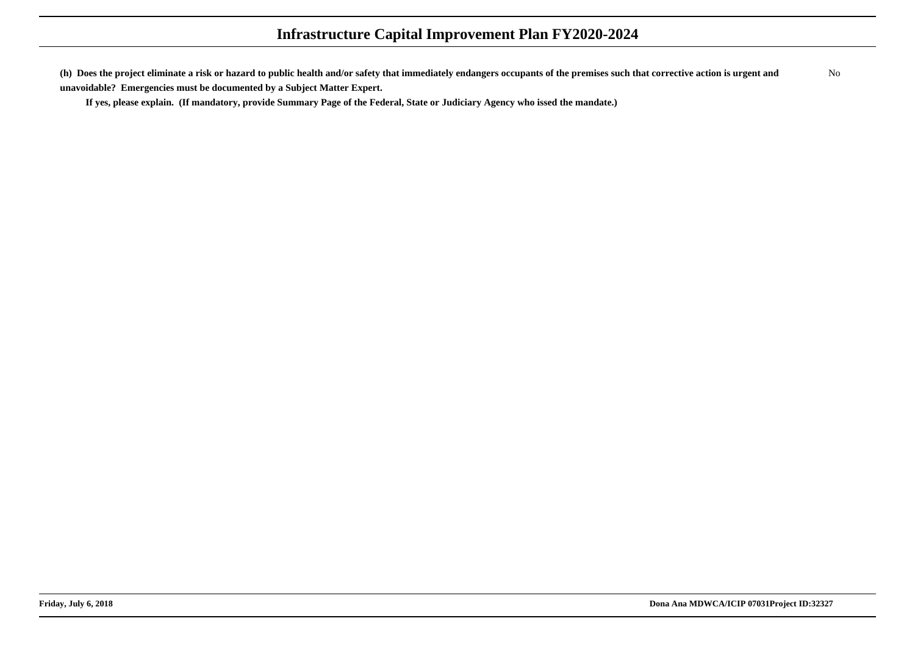# Infrastructure Capital Improvement Plan FY2020-2024

**(h) Does the project eliminate a risk or hazard to public health and/or safety that immediately endangers occupants of the premises such that corrective action is urgent and unavoidable? Emergencies must be documented by a Subject Matter Expert.** No

**If yes, please explain. (If mandatory, provide Summary Page of the Federal, State or Judiciary Agency who issed the mandate.)**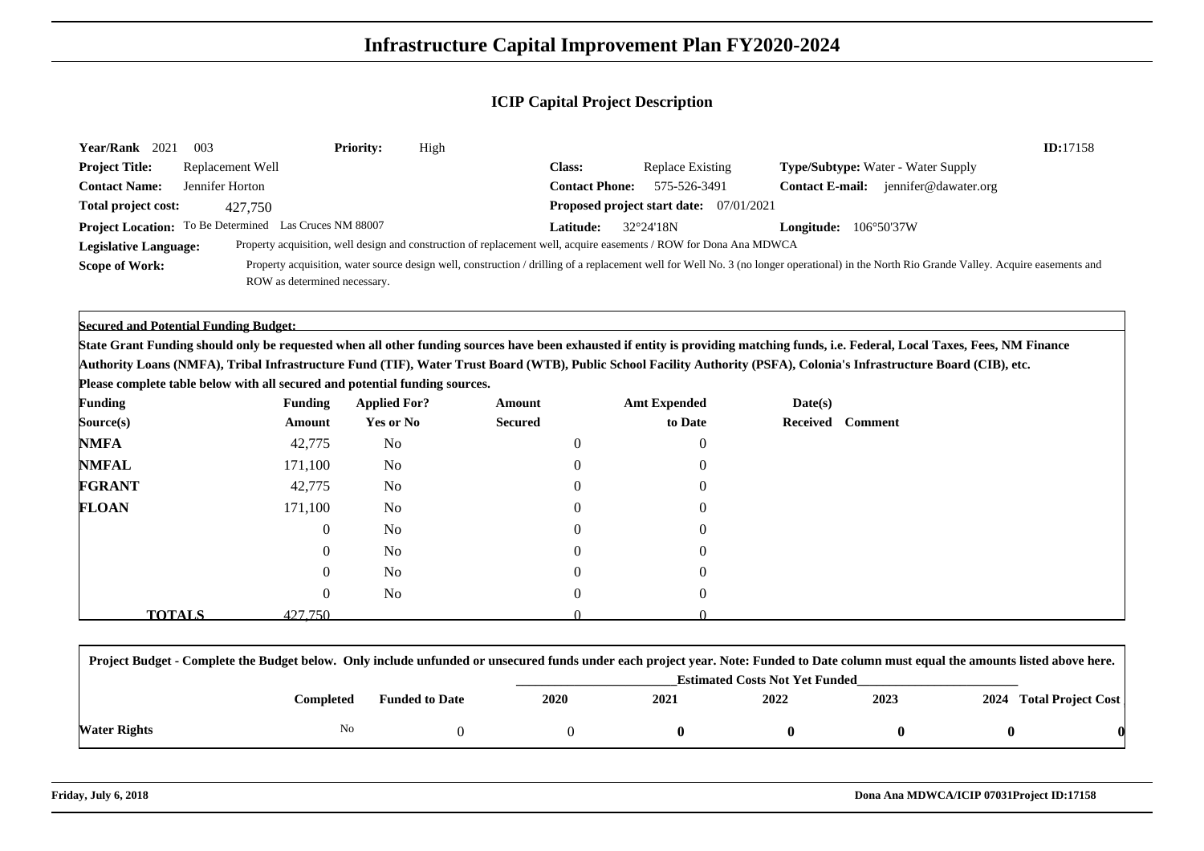# Infrastructure Capital Improvement Plan FY2020-2024

## ICIP Capital Project Description

**Year/Rank** 2021 003 **Priority:** High **ID:**17158

**Project Title:** Replacement Well **Class:** Replace Existing **Type/Subtype:** Water - Water Supply

**Contact Name:** Jennifer Horton **Contact Phone:** 575-526-3491 **Contact E-mail:** jennifer@dawater.org

**Total project cost:** 427,750 **Proposed project start date:** 07/01/2021

**Project Location:** To Be Determined Las Cruces NM 88007 **Latitude:** 32°24'18N **Longitude:** 106°50'37W

**Legislative Language:** Property acquisition, well design and construction of replacement well, acquire easements / ROW for Dona Ana MDWCA

**Scope of Work:** Property acquisition, water source design well, construction / drilling of a replacement well for Well No. 3 (no longer operational) in the North Rio Grande Valley. Acquire easements and ROW as determined necessary.

**Secured and Potential Funding Budget:**

**State Grant Funding should only be requested when all other funding sources have been exhausted if entity is providing matching funds, i.e. Federal, Local Taxes, Fees, NM Finance Authority Loans (NMFA), Tribal Infrastructure Fund (TIF), Water Trust Board (WTB), Public School Facility Authority (PSFA), Colonia's Infrastructure Board (CIB), etc.**

**Please complete table below with all secured and potential funding sources.**

| Funding Source(s) | Funding Amount | Applied For? Yes or No | Amount Secured | Amt Expended to Date | Date(s) Received | Comment |
|---|---|---|---|---|---|---|
| **NMFA** | 42,775 | No | 0 | 0 | | |
| **NMFAL** | 171,100 | No | 0 | 0 | | |
| **FGRANT** | 42,775 | No | 0 | 0 | | |
| **FLOAN** | 171,100 | No | 0 | 0 | | |
| | 0 | No | 0 | 0 | | |
| | 0 | No | 0 | 0 | | |
| | 0 | No | 0 | 0 | | |
| | 0 | No | 0 | 0 | | |
| **TOTALS** | 427,750 | | 0 | 0 | | |

**Project Budget - Complete the Budget below. Only include unfunded or unsecured funds under each project year. Note: Funded to Date column must equal the amounts listed above here.**

| | Completed | Funded to Date | Estimated Costs Not Yet Funded | | | | | |
|---|---|---|---|---|---|---|---|---|
| | | | 2020 | 2021 | 2022 | 2023 | 2024 | Total Project Cost |
| **Water Rights** | No | 0 | 0 | **0** | **0** | **0** | **0** | **0** |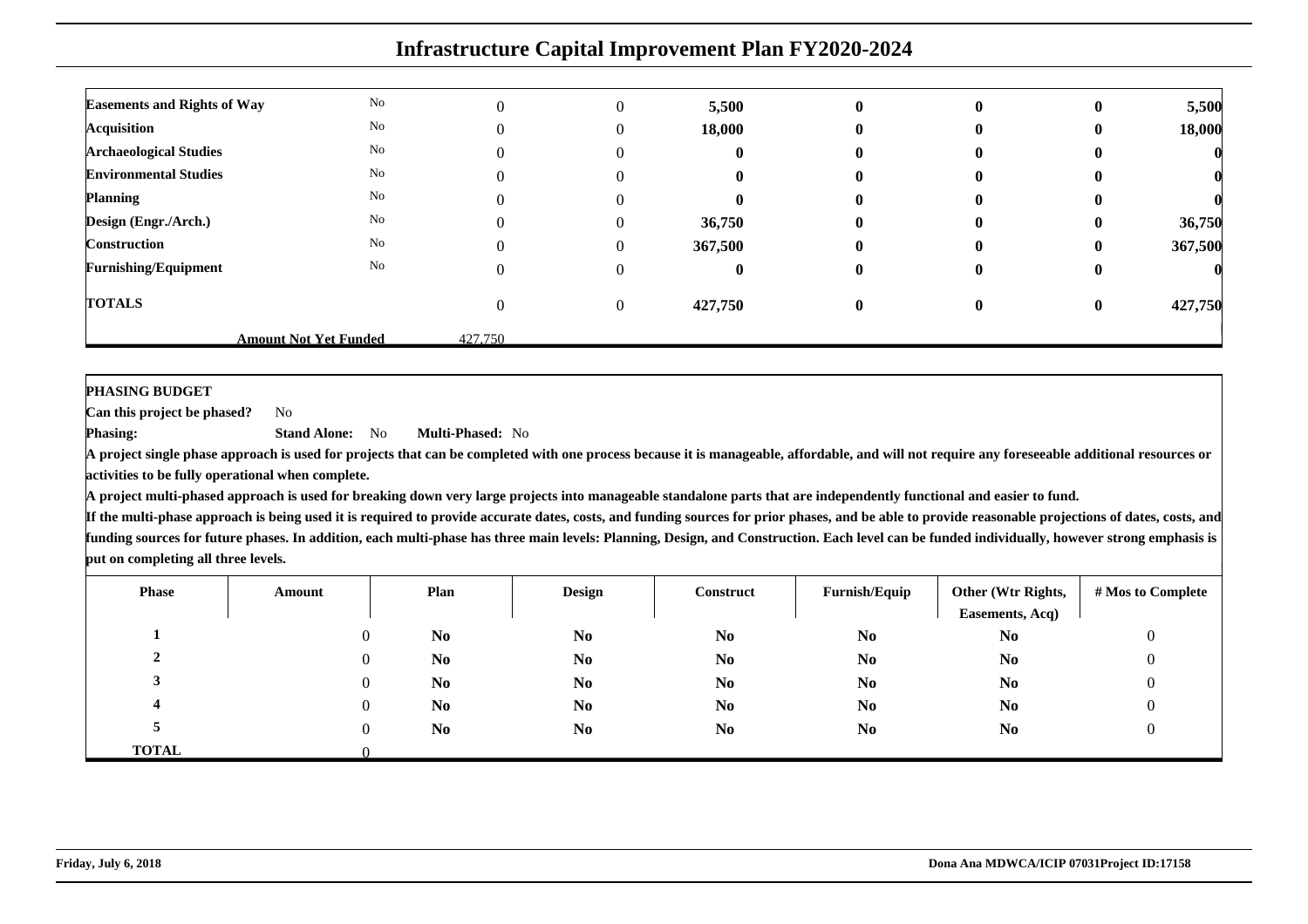# Infrastructure Capital Improvement Plan FY2020-2024

| | | | | | | | | |
|---|---|---|---|---|---|---|---|---|
| **Easements and Rights of Way** | No | 0 | 0 | **5,500** | **0** | **0** | **0** | **5,500** |
| **Acquisition** | No | 0 | 0 | **18,000** | **0** | **0** | **0** | **18,000** |
| **Archaeological Studies** | No | 0 | 0 | **0** | **0** | **0** | **0** | **0** |
| **Environmental Studies** | No | 0 | 0 | **0** | **0** | **0** | **0** | **0** |
| **Planning** | No | 0 | 0 | **0** | **0** | **0** | **0** | **0** |
| **Design (Engr./Arch.)** | No | 0 | 0 | **36,750** | **0** | **0** | **0** | **36,750** |
| **Construction** | No | 0 | 0 | **367,500** | **0** | **0** | **0** | **367,500** |
| **Furnishing/Equipment** | No | 0 | 0 | **0** | **0** | **0** | **0** | **0** |
| **TOTALS** | | 0 | 0 | **427,750** | **0** | **0** | **0** | **427,750** |
| | **Amount Not Yet Funded** | 427,750 | | | | | | |

**PHASING BUDGET**

**Can this project be phased?** No

**Phasing:** **Stand Alone:** No **Multi-Phased:** No

**A project single phase approach is used for projects that can be completed with one process because it is manageable, affordable, and will not require any foreseeable additional resources or activities to be fully operational when complete.**

**A project multi-phased approach is used for breaking down very large projects into manageable standalone parts that are independently functional and easier to fund.**

**If the multi-phase approach is being used it is required to provide accurate dates, costs, and funding sources for prior phases, and be able to provide reasonable projections of dates, costs, and funding sources for future phases. In addition, each multi-phase has three main levels: Planning, Design, and Construction. Each level can be funded individually, however strong emphasis is put on completing all three levels.**

| Phase | Amount | Plan | Design | Construct | Furnish/Equip | Other (Wtr Rights, Easements, Acq) | # Mos to Complete |
|---|---|---|---|---|---|---|---|
| **1** | 0 | **No** | **No** | **No** | **No** | **No** | 0 |
| **2** | 0 | **No** | **No** | **No** | **No** | **No** | 0 |
| **3** | 0 | **No** | **No** | **No** | **No** | **No** | 0 |
| **4** | 0 | **No** | **No** | **No** | **No** | **No** | 0 |
| **5** | 0 | **No** | **No** | **No** | **No** | **No** | 0 |
| **TOTAL** | 0 | | | | | | |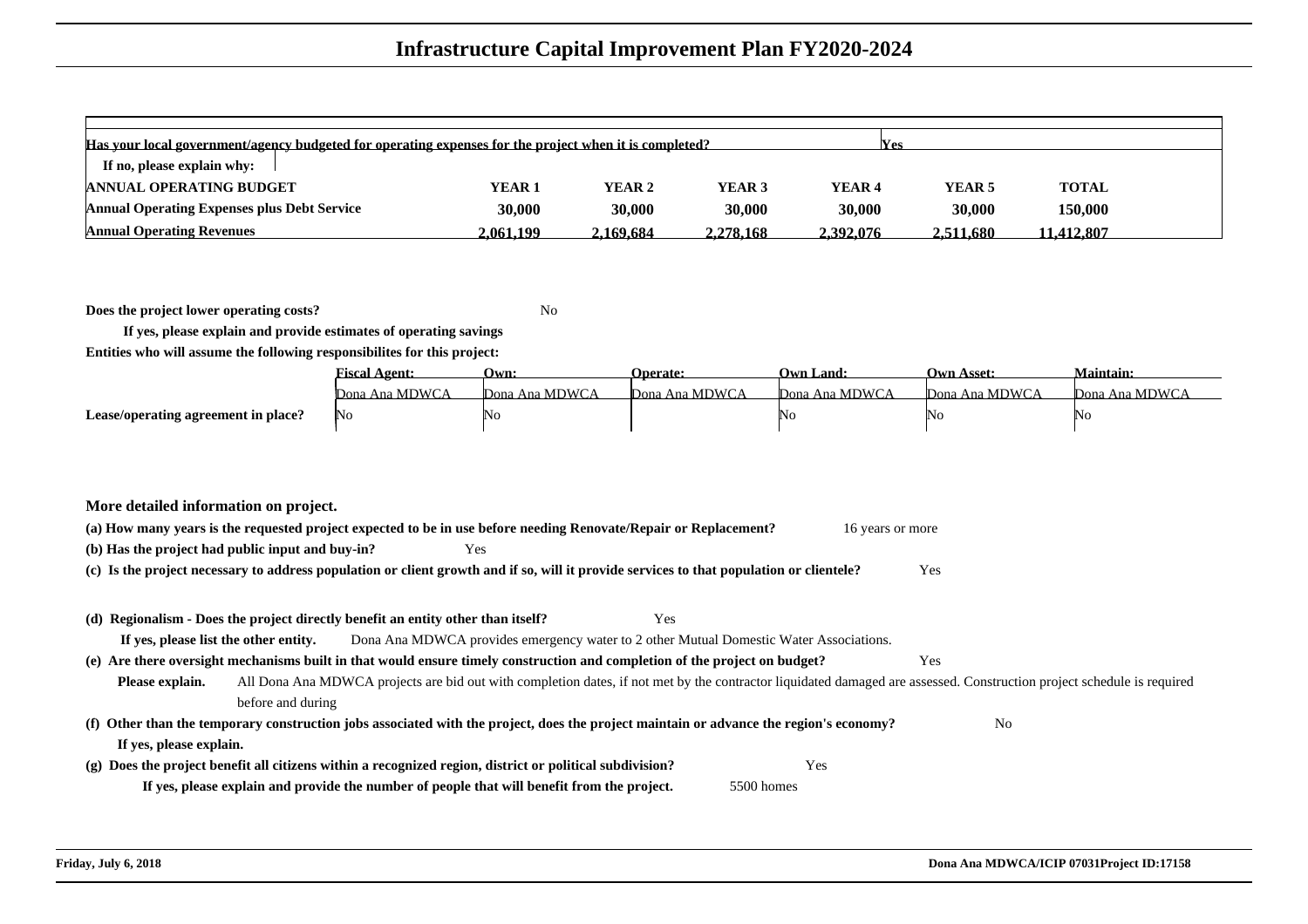# Infrastructure Capital Improvement Plan FY2020-2024

| Has your local government/agency budgeted for operating expenses for the project when it is completed? | | | | | Yes | |
|---|---|---|---|---|---|---|
| If no, please explain why: | | | | | | |
| **ANNUAL OPERATING BUDGET** | **YEAR 1** | **YEAR 2** | **YEAR 3** | **YEAR 4** | **YEAR 5** | **TOTAL** |
| **Annual Operating Expenses plus Debt Service** | **30,000** | **30,000** | **30,000** | **30,000** | **30,000** | **150,000** |
| **Annual Operating Revenues** | **2,061,199** | **2,169,684** | **2,278,168** | **2,392,076** | **2,511,680** | **11,412,807** |

**Does the project lower operating costs?** No

**If yes, please explain and provide estimates of operating savings**

**Entities who will assume the following responsibilites for this project:**

| | Fiscal Agent: | Own: | Operate: | Own Land: | Own Asset: | Maintain: |
|---|---|---|---|---|---|---|
| | Dona Ana MDWCA | Dona Ana MDWCA | Dona Ana MDWCA | Dona Ana MDWCA | Dona Ana MDWCA | Dona Ana MDWCA |
| **Lease/operating agreement in place?** | No | No | | No | No | No |

**More detailed information on project.**

**(a) How many years is the requested project expected to be in use before needing Renovate/Repair or Replacement?** 16 years or more

**(b) Has the project had public input and buy-in?** Yes

**(c) Is the project necessary to address population or client growth and if so, will it provide services to that population or clientele?** Yes

**(d) Regionalism - Does the project directly benefit an entity other than itself?** Yes

**If yes, please list the other entity.** Dona Ana MDWCA provides emergency water to 2 other Mutual Domestic Water Associations.

**(e) Are there oversight mechanisms built in that would ensure timely construction and completion of the project on budget?** Yes

**Please explain.** All Dona Ana MDWCA projects are bid out with completion dates, if not met by the contractor liquidated damaged are assessed. Construction project schedule is required before and during

**(f) Other than the temporary construction jobs associated with the project, does the project maintain or advance the region's economy?** No

**If yes, please explain.**

**(g) Does the project benefit all citizens within a recognized region, district or political subdivision?** Yes

**If yes, please explain and provide the number of people that will benefit from the project.** 5500 homes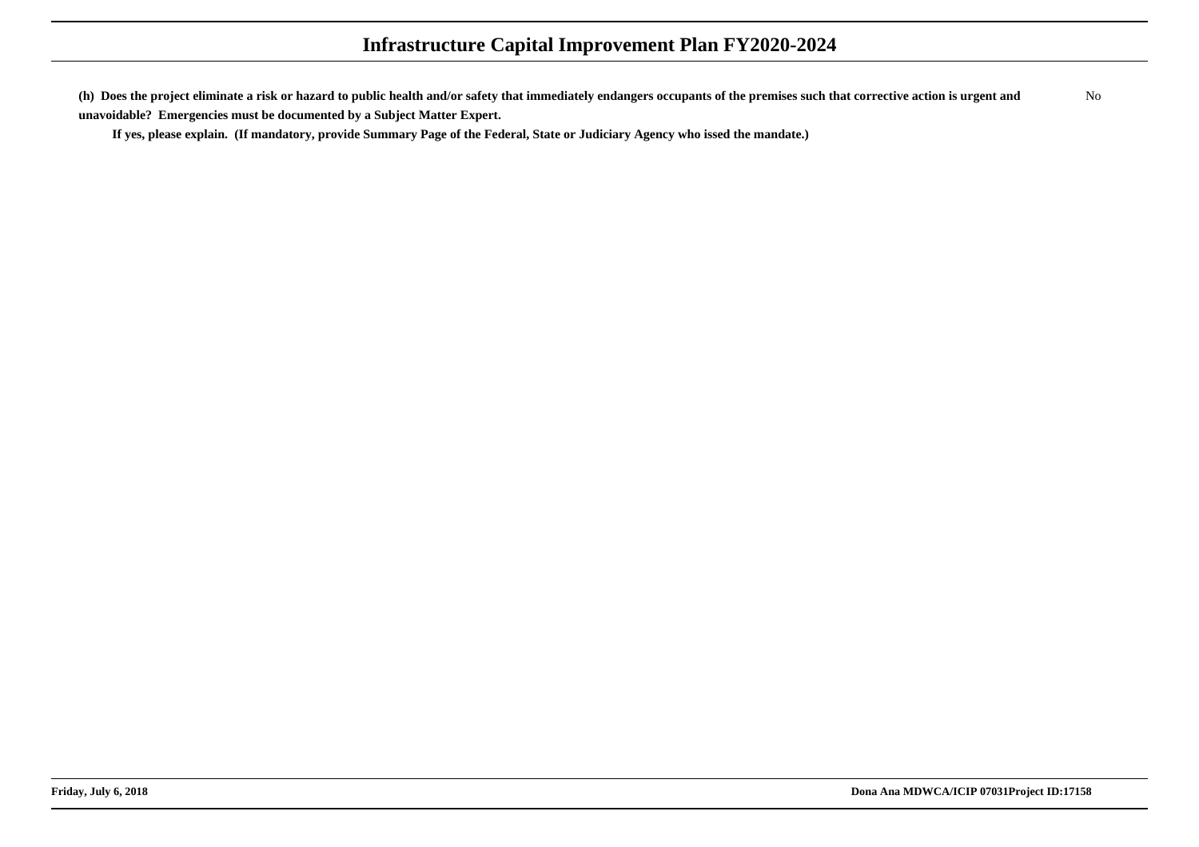**(h) Does the project eliminate a risk or hazard to public health and/or safety that immediately endangers occupants of the premises such that corrective action is urgent and unavoidable? Emergencies must be documented by a Subject Matter Expert.** No

**If yes, please explain. (If mandatory, provide Summary Page of the Federal, State or Judiciary Agency who issed the mandate.)**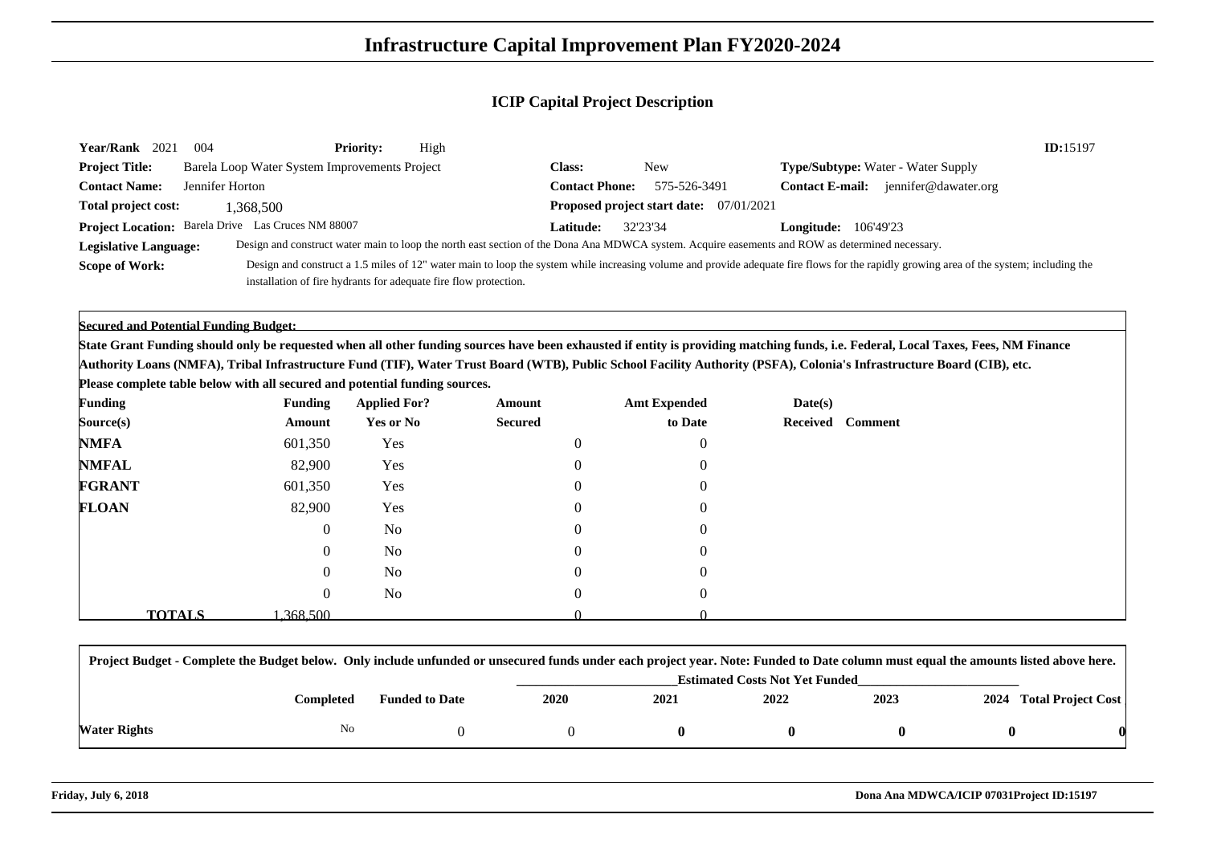# Infrastructure Capital Improvement Plan FY2020-2024

## ICIP Capital Project Description

**Year/Rank** 2021 004 **Priority:** High **ID:**15197

**Project Title:** Barela Loop Water System Improvements Project

**Class:** New

**Type/Subtype:** Water - Water Supply

**Contact Name:** Jennifer Horton

**Contact Phone:** 575-526-3491

**Contact E-mail:** jennifer@dawater.org

**Total project cost:** 1,368,500

**Proposed project start date:** 07/01/2021

**Project Location:** Barela Drive Las Cruces NM 88007

**Latitude:** 32'23'34

**Longitude:** 106'49'23

**Legislative Language:** Design and construct water main to loop the north east section of the Dona Ana MDWCA system. Acquire easements and ROW as determined necessary.

**Scope of Work:** Design and construct a 1.5 miles of 12" water main to loop the system while increasing volume and provide adequate fire flows for the rapidly growing area of the system; including the installation of fire hydrants for adequate fire flow protection.

**Secured and Potential Funding Budget:**

**State Grant Funding should only be requested when all other funding sources have been exhausted if entity is providing matching funds, i.e. Federal, Local Taxes, Fees, NM Finance Authority Loans (NMFA), Tribal Infrastructure Fund (TIF), Water Trust Board (WTB), Public School Facility Authority (PSFA), Colonia's Infrastructure Board (CIB), etc.**

**Please complete table below with all secured and potential funding sources.**

| Funding Source(s) | Funding Amount | Applied For? Yes or No | Amount Secured | Amt Expended to Date | Date(s) Received | Comment |
|---|---|---|---|---|---|---|
| **NMFA** | 601,350 | Yes | 0 | 0 | | |
| **NMFAL** | 82,900 | Yes | 0 | 0 | | |
| **FGRANT** | 601,350 | Yes | 0 | 0 | | |
| **FLOAN** | 82,900 | Yes | 0 | 0 | | |
| | 0 | No | 0 | 0 | | |
| | 0 | No | 0 | 0 | | |
| | 0 | No | 0 | 0 | | |
| | 0 | No | 0 | 0 | | |
| **TOTALS** | 1,368,500 | | 0 | 0 | | |

**Project Budget - Complete the Budget below. Only include unfunded or unsecured funds under each project year. Note: Funded to Date column must equal the amounts listed above here.**

| | Completed | Funded to Date | Estimated Costs Not Yet Funded 2020 | 2021 | 2022 | 2023 | 2024 | Total Project Cost |
|---|---|---|---|---|---|---|---|---|
| **Water Rights** | No | 0 | 0 | **0** | **0** | **0** | **0** | **0** |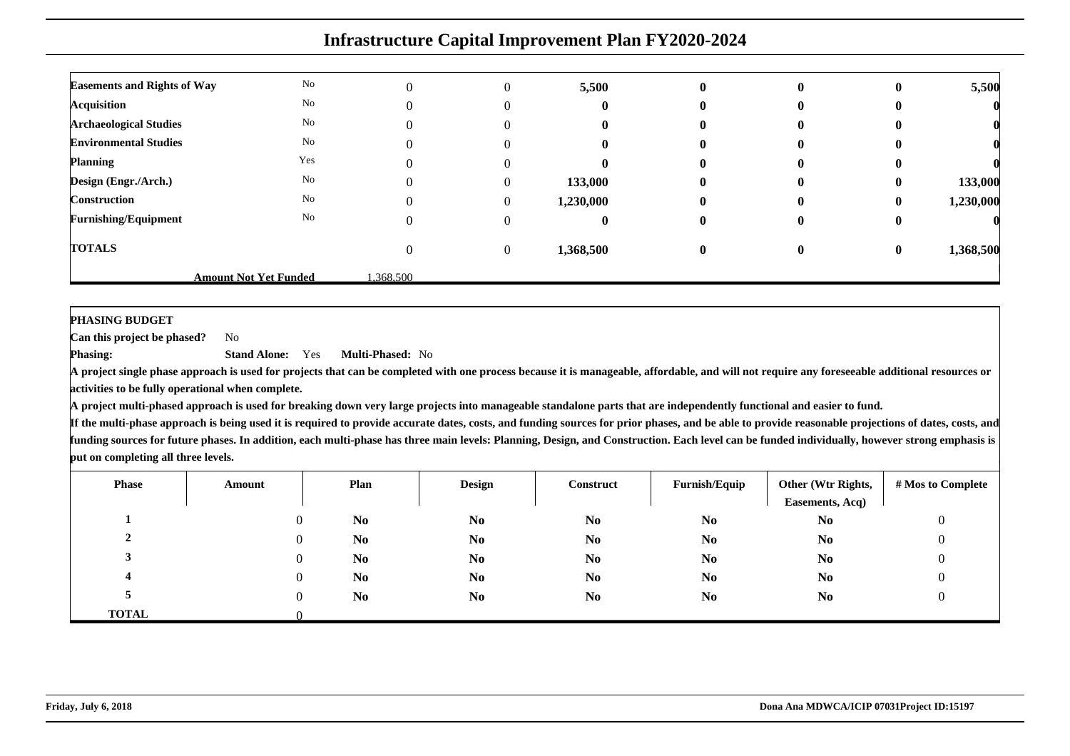# Infrastructure Capital Improvement Plan FY2020-2024

| | | | | | | | | |
|---|---|---|---|---|---|---|---|---|
| **Easements and Rights of Way** | No | 0 | 0 | **5,500** | **0** | **0** | **0** | **5,500** |
| **Acquisition** | No | 0 | 0 | **0** | **0** | **0** | **0** | **0** |
| **Archaeological Studies** | No | 0 | 0 | **0** | **0** | **0** | **0** | **0** |
| **Environmental Studies** | No | 0 | 0 | **0** | **0** | **0** | **0** | **0** |
| **Planning** | Yes | 0 | 0 | **0** | **0** | **0** | **0** | **0** |
| **Design (Engr./Arch.)** | No | 0 | 0 | **133,000** | **0** | **0** | **0** | **133,000** |
| **Construction** | No | 0 | 0 | **1,230,000** | **0** | **0** | **0** | **1,230,000** |
| **Furnishing/Equipment** | No | 0 | 0 | **0** | **0** | **0** | **0** | **0** |
| **TOTALS** | | 0 | 0 | **1,368,500** | **0** | **0** | **0** | **1,368,500** |
| | **Amount Not Yet Funded** | 1,368,500 | | | | | | |

**PHASING BUDGET**

**Can this project be phased?** No

**Phasing:** **Stand Alone:** Yes **Multi-Phased:** No

**A project single phase approach is used for projects that can be completed with one process because it is manageable, affordable, and will not require any foreseeable additional resources or activities to be fully operational when complete.**

**A project multi-phased approach is used for breaking down very large projects into manageable standalone parts that are independently functional and easier to fund.**

**If the multi-phase approach is being used it is required to provide accurate dates, costs, and funding sources for prior phases, and be able to provide reasonable projections of dates, costs, and funding sources for future phases. In addition, each multi-phase has three main levels: Planning, Design, and Construction. Each level can be funded individually, however strong emphasis is put on completing all three levels.**

| Phase | Amount | Plan | Design | Construct | Furnish/Equip | Other (Wtr Rights, Easements, Acq) | # Mos to Complete |
|---|---|---|---|---|---|---|---|
| **1** | 0 | **No** | **No** | **No** | **No** | **No** | 0 |
| **2** | 0 | **No** | **No** | **No** | **No** | **No** | 0 |
| **3** | 0 | **No** | **No** | **No** | **No** | **No** | 0 |
| **4** | 0 | **No** | **No** | **No** | **No** | **No** | 0 |
| **5** | 0 | **No** | **No** | **No** | **No** | **No** | 0 |
| **TOTAL** | 0 | | | | | | |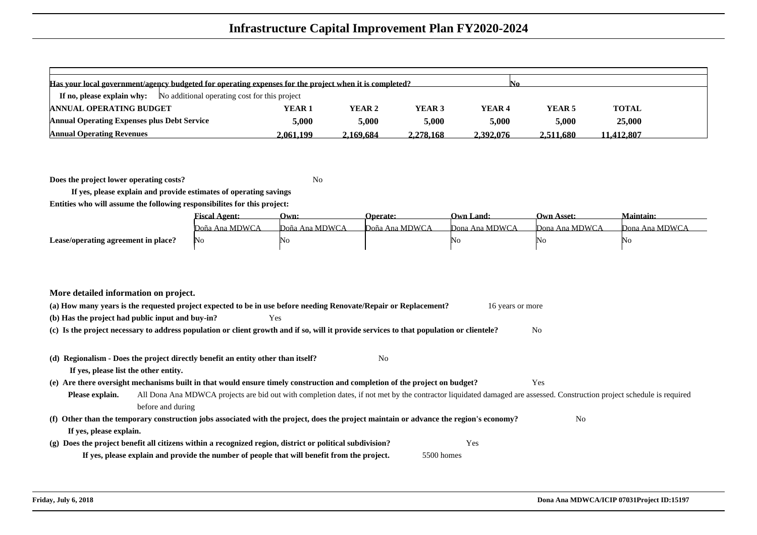# Infrastructure Capital Improvement Plan FY2020-2024

| Has your local government/agency budgeted for operating expenses for the project when it is completed? | | | | | No | | |
|---|---|---|---|---|---|---|---|
| **If no, please explain why:** | No additional operating cost for this project | | | | | | |
| **ANNUAL OPERATING BUDGET** | | **YEAR 1** | **YEAR 2** | **YEAR 3** | **YEAR 4** | **YEAR 5** | **TOTAL** |
| **Annual Operating Expenses plus Debt Service** | | **5,000** | **5,000** | **5,000** | **5,000** | **5,000** | **25,000** |
| **Annual Operating Revenues** | | **2,061,199** | **2,169,684** | **2,278,168** | **2,392,076** | **2,511,680** | **11,412,807** |

**Does the project lower operating costs?** No

**If yes, please explain and provide estimates of operating savings**

**Entities who will assume the following responsibilities for this project:**

| | Fiscal Agent: | Own: | Operate: | Own Land: | Own Asset: | Maintain: |
|---|---|---|---|---|---|---|
| | Doña Ana MDWCA | Doña Ana MDWCA | Doña Ana MDWCA | Dona Ana MDWCA | Dona Ana MDWCA | Dona Ana MDWCA |
| **Lease/operating agreement in place?** | No | No | | No | No | No |

**More detailed information on project.**

**(a) How many years is the requested project expected to be in use before needing Renovate/Repair or Replacement?** 16 years or more

**(b) Has the project had public input and buy-in?** Yes

**(c) Is the project necessary to address population or client growth and if so, will it provide services to that population or clientele?** No

**(d) Regionalism - Does the project directly benefit an entity other than itself?** No

**If yes, please list the other entity.**

**(e) Are there oversight mechanisms built in that would ensure timely construction and completion of the project on budget?** Yes

**Please explain.** All Dona Ana MDWCA projects are bid out with completion dates, if not met by the contractor liquidated damaged are assessed. Construction project schedule is required before and during

**(f) Other than the temporary construction jobs associated with the project, does the project maintain or advance the region's economy?** No

**If yes, please explain.**

**(g) Does the project benefit all citizens within a recognized region, district or political subdivision?** Yes

**If yes, please explain and provide the number of people that will benefit from the project.** 5500 homes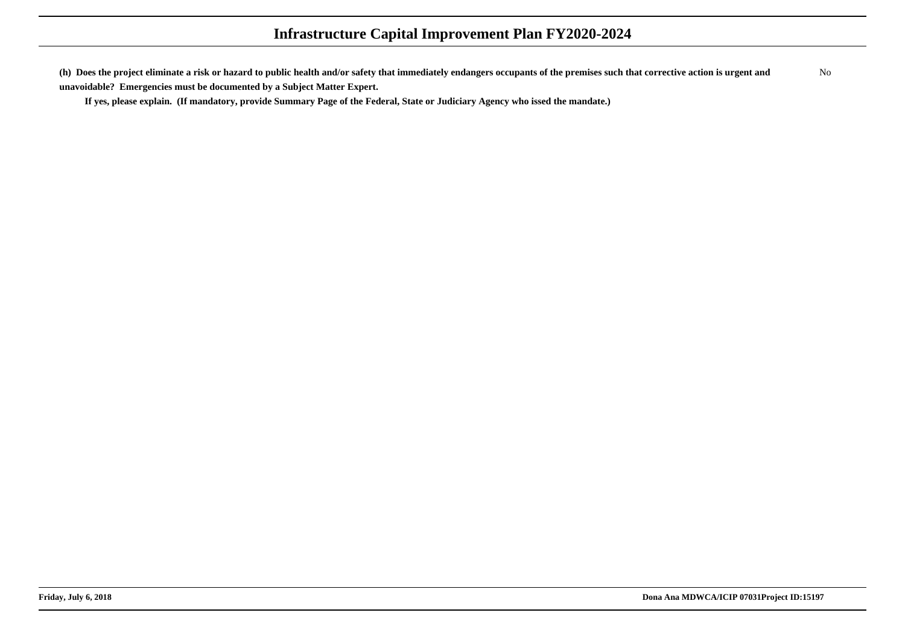**(h) Does the project eliminate a risk or hazard to public health and/or safety that immediately endangers occupants of the premises such that corrective action is urgent and unavoidable? Emergencies must be documented by a Subject Matter Expert.** No

**If yes, please explain. (If mandatory, provide Summary Page of the Federal, State or Judiciary Agency who issed the mandate.)**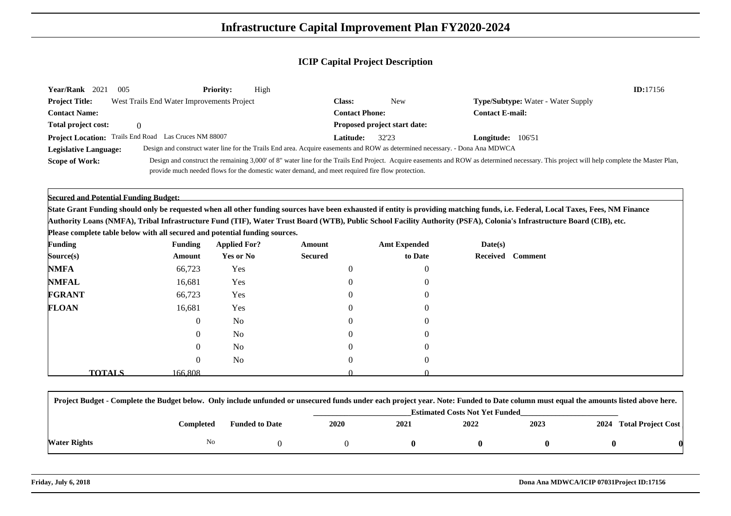# Infrastructure Capital Improvement Plan FY2020-2024

## ICIP Capital Project Description

**Year/Rank** 2021 005 **Priority:** High **ID:**17156

**Project Title:** West Trails End Water Improvements Project **Class:** New **Type/Subtype:** Water - Water Supply

**Contact Name:** **Contact Phone:** **Contact E-mail:**

**Total project cost:** 0 **Proposed project start date:**

**Project Location:** Trails End Road Las Cruces NM 88007 **Latitude:** 32'23 **Longitude:** 106'51

**Legislative Language:** Design and construct water line for the Trails End area. Acquire easements and ROW as determined necessary. - Dona Ana MDWCA

**Scope of Work:** Design and construct the remaining 3,000' of 8" water line for the Trails End Project. Acquire easements and ROW as determined necessary. This project will help complete the Master Plan, provide much needed flows for the domestic water demand, and meet required fire flow protection.

**Secured and Potential Funding Budget:**

**State Grant Funding should only be requested when all other funding sources have been exhausted if entity is providing matching funds, i.e. Federal, Local Taxes, Fees, NM Finance Authority Loans (NMFA), Tribal Infrastructure Fund (TIF), Water Trust Board (WTB), Public School Facility Authority (PSFA), Colonia's Infrastructure Board (CIB), etc.**

**Please complete table below with all secured and potential funding sources.**

| Funding Source(s) | Funding Amount | Applied For? Yes or No | Amount Secured | Amt Expended to Date | Date(s) Received | Comment |
|---|---|---|---|---|---|---|
| NMFA | 66,723 | Yes | 0 | 0 | | |
| NMFAL | 16,681 | Yes | 0 | 0 | | |
| FGRANT | 66,723 | Yes | 0 | 0 | | |
| FLOAN | 16,681 | Yes | 0 | 0 | | |
| | 0 | No | 0 | 0 | | |
| | 0 | No | 0 | 0 | | |
| | 0 | No | 0 | 0 | | |
| | 0 | No | 0 | 0 | | |
| **TOTALS** | 166,808 | | 0 | 0 | | |

**Project Budget - Complete the Budget below. Only include unfunded or unsecured funds under each project year. Note: Funded to Date column must equal the amounts listed above here.**

| | Completed | Funded to Date | 2020 | 2021 | 2022 | 2023 | 2024 | Total Project Cost |
|---|---|---|---|---|---|---|---|---|
| | | | Estimated Costs Not Yet Funded | | | | | |
| **Water Rights** | No | 0 | 0 | **0** | **0** | **0** | **0** | **0** |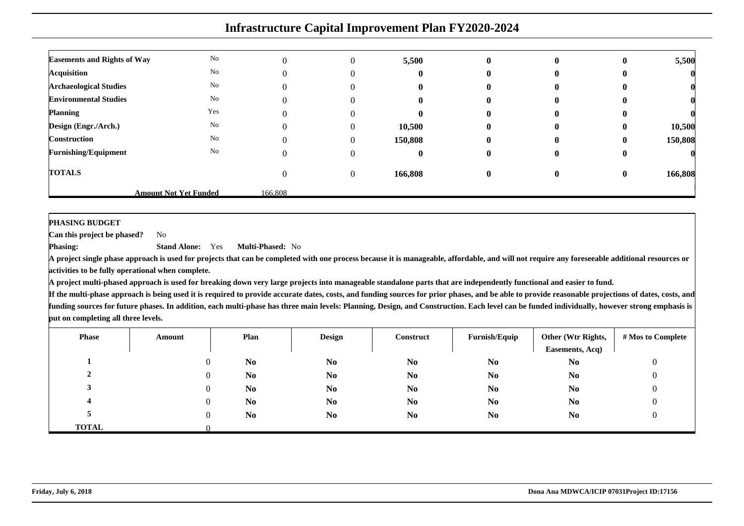# Infrastructure Capital Improvement Plan FY2020-2024

| | | | | | | | | |
|---|---|---|---|---|---|---|---|---|
| **Easements and Rights of Way** | No | 0 | 0 | **5,500** | **0** | **0** | **0** | **5,500** |
| **Acquisition** | No | 0 | 0 | **0** | **0** | **0** | **0** | **0** |
| **Archaeological Studies** | No | 0 | 0 | **0** | **0** | **0** | **0** | **0** |
| **Environmental Studies** | No | 0 | 0 | **0** | **0** | **0** | **0** | **0** |
| **Planning** | Yes | 0 | 0 | **0** | **0** | **0** | **0** | **0** |
| **Design (Engr./Arch.)** | No | 0 | 0 | **10,500** | **0** | **0** | **0** | **10,500** |
| **Construction** | No | 0 | 0 | **150,808** | **0** | **0** | **0** | **150,808** |
| **Furnishing/Equipment** | No | 0 | 0 | **0** | **0** | **0** | **0** | **0** |
| **TOTALS** | | 0 | 0 | **166,808** | **0** | **0** | **0** | **166,808** |
| | **Amount Not Yet Funded** | 166,808 | | | | | | |

**PHASING BUDGET**

**Can this project be phased?** No

**Phasing:** **Stand Alone:** Yes **Multi-Phased:** No

**A project single phase approach is used for projects that can be completed with one process because it is manageable, affordable, and will not require any foreseeable additional resources or activities to be fully operational when complete.**

**A project multi-phased approach is used for breaking down very large projects into manageable standalone parts that are independently functional and easier to fund.**

**If the multi-phase approach is being used it is required to provide accurate dates, costs, and funding sources for prior phases, and be able to provide reasonable projections of dates, costs, and funding sources for future phases. In addition, each multi-phase has three main levels: Planning, Design, and Construction. Each level can be funded individually, however strong emphasis is put on completing all three levels.**

| Phase | Amount | Plan | Design | Construct | Furnish/Equip | Other (Wtr Rights, Easements, Acq) | # Mos to Complete |
|---|---|---|---|---|---|---|---|
| **1** | 0 | **No** | **No** | **No** | **No** | **No** | 0 |
| **2** | 0 | **No** | **No** | **No** | **No** | **No** | 0 |
| **3** | 0 | **No** | **No** | **No** | **No** | **No** | 0 |
| **4** | 0 | **No** | **No** | **No** | **No** | **No** | 0 |
| **5** | 0 | **No** | **No** | **No** | **No** | **No** | 0 |
| **TOTAL** | 0 | | | | | | |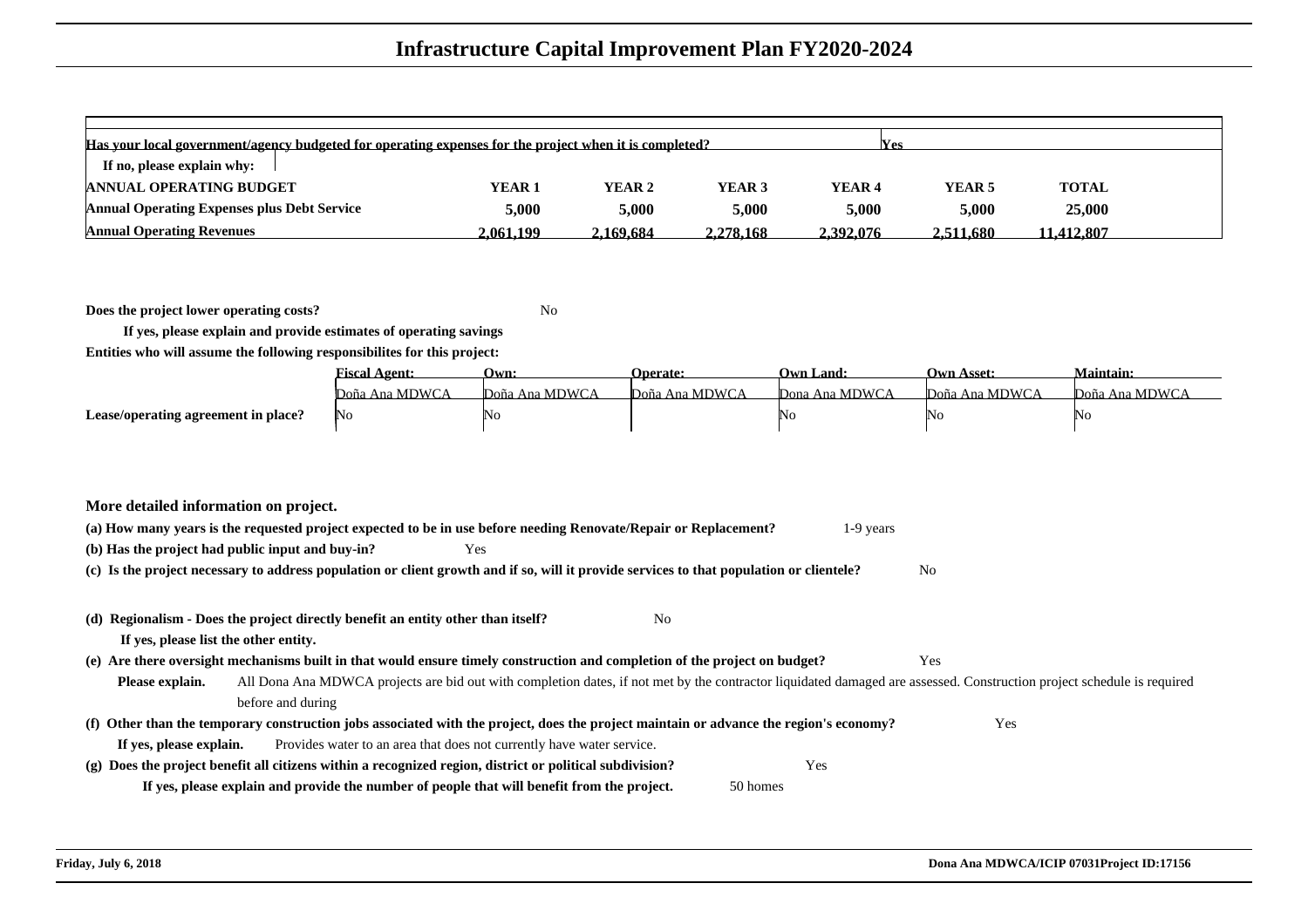# Infrastructure Capital Improvement Plan FY2020-2024

| Has your local government/agency budgeted for operating expenses for the project when it is completed? | | | | | Yes | |
|---|---|---|---|---|---|---|
| If no, please explain why: | | | | | | |
| **ANNUAL OPERATING BUDGET** | **YEAR 1** | **YEAR 2** | **YEAR 3** | **YEAR 4** | **YEAR 5** | **TOTAL** |
| **Annual Operating Expenses plus Debt Service** | **5,000** | **5,000** | **5,000** | **5,000** | **5,000** | **25,000** |
| **Annual Operating Revenues** | **2,061,199** | **2,169,684** | **2,278,168** | **2,392,076** | **2,511,680** | **11,412,807** |

**Does the project lower operating costs?** No

**If yes, please explain and provide estimates of operating savings**

**Entities who will assume the following responsibilites for this project:**

| | Fiscal Agent: | Own: | Operate: | Own Land: | Own Asset: | Maintain: |
|---|---|---|---|---|---|---|
| | Doña Ana MDWCA | Doña Ana MDWCA | Doña Ana MDWCA | Dona Ana MDWCA | Doña Ana MDWCA | Doña Ana MDWCA |
| **Lease/operating agreement in place?** | No | No | | No | No | No |

**More detailed information on project.**

**(a) How many years is the requested project expected to be in use before needing Renovate/Repair or Replacement?** 1-9 years

**(b) Has the project had public input and buy-in?** Yes

**(c) Is the project necessary to address population or client growth and if so, will it provide services to that population or clientele?** No

**(d) Regionalism - Does the project directly benefit an entity other than itself?** No

**If yes, please list the other entity.**

**(e) Are there oversight mechanisms built in that would ensure timely construction and completion of the project on budget?** Yes

**Please explain.** All Dona Ana MDWCA projects are bid out with completion dates, if not met by the contractor liquidated damaged are assessed. Construction project schedule is required before and during

**(f) Other than the temporary construction jobs associated with the project, does the project maintain or advance the region's economy?** Yes

**If yes, please explain.** Provides water to an area that does not currently have water service.

**(g) Does the project benefit all citizens within a recognized region, district or political subdivision?** Yes

**If yes, please explain and provide the number of people that will benefit from the project.** 50 homes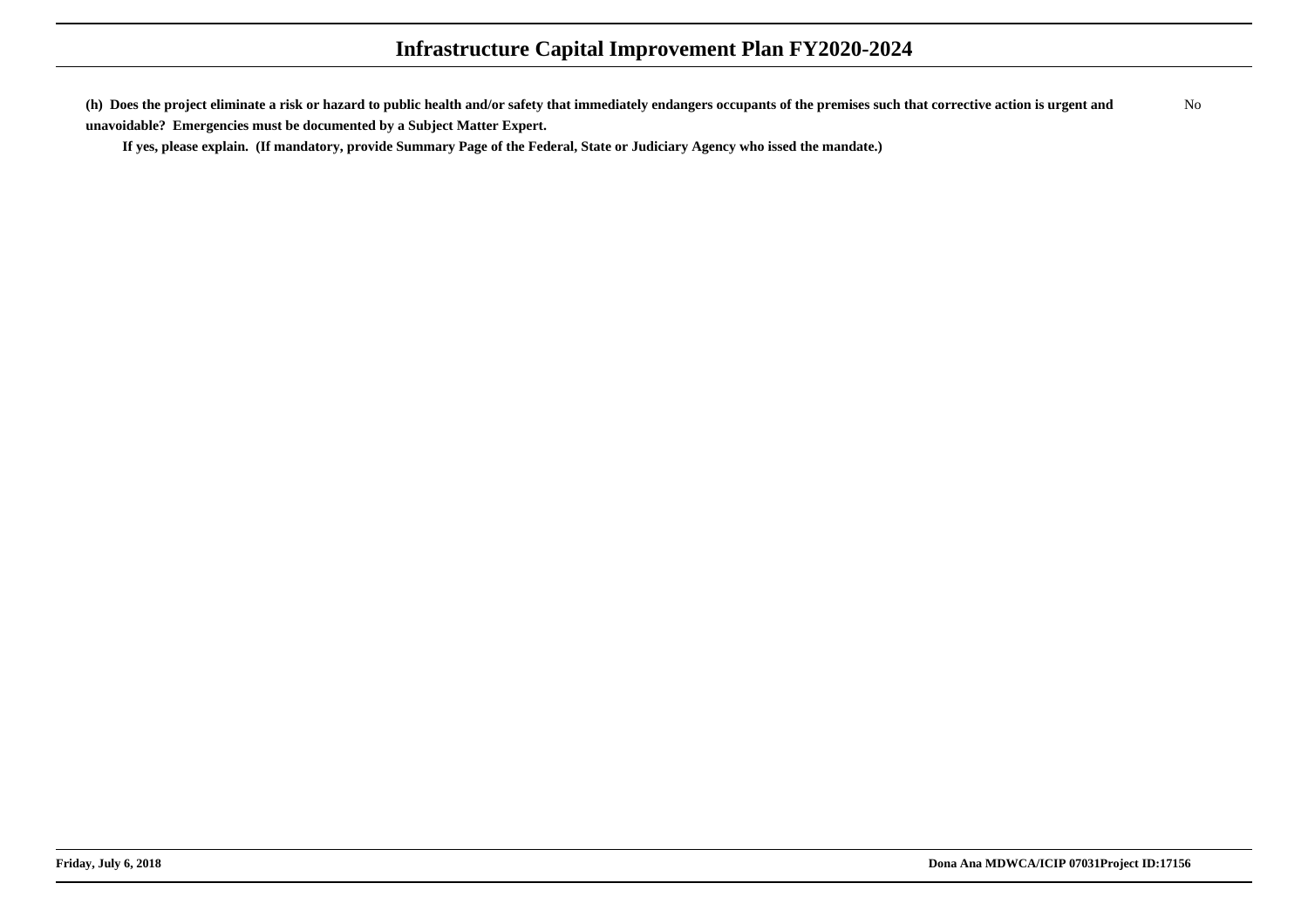**(h) Does the project eliminate a risk or hazard to public health and/or safety that immediately endangers occupants of the premises such that corrective action is urgent and unavoidable? Emergencies must be documented by a Subject Matter Expert.** No

**If yes, please explain. (If mandatory, provide Summary Page of the Federal, State or Judiciary Agency who issed the mandate.)**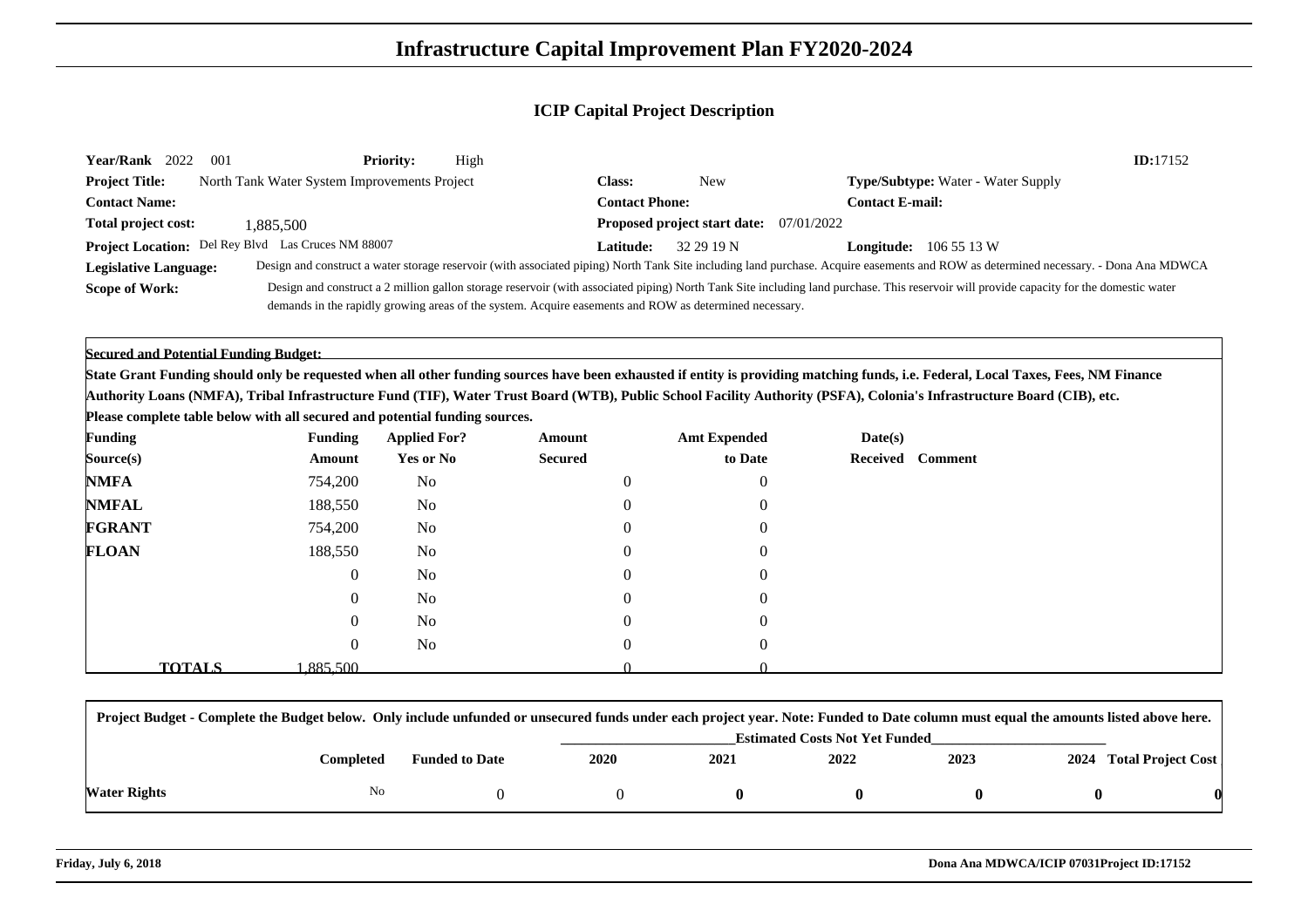# Infrastructure Capital Improvement Plan FY2020-2024

## ICIP Capital Project Description

**Year/Rank** 2022 001 **Priority:** High **ID:**17152

**Project Title:** North Tank Water System Improvements Project **Class:** New **Type/Subtype:** Water - Water Supply

**Contact Name:** **Contact Phone:** **Contact E-mail:**

**Total project cost:** 1,885,500 **Proposed project start date:** 07/01/2022

**Project Location:** Del Rey Blvd Las Cruces NM 88007 **Latitude:** 32 29 19 N **Longitude:** 106 55 13 W

**Legislative Language:** Design and construct a water storage reservoir (with associated piping) North Tank Site including land purchase. Acquire easements and ROW as determined necessary. - Dona Ana MDWCA

**Scope of Work:** Design and construct a 2 million gallon storage reservoir (with associated piping) North Tank Site including land purchase. This reservoir will provide capacity for the domestic water demands in the rapidly growing areas of the system. Acquire easements and ROW as determined necessary.

**Secured and Potential Funding Budget:**

**State Grant Funding should only be requested when all other funding sources have been exhausted if entity is providing matching funds, i.e. Federal, Local Taxes, Fees, NM Finance Authority Loans (NMFA), Tribal Infrastructure Fund (TIF), Water Trust Board (WTB), Public School Facility Authority (PSFA), Colonia's Infrastructure Board (CIB), etc.**

**Please complete table below with all secured and potential funding sources.**

| Funding Source(s) | Funding Amount | Applied For? Yes or No | Amount Secured | Amt Expended to Date | Date(s) Received | Comment |
|---|---|---|---|---|---|---|
| **NMFA** | 754,200 | No | 0 | 0 | | |
| **NMFAL** | 188,550 | No | 0 | 0 | | |
| **FGRANT** | 754,200 | No | 0 | 0 | | |
| **FLOAN** | 188,550 | No | 0 | 0 | | |
| | 0 | No | 0 | 0 | | |
| | 0 | No | 0 | 0 | | |
| | 0 | No | 0 | 0 | | |
| | 0 | No | 0 | 0 | | |
| **TOTALS** | 1,885,500 | | 0 | 0 | | |

**Project Budget - Complete the Budget below. Only include unfunded or unsecured funds under each project year. Note: Funded to Date column must equal the amounts listed above here.**

| | Completed | Funded to Date | 2020 | 2021 | 2022 | 2023 | 2024 | Total Project Cost |
|---|---|---|---|---|---|---|---|---|
| | | | Estimated Costs Not Yet Funded | | | | | |
| **Water Rights** | No | 0 | 0 | **0** | **0** | **0** | **0** | **0** |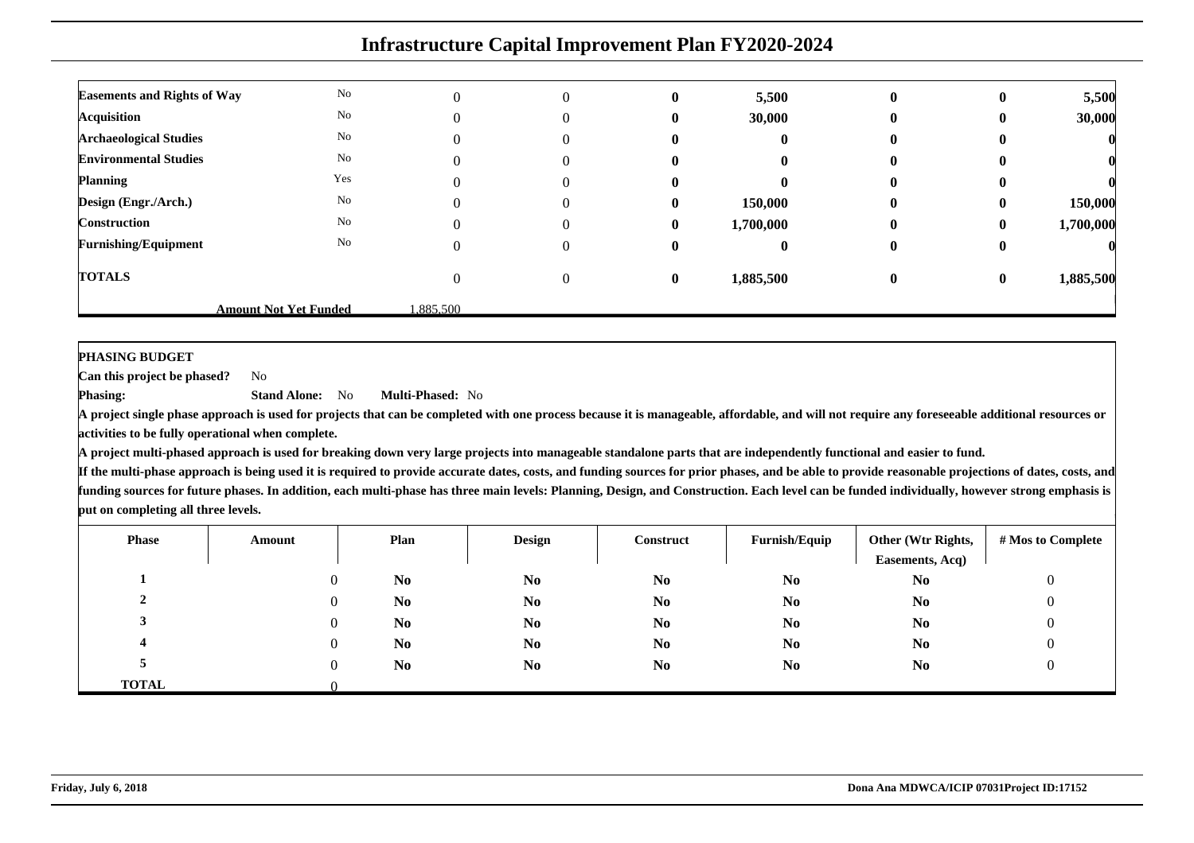# Infrastructure Capital Improvement Plan FY2020-2024

| | | | | | | | | |
|---|---|---|---|---|---|---|---|---|
| **Easements and Rights of Way** | No | 0 | 0 | **0** | **5,500** | **0** | **0** | **5,500** |
| **Acquisition** | No | 0 | 0 | **0** | **30,000** | **0** | **0** | **30,000** |
| **Archaeological Studies** | No | 0 | 0 | **0** | **0** | **0** | **0** | **0** |
| **Environmental Studies** | No | 0 | 0 | **0** | **0** | **0** | **0** | **0** |
| **Planning** | Yes | 0 | 0 | **0** | **0** | **0** | **0** | **0** |
| **Design (Engr./Arch.)** | No | 0 | 0 | **0** | **150,000** | **0** | **0** | **150,000** |
| **Construction** | No | 0 | 0 | **0** | **1,700,000** | **0** | **0** | **1,700,000** |
| **Furnishing/Equipment** | No | 0 | 0 | **0** | **0** | **0** | **0** | **0** |
| **TOTALS** | | 0 | 0 | **0** | **1,885,500** | **0** | **0** | **1,885,500** |
| | **Amount Not Yet Funded** | 1,885,500 | | | | | | |

**PHASING BUDGET**

**Can this project be phased?** No

**Phasing:** **Stand Alone:** No **Multi-Phased:** No

**A project single phase approach is used for projects that can be completed with one process because it is manageable, affordable, and will not require any foreseeable additional resources or activities to be fully operational when complete.**

**A project multi-phased approach is used for breaking down very large projects into manageable standalone parts that are independently functional and easier to fund.**

**If the multi-phase approach is being used it is required to provide accurate dates, costs, and funding sources for prior phases, and be able to provide reasonable projections of dates, costs, and funding sources for future phases. In addition, each multi-phase has three main levels: Planning, Design, and Construction. Each level can be funded individually, however strong emphasis is put on completing all three levels.**

| Phase | Amount | Plan | Design | Construct | Furnish/Equip | Other (Wtr Rights, Easements, Acq) | # Mos to Complete |
|---|---|---|---|---|---|---|---|
| **1** | 0 | **No** | **No** | **No** | **No** | **No** | 0 |
| **2** | 0 | **No** | **No** | **No** | **No** | **No** | 0 |
| **3** | 0 | **No** | **No** | **No** | **No** | **No** | 0 |
| **4** | 0 | **No** | **No** | **No** | **No** | **No** | 0 |
| **5** | 0 | **No** | **No** | **No** | **No** | **No** | 0 |
| **TOTAL** | 0 | | | | | | |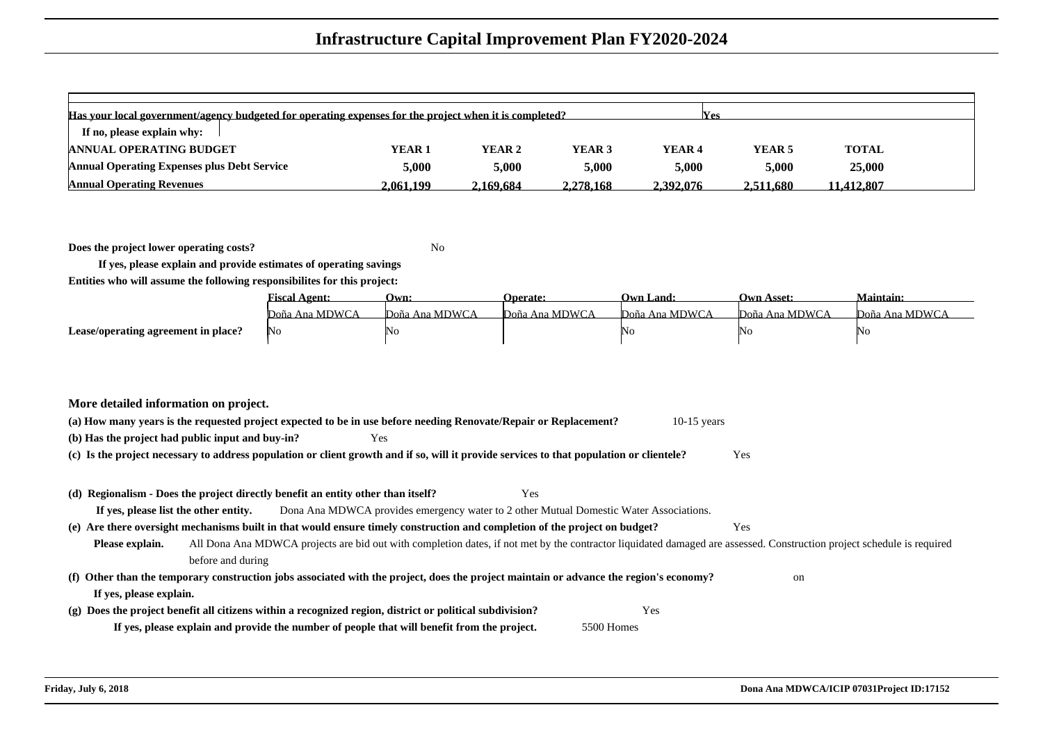# Infrastructure Capital Improvement Plan FY2020-2024

| Has your local government/agency budgeted for operating expenses for the project when it is completed? | | | | | Yes | |
|---|---|---|---|---|---|---|
| If no, please explain why: | | | | | | |
| **ANNUAL OPERATING BUDGET** | **YEAR 1** | **YEAR 2** | **YEAR 3** | **YEAR 4** | **YEAR 5** | **TOTAL** |
| **Annual Operating Expenses plus Debt Service** | **5,000** | **5,000** | **5,000** | **5,000** | **5,000** | **25,000** |
| **Annual Operating Revenues** | **2,061,199** | **2,169,684** | **2,278,168** | **2,392,076** | **2,511,680** | **11,412,807** |

**Does the project lower operating costs?** No

**If yes, please explain and provide estimates of operating savings**

**Entities who will assume the following responsibilites for this project:**

| | Fiscal Agent: | Own: | Operate: | Own Land: | Own Asset: | Maintain: |
|---|---|---|---|---|---|---|
| | Doña Ana MDWCA | Doña Ana MDWCA | Doña Ana MDWCA | Doña Ana MDWCA | Doña Ana MDWCA | Doña Ana MDWCA |
| **Lease/operating agreement in place?** | No | No | | No | No | No |

**More detailed information on project.**

**(a) How many years is the requested project expected to be in use before needing Renovate/Repair or Replacement?** 10-15 years

**(b) Has the project had public input and buy-in?** Yes

**(c) Is the project necessary to address population or client growth and if so, will it provide services to that population or clientele?** Yes

**(d) Regionalism - Does the project directly benefit an entity other than itself?** Yes

**If yes, please list the other entity.** Dona Ana MDWCA provides emergency water to 2 other Mutual Domestic Water Associations.

**(e) Are there oversight mechanisms built in that would ensure timely construction and completion of the project on budget?** Yes

**Please explain.** All Dona Ana MDWCA projects are bid out with completion dates, if not met by the contractor liquidated damaged are assessed. Construction project schedule is required before and during

**(f) Other than the temporary construction jobs associated with the project, does the project maintain or advance the region's economy?** on

**If yes, please explain.**

**(g) Does the project benefit all citizens within a recognized region, district or political subdivision?** Yes

**If yes, please explain and provide the number of people that will benefit from the project.** 5500 Homes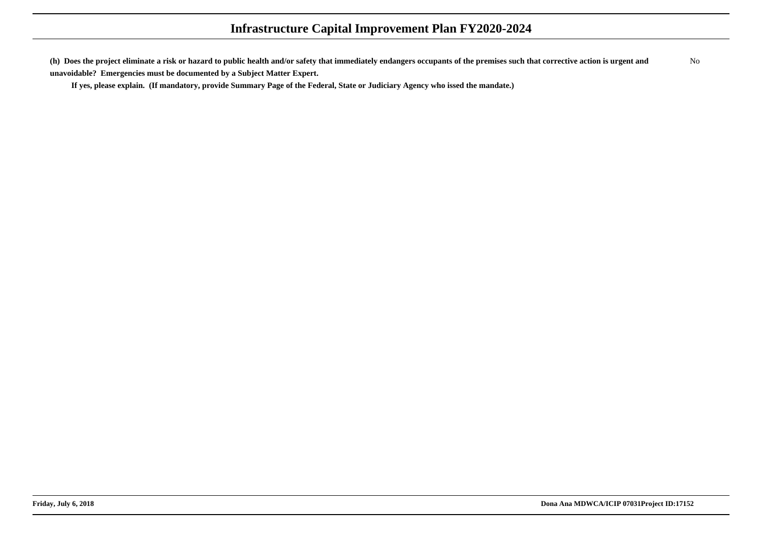**(h) Does the project eliminate a risk or hazard to public health and/or safety that immediately endangers occupants of the premises such that corrective action is urgent and unavoidable? Emergencies must be documented by a Subject Matter Expert.** No

**If yes, please explain. (If mandatory, provide Summary Page of the Federal, State or Judiciary Agency who issed the mandate.)**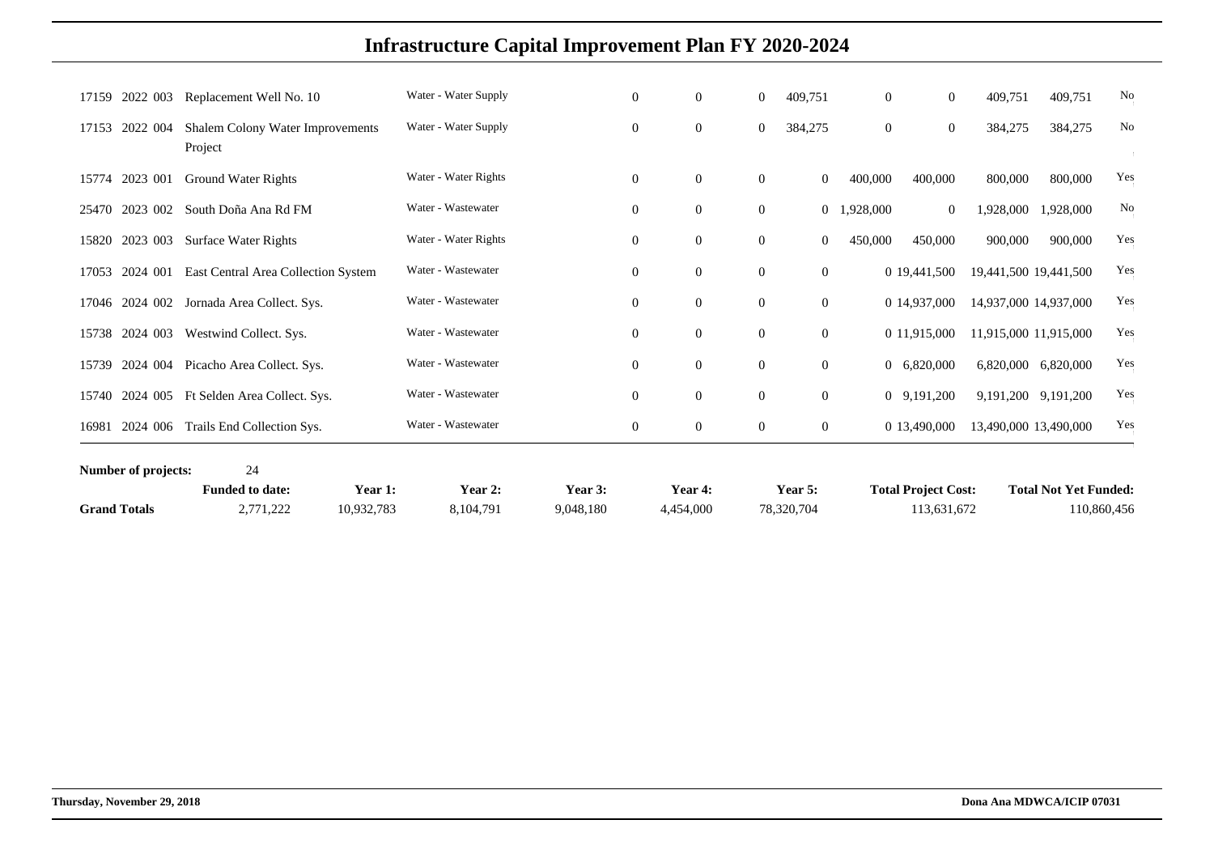# Infrastructure Capital Improvement Plan FY 2020-2024

| | | | | | | | | | | | | |
|---|---|---|---|---|---|---|---|---|---|---|---|---|
| 17159 | 2022 003 | Replacement Well No. 10 | Water - Water Supply | 0 | 0 | 0 | 409,751 | 0 | 0 | 409,751 | 409,751 | No |
| 17153 | 2022 004 | Shalem Colony Water Improvements Project | Water - Water Supply | 0 | 0 | 0 | 384,275 | 0 | 0 | 384,275 | 384,275 | No |
| 15774 | 2023 001 | Ground Water Rights | Water - Water Rights | 0 | 0 | 0 | 0 | 400,000 | 400,000 | 800,000 | 800,000 | Yes |
| 25470 | 2023 002 | South Doña Ana Rd FM | Water - Wastewater | 0 | 0 | 0 | 0 | 1,928,000 | 0 | 1,928,000 | 1,928,000 | No |
| 15820 | 2023 003 | Surface Water Rights | Water - Water Rights | 0 | 0 | 0 | 0 | 450,000 | 450,000 | 900,000 | 900,000 | Yes |
| 17053 | 2024 001 | East Central Area Collection System | Water - Wastewater | 0 | 0 | 0 | 0 | 0 | 19,441,500 | 19,441,500 | 19,441,500 | Yes |
| 17046 | 2024 002 | Jornada Area Collect. Sys. | Water - Wastewater | 0 | 0 | 0 | 0 | 0 | 14,937,000 | 14,937,000 | 14,937,000 | Yes |
| 15738 | 2024 003 | Westwind Collect. Sys. | Water - Wastewater | 0 | 0 | 0 | 0 | 0 | 11,915,000 | 11,915,000 | 11,915,000 | Yes |
| 15739 | 2024 004 | Picacho Area Collect. Sys. | Water - Wastewater | 0 | 0 | 0 | 0 | 0 | 6,820,000 | 6,820,000 | 6,820,000 | Yes |
| 15740 | 2024 005 | Ft Selden Area Collect. Sys. | Water - Wastewater | 0 | 0 | 0 | 0 | 0 | 9,191,200 | 9,191,200 | 9,191,200 | Yes |
| 16981 | 2024 006 | Trails End Collection Sys. | Water - Wastewater | 0 | 0 | 0 | 0 | 0 | 13,490,000 | 13,490,000 | 13,490,000 | Yes |

**Number of projects:** 24

| | Funded to date: | Year 1: | Year 2: | Year 3: | Year 4: | Year 5: | Total Project Cost: | Total Not Yet Funded: |
|---|---|---|---|---|---|---|---|---|
| **Grand Totals** | 2,771,222 | 10,932,783 | 8,104,791 | 9,048,180 | 4,454,000 | 78,320,704 | 113,631,672 | 110,860,456 |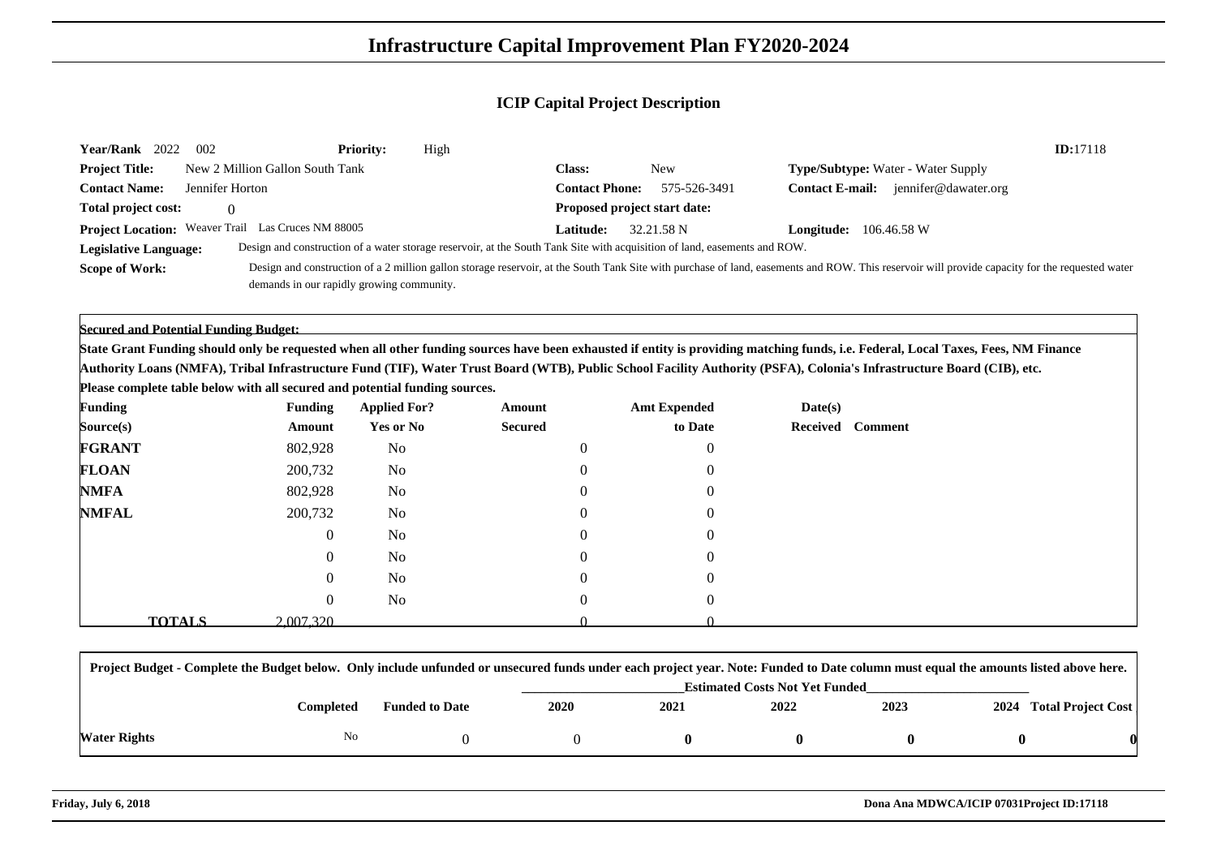# Infrastructure Capital Improvement Plan FY2020-2024

## ICIP Capital Project Description

**Year/Rank** 2022 002 **Priority:** High **ID:**17118

**Project Title:** New 2 Million Gallon South Tank **Class:** New **Type/Subtype:** Water - Water Supply

**Contact Name:** Jennifer Horton **Contact Phone:** 575-526-3491 **Contact E-mail:** jennifer@dawater.org

**Total project cost:** 0 **Proposed project start date:**

**Project Location:** Weaver Trail Las Cruces NM 88005 **Latitude:** 32.21.58 N **Longitude:** 106.46.58 W

**Legislative Language:** Design and construction of a water storage reservoir, at the South Tank Site with acquisition of land, easements and ROW.

**Scope of Work:** Design and construction of a 2 million gallon storage reservoir, at the South Tank Site with purchase of land, easements and ROW. This reservoir will provide capacity for the requested water demands in our rapidly growing community.

**Secured and Potential Funding Budget:**

**State Grant Funding should only be requested when all other funding sources have been exhausted if entity is providing matching funds, i.e. Federal, Local Taxes, Fees, NM Finance Authority Loans (NMFA), Tribal Infrastructure Fund (TIF), Water Trust Board (WTB), Public School Facility Authority (PSFA), Colonia's Infrastructure Board (CIB), etc.**

**Please complete table below with all secured and potential funding sources.**

| Funding Source(s) | Funding Amount | Applied For? Yes or No | Amount Secured | Amt Expended to Date | Date(s) Received | Comment |
|---|---|---|---|---|---|---|
| **FGRANT** | 802,928 | No | 0 | 0 | | |
| **FLOAN** | 200,732 | No | 0 | 0 | | |
| **NMFA** | 802,928 | No | 0 | 0 | | |
| **NMFAL** | 200,732 | No | 0 | 0 | | |
| | 0 | No | 0 | 0 | | |
| | 0 | No | 0 | 0 | | |
| | 0 | No | 0 | 0 | | |
| | 0 | No | 0 | 0 | | |
| **TOTALS** | 2,007,320 | | 0 | 0 | | |

**Project Budget - Complete the Budget below. Only include unfunded or unsecured funds under each project year. Note: Funded to Date column must equal the amounts listed above here.**

| | Completed | Funded to Date | 2020 | 2021 | 2022 | 2023 | 2024 | Total Project Cost |
|---|---|---|---|---|---|---|---|---|
| | | | Estimated Costs Not Yet Funded | | | | | |
| **Water Rights** | No | 0 | 0 | **0** | **0** | **0** | **0** | **0** |

**Friday, July 6, 2018** **Dona Ana MDWCA/ICIP 07031Project ID:17118**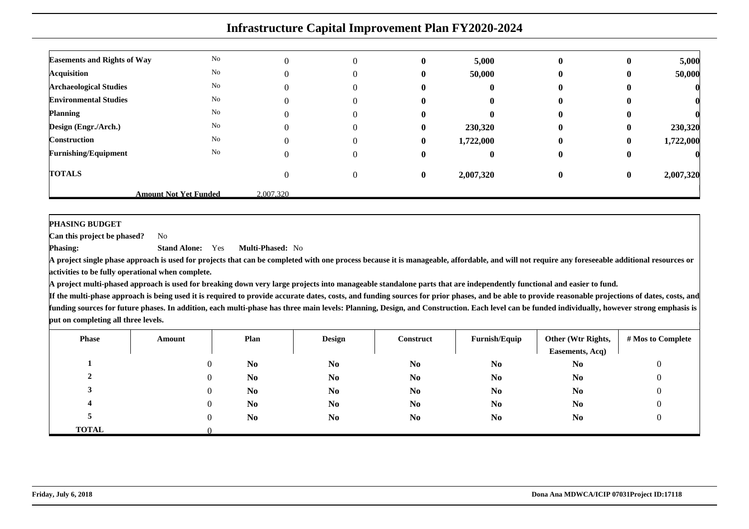# Infrastructure Capital Improvement Plan FY2020-2024

| | | | | | | | | |
|---|---|---|---|---|---|---|---|---|
| **Easements and Rights of Way** | No | 0 | 0 | **0** | **5,000** | **0** | **0** | **5,000** |
| **Acquisition** | No | 0 | 0 | **0** | **50,000** | **0** | **0** | **50,000** |
| **Archaeological Studies** | No | 0 | 0 | **0** | **0** | **0** | **0** | **0** |
| **Environmental Studies** | No | 0 | 0 | **0** | **0** | **0** | **0** | **0** |
| **Planning** | No | 0 | 0 | **0** | **0** | **0** | **0** | **0** |
| **Design (Engr./Arch.)** | No | 0 | 0 | **0** | **230,320** | **0** | **0** | **230,320** |
| **Construction** | No | 0 | 0 | **0** | **1,722,000** | **0** | **0** | **1,722,000** |
| **Furnishing/Equipment** | No | 0 | 0 | **0** | **0** | **0** | **0** | **0** |
| **TOTALS** | | 0 | 0 | **0** | **2,007,320** | **0** | **0** | **2,007,320** |
| **Amount Not Yet Funded** | | 2,007,320 | | | | | | |

**PHASING BUDGET**

**Can this project be phased?** No

**Phasing:** **Stand Alone:** Yes **Multi-Phased:** No

**A project single phase approach is used for projects that can be completed with one process because it is manageable, affordable, and will not require any foreseeable additional resources or activities to be fully operational when complete.**

**A project multi-phased approach is used for breaking down very large projects into manageable standalone parts that are independently functional and easier to fund.**

**If the multi-phase approach is being used it is required to provide accurate dates, costs, and funding sources for prior phases, and be able to provide reasonable projections of dates, costs, and funding sources for future phases. In addition, each multi-phase has three main levels: Planning, Design, and Construction. Each level can be funded individually, however strong emphasis is put on completing all three levels.**

| Phase | Amount | Plan | Design | Construct | Furnish/Equip | Other (Wtr Rights, Easements, Acq) | # Mos to Complete |
|---|---|---|---|---|---|---|---|
| **1** | 0 | **No** | **No** | **No** | **No** | **No** | 0 |
| **2** | 0 | **No** | **No** | **No** | **No** | **No** | 0 |
| **3** | 0 | **No** | **No** | **No** | **No** | **No** | 0 |
| **4** | 0 | **No** | **No** | **No** | **No** | **No** | 0 |
| **5** | 0 | **No** | **No** | **No** | **No** | **No** | 0 |
| **TOTAL** | 0 | | | | | | |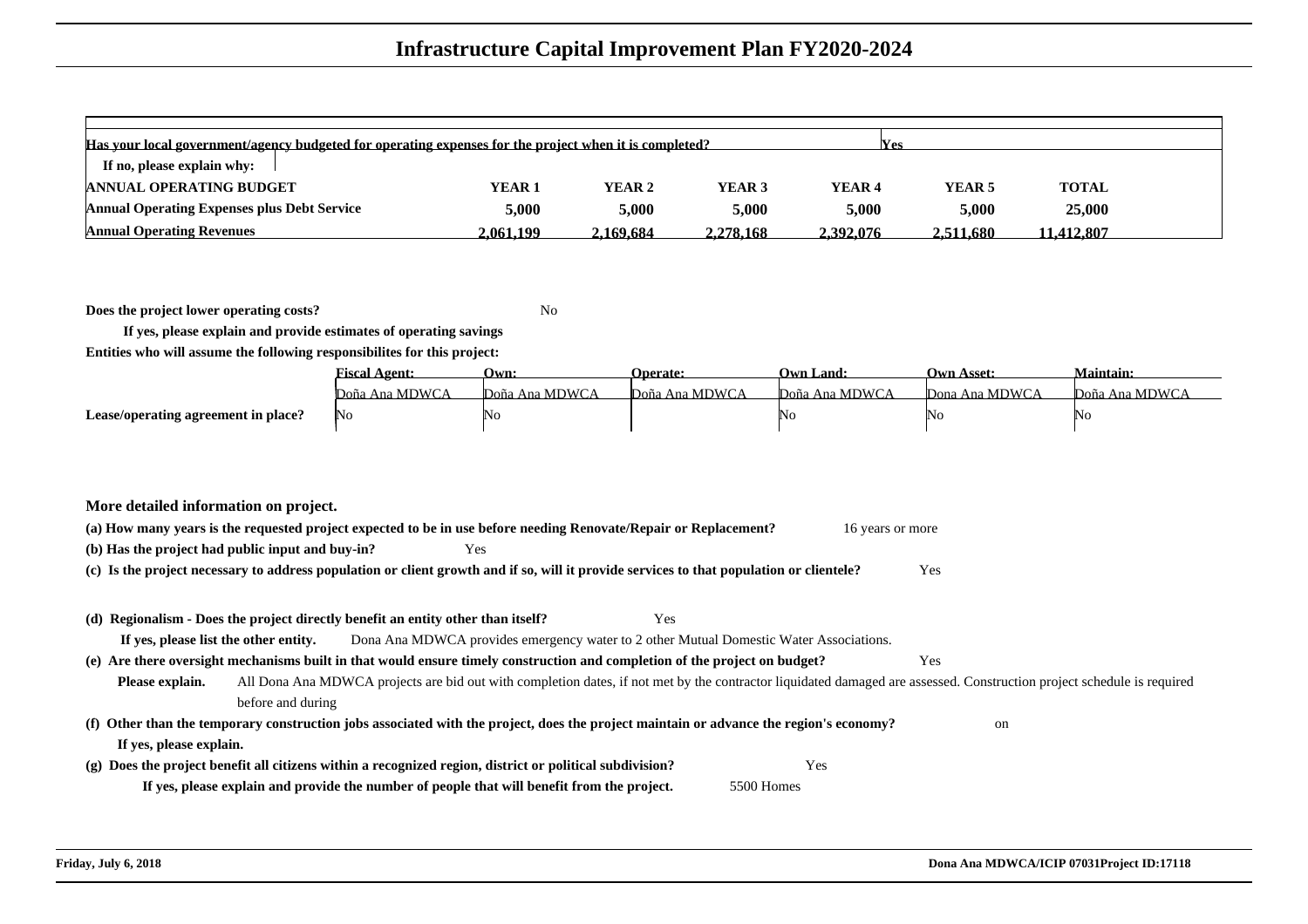# Infrastructure Capital Improvement Plan FY2020-2024

| Has your local government/agency budgeted for operating expenses for the project when it is completed? | | | | | Yes | |
|---|---|---|---|---|---|---|
| If no, please explain why: | | | | | | |
| **ANNUAL OPERATING BUDGET** | **YEAR 1** | **YEAR 2** | **YEAR 3** | **YEAR 4** | **YEAR 5** | **TOTAL** |
| **Annual Operating Expenses plus Debt Service** | **5,000** | **5,000** | **5,000** | **5,000** | **5,000** | **25,000** |
| **Annual Operating Revenues** | **2,061,199** | **2,169,684** | **2,278,168** | **2,392,076** | **2,511,680** | **11,412,807** |

**Does the project lower operating costs?** No

**If yes, please explain and provide estimates of operating savings**

**Entities who will assume the following responsibilites for this project:**

| | Fiscal Agent: | Own: | Operate: | Own Land: | Own Asset: | Maintain: |
|---|---|---|---|---|---|---|
| | Doña Ana MDWCA | Doña Ana MDWCA | Doña Ana MDWCA | Doña Ana MDWCA | Dona Ana MDWCA | Doña Ana MDWCA |
| **Lease/operating agreement in place?** | No | No | | No | No | No |

**More detailed information on project.**

**(a) How many years is the requested project expected to be in use before needing Renovate/Repair or Replacement?** 16 years or more

**(b) Has the project had public input and buy-in?** Yes

**(c) Is the project necessary to address population or client growth and if so, will it provide services to that population or clientele?** Yes

**(d) Regionalism - Does the project directly benefit an entity other than itself?** Yes

**If yes, please list the other entity.** Dona Ana MDWCA provides emergency water to 2 other Mutual Domestic Water Associations.

**(e) Are there oversight mechanisms built in that would ensure timely construction and completion of the project on budget?** Yes

**Please explain.** All Dona Ana MDWCA projects are bid out with completion dates, if not met by the contractor liquidated damaged are assessed. Construction project schedule is required before and during

**(f) Other than the temporary construction jobs associated with the project, does the project maintain or advance the region's economy?** on

**If yes, please explain.**

**(g) Does the project benefit all citizens within a recognized region, district or political subdivision?** Yes

**If yes, please explain and provide the number of people that will benefit from the project.** 5500 Homes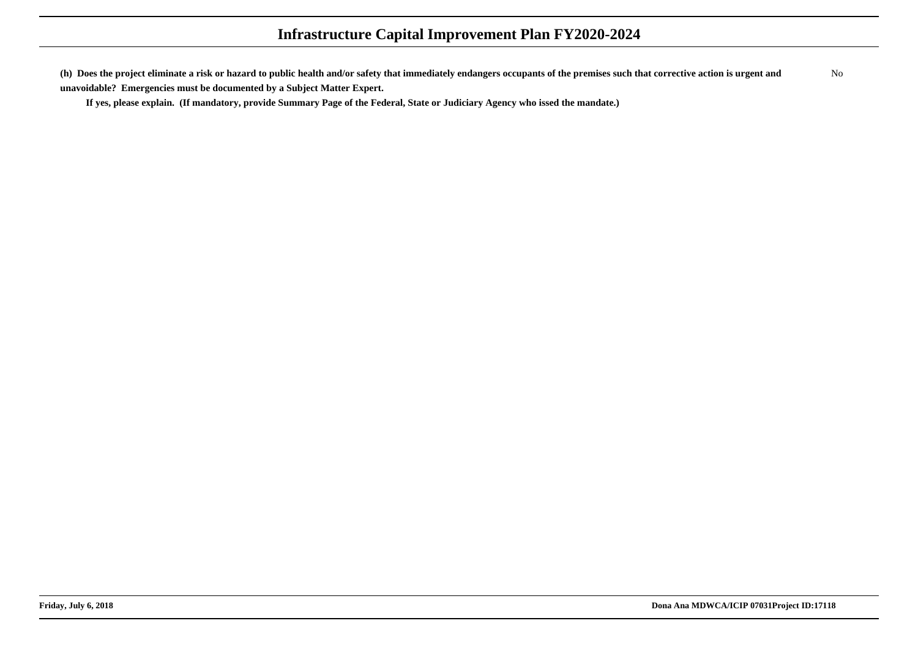**(h) Does the project eliminate a risk or hazard to public health and/or safety that immediately endangers occupants of the premises such that corrective action is urgent and unavoidable? Emergencies must be documented by a Subject Matter Expert.** No

**If yes, please explain. (If mandatory, provide Summary Page of the Federal, State or Judiciary Agency who issed the mandate.)**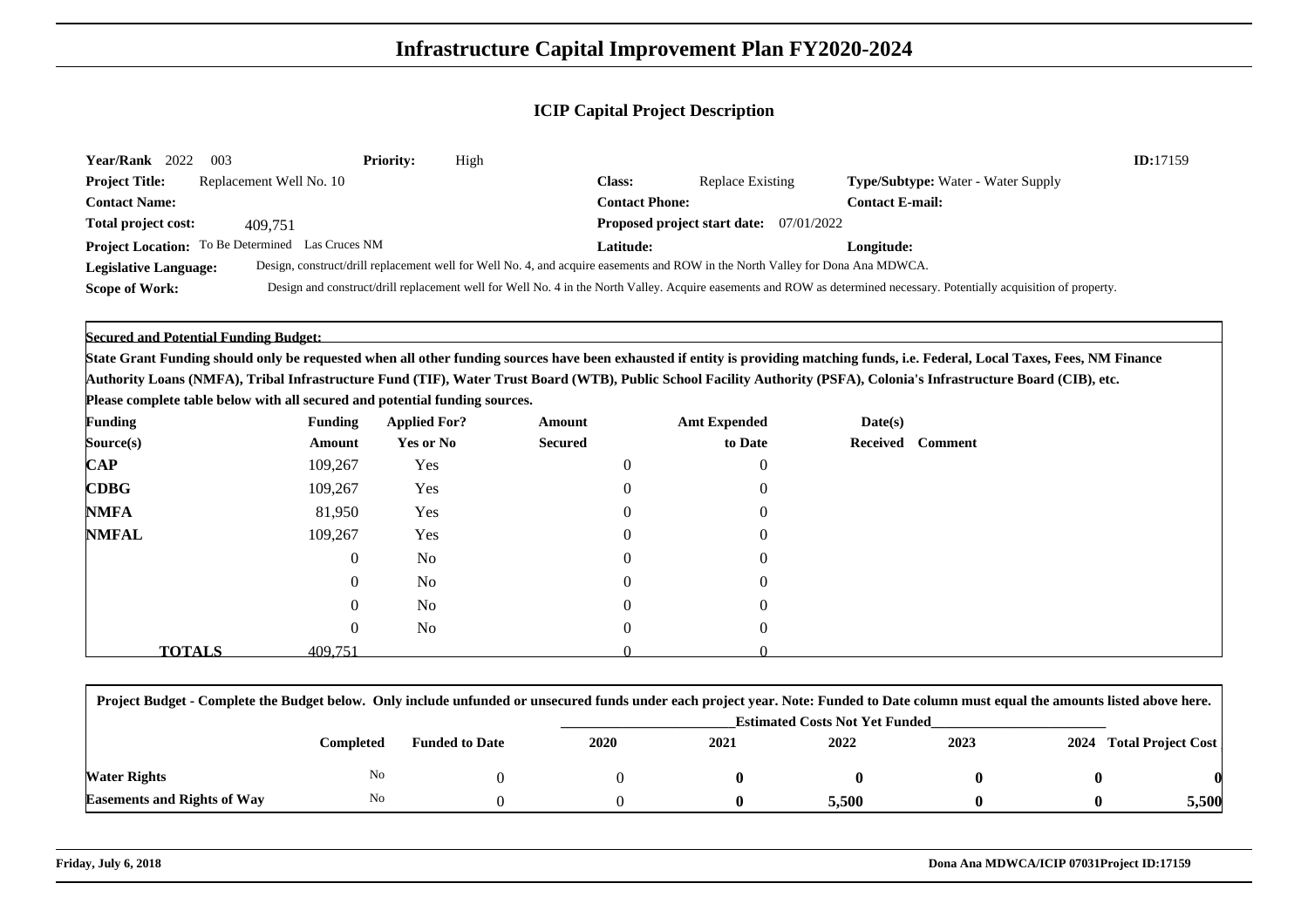# Infrastructure Capital Improvement Plan FY2020-2024

## ICIP Capital Project Description

**Year/Rank** 2022 003 **Priority:** High **ID:**17159

**Project Title:** Replacement Well No. 10 **Class:** Replace Existing **Type/Subtype:** Water - Water Supply

**Contact Name:** **Contact Phone:** **Contact E-mail:**

**Total project cost:** 409,751 **Proposed project start date:** 07/01/2022

**Project Location:** To Be Determined Las Cruces NM **Latitude:** **Longitude:**

**Legislative Language:** Design, construct/drill replacement well for Well No. 4, and acquire easements and ROW in the North Valley for Dona Ana MDWCA.

**Scope of Work:** Design and construct/drill replacement well for Well No. 4 in the North Valley. Acquire easements and ROW as determined necessary. Potentially acquisition of property.

**Secured and Potential Funding Budget:**

**State Grant Funding should only be requested when all other funding sources have been exhausted if entity is providing matching funds, i.e. Federal, Local Taxes, Fees, NM Finance Authority Loans (NMFA), Tribal Infrastructure Fund (TIF), Water Trust Board (WTB), Public School Facility Authority (PSFA), Colonia's Infrastructure Board (CIB), etc. Please complete table below with all secured and potential funding sources.**

| Funding Source(s) | Funding Amount | Applied For? Yes or No | Amount Secured | Amt Expended to Date | Date(s) Received | Comment |
|---|---|---|---|---|---|---|
| **CAP** | 109,267 | Yes | 0 | 0 | | |
| **CDBG** | 109,267 | Yes | 0 | 0 | | |
| **NMFA** | 81,950 | Yes | 0 | 0 | | |
| **NMFAL** | 109,267 | Yes | 0 | 0 | | |
| | 0 | No | 0 | 0 | | |
| | 0 | No | 0 | 0 | | |
| | 0 | No | 0 | 0 | | |
| | 0 | No | 0 | 0 | | |
| **TOTALS** | 409,751 | | 0 | 0 | | |

**Project Budget - Complete the Budget below. Only include unfunded or unsecured funds under each project year. Note: Funded to Date column must equal the amounts listed above here.**

| | Completed | Funded to Date | 2020 | 2021 | 2022 | 2023 | 2024 | Total Project Cost |
|---|---|---|---|---|---|---|---|---|
| | | | Estimated Costs Not Yet Funded | | | | | |
| **Water Rights** | No | 0 | 0 | **0** | **0** | **0** | **0** | **0** |
| **Easements and Rights of Way** | No | 0 | 0 | **0** | **5,500** | **0** | **0** | **5,500** |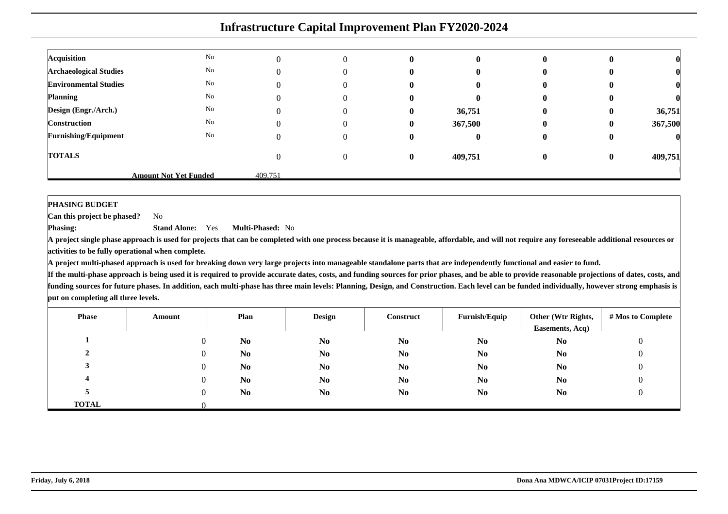# Infrastructure Capital Improvement Plan FY2020-2024

| | | | | | | | | |
|---|---|---|---|---|---|---|---|---|
| **Acquisition** | No | 0 | 0 | **0** | **0** | **0** | **0** | **0** |
| **Archaeological Studies** | No | 0 | 0 | **0** | **0** | **0** | **0** | **0** |
| **Environmental Studies** | No | 0 | 0 | **0** | **0** | **0** | **0** | **0** |
| **Planning** | No | 0 | 0 | **0** | **0** | **0** | **0** | **0** |
| **Design (Engr./Arch.)** | No | 0 | 0 | **0** | **36,751** | **0** | **0** | **36,751** |
| **Construction** | No | 0 | 0 | **0** | **367,500** | **0** | **0** | **367,500** |
| **Furnishing/Equipment** | No | 0 | 0 | **0** | **0** | **0** | **0** | **0** |
| **TOTALS** | | 0 | 0 | **0** | **409,751** | **0** | **0** | **409,751** |
| | **Amount Not Yet Funded** | 409,751 | | | | | | |

**PHASING BUDGET**

**Can this project be phased?** No

**Phasing:** **Stand Alone:** Yes **Multi-Phased:** No

**A project single phase approach is used for projects that can be completed with one process because it is manageable, affordable, and will not require any foreseeable additional resources or activities to be fully operational when complete.**

**A project multi-phased approach is used for breaking down very large projects into manageable standalone parts that are independently functional and easier to fund.**

**If the multi-phase approach is being used it is required to provide accurate dates, costs, and funding sources for prior phases, and be able to provide reasonable projections of dates, costs, and funding sources for future phases. In addition, each multi-phase has three main levels: Planning, Design, and Construction. Each level can be funded individually, however strong emphasis is put on completing all three levels.**

| Phase | Amount | Plan | Design | Construct | Furnish/Equip | Other (Wtr Rights, Easements, Acq) | # Mos to Complete |
|---|---|---|---|---|---|---|---|
| **1** | 0 | **No** | **No** | **No** | **No** | **No** | 0 |
| **2** | 0 | **No** | **No** | **No** | **No** | **No** | 0 |
| **3** | 0 | **No** | **No** | **No** | **No** | **No** | 0 |
| **4** | 0 | **No** | **No** | **No** | **No** | **No** | 0 |
| **5** | 0 | **No** | **No** | **No** | **No** | **No** | 0 |
| **TOTAL** | 0 | | | | | | |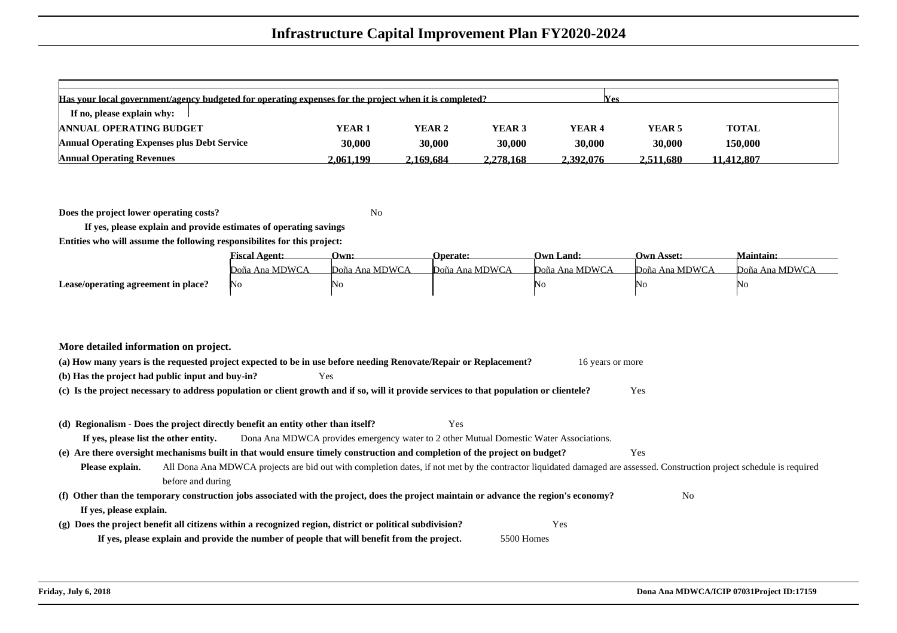# Infrastructure Capital Improvement Plan FY2020-2024

| Has your local government/agency budgeted for operating expenses for the project when it is completed? | | | | | Yes | |
|---|---|---|---|---|---|---|
| If no, please explain why: | | | | | | |
| **ANNUAL OPERATING BUDGET** | **YEAR 1** | **YEAR 2** | **YEAR 3** | **YEAR 4** | **YEAR 5** | **TOTAL** |
| **Annual Operating Expenses plus Debt Service** | 30,000 | 30,000 | 30,000 | 30,000 | 30,000 | 150,000 |
| **Annual Operating Revenues** | 2,061,199 | 2,169,684 | 2,278,168 | 2,392,076 | 2,511,680 | 11,412,807 |

**Does the project lower operating costs?** No

**If yes, please explain and provide estimates of operating savings**

**Entities who will assume the following responsibilites for this project:**

| | Fiscal Agent: | Own: | Operate: | Own Land: | Own Asset: | Maintain: |
|---|---|---|---|---|---|---|
| | Doña Ana MDWCA | Doña Ana MDWCA | Doña Ana MDWCA | Doña Ana MDWCA | Doña Ana MDWCA | Doña Ana MDWCA |
| **Lease/operating agreement in place?** | No | No | | No | No | No |

**More detailed information on project.**

**(a) How many years is the requested project expected to be in use before needing Renovate/Repair or Replacement?** 16 years or more

**(b) Has the project had public input and buy-in?** Yes

**(c) Is the project necessary to address population or client growth and if so, will it provide services to that population or clientele?** Yes

**(d) Regionalism - Does the project directly benefit an entity other than itself?** Yes

**If yes, please list the other entity.** Dona Ana MDWCA provides emergency water to 2 other Mutual Domestic Water Associations.

**(e) Are there oversight mechanisms built in that would ensure timely construction and completion of the project on budget?** Yes

**Please explain.** All Dona Ana MDWCA projects are bid out with completion dates, if not met by the contractor liquidated damaged are assessed. Construction project schedule is required before and during

**(f) Other than the temporary construction jobs associated with the project, does the project maintain or advance the region's economy?** No

**If yes, please explain.**

**(g) Does the project benefit all citizens within a recognized region, district or political subdivision?** Yes

**If yes, please explain and provide the number of people that will benefit from the project.** 5500 Homes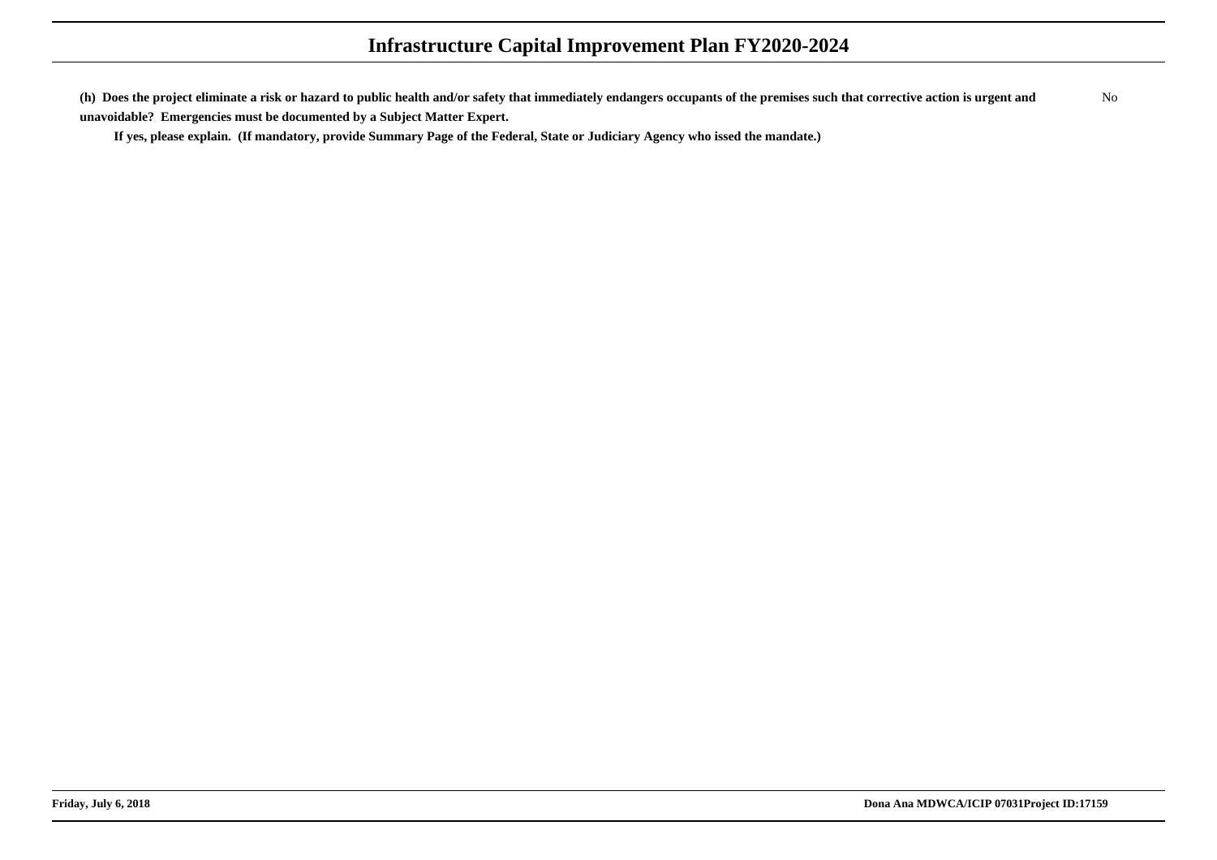**(h) Does the project eliminate a risk or hazard to public health and/or safety that immediately endangers occupants of the premises such that corrective action is urgent and unavoidable? Emergencies must be documented by a Subject Matter Expert.** No

**If yes, please explain. (If mandatory, provide Summary Page of the Federal, State or Judiciary Agency who issed the mandate.)**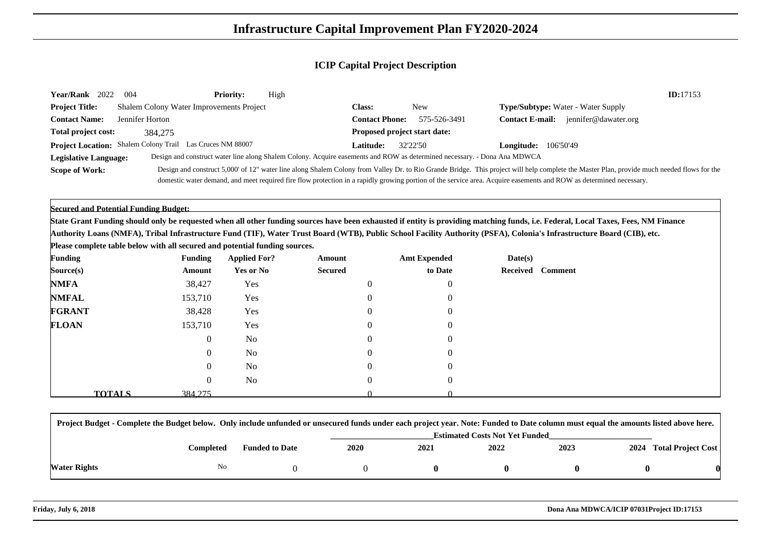# Infrastructure Capital Improvement Plan FY2020-2024

## ICIP Capital Project Description

**Year/Rank** 2022 004 **Priority:** High **ID:** 17153

**Project Title:** Shalem Colony Water Improvements Project **Class:** New **Type/Subtype:** Water - Water Supply

**Contact Name:** Jennifer Horton **Contact Phone:** 575-526-3491 **Contact E-mail:** jennifer@dawater.org

**Total project cost:** 384,275 **Proposed project start date:**

**Project Location:** Shalem Colony Trail Las Cruces NM 88007 **Latitude:** 32'22'50 **Longitude:** 106'50'49

**Legislative Language:** Design and construct water line along Shalem Colony. Acquire easements and ROW as determined necessary. - Dona Ana MDWCA

**Scope of Work:** Design and construct 5,000' of 12" water line along Shalem Colony from Valley Dr. to Rio Grande Bridge. This project will help complete the Master Plan, provide much needed flows for the domestic water demand, and meet required fire flow protection in a rapidly growing portion of the service area. Acquire easements and ROW as determined necessary.

**Secured and Potential Funding Budget:**

**State Grant Funding should only be requested when all other funding sources have been exhausted if entity is providing matching funds, i.e. Federal, Local Taxes, Fees, NM Finance Authority Loans (NMFA), Tribal Infrastructure Fund (TIF), Water Trust Board (WTB), Public School Facility Authority (PSFA), Colonia's Infrastructure Board (CIB), etc.**

**Please complete table below with all secured and potential funding sources.**

| Funding Source(s) | Funding Amount | Applied For? Yes or No | Amount Secured | Amt Expended to Date | Date(s) Received | Comment |
|---|---|---|---|---|---|---|
| **NMFA** | 38,427 | Yes | 0 | 0 | | |
| **NMFAL** | 153,710 | Yes | 0 | 0 | | |
| **FGRANT** | 38,428 | Yes | 0 | 0 | | |
| **FLOAN** | 153,710 | Yes | 0 | 0 | | |
| | 0 | No | 0 | 0 | | |
| | 0 | No | 0 | 0 | | |
| | 0 | No | 0 | 0 | | |
| | 0 | No | 0 | 0 | | |
| **TOTALS** | 384,275 | | 0 | 0 | | |

**Project Budget - Complete the Budget below. Only include unfunded or unsecured funds under each project year. Note: Funded to Date column must equal the amounts listed above here.**

| | Completed | Funded to Date | Estimated Costs Not Yet Funded 2020 | 2021 | 2022 | 2023 | 2024 | Total Project Cost |
|---|---|---|---|---|---|---|---|---|
| **Water Rights** | No | 0 | 0 | **0** | **0** | **0** | **0** | **0** |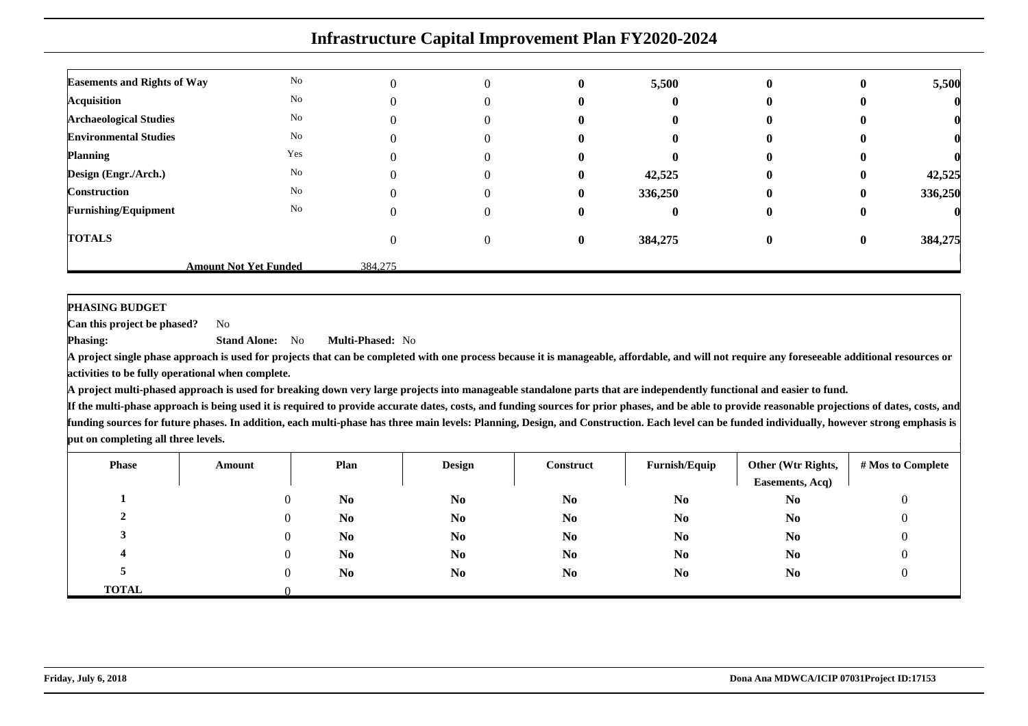# Infrastructure Capital Improvement Plan FY2020-2024

| | | | | | | | | |
|---|---|---|---|---|---|---|---|---|
| **Easements and Rights of Way** | No | 0 | 0 | **0** | **5,500** | **0** | **0** | **5,500** |
| **Acquisition** | No | 0 | 0 | **0** | **0** | **0** | **0** | **0** |
| **Archaeological Studies** | No | 0 | 0 | **0** | **0** | **0** | **0** | **0** |
| **Environmental Studies** | No | 0 | 0 | **0** | **0** | **0** | **0** | **0** |
| **Planning** | Yes | 0 | 0 | **0** | **0** | **0** | **0** | **0** |
| **Design (Engr./Arch.)** | No | 0 | 0 | **0** | **42,525** | **0** | **0** | **42,525** |
| **Construction** | No | 0 | 0 | **0** | **336,250** | **0** | **0** | **336,250** |
| **Furnishing/Equipment** | No | 0 | 0 | **0** | **0** | **0** | **0** | **0** |
| **TOTALS** | | 0 | 0 | **0** | **384,275** | **0** | **0** | **384,275** |
| **Amount Not Yet Funded** | | 384,275 | | | | | | |

**PHASING BUDGET**

**Can this project be phased?** No

**Phasing:** **Stand Alone:** No **Multi-Phased:** No

**A project single phase approach is used for projects that can be completed with one process because it is manageable, affordable, and will not require any foreseeable additional resources or activities to be fully operational when complete.**

**A project multi-phased approach is used for breaking down very large projects into manageable standalone parts that are independently functional and easier to fund.**

**If the multi-phase approach is being used it is required to provide accurate dates, costs, and funding sources for prior phases, and be able to provide reasonable projections of dates, costs, and funding sources for future phases. In addition, each multi-phase has three main levels: Planning, Design, and Construction. Each level can be funded individually, however strong emphasis is put on completing all three levels.**

| Phase | Amount | Plan | Design | Construct | Furnish/Equip | Other (Wtr Rights, Easements, Acq) | # Mos to Complete |
|---|---|---|---|---|---|---|---|
| **1** | 0 | **No** | **No** | **No** | **No** | **No** | 0 |
| **2** | 0 | **No** | **No** | **No** | **No** | **No** | 0 |
| **3** | 0 | **No** | **No** | **No** | **No** | **No** | 0 |
| **4** | 0 | **No** | **No** | **No** | **No** | **No** | 0 |
| **5** | 0 | **No** | **No** | **No** | **No** | **No** | 0 |
| **TOTAL** | 0 | | | | | | |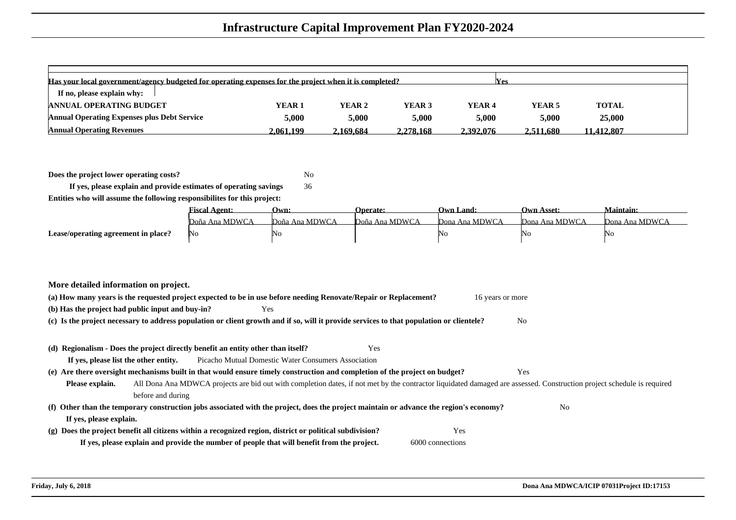# Infrastructure Capital Improvement Plan FY2020-2024

| Has your local government/agency budgeted for operating expenses for the project when it is completed? | | | | | Yes | |
|---|---|---|---|---|---|---|
| If no, please explain why: | | | | | | |
| **ANNUAL OPERATING BUDGET** | **YEAR 1** | **YEAR 2** | **YEAR 3** | **YEAR 4** | **YEAR 5** | **TOTAL** |
| **Annual Operating Expenses plus Debt Service** | 5,000 | 5,000 | 5,000 | 5,000 | 5,000 | 25,000 |
| **Annual Operating Revenues** | 2,061,199 | 2,169,684 | 2,278,168 | 2,392,076 | 2,511,680 | 11,412,807 |

**Does the project lower operating costs?** No

**If yes, please explain and provide estimates of operating savings** 36

**Entities who will assume the following responsibilites for this project:**

| | Fiscal Agent: | Own: | Operate: | Own Land: | Own Asset: | Maintain: |
|---|---|---|---|---|---|---|
| | Doña Ana MDWCA | Doña Ana MDWCA | Doña Ana MDWCA | Dona Ana MDWCA | Dona Ana MDWCA | Dona Ana MDWCA |
| **Lease/operating agreement in place?** | No | No | | No | No | No |

**More detailed information on project.**

**(a) How many years is the requested project expected to be in use before needing Renovate/Repair or Replacement?** 16 years or more

**(b) Has the project had public input and buy-in?** Yes

**(c) Is the project necessary to address population or client growth and if so, will it provide services to that population or clientele?** No

**(d) Regionalism - Does the project directly benefit an entity other than itself?** Yes

**If yes, please list the other entity.** Picacho Mutual Domestic Water Consumers Association

**(e) Are there oversight mechanisms built in that would ensure timely construction and completion of the project on budget?** Yes

**Please explain.** All Dona Ana MDWCA projects are bid out with completion dates, if not met by the contractor liquidated damaged are assessed. Construction project schedule is required before and during

**(f) Other than the temporary construction jobs associated with the project, does the project maintain or advance the region's economy?** No

**If yes, please explain.**

**(g) Does the project benefit all citizens within a recognized region, district or political subdivision?** Yes

**If yes, please explain and provide the number of people that will benefit from the project.** 6000 connections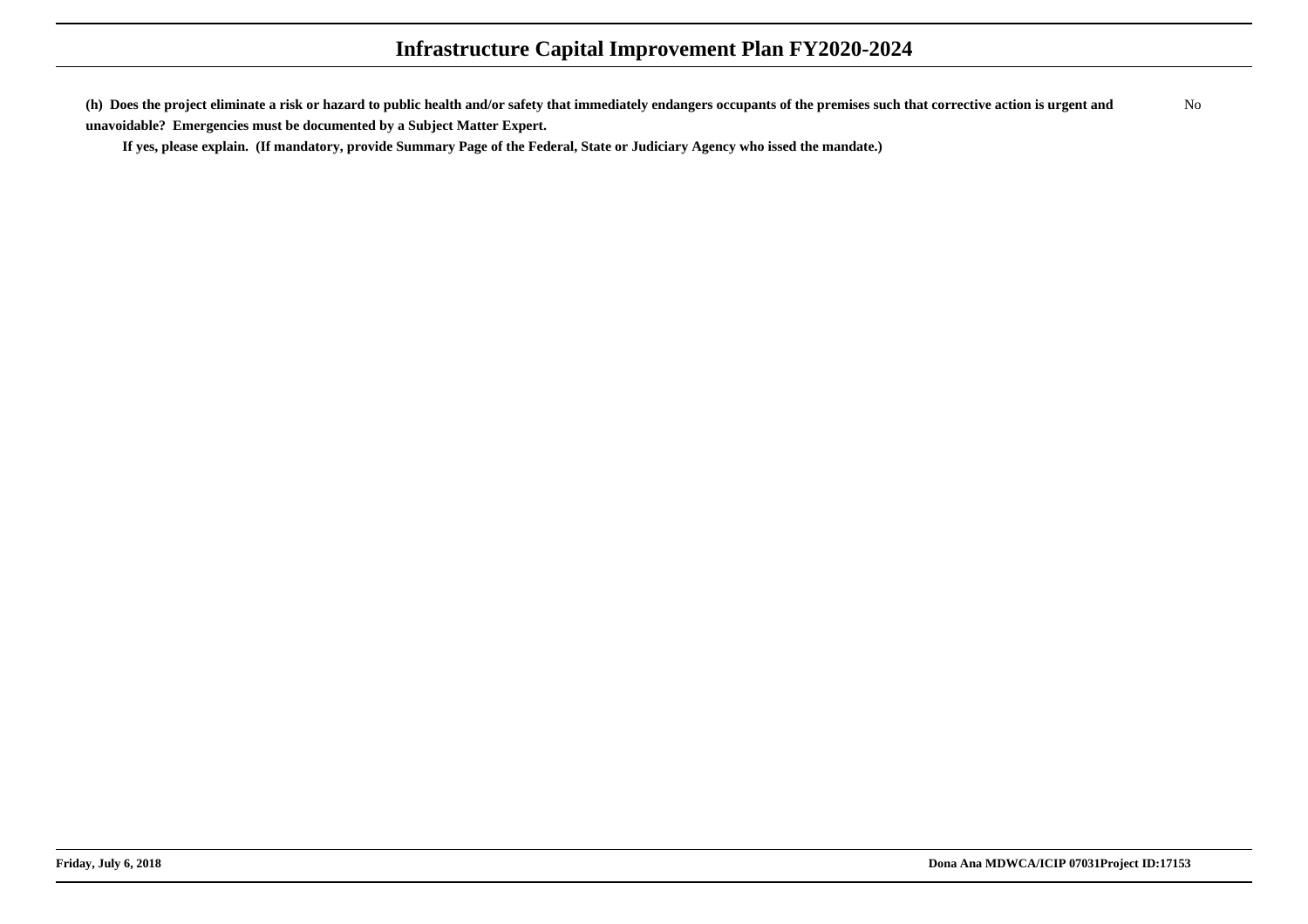**(h) Does the project eliminate a risk or hazard to public health and/or safety that immediately endangers occupants of the premises such that corrective action is urgent and unavoidable? Emergencies must be documented by a Subject Matter Expert.**

No

**If yes, please explain. (If mandatory, provide Summary Page of the Federal, State or Judiciary Agency who issed the mandate.)**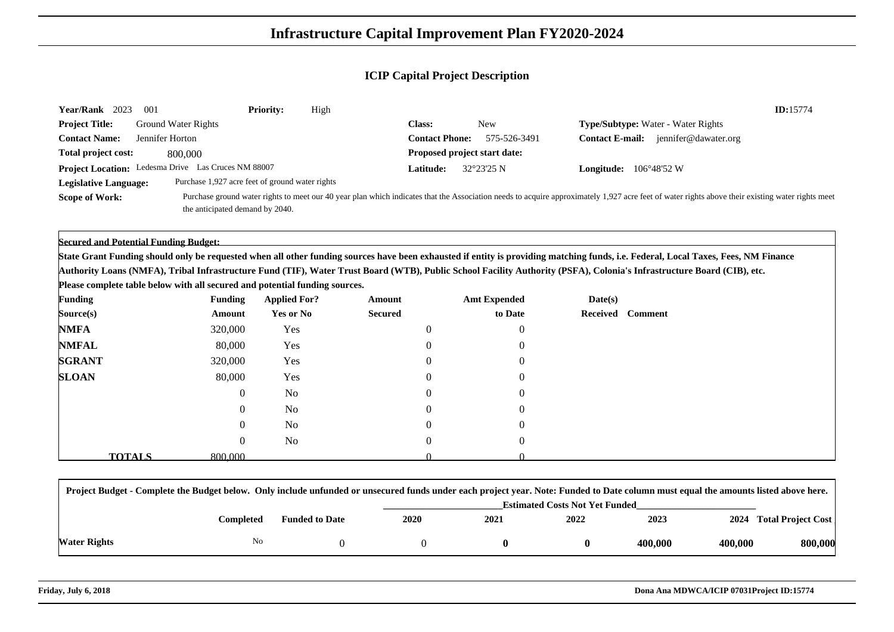# Infrastructure Capital Improvement Plan FY2020-2024

## ICIP Capital Project Description

**Year/Rank** 2023 001 **Priority:** High **ID:**15774

**Project Title:** Ground Water Rights **Class:** New **Type/Subtype:** Water - Water Rights

**Contact Name:** Jennifer Horton **Contact Phone:** 575-526-3491 **Contact E-mail:** jennifer@dawater.org

**Total project cost:** 800,000 **Proposed project start date:**

**Project Location:** Ledesma Drive Las Cruces NM 88007 **Latitude:** 32°23'25 N **Longitude:** 106°48'52 W

**Legislative Language:** Purchase 1,927 acre feet of ground water rights

**Scope of Work:** Purchase ground water rights to meet our 40 year plan which indicates that the Association needs to acquire approximately 1,927 acre feet of water rights above their existing water rights meet the anticipated demand by 2040.

**Secured and Potential Funding Budget:**

**State Grant Funding should only be requested when all other funding sources have been exhausted if entity is providing matching funds, i.e. Federal, Local Taxes, Fees, NM Finance Authority Loans (NMFA), Tribal Infrastructure Fund (TIF), Water Trust Board (WTB), Public School Facility Authority (PSFA), Colonia's Infrastructure Board (CIB), etc.**

**Please complete table below with all secured and potential funding sources.**

| Funding Source(s) | Funding Amount | Applied For? Yes or No | Amount Secured | Amt Expended to Date | Date(s) Received | Comment |
|---|---|---|---|---|---|---|
| **NMFA** | 320,000 | Yes | 0 | 0 | | |
| **NMFAL** | 80,000 | Yes | 0 | 0 | | |
| **SGRANT** | 320,000 | Yes | 0 | 0 | | |
| **SLOAN** | 80,000 | Yes | 0 | 0 | | |
| | 0 | No | 0 | 0 | | |
| | 0 | No | 0 | 0 | | |
| | 0 | No | 0 | 0 | | |
| | 0 | No | 0 | 0 | | |
| **TOTALS** | 800,000 | | 0 | 0 | | |

**Project Budget - Complete the Budget below. Only include unfunded or unsecured funds under each project year. Note: Funded to Date column must equal the amounts listed above here.**

| | Completed | Funded to Date | Estimated Costs Not Yet Funded 2020 | 2021 | 2022 | 2023 | 2024 | Total Project Cost |
|---|---|---|---|---|---|---|---|---|
| **Water Rights** | No | 0 | 0 | **0** | **0** | **400,000** | **400,000** | **800,000** |

**Friday, July 6, 2018** **Dona Ana MDWCA/ICIP 07031Project ID:15774**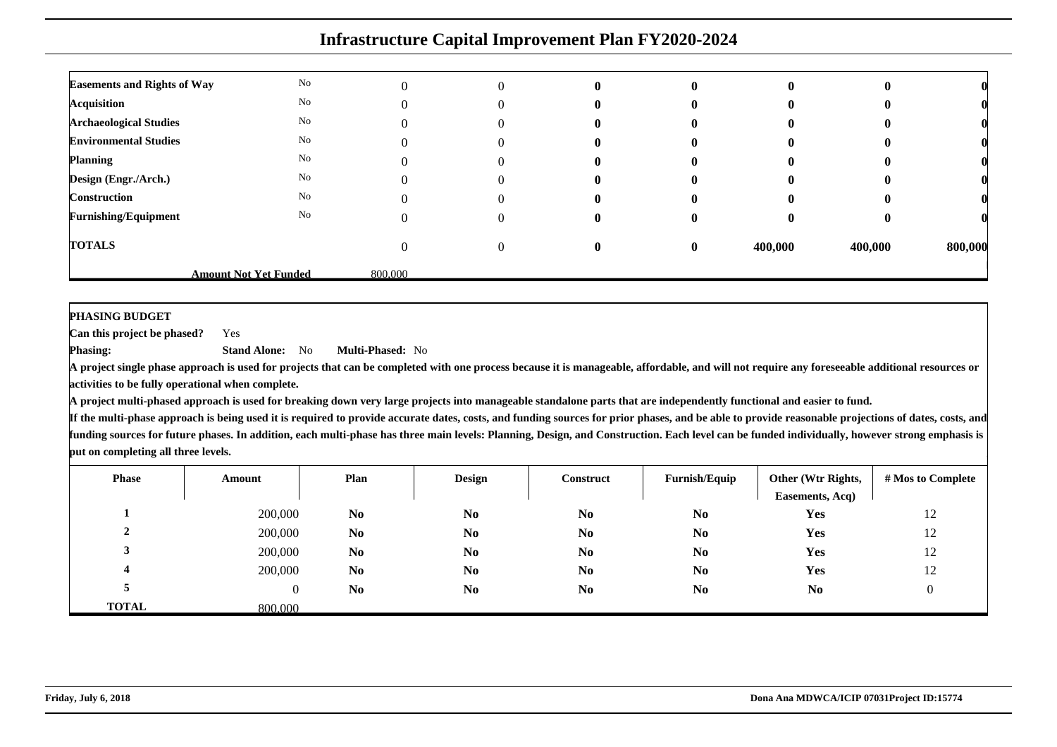# Infrastructure Capital Improvement Plan FY2020-2024

| | | | | | | | | |
|---|---|---|---|---|---|---|---|---|
| **Easements and Rights of Way** | No | 0 | 0 | **0** | **0** | **0** | **0** | **0** |
| **Acquisition** | No | 0 | 0 | **0** | **0** | **0** | **0** | **0** |
| **Archaeological Studies** | No | 0 | 0 | **0** | **0** | **0** | **0** | **0** |
| **Environmental Studies** | No | 0 | 0 | **0** | **0** | **0** | **0** | **0** |
| **Planning** | No | 0 | 0 | **0** | **0** | **0** | **0** | **0** |
| **Design (Engr./Arch.)** | No | 0 | 0 | **0** | **0** | **0** | **0** | **0** |
| **Construction** | No | 0 | 0 | **0** | **0** | **0** | **0** | **0** |
| **Furnishing/Equipment** | No | 0 | 0 | **0** | **0** | **0** | **0** | **0** |
| **TOTALS** | | 0 | 0 | **0** | **0** | **400,000** | **400,000** | **800,000** |
| | **Amount Not Yet Funded** | 800,000 | | | | | | |

**PHASING BUDGET**

**Can this project be phased?** Yes

**Phasing:** **Stand Alone:** No **Multi-Phased:** No

**A project single phase approach is used for projects that can be completed with one process because it is manageable, affordable, and will not require any foreseeable additional resources or activities to be fully operational when complete.**

**A project multi-phased approach is used for breaking down very large projects into manageable standalone parts that are independently functional and easier to fund.**

**If the multi-phase approach is being used it is required to provide accurate dates, costs, and funding sources for prior phases, and be able to provide reasonable projections of dates, costs, and funding sources for future phases. In addition, each multi-phase has three main levels: Planning, Design, and Construction. Each level can be funded individually, however strong emphasis is put on completing all three levels.**

| Phase | Amount | Plan | Design | Construct | Furnish/Equip | Other (Wtr Rights, Easements, Acq) | # Mos to Complete |
|---|---|---|---|---|---|---|---|
| **1** | 200,000 | **No** | **No** | **No** | **No** | **Yes** | 12 |
| **2** | 200,000 | **No** | **No** | **No** | **No** | **Yes** | 12 |
| **3** | 200,000 | **No** | **No** | **No** | **No** | **Yes** | 12 |
| **4** | 200,000 | **No** | **No** | **No** | **No** | **Yes** | 12 |
| **5** | 0 | **No** | **No** | **No** | **No** | **No** | 0 |
| **TOTAL** | 800,000 | | | | | | |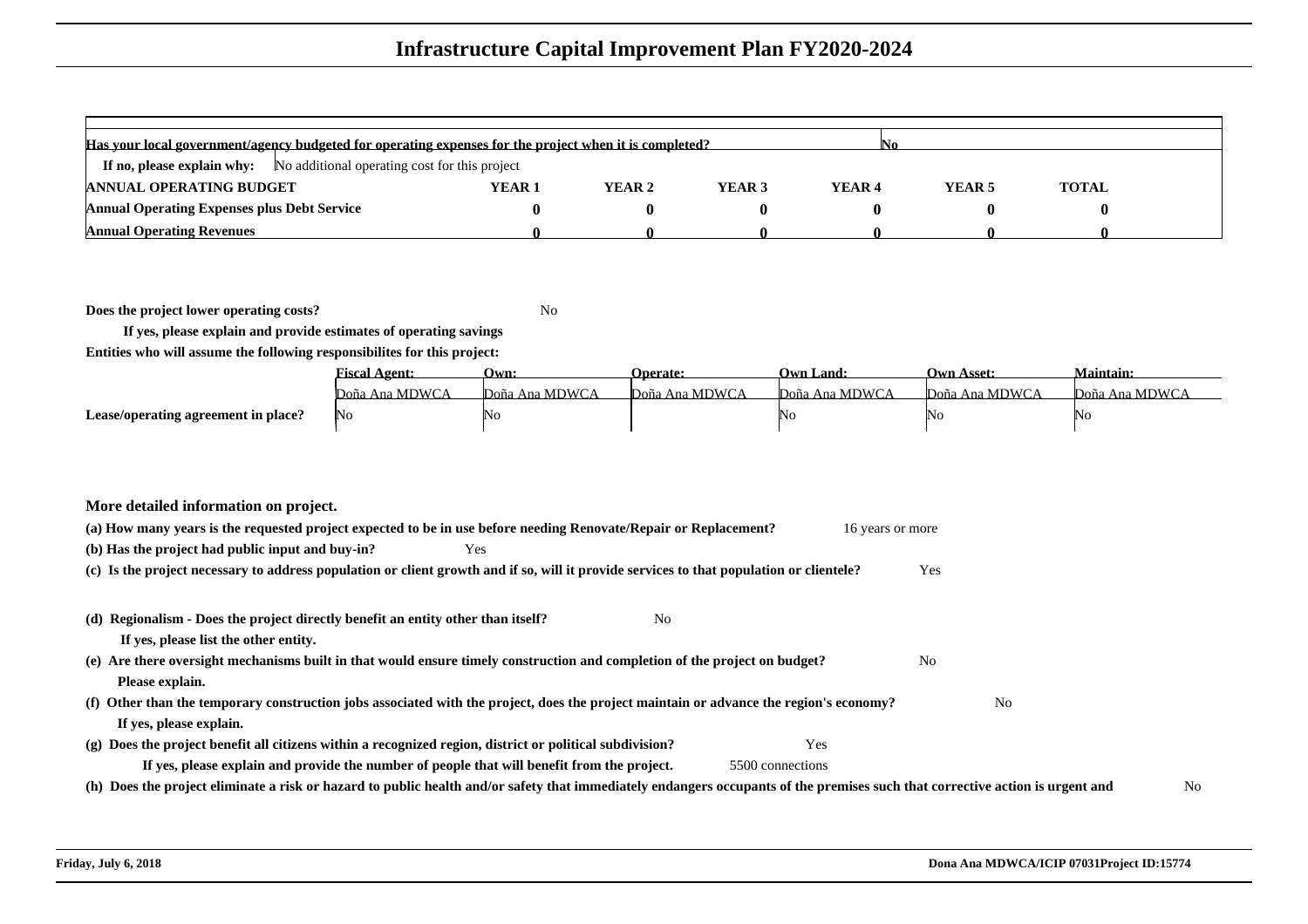# Infrastructure Capital Improvement Plan FY2020-2024

**Has your local government/agency budgeted for operating expenses for the project when it is completed?** No

**If no, please explain why:** No additional operating cost for this project

| ANNUAL OPERATING BUDGET | YEAR 1 | YEAR 2 | YEAR 3 | YEAR 4 | YEAR 5 | TOTAL |
|---|---|---|---|---|---|---|
| **Annual Operating Expenses plus Debt Service** | **0** | **0** | **0** | **0** | **0** | **0** |
| **Annual Operating Revenues** | **0** | **0** | **0** | **0** | **0** | **0** |

**Does the project lower operating costs?** No

**If yes, please explain and provide estimates of operating savings**

**Entities who will assume the following responsibilibites for this project:**

| | Fiscal Agent: | Own: | Operate: | Own Land: | Own Asset: | Maintain: |
|---|---|---|---|---|---|---|
| | Doña Ana MDWCA | Doña Ana MDWCA | Doña Ana MDWCA | Doña Ana MDWCA | Doña Ana MDWCA | Doña Ana MDWCA |
| **Lease/operating agreement in place?** | No | No | | No | No | No |

**More detailed information on project.**

**(a) How many years is the requested project expected to be in use before needing Renovate/Repair or Replacement?** 16 years or more

**(b) Has the project had public input and buy-in?** Yes

**(c) Is the project necessary to address population or client growth and if so, will it provide services to that population or clientele?** Yes

**(d) Regionalism - Does the project directly benefit an entity other than itself?** No

**If yes, please list the other entity.**

**(e) Are there oversight mechanisms built in that would ensure timely construction and completion of the project on budget?** No

**Please explain.**

**(f) Other than the temporary construction jobs associated with the project, does the project maintain or advance the region's economy?** No

**If yes, please explain.**

**(g) Does the project benefit all citizens within a recognized region, district or political subdivision?** Yes

**If yes, please explain and provide the number of people that will benefit from the project.** 5500 connections

**(h) Does the project eliminate a risk or hazard to public health and/or safety that immediately endangers occupants of the premises such that corrective action is urgent and** No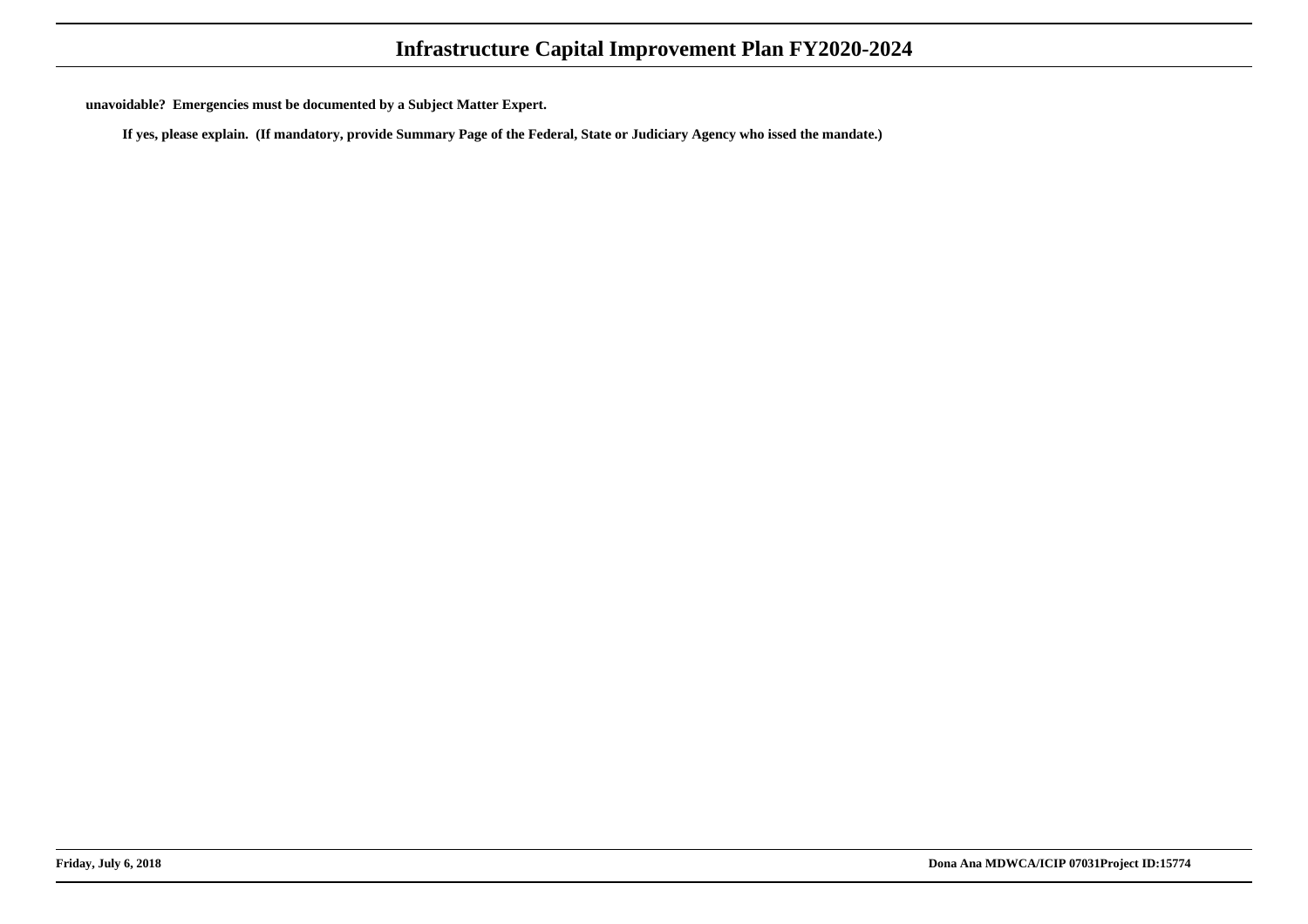**unavoidable? Emergencies must be documented by a Subject Matter Expert.**

**If yes, please explain. (If mandatory, provide Summary Page of the Federal, State or Judiciary Agency who issed the mandate.)**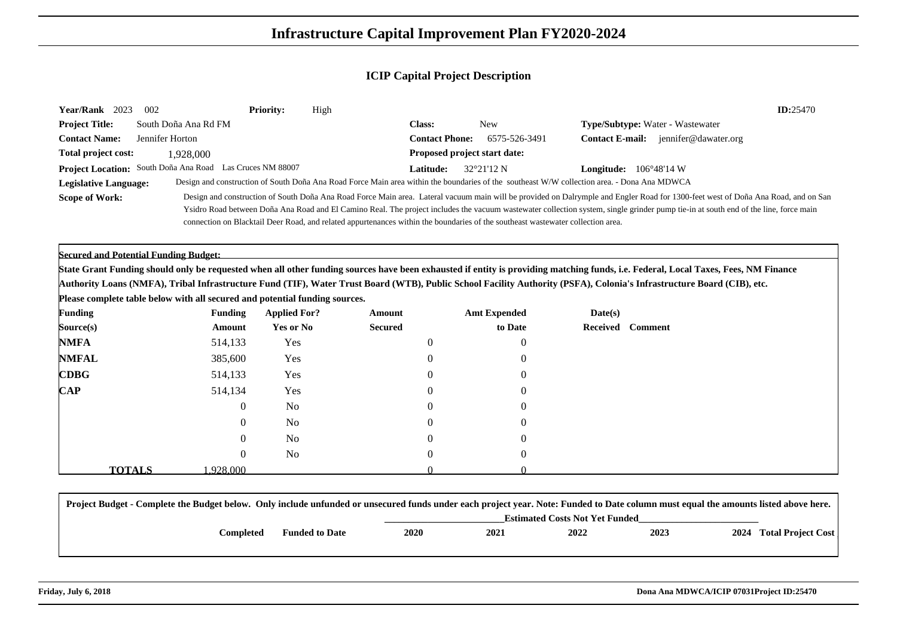# Infrastructure Capital Improvement Plan FY2020-2024

## ICIP Capital Project Description

**Year/Rank** 2023 002 **Priority:** High **ID:**25470

**Project Title:** South Doña Ana Rd FM **Class:** New **Type/Subtype:** Water - Wastewater

**Contact Name:** Jennifer Horton **Contact Phone:** 6575-526-3491 **Contact E-mail:** jennifer@dawater.org

**Total project cost:** 1,928,000 **Proposed project start date:**

**Project Location:** South Doña Ana Road Las Cruces NM 88007 **Latitude:** 32°21'12 N **Longitude:** 106°48'14 W

**Legislative Language:** Design and construction of South Doña Ana Road Force Main area within the boundaries of the southeast W/W collection area. - Dona Ana MDWCA

**Scope of Work:** Design and construction of South Doña Ana Road Force Main area. Lateral vacuum main will be provided on Dalrymple and Engler Road for 1300-feet west of Doña Ana Road, and on San Ysidro Road between Doña Ana Road and El Camino Real. The project includes the vacuum wastewater collection system, single grinder pump tie-in at south end of the line, force main connection on Blacktail Deer Road, and related appurtenances within the boundaries of the southeast wastewater collection area.

**Secured and Potential Funding Budget:**

**State Grant Funding should only be requested when all other funding sources have been exhausted if entity is providing matching funds, i.e. Federal, Local Taxes, Fees, NM Finance Authority Loans (NMFA), Tribal Infrastructure Fund (TIF), Water Trust Board (WTB), Public School Facility Authority (PSFA), Colonia's Infrastructure Board (CIB), etc.**

**Please complete table below with all secured and potential funding sources.**

| Funding Source(s) | Funding Amount | Applied For? Yes or No | Amount Secured | Amt Expended to Date | Date(s) Received | Comment |
|---|---|---|---|---|---|---|
| **NMFA** | 514,133 | Yes | 0 | 0 | | |
| **NMFAL** | 385,600 | Yes | 0 | 0 | | |
| **CDBG** | 514,133 | Yes | 0 | 0 | | |
| **CAP** | 514,134 | Yes | 0 | 0 | | |
| | 0 | No | 0 | 0 | | |
| | 0 | No | 0 | 0 | | |
| | 0 | No | 0 | 0 | | |
| | 0 | No | 0 | 0 | | |
| **TOTALS** | 1,928,000 | | 0 | 0 | | |

**Project Budget - Complete the Budget below. Only include unfunded or unsecured funds under each project year. Note: Funded to Date column must equal the amounts listed above here.**

| | Completed | Funded to Date | 2020 | 2021 | 2022 | 2023 | 2024 | Total Project Cost |
|---|---|---|---|---|---|---|---|---|
| | | | Estimated Costs Not Yet Funded | | | | | |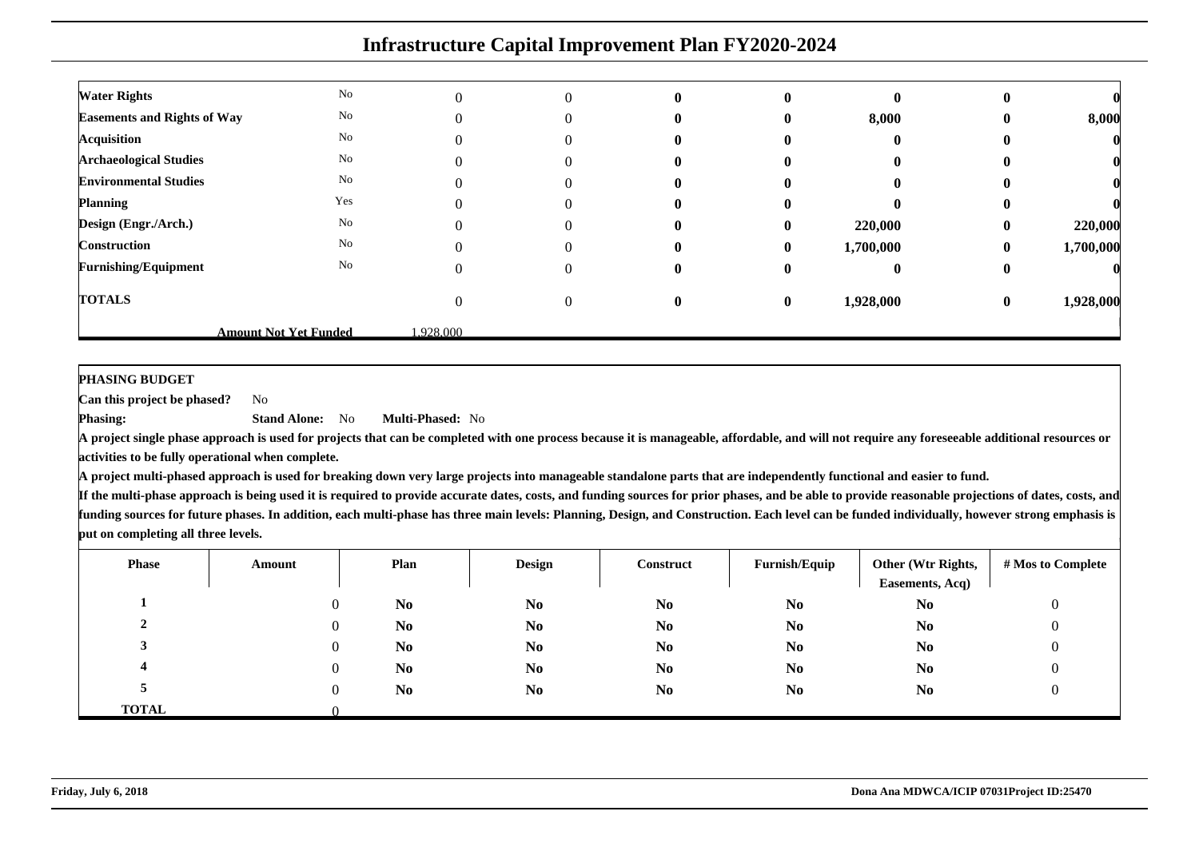# Infrastructure Capital Improvement Plan FY2020-2024

| | | | | | | | | |
|---|---|---|---|---|---|---|---|---|
| **Water Rights** | No | 0 | 0 | **0** | **0** | **0** | **0** | **0** |
| **Easements and Rights of Way** | No | 0 | 0 | **0** | **0** | **8,000** | **0** | **8,000** |
| **Acquisition** | No | 0 | 0 | **0** | **0** | **0** | **0** | **0** |
| **Archaeological Studies** | No | 0 | 0 | **0** | **0** | **0** | **0** | **0** |
| **Environmental Studies** | No | 0 | 0 | **0** | **0** | **0** | **0** | **0** |
| **Planning** | Yes | 0 | 0 | **0** | **0** | **0** | **0** | **0** |
| **Design (Engr./Arch.)** | No | 0 | 0 | **0** | **0** | **220,000** | **0** | **220,000** |
| **Construction** | No | 0 | 0 | **0** | **0** | **1,700,000** | **0** | **1,700,000** |
| **Furnishing/Equipment** | No | 0 | 0 | **0** | **0** | **0** | **0** | **0** |
| **TOTALS** | | 0 | 0 | **0** | **0** | **1,928,000** | **0** | **1,928,000** |
| | **Amount Not Yet Funded** | 1,928,000 | | | | | | |

**PHASING BUDGET**

**Can this project be phased?** No

**Phasing:** **Stand Alone:** No **Multi-Phased:** No

**A project single phase approach is used for projects that can be completed with one process because it is manageable, affordable, and will not require any foreseeable additional resources or activities to be fully operational when complete.**

**A project multi-phased approach is used for breaking down very large projects into manageable standalone parts that are independently functional and easier to fund.**

**If the multi-phase approach is being used it is required to provide accurate dates, costs, and funding sources for prior phases, and be able to provide reasonable projections of dates, costs, and funding sources for future phases. In addition, each multi-phase has three main levels: Planning, Design, and Construction. Each level can be funded individually, however strong emphasis is put on completing all three levels.**

| Phase | Amount | Plan | Design | Construct | Furnish/Equip | Other (Wtr Rights, Easements, Acq) | # Mos to Complete |
|---|---|---|---|---|---|---|---|
| **1** | 0 | **No** | **No** | **No** | **No** | **No** | 0 |
| **2** | 0 | **No** | **No** | **No** | **No** | **No** | 0 |
| **3** | 0 | **No** | **No** | **No** | **No** | **No** | 0 |
| **4** | 0 | **No** | **No** | **No** | **No** | **No** | 0 |
| **5** | 0 | **No** | **No** | **No** | **No** | **No** | 0 |
| **TOTAL** | 0 | | | | | | |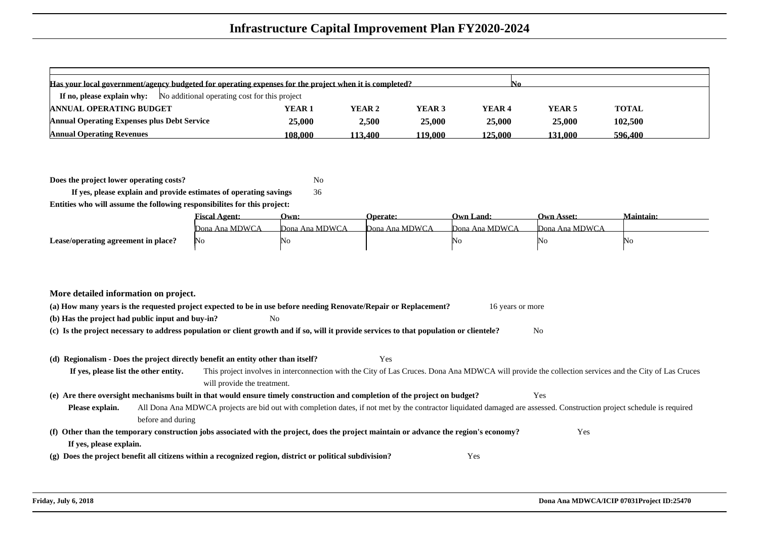# Infrastructure Capital Improvement Plan FY2020-2024

| Has your local government/agency budgeted for operating expenses for the project when it is completed? | | | | | No | |
|---|---|---|---|---|---|---|
| **If no, please explain why:** No additional operating cost for this project | | | | | | |
| **ANNUAL OPERATING BUDGET** | **YEAR 1** | **YEAR 2** | **YEAR 3** | **YEAR 4** | **YEAR 5** | **TOTAL** |
| **Annual Operating Expenses plus Debt Service** | **25,000** | **2,500** | **25,000** | **25,000** | **25,000** | **102,500** |
| **Annual Operating Revenues** | **108,000** | **113,400** | **119,000** | **125,000** | **131,000** | **596,400** |

**Does the project lower operating costs?** No

**If yes, please explain and provide estimates of operating savings** 36

**Entities who will assume the following responsibilites for this project:**

| | Fiscal Agent: | Own: | Operate: | Own Land: | Own Asset: | Maintain: |
|---|---|---|---|---|---|---|
| | Dona Ana MDWCA | Dona Ana MDWCA | Dona Ana MDWCA | Dona Ana MDWCA | Dona Ana MDWCA | |
| **Lease/operating agreement in place?** | No | No | | No | No | No |

**More detailed information on project.**

**(a) How many years is the requested project expected to be in use before needing Renovate/Repair or Replacement?** 16 years or more

**(b) Has the project had public input and buy-in?** No

**(c) Is the project necessary to address population or client growth and if so, will it provide services to that population or clientele?** No

**(d) Regionalism - Does the project directly benefit an entity other than itself?** Yes

**If yes, please list the other entity.** This project involves in interconnection with the City of Las Cruces. Dona Ana MDWCA will provide the collection services and the City of Las Cruces will provide the treatment.

**(e) Are there oversight mechanisms built in that would ensure timely construction and completion of the project on budget?** Yes

**Please explain.** All Dona Ana MDWCA projects are bid out with completion dates, if not met by the contractor liquidated damaged are assessed. Construction project schedule is required before and during

**(f) Other than the temporary construction jobs associated with the project, does the project maintain or advance the region's economy?** Yes

**If yes, please explain.**

**(g) Does the project benefit all citizens within a recognized region, district or political subdivision?** Yes

**Friday, July 6, 2018** **Dona Ana MDWCA/ICIP 07031Project ID:25470**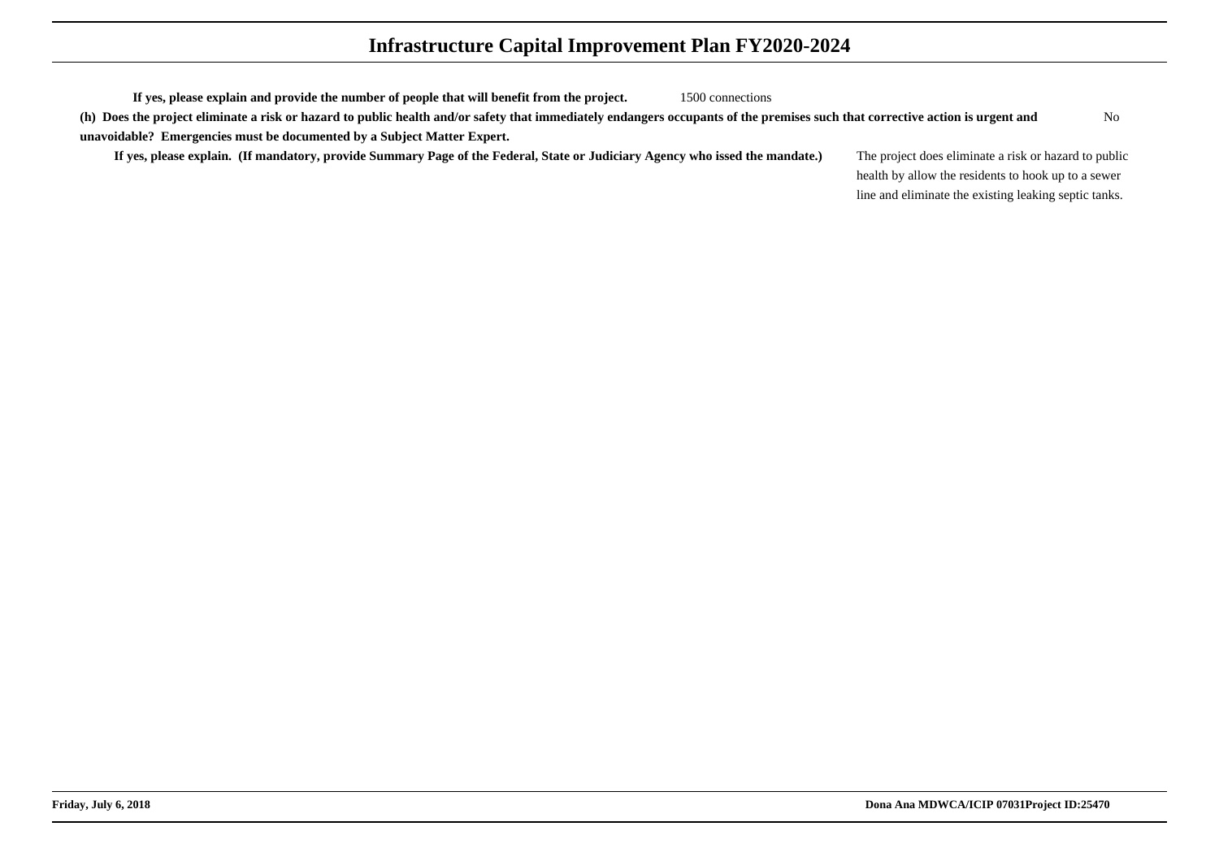**If yes, please explain and provide the number of people that will benefit from the project.** 1500 connections

**(h) Does the project eliminate a risk or hazard to public health and/or safety that immediately endangers occupants of the premises such that corrective action is urgent and unavoidable? Emergencies must be documented by a Subject Matter Expert.** No

**If yes, please explain. (If mandatory, provide Summary Page of the Federal, State or Judiciary Agency who issed the mandate.)** The project does eliminate a risk or hazard to public health by allow the residents to hook up to a sewer line and eliminate the existing leaking septic tanks.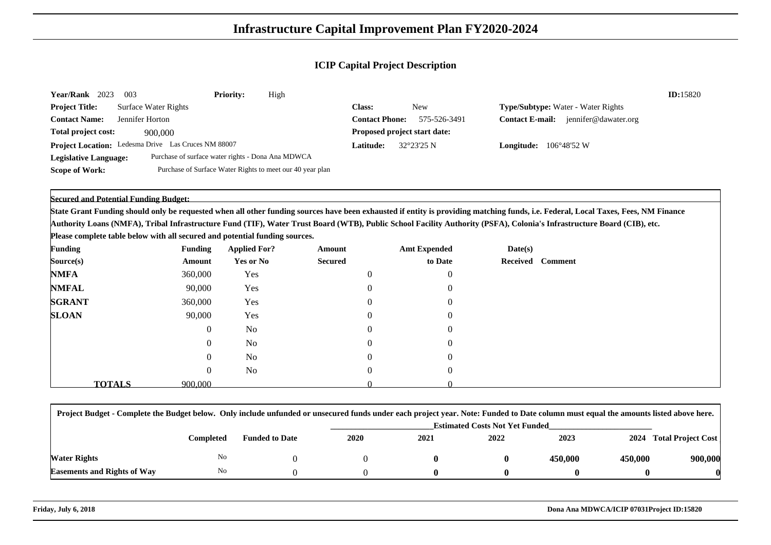# Infrastructure Capital Improvement Plan FY2020-2024

## ICIP Capital Project Description

**Year/Rank** 2023 003 **Priority:** High **ID:**15820

**Project Title:** Surface Water Rights

**Class:** New

**Type/Subtype:** Water - Water Rights

**Contact Name:** Jennifer Horton

**Contact Phone:** 575-526-3491

**Contact E-mail:** jennifer@dawater.org

**Total project cost:** 900,000

**Proposed project start date:**

**Project Location:** Ledesma Drive Las Cruces NM 88007

**Latitude:** 32°23'25 N

**Longitude:** 106°48'52 W

**Legislative Language:** Purchase of surface water rights - Dona Ana MDWCA

**Scope of Work:** Purchase of Surface Water Rights to meet our 40 year plan

**Secured and Potential Funding Budget:**

**State Grant Funding should only be requested when all other funding sources have been exhausted if entity is providing matching funds, i.e. Federal, Local Taxes, Fees, NM Finance Authority Loans (NMFA), Tribal Infrastructure Fund (TIF), Water Trust Board (WTB), Public School Facility Authority (PSFA), Colonia's Infrastructure Board (CIB), etc.**

**Please complete table below with all secured and potential funding sources.**

| Funding Source(s) | Funding Amount | Applied For? Yes or No | Amount Secured | Amt Expended to Date | Date(s) Received | Comment |
|---|---|---|---|---|---|---|
| NMFA | 360,000 | Yes | 0 | 0 | | |
| NMFAL | 90,000 | Yes | 0 | 0 | | |
| SGRANT | 360,000 | Yes | 0 | 0 | | |
| SLOAN | 90,000 | Yes | 0 | 0 | | |
| | 0 | No | 0 | 0 | | |
| | 0 | No | 0 | 0 | | |
| | 0 | No | 0 | 0 | | |
| | 0 | No | 0 | 0 | | |
| **TOTALS** | 900,000 | | 0 | 0 | | |

**Project Budget - Complete the Budget below. Only include unfunded or unsecured funds under each project year. Note: Funded to Date column must equal the amounts listed above here.**

| | Completed | Funded to Date | Estimated Costs Not Yet Funded | | | | | |
|---|---|---|---|---|---|---|---|---|
| | | | 2020 | 2021 | 2022 | 2023 | 2024 | Total Project Cost |
| **Water Rights** | No | 0 | 0 | **0** | **0** | **450,000** | **450,000** | **900,000** |
| **Easements and Rights of Way** | No | 0 | 0 | **0** | **0** | **0** | **0** | **0** |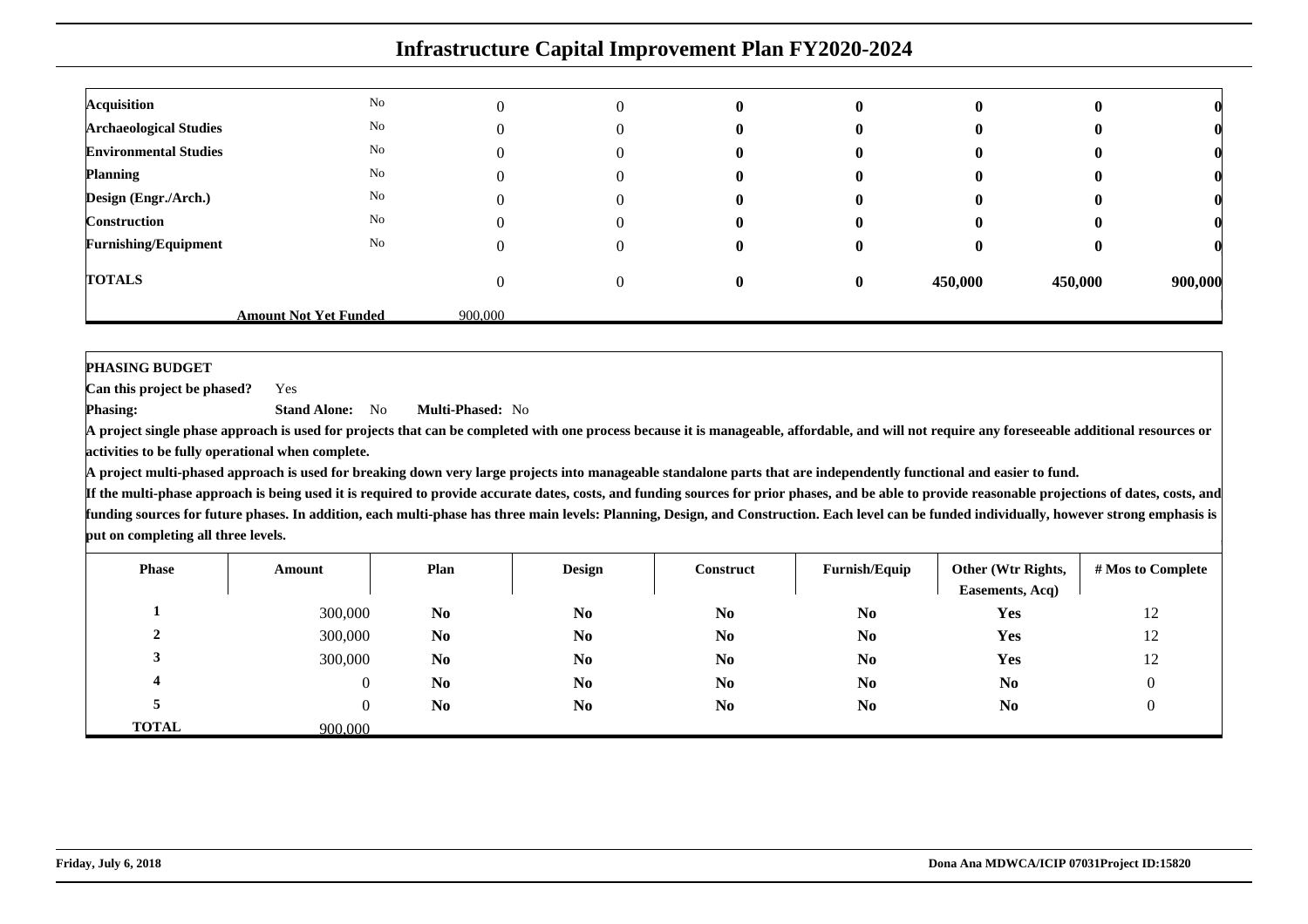# Infrastructure Capital Improvement Plan FY2020-2024

| | | | | | | | | |
|---|---|---|---|---|---|---|---|---|
| **Acquisition** | No | 0 | 0 | **0** | **0** | **0** | **0** | **0** |
| **Archaeological Studies** | No | 0 | 0 | **0** | **0** | **0** | **0** | **0** |
| **Environmental Studies** | No | 0 | 0 | **0** | **0** | **0** | **0** | **0** |
| **Planning** | No | 0 | 0 | **0** | **0** | **0** | **0** | **0** |
| **Design (Engr./Arch.)** | No | 0 | 0 | **0** | **0** | **0** | **0** | **0** |
| **Construction** | No | 0 | 0 | **0** | **0** | **0** | **0** | **0** |
| **Furnishing/Equipment** | No | 0 | 0 | **0** | **0** | **0** | **0** | **0** |
| **TOTALS** | | 0 | 0 | **0** | **0** | **450,000** | **450,000** | **900,000** |
| | **Amount Not Yet Funded** | 900,000 | | | | | | |

**PHASING BUDGET**

**Can this project be phased?** Yes

**Phasing:** **Stand Alone:** No **Multi-Phased:** No

**A project single phase approach is used for projects that can be completed with one process because it is manageable, affordable, and will not require any foreseeable additional resources or activities to be fully operational when complete.**

**A project multi-phased approach is used for breaking down very large projects into manageable standalone parts that are independently functional and easier to fund.**

**If the multi-phase approach is being used it is required to provide accurate dates, costs, and funding sources for prior phases, and be able to provide reasonable projections of dates, costs, and funding sources for future phases. In addition, each multi-phase has three main levels: Planning, Design, and Construction. Each level can be funded individually, however strong emphasis is put on completing all three levels.**

| Phase | Amount | Plan | Design | Construct | Furnish/Equip | Other (Wtr Rights, Easements, Acq) | # Mos to Complete |
|---|---|---|---|---|---|---|---|
| **1** | 300,000 | **No** | **No** | **No** | **No** | **Yes** | 12 |
| **2** | 300,000 | **No** | **No** | **No** | **No** | **Yes** | 12 |
| **3** | 300,000 | **No** | **No** | **No** | **No** | **Yes** | 12 |
| **4** | 0 | **No** | **No** | **No** | **No** | **No** | 0 |
| **5** | 0 | **No** | **No** | **No** | **No** | **No** | 0 |
| **TOTAL** | 900,000 | | | | | | |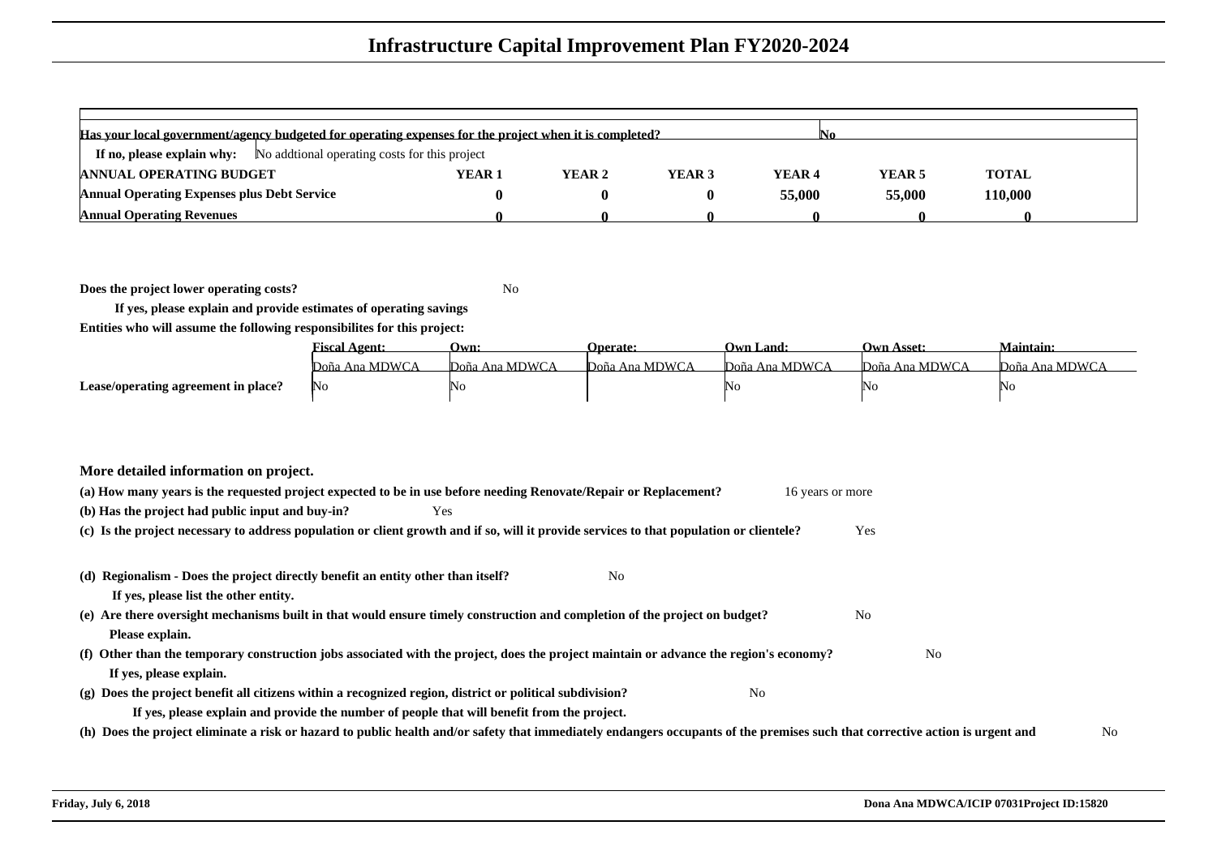# Infrastructure Capital Improvement Plan FY2020-2024

**Has your local government/agency budgeted for operating expenses for the project when it is completed?** No

**If no, please explain why:** No addtional operating costs for this project

| ANNUAL OPERATING BUDGET | YEAR 1 | YEAR 2 | YEAR 3 | YEAR 4 | YEAR 5 | TOTAL |
|---|---|---|---|---|---|---|
| Annual Operating Expenses plus Debt Service | 0 | 0 | 0 | 55,000 | 55,000 | 110,000 |
| Annual Operating Revenues | 0 | 0 | 0 | 0 | 0 | 0 |

**Does the project lower operating costs?** No

**If yes, please explain and provide estimates of operating savings**

**Entities who will assume the following responsibilites for this project:**

| | Fiscal Agent: | Own: | Operate: | Own Land: | Own Asset: | Maintain: |
|---|---|---|---|---|---|---|
| | Doña Ana MDWCA | Doña Ana MDWCA | Doña Ana MDWCA | Doña Ana MDWCA | Doña Ana MDWCA | Doña Ana MDWCA |
| **Lease/operating agreement in place?** | No | No | | No | No | No |

**More detailed information on project.**

**(a) How many years is the requested project expected to be in use before needing Renovate/Repair or Replacement?** 16 years or more

**(b) Has the project had public input and buy-in?** Yes

**(c) Is the project necessary to address population or client growth and if so, will it provide services to that population or clientele?** Yes

**(d) Regionalism - Does the project directly benefit an entity other than itself?** No

**If yes, please list the other entity.**

**(e) Are there oversight mechanisms built in that would ensure timely construction and completion of the project on budget?** No

**Please explain.**

**(f) Other than the temporary construction jobs associated with the project, does the project maintain or advance the region's economy?** No

**If yes, please explain.**

**(g) Does the project benefit all citizens within a recognized region, district or political subdivision?** No

**If yes, please explain and provide the number of people that will benefit from the project.**

**(h) Does the project eliminate a risk or hazard to public health and/or safety that immediately endangers occupants of the premises such that corrective action is urgent and** No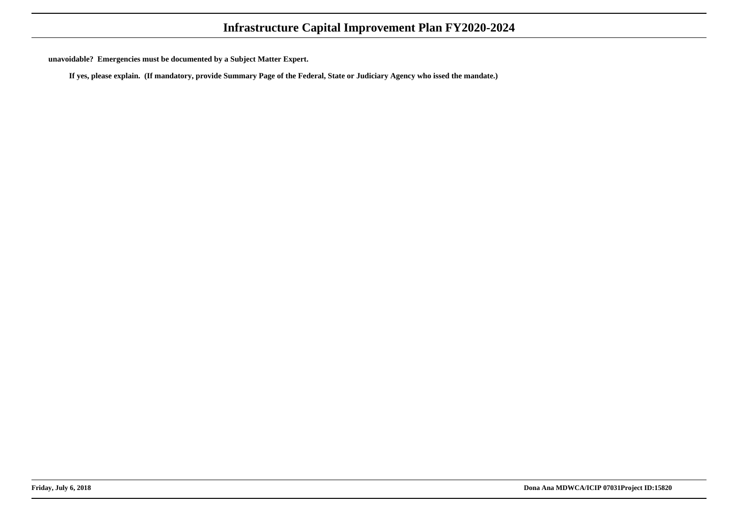**unavoidable? Emergencies must be documented by a Subject Matter Expert.**

**If yes, please explain. (If mandatory, provide Summary Page of the Federal, State or Judiciary Agency who issed the mandate.)**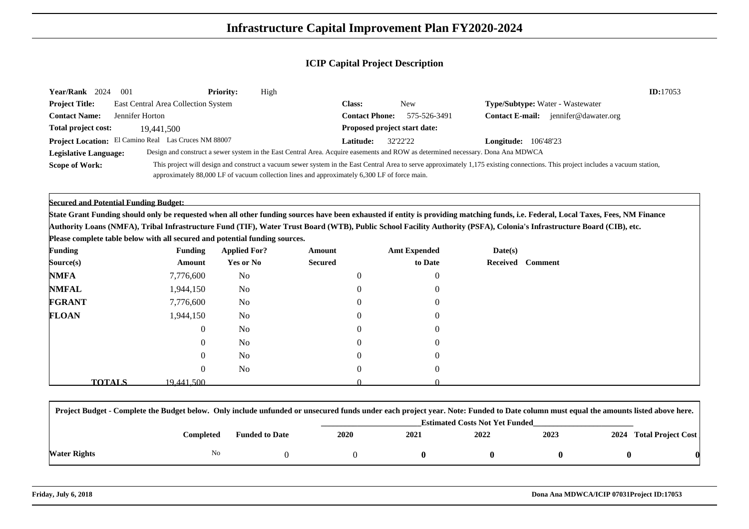# Infrastructure Capital Improvement Plan FY2020-2024

## ICIP Capital Project Description

**Year/Rank** 2024 001 **Priority:** High **ID:**17053

**Project Title:** East Central Area Collection System **Class:** New **Type/Subtype:** Water - Wastewater

**Contact Name:** Jennifer Horton **Contact Phone:** 575-526-3491 **Contact E-mail:** jennifer@dawater.org

**Total project cost:** 19,441,500 **Proposed project start date:**

**Project Location:** El Camino Real Las Cruces NM 88007 **Latitude:** 32'22'22 **Longitude:** 106'48'23

**Legislative Language:** Design and construct a sewer system in the East Central Area. Acquire easements and ROW as determined necessary. Dona Ana MDWCA

**Scope of Work:** This project will design and construct a vacuum sewer system in the East Central Area to serve approximately 1,175 existing connections. This project includes a vacuum station, approximately 88,000 LF of vacuum collection lines and approximately 6,300 LF of force main.

**Secured and Potential Funding Budget:**

**State Grant Funding should only be requested when all other funding sources have been exhausted if entity is providing matching funds, i.e. Federal, Local Taxes, Fees, NM Finance Authority Loans (NMFA), Tribal Infrastructure Fund (TIF), Water Trust Board (WTB), Public School Facility Authority (PSFA), Colonia's Infrastructure Board (CIB), etc.**

**Please complete table below with all secured and potential funding sources.**

| Funding Source(s) | Funding Amount | Applied For? Yes or No | Amount Secured | Amt Expended to Date | Date(s) Received | Comment |
|---|---|---|---|---|---|---|
| NMFA | 7,776,600 | No | 0 | 0 | | |
| NMFAL | 1,944,150 | No | 0 | 0 | | |
| FGRANT | 7,776,600 | No | 0 | 0 | | |
| FLOAN | 1,944,150 | No | 0 | 0 | | |
| | 0 | No | 0 | 0 | | |
| | 0 | No | 0 | 0 | | |
| | 0 | No | 0 | 0 | | |
| | 0 | No | 0 | 0 | | |
| **TOTALS** | 19,441,500 | | 0 | 0 | | |

**Project Budget - Complete the Budget below. Only include unfunded or unsecured funds under each project year. Note: Funded to Date column must equal the amounts listed above here.**

| | Completed | Funded to Date | 2020 | 2021 | 2022 | 2023 | 2024 | Total Project Cost |
|---|---|---|---|---|---|---|---|---|
| | | | Estimated Costs Not Yet Funded | | | | | |
| **Water Rights** | No | 0 | 0 | **0** | **0** | **0** | **0** | **0** |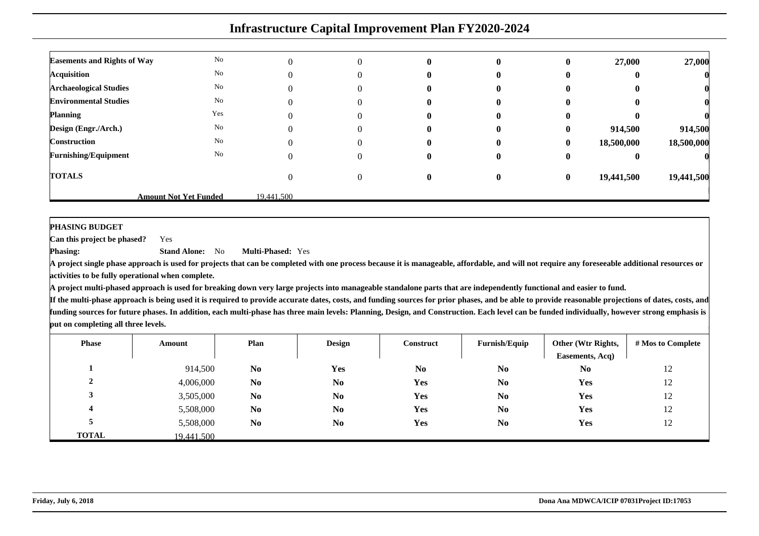# Infrastructure Capital Improvement Plan FY2020-2024

| | | | | | | | | |
|---|---|---|---|---|---|---|---|---|
| **Easements and Rights of Way** | No | 0 | 0 | **0** | **0** | **0** | **27,000** | **27,000** |
| **Acquisition** | No | 0 | 0 | **0** | **0** | **0** | **0** | **0** |
| **Archaeological Studies** | No | 0 | 0 | **0** | **0** | **0** | **0** | **0** |
| **Environmental Studies** | No | 0 | 0 | **0** | **0** | **0** | **0** | **0** |
| **Planning** | Yes | 0 | 0 | **0** | **0** | **0** | **0** | **0** |
| **Design (Engr./Arch.)** | No | 0 | 0 | **0** | **0** | **0** | **914,500** | **914,500** |
| **Construction** | No | 0 | 0 | **0** | **0** | **0** | **18,500,000** | **18,500,000** |
| **Furnishing/Equipment** | No | 0 | 0 | **0** | **0** | **0** | **0** | **0** |
| **TOTALS** | | 0 | 0 | **0** | **0** | **0** | **19,441,500** | **19,441,500** |
| | **Amount Not Yet Funded** | 19,441,500 | | | | | | |

**PHASING BUDGET**

**Can this project be phased?** Yes

**Phasing:** **Stand Alone:** No **Multi-Phased:** Yes

**A project single phase approach is used for projects that can be completed with one process because it is manageable, affordable, and will not require any foreseeable additional resources or activities to be fully operational when complete.**

**A project multi-phased approach is used for breaking down very large projects into manageable standalone parts that are independently functional and easier to fund.**

**If the multi-phase approach is being used it is required to provide accurate dates, costs, and funding sources for prior phases, and be able to provide reasonable projections of dates, costs, and funding sources for future phases. In addition, each multi-phase has three main levels: Planning, Design, and Construction. Each level can be funded individually, however strong emphasis is put on completing all three levels.**

| Phase | Amount | Plan | Design | Construct | Furnish/Equip | Other (Wtr Rights, Easements, Acq) | # Mos to Complete |
|---|---|---|---|---|---|---|---|
| **1** | 914,500 | **No** | **Yes** | **No** | **No** | **No** | 12 |
| **2** | 4,006,000 | **No** | **No** | **Yes** | **No** | **Yes** | 12 |
| **3** | 3,505,000 | **No** | **No** | **Yes** | **No** | **Yes** | 12 |
| **4** | 5,508,000 | **No** | **No** | **Yes** | **No** | **Yes** | 12 |
| **5** | 5,508,000 | **No** | **No** | **Yes** | **No** | **Yes** | 12 |
| **TOTAL** | 19,441,500 | | | | | | |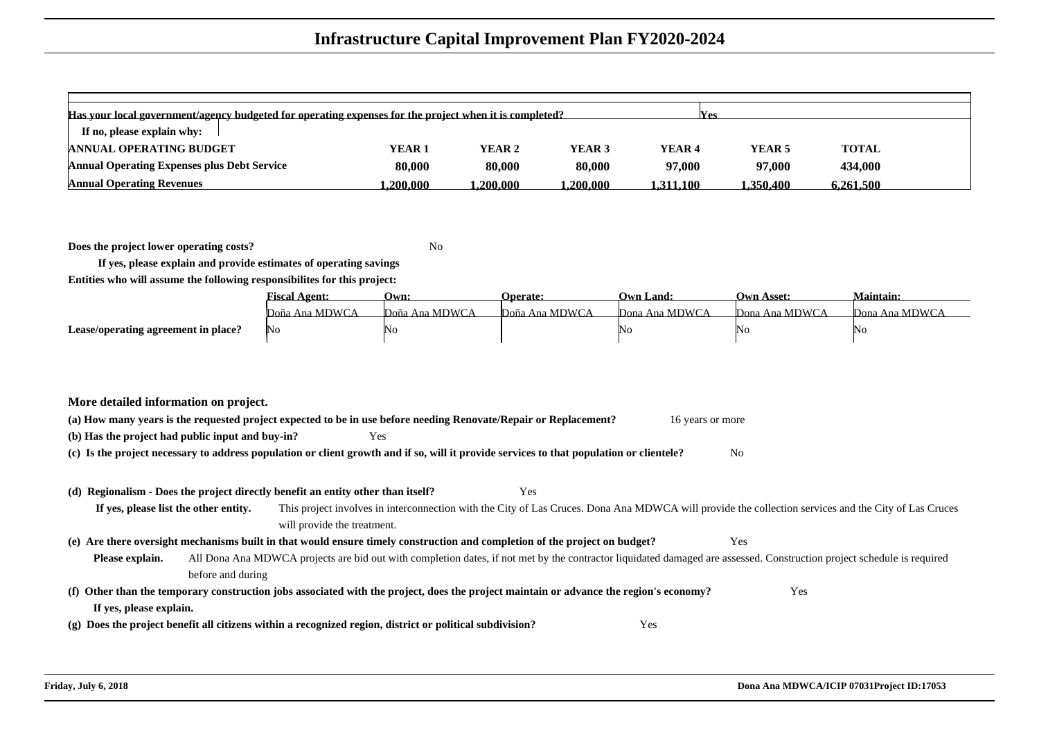# Infrastructure Capital Improvement Plan FY2020-2024

**Has your local government/agency budgeted for operating expenses for the project when it is completed?** Yes

**If no, please explain why:**

| ANNUAL OPERATING BUDGET | YEAR 1 | YEAR 2 | YEAR 3 | YEAR 4 | YEAR 5 | TOTAL |
|---|---|---|---|---|---|---|
| Annual Operating Expenses plus Debt Service | 80,000 | 80,000 | 80,000 | 97,000 | 97,000 | 434,000 |
| Annual Operating Revenues | 1,200,000 | 1,200,000 | 1,200,000 | 1,311,100 | 1,350,400 | 6,261,500 |

**Does the project lower operating costs?** No

**If yes, please explain and provide estimates of operating savings**

**Entities who will assume the following responsibilites for this project:**

| | Fiscal Agent: | Own: | Operate: | Own Land: | Own Asset: | Maintain: |
|---|---|---|---|---|---|---|
| | Doña Ana MDWCA | Doña Ana MDWCA | Doña Ana MDWCA | Dona Ana MDWCA | Dona Ana MDWCA | Dona Ana MDWCA |
| **Lease/operating agreement in place?** | No | No | | No | No | No |

**More detailed information on project.**

**(a) How many years is the requested project expected to be in use before needing Renovate/Repair or Replacement?** 16 years or more

**(b) Has the project had public input and buy-in?** Yes

**(c) Is the project necessary to address population or client growth and if so, will it provide services to that population or clientele?** No

**(d) Regionalism - Does the project directly benefit an entity other than itself?** Yes

**If yes, please list the other entity.** This project involves in interconnection with the City of Las Cruces. Dona Ana MDWCA will provide the collection services and the City of Las Cruces will provide the treatment.

**(e) Are there oversight mechanisms built in that would ensure timely construction and completion of the project on budget?** Yes

**Please explain.** All Dona Ana MDWCA projects are bid out with completion dates, if not met by the contractor liquidated damaged are assessed. Construction project schedule is required before and during

**(f) Other than the temporary construction jobs associated with the project, does the project maintain or advance the region's economy?** Yes

**If yes, please explain.**

**(g) Does the project benefit all citizens within a recognized region, district or political subdivision?** Yes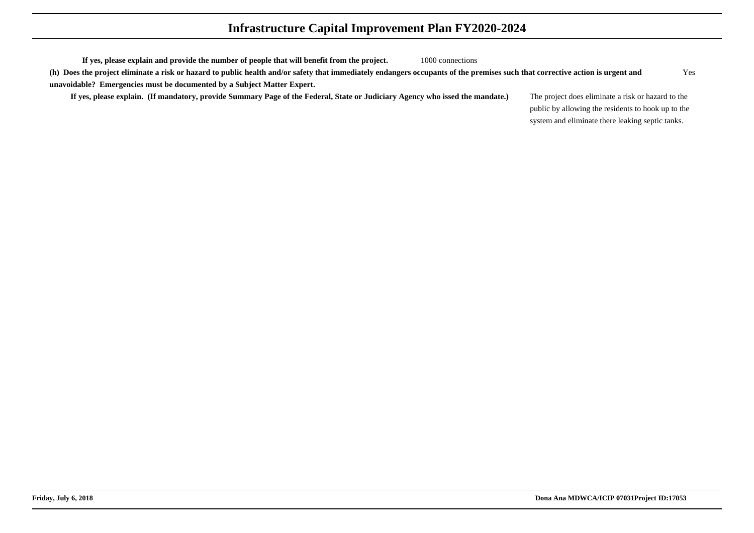**If yes, please explain and provide the number of people that will benefit from the project.** 1000 connections

**(h) Does the project eliminate a risk or hazard to public health and/or safety that immediately endangers occupants of the premises such that corrective action is urgent and unavoidable? Emergencies must be documented by a Subject Matter Expert.** Yes

**If yes, please explain. (If mandatory, provide Summary Page of the Federal, State or Judiciary Agency who issed the mandate.)** The project does eliminate a risk or hazard to the public by allowing the residents to hook up to the system and eliminate there leaking septic tanks.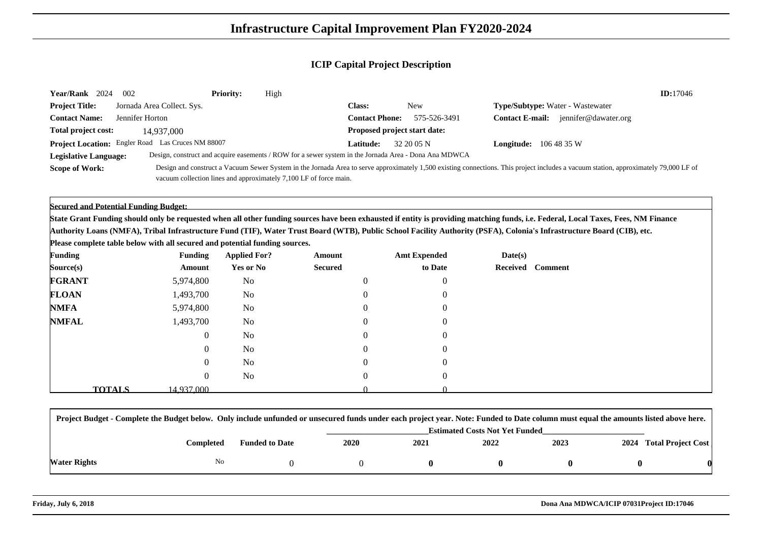# Infrastructure Capital Improvement Plan FY2020-2024

## ICIP Capital Project Description

**Year/Rank** 2024 002 **Priority:** High **ID:**17046

**Project Title:** Jornada Area Collect. Sys. **Class:** New **Type/Subtype:** Water - Wastewater

**Contact Name:** Jennifer Horton **Contact Phone:** 575-526-3491 **Contact E-mail:** jennifer@dawater.org

**Total project cost:** 14,937,000 **Proposed project start date:**

**Project Location:** Engler Road Las Cruces NM 88007 **Latitude:** 32 20 05 N **Longitude:** 106 48 35 W

**Legislative Language:** Design, construct and acquire easements / ROW for a sewer system in the Jornada Area - Dona Ana MDWCA

**Scope of Work:** Design and construct a Vacuum Sewer System in the Jornada Area to serve approximately 1,500 existing connections. This project includes a vacuum station, approximately 79,000 LF of vacuum collection lines and approximately 7,100 LF of force main.

**Secured and Potential Funding Budget:**

**State Grant Funding should only be requested when all other funding sources have been exhausted if entity is providing matching funds, i.e. Federal, Local Taxes, Fees, NM Finance Authority Loans (NMFA), Tribal Infrastructure Fund (TIF), Water Trust Board (WTB), Public School Facility Authority (PSFA), Colonia's Infrastructure Board (CIB), etc.**

**Please complete table below with all secured and potential funding sources.**

| Funding Source(s) | Funding Amount | Applied For? Yes or No | Amount Secured | Amt Expended to Date | Date(s) Received | Comment |
|---|---|---|---|---|---|---|
| FGRANT | 5,974,800 | No | 0 | 0 | | |
| FLOAN | 1,493,700 | No | 0 | 0 | | |
| NMFA | 5,974,800 | No | 0 | 0 | | |
| NMFAL | 1,493,700 | No | 0 | 0 | | |
| | 0 | No | 0 | 0 | | |
| | 0 | No | 0 | 0 | | |
| | 0 | No | 0 | 0 | | |
| | 0 | No | 0 | 0 | | |
| **TOTALS** | 14,937,000 | | 0 | 0 | | |

**Project Budget - Complete the Budget below. Only include unfunded or unsecured funds under each project year. Note: Funded to Date column must equal the amounts listed above here.**

| | Completed | Funded to Date | Estimated Costs Not Yet Funded | | | | | |
|---|---|---|---|---|---|---|---|---|
| | | | 2020 | 2021 | 2022 | 2023 | 2024 | Total Project Cost |
| Water Rights | No | 0 | 0 | 0 | 0 | 0 | 0 | 0 |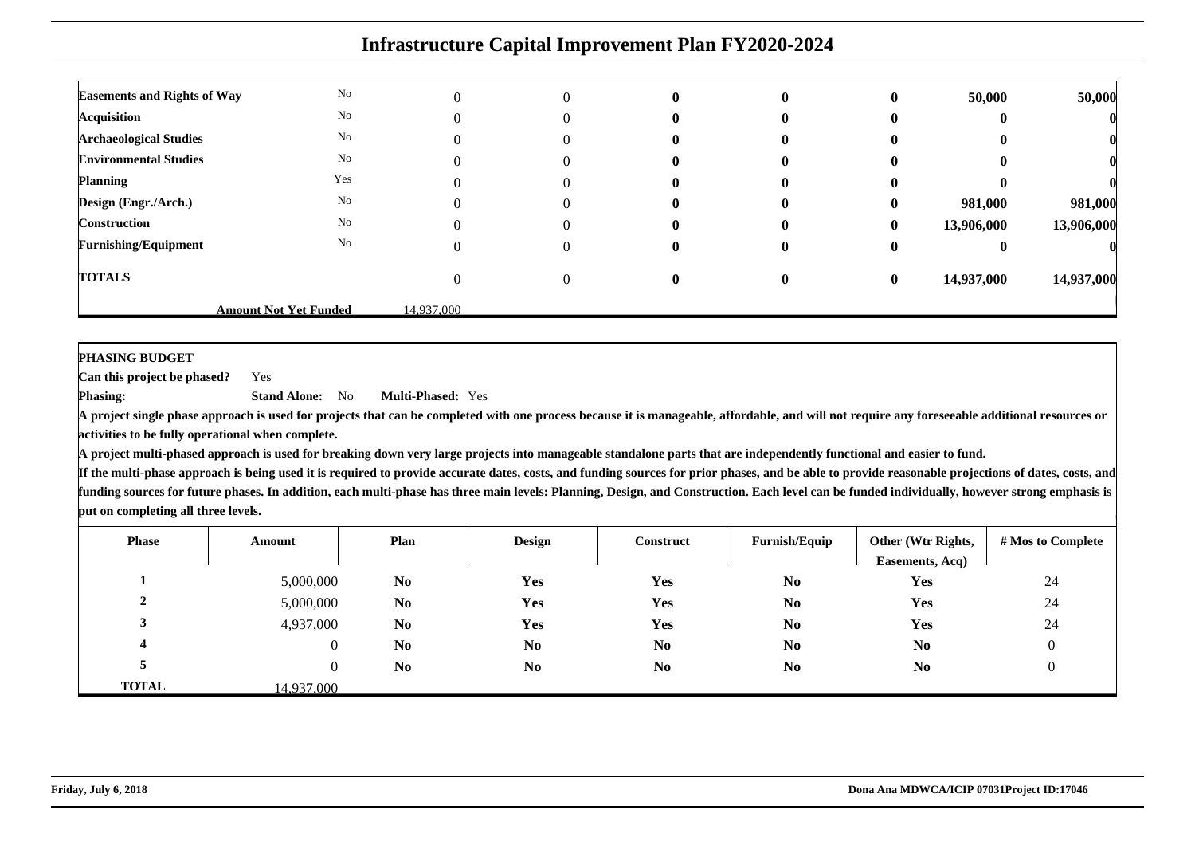# Infrastructure Capital Improvement Plan FY2020-2024

| | | | | | | | | |
|---|---|---|---|---|---|---|---|---|
| **Easements and Rights of Way** | No | 0 | 0 | **0** | **0** | **0** | **50,000** | **50,000** |
| **Acquisition** | No | 0 | 0 | **0** | **0** | **0** | **0** | **0** |
| **Archaeological Studies** | No | 0 | 0 | **0** | **0** | **0** | **0** | **0** |
| **Environmental Studies** | No | 0 | 0 | **0** | **0** | **0** | **0** | **0** |
| **Planning** | Yes | 0 | 0 | **0** | **0** | **0** | **0** | **0** |
| **Design (Engr./Arch.)** | No | 0 | 0 | **0** | **0** | **0** | **981,000** | **981,000** |
| **Construction** | No | 0 | 0 | **0** | **0** | **0** | **13,906,000** | **13,906,000** |
| **Furnishing/Equipment** | No | 0 | 0 | **0** | **0** | **0** | **0** | **0** |
| **TOTALS** | | 0 | 0 | **0** | **0** | **0** | **14,937,000** | **14,937,000** |
| | **Amount Not Yet Funded** | 14,937,000 | | | | | | |

**PHASING BUDGET**

**Can this project be phased?** Yes

**Phasing:** **Stand Alone:** No **Multi-Phased:** Yes

**A project single phase approach is used for projects that can be completed with one process because it is manageable, affordable, and will not require any foreseeable additional resources or activities to be fully operational when complete.**

**A project multi-phased approach is used for breaking down very large projects into manageable standalone parts that are independently functional and easier to fund.**

**If the multi-phase approach is being used it is required to provide accurate dates, costs, and funding sources for prior phases, and be able to provide reasonable projections of dates, costs, and funding sources for future phases. In addition, each multi-phase has three main levels: Planning, Design, and Construction. Each level can be funded individually, however strong emphasis is put on completing all three levels.**

| Phase | Amount | Plan | Design | Construct | Furnish/Equip | Other (Wtr Rights, Easements, Acq) | # Mos to Complete |
|---|---|---|---|---|---|---|---|
| **1** | 5,000,000 | **No** | **Yes** | **Yes** | **No** | **Yes** | 24 |
| **2** | 5,000,000 | **No** | **Yes** | **Yes** | **No** | **Yes** | 24 |
| **3** | 4,937,000 | **No** | **Yes** | **Yes** | **No** | **Yes** | 24 |
| **4** | 0 | **No** | **No** | **No** | **No** | **No** | 0 |
| **5** | 0 | **No** | **No** | **No** | **No** | **No** | 0 |
| **TOTAL** | 14,937,000 | | | | | | |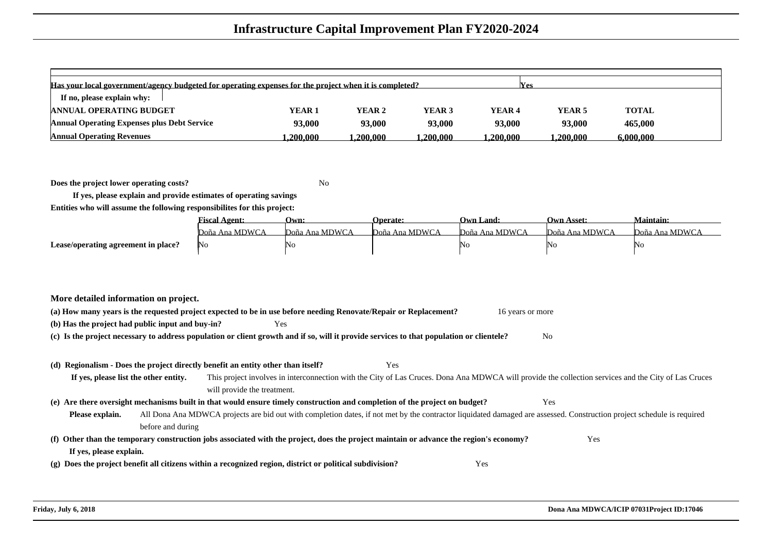# Infrastructure Capital Improvement Plan FY2020-2024

| Has your local government/agency budgeted for operating expenses for the project when it is completed? | | | | | Yes | |
|---|---|---|---|---|---|---|
| If no, please explain why: | | | | | | |
| **ANNUAL OPERATING BUDGET** | **YEAR 1** | **YEAR 2** | **YEAR 3** | **YEAR 4** | **YEAR 5** | **TOTAL** |
| **Annual Operating Expenses plus Debt Service** | **93,000** | **93,000** | **93,000** | **93,000** | **93,000** | **465,000** |
| **Annual Operating Revenues** | **1,200,000** | **1,200,000** | **1,200,000** | **1,200,000** | **1,200,000** | **6,000,000** |

**Does the project lower operating costs?** No

**If yes, please explain and provide estimates of operating savings**

**Entities who will assume the following responsibilites for this project:**

| | Fiscal Agent: | Own: | Operate: | Own Land: | Own Asset: | Maintain: |
|---|---|---|---|---|---|---|
| | Doña Ana MDWCA | Doña Ana MDWCA | Doña Ana MDWCA | Doña Ana MDWCA | Doña Ana MDWCA | Doña Ana MDWCA |
| **Lease/operating agreement in place?** | No | No | | No | No | No |

**More detailed information on project.**

**(a) How many years is the requested project expected to be in use before needing Renovate/Repair or Replacement?** 16 years or more

**(b) Has the project had public input and buy-in?** Yes

**(c) Is the project necessary to address population or client growth and if so, will it provide services to that population or clientele?** No

**(d) Regionalism - Does the project directly benefit an entity other than itself?** Yes

**If yes, please list the other entity.** This project involves in interconnection with the City of Las Cruces. Dona Ana MDWCA will provide the collection services and the City of Las Cruces will provide the treatment.

**(e) Are there oversight mechanisms built in that would ensure timely construction and completion of the project on budget?** Yes

**Please explain.** All Dona Ana MDWCA projects are bid out with completion dates, if not met by the contractor liquidated damaged are assessed. Construction project schedule is required before and during

**(f) Other than the temporary construction jobs associated with the project, does the project maintain or advance the region's economy?** Yes

**If yes, please explain.**

**(g) Does the project benefit all citizens within a recognized region, district or political subdivision?** Yes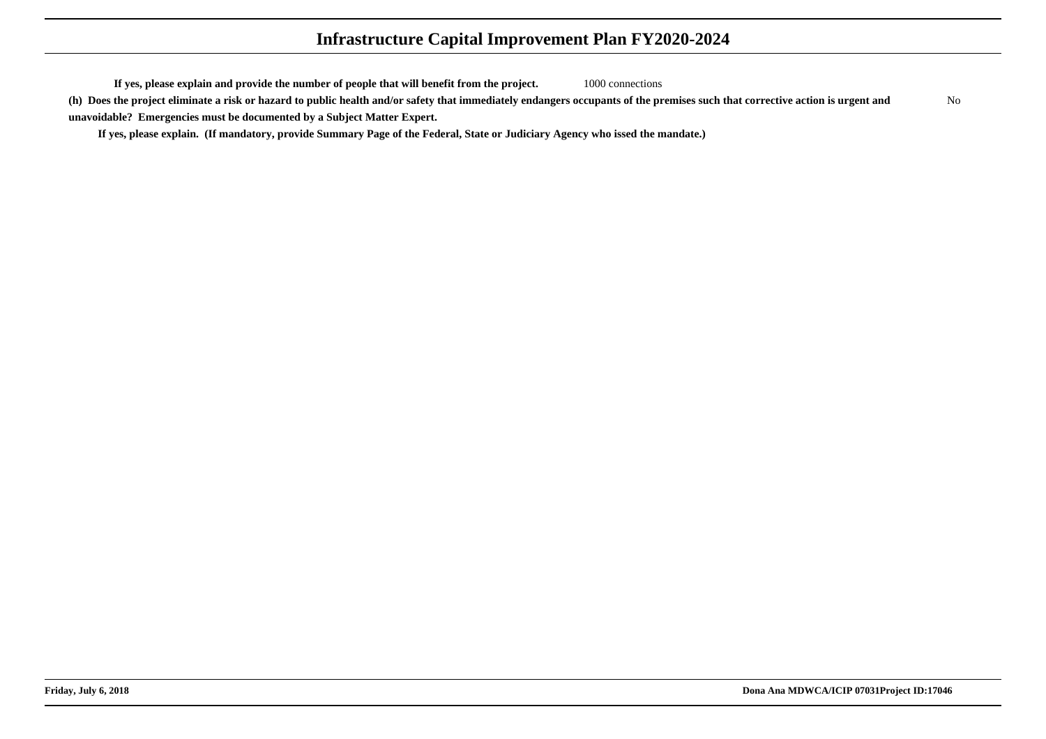**If yes, please explain and provide the number of people that will benefit from the project.** 1000 connections

**(h) Does the project eliminate a risk or hazard to public health and/or safety that immediately endangers occupants of the premises such that corrective action is urgent and unavoidable? Emergencies must be documented by a Subject Matter Expert.** No

**If yes, please explain. (If mandatory, provide Summary Page of the Federal, State or Judiciary Agency who issed the mandate.)**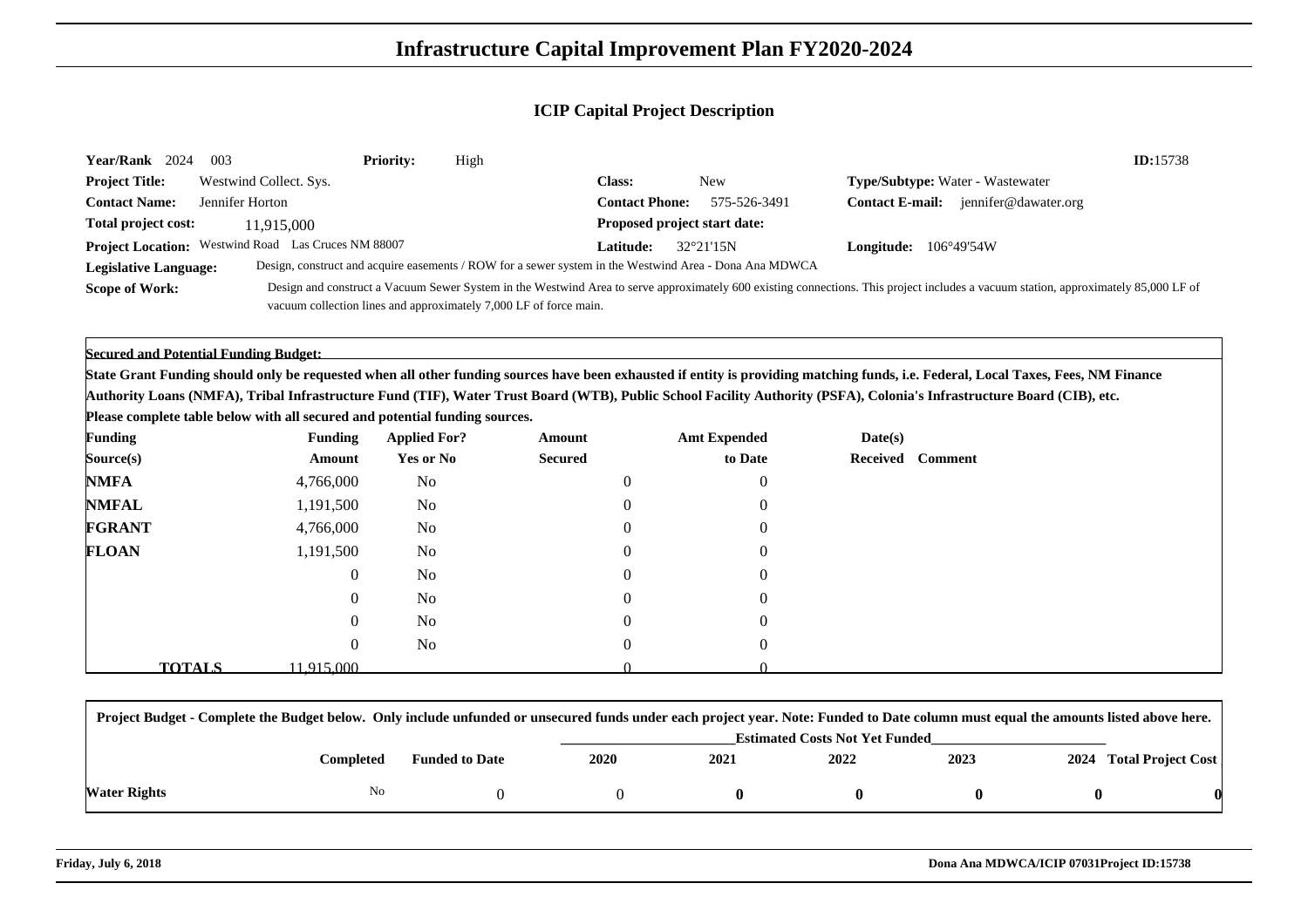# Infrastructure Capital Improvement Plan FY2020-2024

## ICIP Capital Project Description

**Year/Rank** 2024 003 **Priority:** High **ID:**15738

**Project Title:** Westwind Collect. Sys. **Class:** New **Type/Subtype:** Water - Wastewater

**Contact Name:** Jennifer Horton **Contact Phone:** 575-526-3491 **Contact E-mail:** jennifer@dawater.org

**Total project cost:** 11,915,000 **Proposed project start date:**

**Project Location:** Westwind Road Las Cruces NM 88007 **Latitude:** 32°21'15N **Longitude:** 106°49'54W

**Legislative Language:** Design, construct and acquire easements / ROW for a sewer system in the Westwind Area - Dona Ana MDWCA

**Scope of Work:** Design and construct a Vacuum Sewer System in the Westwind Area to serve approximately 600 existing connections. This project includes a vacuum station, approximately 85,000 LF of vacuum collection lines and approximately 7,000 LF of force main.

**Secured and Potential Funding Budget:**

**State Grant Funding should only be requested when all other funding sources have been exhausted if entity is providing matching funds, i.e. Federal, Local Taxes, Fees, NM Finance Authority Loans (NMFA), Tribal Infrastructure Fund (TIF), Water Trust Board (WTB), Public School Facility Authority (PSFA), Colonia's Infrastructure Board (CIB), etc.**

**Please complete table below with all secured and potential funding sources.**

| Funding Source(s) | Funding Amount | Applied For? Yes or No | Amount Secured | Amt Expended to Date | Date(s) Received | Comment |
|---|---|---|---|---|---|---|
| NMFA | 4,766,000 | No | 0 | 0 | | |
| NMFAL | 1,191,500 | No | 0 | 0 | | |
| FGRANT | 4,766,000 | No | 0 | 0 | | |
| FLOAN | 1,191,500 | No | 0 | 0 | | |
| | 0 | No | 0 | 0 | | |
| | 0 | No | 0 | 0 | | |
| | 0 | No | 0 | 0 | | |
| | 0 | No | 0 | 0 | | |
| **TOTALS** | 11,915,000 | | 0 | 0 | | |

**Project Budget - Complete the Budget below. Only include unfunded or unsecured funds under each project year. Note: Funded to Date column must equal the amounts listed above here.**

| | Completed | Funded to Date | Estimated Costs Not Yet Funded | | | | | |
|---|---|---|---|---|---|---|---|---|
| | | | 2020 | 2021 | 2022 | 2023 | 2024 | Total Project Cost |
| **Water Rights** | No | 0 | 0 | **0** | **0** | **0** | **0** | **0** |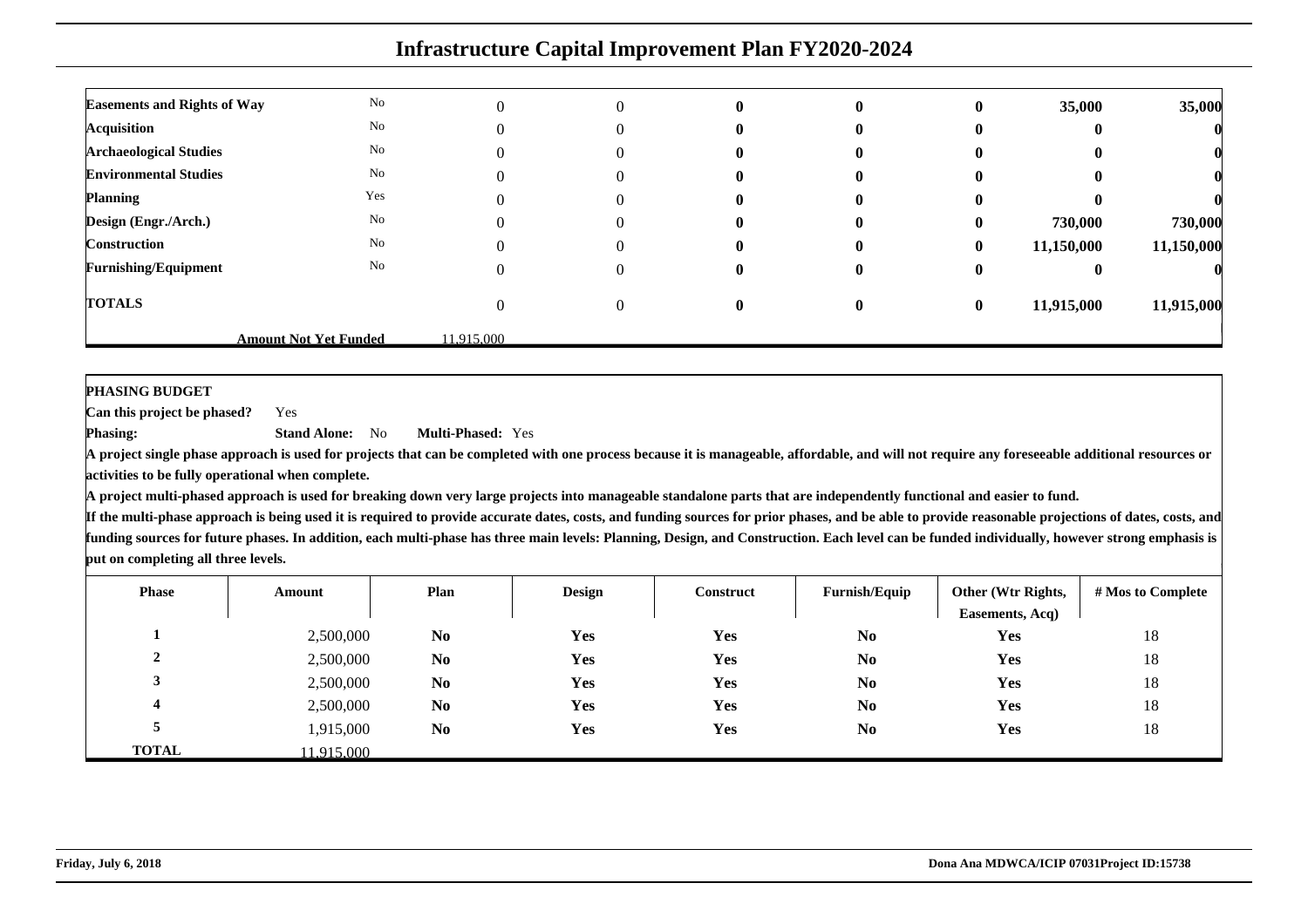# Infrastructure Capital Improvement Plan FY2020-2024

| | | | | | | | | |
|---|---|---|---|---|---|---|---|---|
| **Easements and Rights of Way** | No | 0 | 0 | **0** | **0** | **0** | **35,000** | **35,000** |
| **Acquisition** | No | 0 | 0 | **0** | **0** | **0** | **0** | **0** |
| **Archaeological Studies** | No | 0 | 0 | **0** | **0** | **0** | **0** | **0** |
| **Environmental Studies** | No | 0 | 0 | **0** | **0** | **0** | **0** | **0** |
| **Planning** | Yes | 0 | 0 | **0** | **0** | **0** | **0** | **0** |
| **Design (Engr./Arch.)** | No | 0 | 0 | **0** | **0** | **0** | **730,000** | **730,000** |
| **Construction** | No | 0 | 0 | **0** | **0** | **0** | **11,150,000** | **11,150,000** |
| **Furnishing/Equipment** | No | 0 | 0 | **0** | **0** | **0** | **0** | **0** |
| **TOTALS** | | 0 | 0 | **0** | **0** | **0** | **11,915,000** | **11,915,000** |
| | **Amount Not Yet Funded** | 11,915,000 | | | | | | |

**PHASING BUDGET**

**Can this project be phased?** Yes

**Phasing:** **Stand Alone:** No **Multi-Phased:** Yes

**A project single phase approach is used for projects that can be completed with one process because it is manageable, affordable, and will not require any foreseeable additional resources or activities to be fully operational when complete.**

**A project multi-phased approach is used for breaking down very large projects into manageable standalone parts that are independently functional and easier to fund.**

**If the multi-phase approach is being used it is required to provide accurate dates, costs, and funding sources for prior phases, and be able to provide reasonable projections of dates, costs, and funding sources for future phases. In addition, each multi-phase has three main levels: Planning, Design, and Construction. Each level can be funded individually, however strong emphasis is put on completing all three levels.**

| Phase | Amount | Plan | Design | Construct | Furnish/Equip | Other (Wtr Rights, Easements, Acq) | # Mos to Complete |
|---|---|---|---|---|---|---|---|
| **1** | 2,500,000 | **No** | **Yes** | **Yes** | **No** | **Yes** | 18 |
| **2** | 2,500,000 | **No** | **Yes** | **Yes** | **No** | **Yes** | 18 |
| **3** | 2,500,000 | **No** | **Yes** | **Yes** | **No** | **Yes** | 18 |
| **4** | 2,500,000 | **No** | **Yes** | **Yes** | **No** | **Yes** | 18 |
| **5** | 1,915,000 | **No** | **Yes** | **Yes** | **No** | **Yes** | 18 |
| **TOTAL** | 11,915,000 | | | | | | |

**Friday, July 6, 2018** **Dona Ana MDWCA/ICIP 07031Project ID:15738**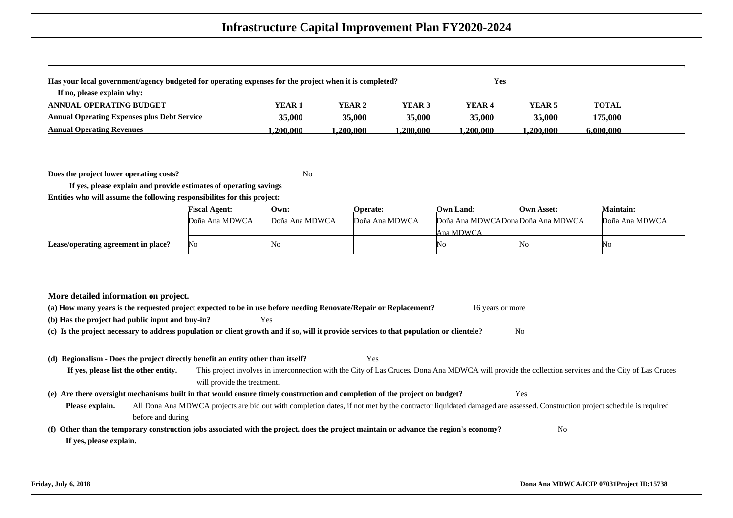# Infrastructure Capital Improvement Plan FY2020-2024

| Has your local government/agency budgeted for operating expenses for the project when it is completed? | | | | | Yes | |
|---|---|---|---|---|---|---|
| If no, please explain why: | | | | | | |
| **ANNUAL OPERATING BUDGET** | **YEAR 1** | **YEAR 2** | **YEAR 3** | **YEAR 4** | **YEAR 5** | **TOTAL** |
| **Annual Operating Expenses plus Debt Service** | **35,000** | **35,000** | **35,000** | **35,000** | **35,000** | **175,000** |
| **Annual Operating Revenues** | **1,200,000** | **1,200,000** | **1,200,000** | **1,200,000** | **1,200,000** | **6,000,000** |

**Does the project lower operating costs?** No

**If yes, please explain and provide estimates of operating savings**

**Entities who will assume the following responsibilities for this project:**

| | Fiscal Agent: | Own: | Operate: | Own Land: | Own Asset: | Maintain: |
|---|---|---|---|---|---|---|
| | Doña Ana MDWCA | Doña Ana MDWCA | Doña Ana MDWCA | Doña Ana MDWCADona Ana MDWCA | Doña Ana MDWCA | Doña Ana MDWCA |
| **Lease/operating agreement in place?** | No | No | | No | No | No |

**More detailed information on project.**

**(a) How many years is the requested project expected to be in use before needing Renovate/Repair or Replacement?** 16 years or more

**(b) Has the project had public input and buy-in?** Yes

**(c) Is the project necessary to address population or client growth and if so, will it provide services to that population or clientele?** No

**(d) Regionalism - Does the project directly benefit an entity other than itself?** Yes

**If yes, please list the other entity.** This project involves in interconnection with the City of Las Cruces. Dona Ana MDWCA will provide the collection services and the City of Las Cruces will provide the treatment.

**(e) Are there oversight mechanisms built in that would ensure timely construction and completion of the project on budget?** Yes

**Please explain.** All Dona Ana MDWCA projects are bid out with completion dates, if not met by the contractor liquidated damaged are assessed. Construction project schedule is required before and during

**(f) Other than the temporary construction jobs associated with the project, does the project maintain or advance the region's economy?** No

**If yes, please explain.**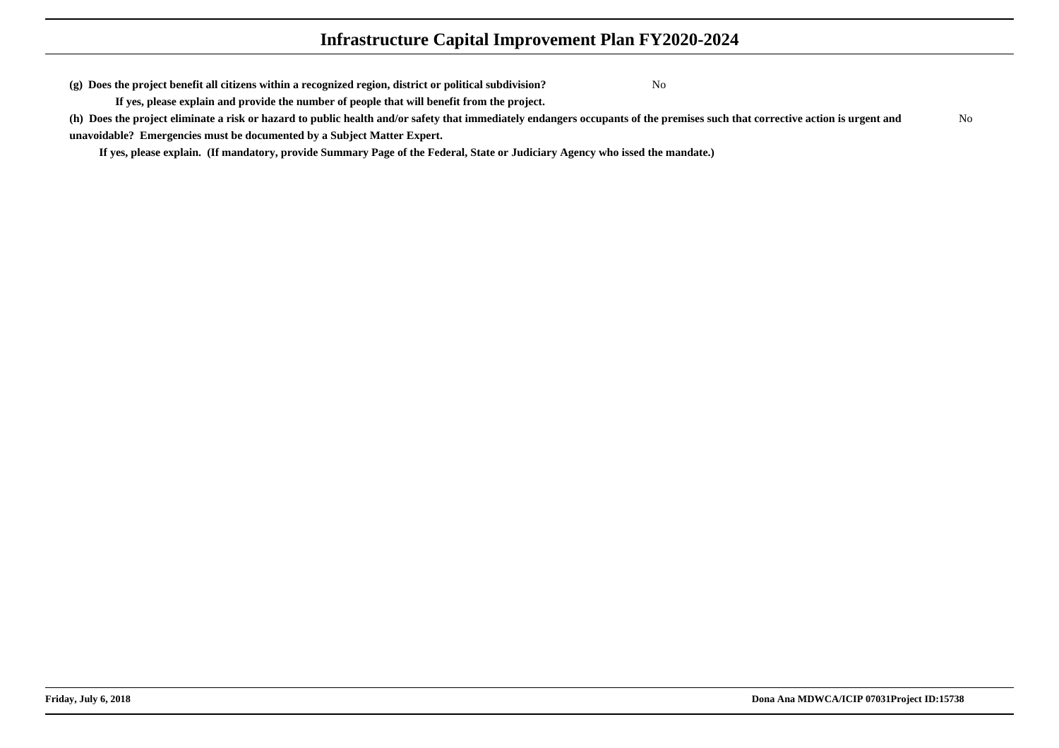**(g) Does the project benefit all citizens within a recognized region, district or political subdivision?** No

**If yes, please explain and provide the number of people that will benefit from the project.**

**(h) Does the project eliminate a risk or hazard to public health and/or safety that immediately endangers occupants of the premises such that corrective action is urgent and unavoidable? Emergencies must be documented by a Subject Matter Expert.** No

**If yes, please explain. (If mandatory, provide Summary Page of the Federal, State or Judiciary Agency who issed the mandate.)**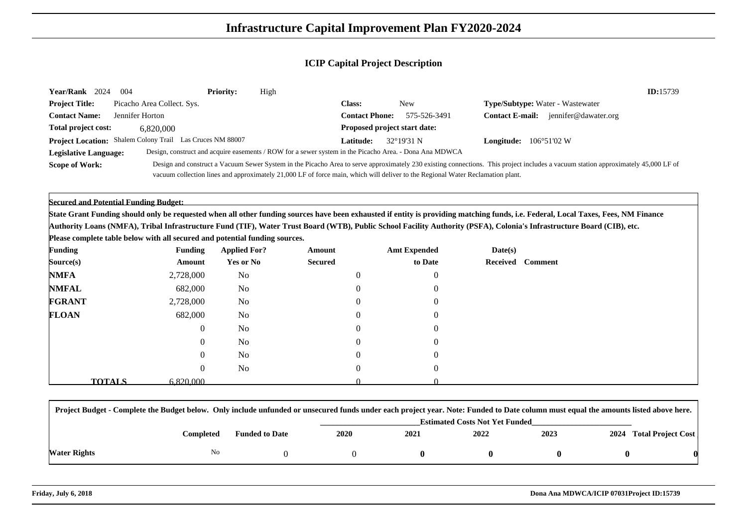# Infrastructure Capital Improvement Plan FY2020-2024

## ICIP Capital Project Description

**Year/Rank** 2024 004 **Priority:** High **ID:**15739

**Project Title:** Picacho Area Collect. Sys. **Class:** New **Type/Subtype:** Water - Wastewater

**Contact Name:** Jennifer Horton **Contact Phone:** 575-526-3491 **Contact E-mail:** jennifer@dawater.org

**Total project cost:** 6,820,000 **Proposed project start date:**

**Project Location:** Shalem Colony Trail Las Cruces NM 88007 **Latitude:** 32°19'31 N **Longitude:** 106°51'02 W

**Legislative Language:** Design, construct and acquire easements / ROW for a sewer system in the Picacho Area. - Dona Ana MDWCA

**Scope of Work:** Design and construct a Vacuum Sewer System in the Picacho Area to serve approximately 230 existing connections. This project includes a vacuum station approximately 45,000 LF of vacuum collection lines and approximately 21,000 LF of force main, which will deliver to the Regional Water Reclamation plant.

**Secured and Potential Funding Budget:**

**State Grant Funding should only be requested when all other funding sources have been exhausted if entity is providing matching funds, i.e. Federal, Local Taxes, Fees, NM Finance Authority Loans (NMFA), Tribal Infrastructure Fund (TIF), Water Trust Board (WTB), Public School Facility Authority (PSFA), Colonia's Infrastructure Board (CIB), etc.**

**Please complete table below with all secured and potential funding sources.**

| Funding Source(s) | Funding Amount | Applied For? Yes or No | Amount Secured | Amt Expended to Date | Date(s) Received | Comment |
|---|---|---|---|---|---|---|
| **NMFA** | 2,728,000 | No | 0 | 0 | | |
| **NMFAL** | 682,000 | No | 0 | 0 | | |
| **FGRANT** | 2,728,000 | No | 0 | 0 | | |
| **FLOAN** | 682,000 | No | 0 | 0 | | |
| | 0 | No | 0 | 0 | | |
| | 0 | No | 0 | 0 | | |
| | 0 | No | 0 | 0 | | |
| | 0 | No | 0 | 0 | | |
| **TOTALS** | 6,820,000 | | 0 | 0 | | |

**Project Budget - Complete the Budget below. Only include unfunded or unsecured funds under each project year. Note: Funded to Date column must equal the amounts listed above here.**

| | Completed | Funded to Date | 2020 | 2021 | 2022 | 2023 | 2024 | Total Project Cost |
|---|---|---|---|---|---|---|---|---|
| | | | Estimated Costs Not Yet Funded | | | | | |
| **Water Rights** | No | 0 | 0 | **0** | **0** | **0** | **0** | **0** |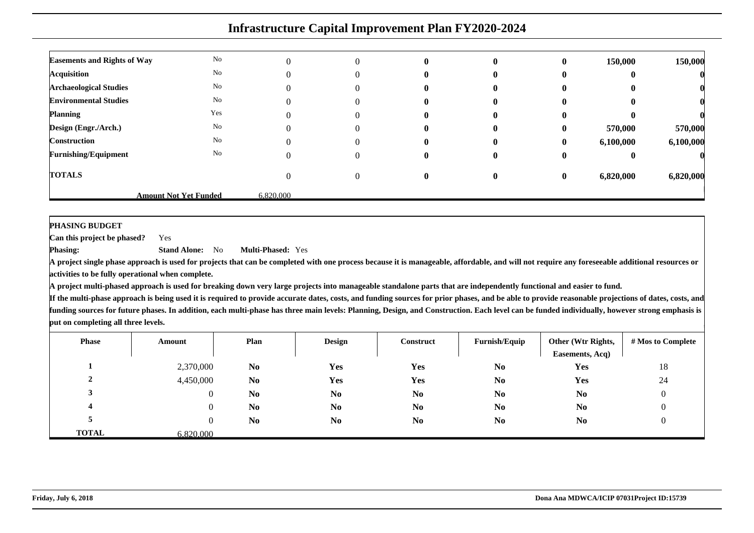# Infrastructure Capital Improvement Plan FY2020-2024

| | | | | | | | | |
|---|---|---|---|---|---|---|---|---|
| **Easements and Rights of Way** | No | 0 | 0 | **0** | **0** | **0** | **150,000** | **150,000** |
| **Acquisition** | No | 0 | 0 | **0** | **0** | **0** | **0** | **0** |
| **Archaeological Studies** | No | 0 | 0 | **0** | **0** | **0** | **0** | **0** |
| **Environmental Studies** | No | 0 | 0 | **0** | **0** | **0** | **0** | **0** |
| **Planning** | Yes | 0 | 0 | **0** | **0** | **0** | **0** | **0** |
| **Design (Engr./Arch.)** | No | 0 | 0 | **0** | **0** | **0** | **570,000** | **570,000** |
| **Construction** | No | 0 | 0 | **0** | **0** | **0** | **6,100,000** | **6,100,000** |
| **Furnishing/Equipment** | No | 0 | 0 | **0** | **0** | **0** | **0** | **0** |
| **TOTALS** | | 0 | 0 | **0** | **0** | **0** | **6,820,000** | **6,820,000** |
| | **Amount Not Yet Funded** | 6,820,000 | | | | | | |

**PHASING BUDGET**

**Can this project be phased?** Yes

**Phasing:** **Stand Alone:** No **Multi-Phased:** Yes

**A project single phase approach is used for projects that can be completed with one process because it is manageable, affordable, and will not require any foreseeable additional resources or activities to be fully operational when complete.**

**A project multi-phased approach is used for breaking down very large projects into manageable standalone parts that are independently functional and easier to fund.**

**If the multi-phase approach is being used it is required to provide accurate dates, costs, and funding sources for prior phases, and be able to provide reasonable projections of dates, costs, and funding sources for future phases. In addition, each multi-phase has three main levels: Planning, Design, and Construction. Each level can be funded individually, however strong emphasis is put on completing all three levels.**

| Phase | Amount | Plan | Design | Construct | Furnish/Equip | Other (Wtr Rights, Easements, Acq) | # Mos to Complete |
|---|---|---|---|---|---|---|---|
| **1** | 2,370,000 | **No** | **Yes** | **Yes** | **No** | **Yes** | 18 |
| **2** | 4,450,000 | **No** | **Yes** | **Yes** | **No** | **Yes** | 24 |
| **3** | 0 | **No** | **No** | **No** | **No** | **No** | 0 |
| **4** | 0 | **No** | **No** | **No** | **No** | **No** | 0 |
| **5** | 0 | **No** | **No** | **No** | **No** | **No** | 0 |
| **TOTAL** | 6,820,000 | | | | | | |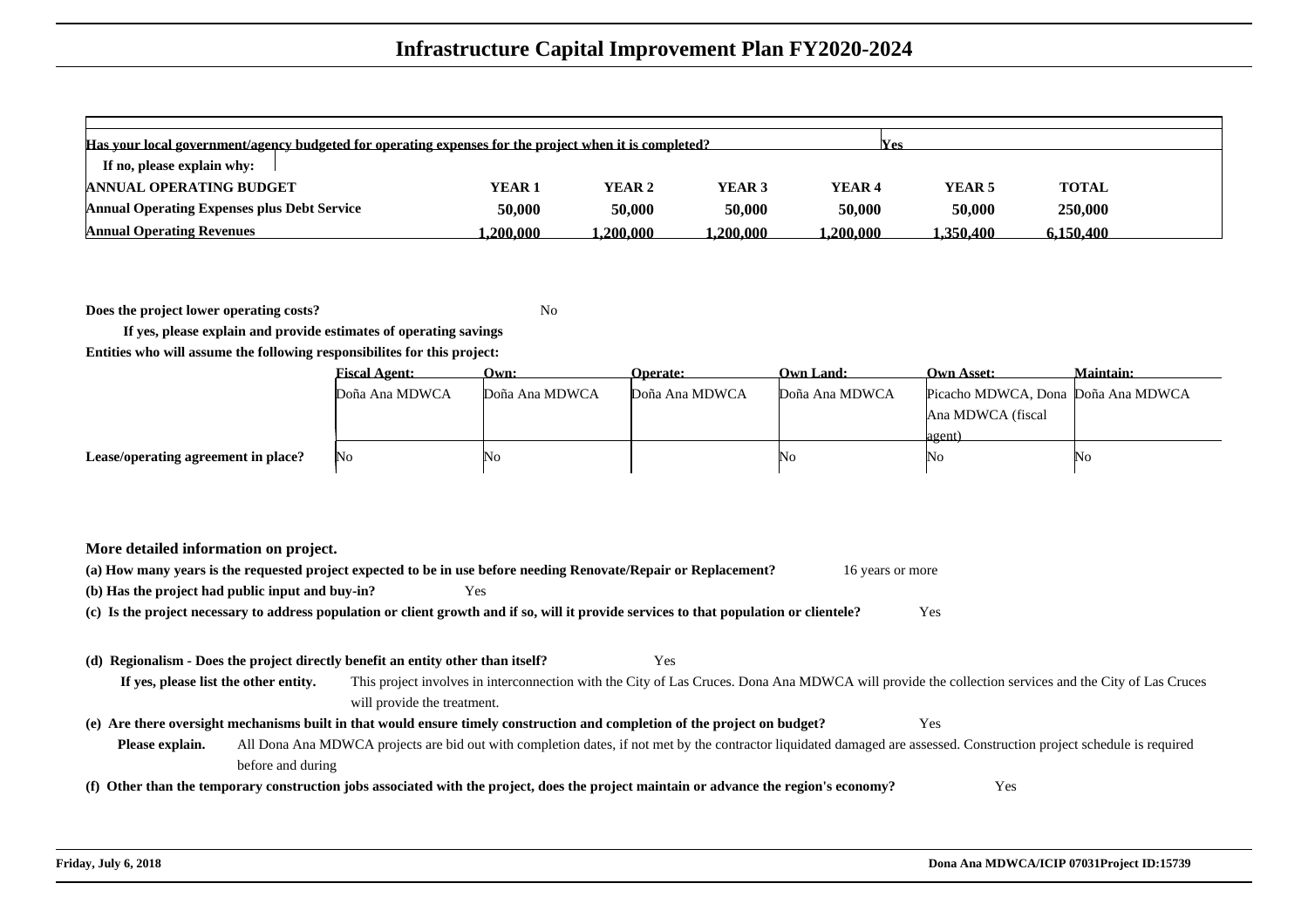# Infrastructure Capital Improvement Plan FY2020-2024

| Has your local government/agency budgeted for operating expenses for the project when it is completed? | | | | | Yes | |
|---|---|---|---|---|---|---|
| If no, please explain why: | | | | | | |
| **ANNUAL OPERATING BUDGET** | **YEAR 1** | **YEAR 2** | **YEAR 3** | **YEAR 4** | **YEAR 5** | **TOTAL** |
| **Annual Operating Expenses plus Debt Service** | 50,000 | 50,000 | 50,000 | 50,000 | 50,000 | 250,000 |
| **Annual Operating Revenues** | 1,200,000 | 1,200,000 | 1,200,000 | 1,200,000 | 1,350,400 | 6,150,400 |

**Does the project lower operating costs?** No

**If yes, please explain and provide estimates of operating savings**

**Entities who will assume the following responsibilites for this project:**

| | Fiscal Agent: | Own: | Operate: | Own Land: | Own Asset: | Maintain: |
|---|---|---|---|---|---|---|
| | Doña Ana MDWCA | Doña Ana MDWCA | Doña Ana MDWCA | Doña Ana MDWCA | Picacho MDWCA, Dona Ana MDWCA (fiscal agent) | Doña Ana MDWCA |
| **Lease/operating agreement in place?** | No | No | | No | No | No |

**More detailed information on project.**

**(a) How many years is the requested project expected to be in use before needing Renovate/Repair or Replacement?** 16 years or more

**(b) Has the project had public input and buy-in?** Yes

**(c) Is the project necessary to address population or client growth and if so, will it provide services to that population or clientele?** Yes

**(d) Regionalism - Does the project directly benefit an entity other than itself?** Yes

**If yes, please list the other entity.** This project involves in interconnection with the City of Las Cruces. Dona Ana MDWCA will provide the collection services and the City of Las Cruces will provide the treatment.

**(e) Are there oversight mechanisms built in that would ensure timely construction and completion of the project on budget?** Yes

**Please explain.** All Dona Ana MDWCA projects are bid out with completion dates, if not met by the contractor liquidated damaged are assessed. Construction project schedule is required before and during

**(f) Other than the temporary construction jobs associated with the project, does the project maintain or advance the region's economy?** Yes

**Friday, July 6, 2018** **Dona Ana MDWCA/ICIP 07031Project ID:15739**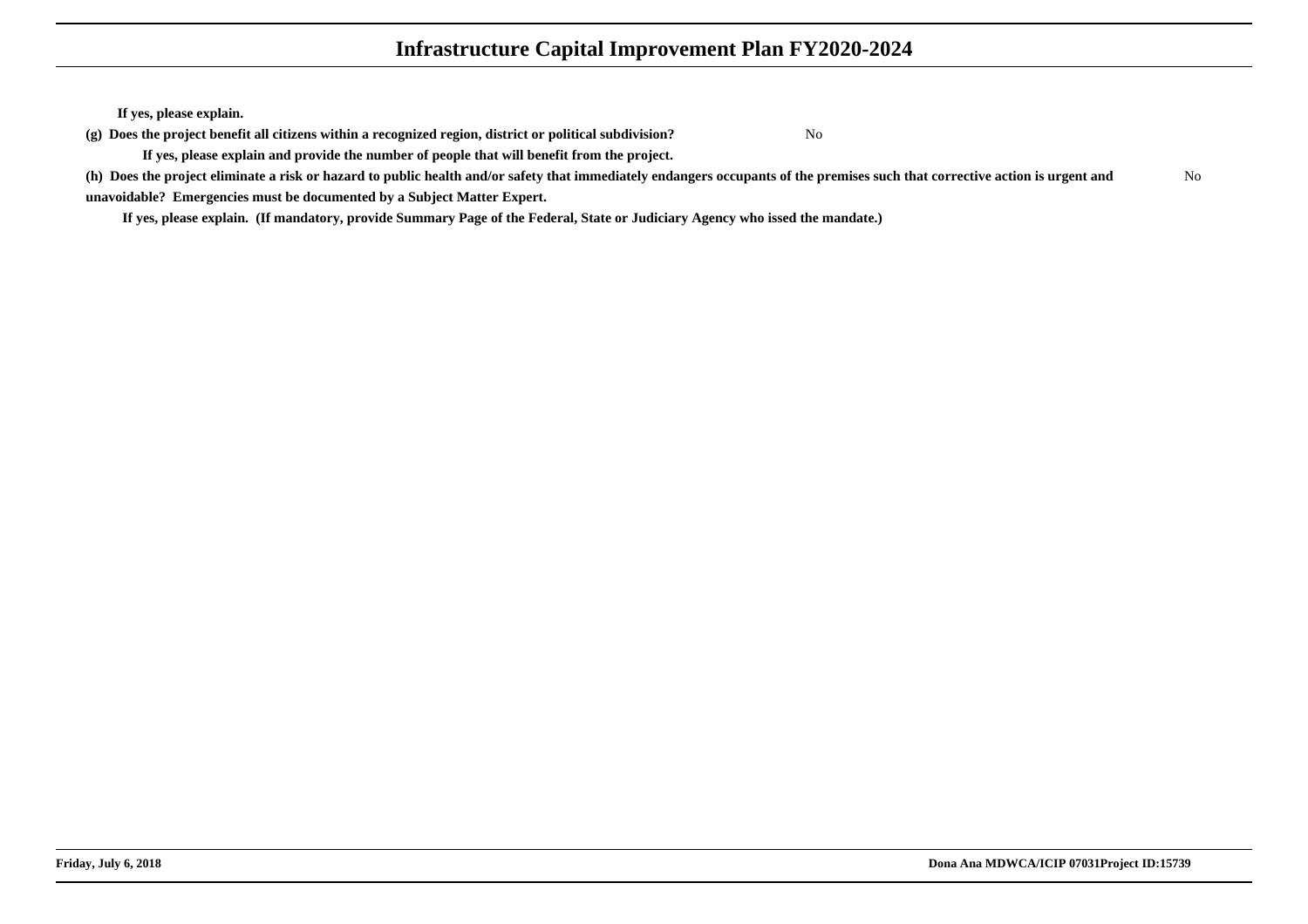**If yes, please explain.**

**(g) Does the project benefit all citizens within a recognized region, district or political subdivision?** No

**If yes, please explain and provide the number of people that will benefit from the project.**

**(h) Does the project eliminate a risk or hazard to public health and/or safety that immediately endangers occupants of the premises such that corrective action is urgent and unavoidable? Emergencies must be documented by a Subject Matter Expert.** No

**If yes, please explain. (If mandatory, provide Summary Page of the Federal, State or Judiciary Agency who issed the mandate.)**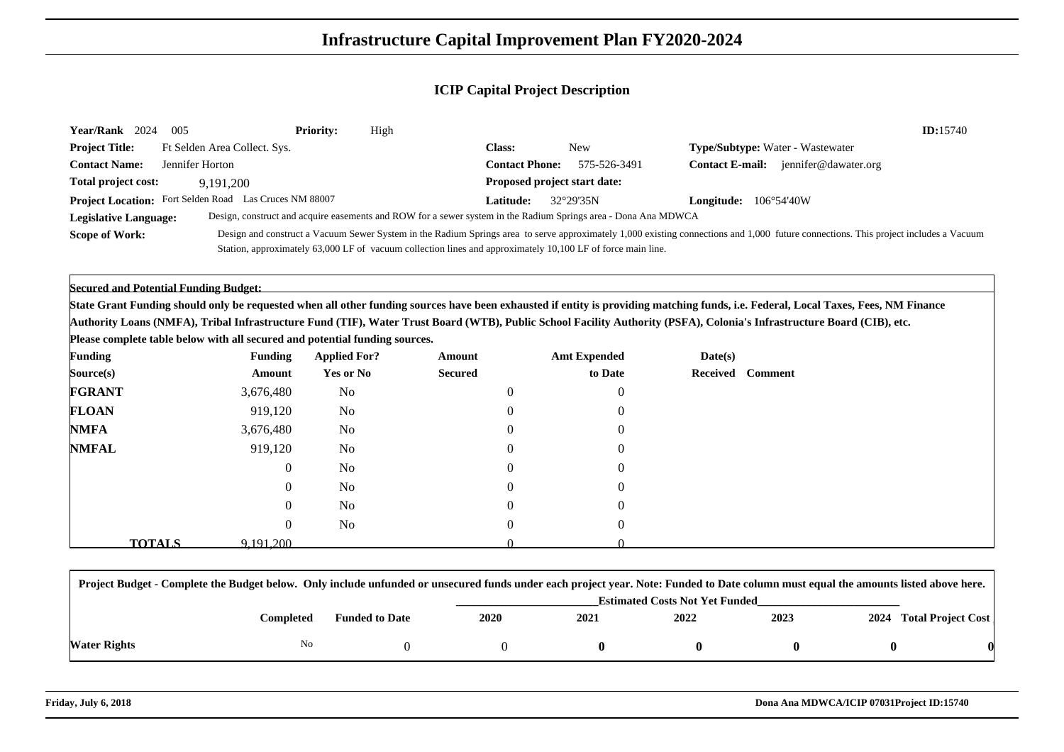# Infrastructure Capital Improvement Plan FY2020-2024

## ICIP Capital Project Description

**Year/Rank** 2024 005 **Priority:** High **ID:**15740

**Project Title:** Ft Selden Area Collect. Sys. **Class:** New **Type/Subtype:** Water - Wastewater

**Contact Name:** Jennifer Horton **Contact Phone:** 575-526-3491 **Contact E-mail:** jennifer@dawater.org

**Total project cost:** 9,191,200 **Proposed project start date:**

**Project Location:** Fort Selden Road Las Cruces NM 88007 **Latitude:** 32°29'35N **Longitude:** 106°54'40W

**Legislative Language:** Design, construct and acquire easements and ROW for a sewer system in the Radium Springs area - Dona Ana MDWCA

**Scope of Work:** Design and construct a Vacuum Sewer System in the Radium Springs area to serve approximately 1,000 existing connections and 1,000 future connections. This project includes a Vacuum Station, approximately 63,000 LF of vacuum collection lines and approximately 10,100 LF of force main line.

**Secured and Potential Funding Budget:**

**State Grant Funding should only be requested when all other funding sources have been exhausted if entity is providing matching funds, i.e. Federal, Local Taxes, Fees, NM Finance Authority Loans (NMFA), Tribal Infrastructure Fund (TIF), Water Trust Board (WTB), Public School Facility Authority (PSFA), Colonia's Infrastructure Board (CIB), etc.**

**Please complete table below with all secured and potential funding sources.**

| Funding Source(s) | Funding Amount | Applied For? Yes or No | Amount Secured | Amt Expended to Date | Date(s) Received | Comment |
|---|---|---|---|---|---|---|
| **FGRANT** | 3,676,480 | No | 0 | 0 | | |
| **FLOAN** | 919,120 | No | 0 | 0 | | |
| **NMFA** | 3,676,480 | No | 0 | 0 | | |
| **NMFAL** | 919,120 | No | 0 | 0 | | |
| | 0 | No | 0 | 0 | | |
| | 0 | No | 0 | 0 | | |
| | 0 | No | 0 | 0 | | |
| | 0 | No | 0 | 0 | | |
| **TOTALS** | 9,191,200 | | 0 | 0 | | |

**Project Budget - Complete the Budget below. Only include unfunded or unsecured funds under each project year. Note: Funded to Date column must equal the amounts listed above here.**

| | Completed | Funded to Date | 2020 | 2021 | 2022 | 2023 | 2024 | Total Project Cost |
|---|---|---|---|---|---|---|---|---|
| | | | Estimated Costs Not Yet Funded | | | | | |
| **Water Rights** | No | 0 | 0 | **0** | **0** | **0** | **0** | **0** |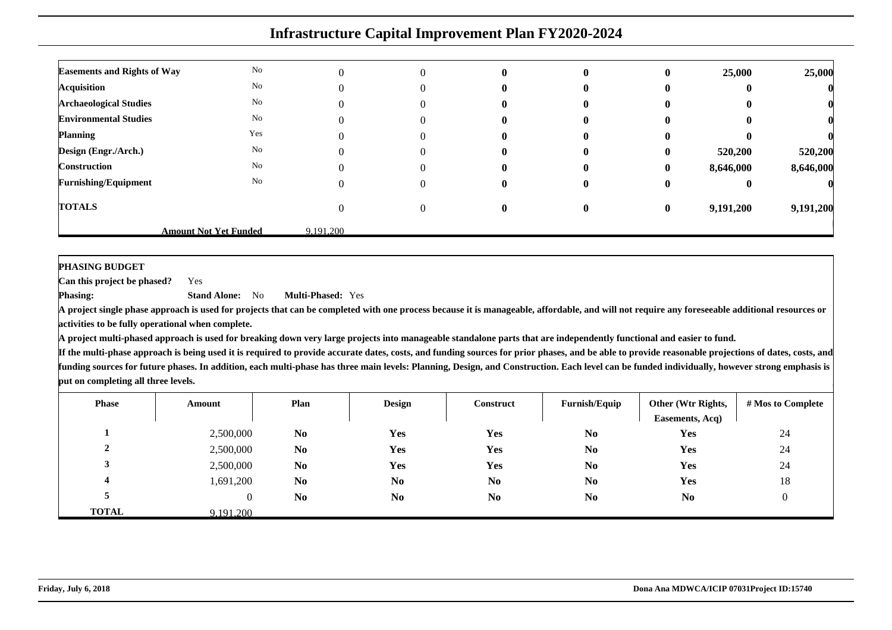# Infrastructure Capital Improvement Plan FY2020-2024

| | | | | | | | | |
|---|---|---|---|---|---|---|---|---|
| **Easements and Rights of Way** | No | 0 | 0 | **0** | **0** | **0** | **25,000** | **25,000** |
| **Acquisition** | No | 0 | 0 | **0** | **0** | **0** | **0** | **0** |
| **Archaeological Studies** | No | 0 | 0 | **0** | **0** | **0** | **0** | **0** |
| **Environmental Studies** | No | 0 | 0 | **0** | **0** | **0** | **0** | **0** |
| **Planning** | Yes | 0 | 0 | **0** | **0** | **0** | **0** | **0** |
| **Design (Engr./Arch.)** | No | 0 | 0 | **0** | **0** | **0** | **520,200** | **520,200** |
| **Construction** | No | 0 | 0 | **0** | **0** | **0** | **8,646,000** | **8,646,000** |
| **Furnishing/Equipment** | No | 0 | 0 | **0** | **0** | **0** | **0** | **0** |
| **TOTALS** | | 0 | 0 | **0** | **0** | **0** | **9,191,200** | **9,191,200** |
| | **Amount Not Yet Funded** | 9,191,200 | | | | | | |

**PHASING BUDGET**

**Can this project be phased?** Yes

**Phasing:** **Stand Alone:** No **Multi-Phased:** Yes

**A project single phase approach is used for projects that can be completed with one process because it is manageable, affordable, and will not require any foreseeable additional resources or activities to be fully operational when complete.**

**A project multi-phased approach is used for breaking down very large projects into manageable standalone parts that are independently functional and easier to fund.**

**If the multi-phase approach is being used it is required to provide accurate dates, costs, and funding sources for prior phases, and be able to provide reasonable projections of dates, costs, and funding sources for future phases. In addition, each multi-phase has three main levels: Planning, Design, and Construction. Each level can be funded individually, however strong emphasis is put on completing all three levels.**

| Phase | Amount | Plan | Design | Construct | Furnish/Equip | Other (Wtr Rights, Easements, Acq) | # Mos to Complete |
|---|---|---|---|---|---|---|---|
| **1** | 2,500,000 | **No** | **Yes** | **Yes** | **No** | **Yes** | 24 |
| **2** | 2,500,000 | **No** | **Yes** | **Yes** | **No** | **Yes** | 24 |
| **3** | 2,500,000 | **No** | **Yes** | **Yes** | **No** | **Yes** | 24 |
| **4** | 1,691,200 | **No** | **No** | **No** | **No** | **Yes** | 18 |
| **5** | 0 | **No** | **No** | **No** | **No** | **No** | 0 |
| **TOTAL** | 9,191,200 | | | | | | |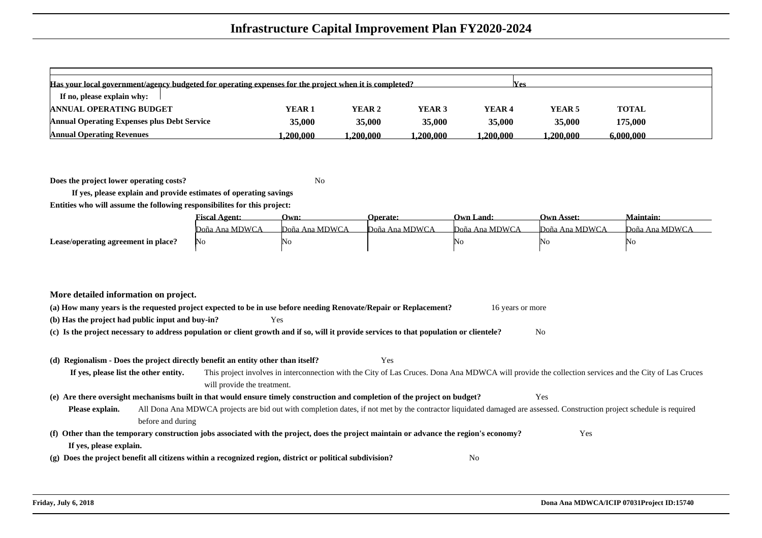# Infrastructure Capital Improvement Plan FY2020-2024

| Has your local government/agency budgeted for operating expenses for the project when it is completed? | | | | | Yes | |
|---|---|---|---|---|---|---|
| If no, please explain why: | | | | | | |
| **ANNUAL OPERATING BUDGET** | **YEAR 1** | **YEAR 2** | **YEAR 3** | **YEAR 4** | **YEAR 5** | **TOTAL** |
| **Annual Operating Expenses plus Debt Service** | **35,000** | **35,000** | **35,000** | **35,000** | **35,000** | **175,000** |
| **Annual Operating Revenues** | **1,200,000** | **1,200,000** | **1,200,000** | **1,200,000** | **1,200,000** | **6,000,000** |

**Does the project lower operating costs?** No

**If yes, please explain and provide estimates of operating savings**

**Entities who will assume the following responsibilites for this project:**

| | Fiscal Agent: | Own: | Operate: | Own Land: | Own Asset: | Maintain: |
|---|---|---|---|---|---|---|
| | Doña Ana MDWCA | Doña Ana MDWCA | Doña Ana MDWCA | Doña Ana MDWCA | Doña Ana MDWCA | Doña Ana MDWCA |
| **Lease/operating agreement in place?** | No | No | | No | No | No |

**More detailed information on project.**

**(a) How many years is the requested project expected to be in use before needing Renovate/Repair or Replacement?** 16 years or more

**(b) Has the project had public input and buy-in?** Yes

**(c) Is the project necessary to address population or client growth and if so, will it provide services to that population or clientele?** No

**(d) Regionalism - Does the project directly benefit an entity other than itself?** Yes

**If yes, please list the other entity.** This project involves in interconnection with the City of Las Cruces. Dona Ana MDWCA will provide the collection services and the City of Las Cruces will provide the treatment.

**(e) Are there oversight mechanisms built in that would ensure timely construction and completion of the project on budget?** Yes

**Please explain.** All Dona Ana MDWCA projects are bid out with completion dates, if not met by the contractor liquidated damaged are assessed. Construction project schedule is required before and during

**(f) Other than the temporary construction jobs associated with the project, does the project maintain or advance the region's economy?** Yes

**If yes, please explain.**

**(g) Does the project benefit all citizens within a recognized region, district or political subdivision?** No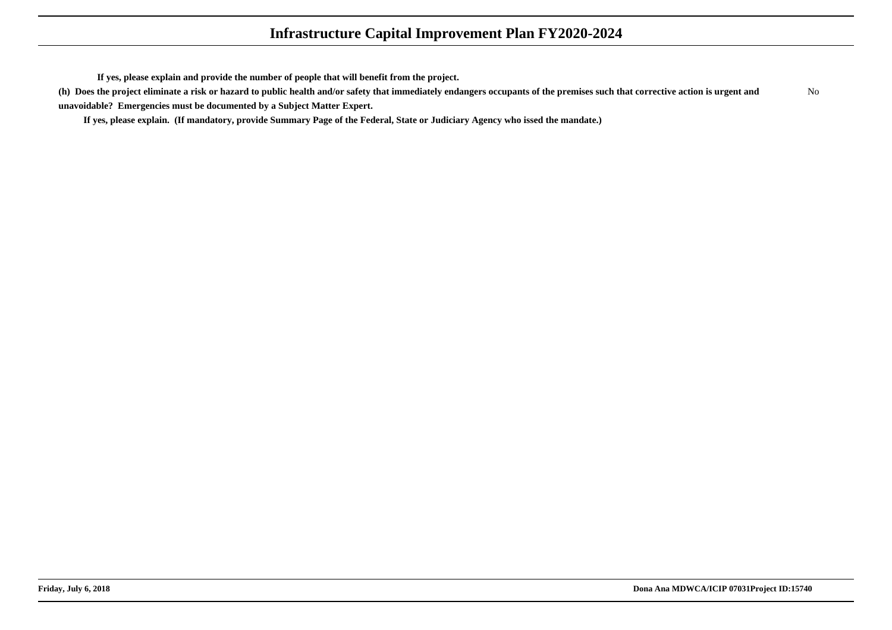**If yes, please explain and provide the number of people that will benefit from the project.**

**(h) Does the project eliminate a risk or hazard to public health and/or safety that immediately endangers occupants of the premises such that corrective action is urgent and unavoidable? Emergencies must be documented by a Subject Matter Expert.** No

**If yes, please explain. (If mandatory, provide Summary Page of the Federal, State or Judiciary Agency who issed the mandate.)**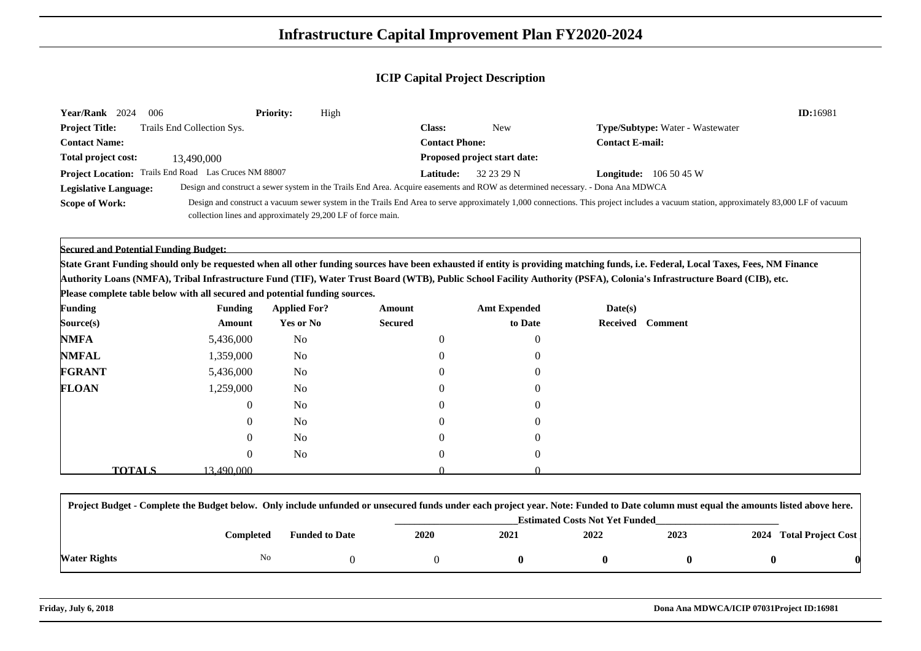# Infrastructure Capital Improvement Plan FY2020-2024

## ICIP Capital Project Description

**Year/Rank** 2024 006 **Priority:** High **ID:**16981

**Project Title:** Trails End Collection Sys. **Class:** New **Type/Subtype:** Water - Wastewater

**Contact Name:** **Contact Phone:** **Contact E-mail:**

**Total project cost:** 13,490,000 **Proposed project start date:**

**Project Location:** Trails End Road Las Cruces NM 88007 **Latitude:** 32 23 29 N **Longitude:** 106 50 45 W

**Legislative Language:** Design and construct a sewer system in the Trails End Area. Acquire easements and ROW as determined necessary. - Dona Ana MDWCA

**Scope of Work:** Design and construct a vacuum sewer system in the Trails End Area to serve approximately 1,000 connections. This project includes a vacuum station, approximately 83,000 LF of vacuum collection lines and approximately 29,200 LF of force main.

**Secured and Potential Funding Budget:**

**State Grant Funding should only be requested when all other funding sources have been exhausted if entity is providing matching funds, i.e. Federal, Local Taxes, Fees, NM Finance Authority Loans (NMFA), Tribal Infrastructure Fund (TIF), Water Trust Board (WTB), Public School Facility Authority (PSFA), Colonia's Infrastructure Board (CIB), etc.**

**Please complete table below with all secured and potential funding sources.**

| Funding Source(s) | Funding Amount | Applied For? Yes or No | Amount Secured | Amt Expended to Date | Date(s) Received | Comment |
|---|---|---|---|---|---|---|
| NMFA | 5,436,000 | No | 0 | 0 | | |
| NMFAL | 1,359,000 | No | 0 | 0 | | |
| FGRANT | 5,436,000 | No | 0 | 0 | | |
| FLOAN | 1,259,000 | No | 0 | 0 | | |
| | 0 | No | 0 | 0 | | |
| | 0 | No | 0 | 0 | | |
| | 0 | No | 0 | 0 | | |
| | 0 | No | 0 | 0 | | |
| **TOTALS** | 13,490,000 | | 0 | 0 | | |

**Project Budget - Complete the Budget below. Only include unfunded or unsecured funds under each project year. Note: Funded to Date column must equal the amounts listed above here.**

| | Completed | Funded to Date | 2020 | 2021 | 2022 | 2023 | 2024 | Total Project Cost |
|---|---|---|---|---|---|---|---|---|
| | | | Estimated Costs Not Yet Funded | | | | | |
| Water Rights | No | 0 | 0 | **0** | **0** | **0** | **0** | **0** |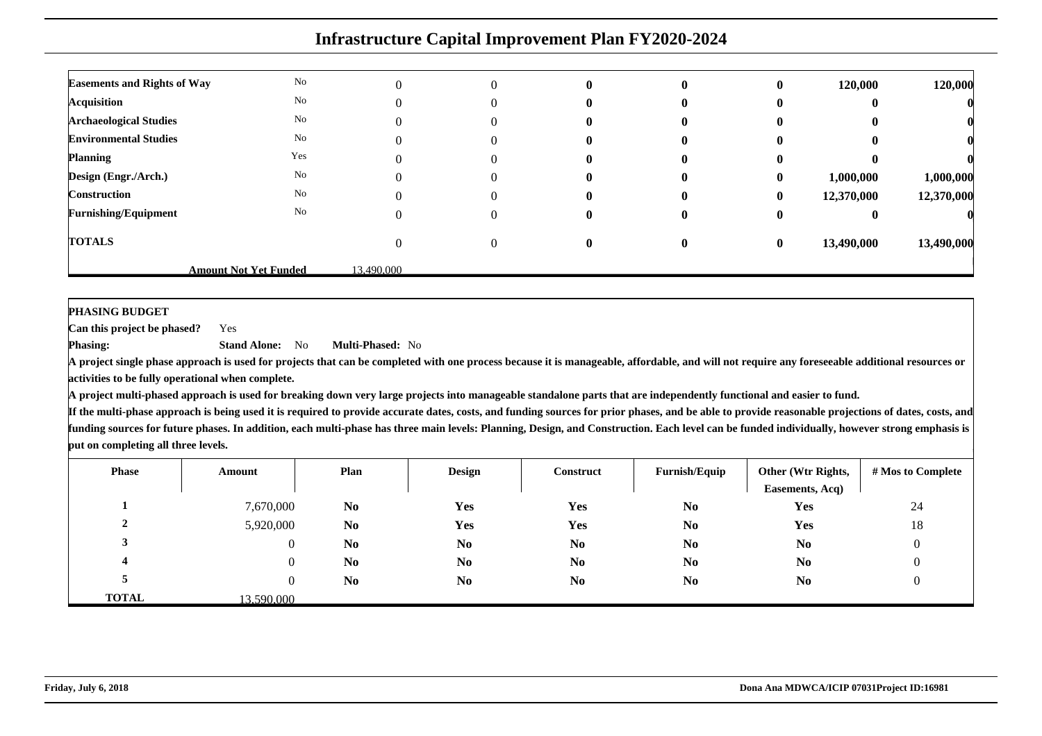# Infrastructure Capital Improvement Plan FY2020-2024

| | | | | | | | | |
|---|---|---|---|---|---|---|---|---|
| **Easements and Rights of Way** | No | 0 | 0 | **0** | **0** | **0** | **120,000** | **120,000** |
| **Acquisition** | No | 0 | 0 | **0** | **0** | **0** | **0** | **0** |
| **Archaeological Studies** | No | 0 | 0 | **0** | **0** | **0** | **0** | **0** |
| **Environmental Studies** | No | 0 | 0 | **0** | **0** | **0** | **0** | **0** |
| **Planning** | Yes | 0 | 0 | **0** | **0** | **0** | **0** | **0** |
| **Design (Engr./Arch.)** | No | 0 | 0 | **0** | **0** | **0** | **1,000,000** | **1,000,000** |
| **Construction** | No | 0 | 0 | **0** | **0** | **0** | **12,370,000** | **12,370,000** |
| **Furnishing/Equipment** | No | 0 | 0 | **0** | **0** | **0** | **0** | **0** |
| **TOTALS** | | 0 | 0 | **0** | **0** | **0** | **13,490,000** | **13,490,000** |
| | **Amount Not Yet Funded** | 13,490,000 | | | | | | |

**PHASING BUDGET**

**Can this project be phased?** Yes

**Phasing:** **Stand Alone:** No **Multi-Phased:** No

**A project single phase approach is used for projects that can be completed with one process because it is manageable, affordable, and will not require any foreseeable additional resources or activities to be fully operational when complete.**

**A project multi-phased approach is used for breaking down very large projects into manageable standalone parts that are independently functional and easier to fund.**

**If the multi-phase approach is being used it is required to provide accurate dates, costs, and funding sources for prior phases, and be able to provide reasonable projections of dates, costs, and funding sources for future phases. In addition, each multi-phase has three main levels: Planning, Design, and Construction. Each level can be funded individually, however strong emphasis is put on completing all three levels.**

| Phase | Amount | Plan | Design | Construct | Furnish/Equip | Other (Wtr Rights, Easements, Acq) | # Mos to Complete |
|---|---|---|---|---|---|---|---|
| **1** | 7,670,000 | **No** | **Yes** | **Yes** | **No** | **Yes** | 24 |
| **2** | 5,920,000 | **No** | **Yes** | **Yes** | **No** | **Yes** | 18 |
| **3** | 0 | **No** | **No** | **No** | **No** | **No** | 0 |
| **4** | 0 | **No** | **No** | **No** | **No** | **No** | 0 |
| **5** | 0 | **No** | **No** | **No** | **No** | **No** | 0 |
| **TOTAL** | 13,590,000 | | | | | | |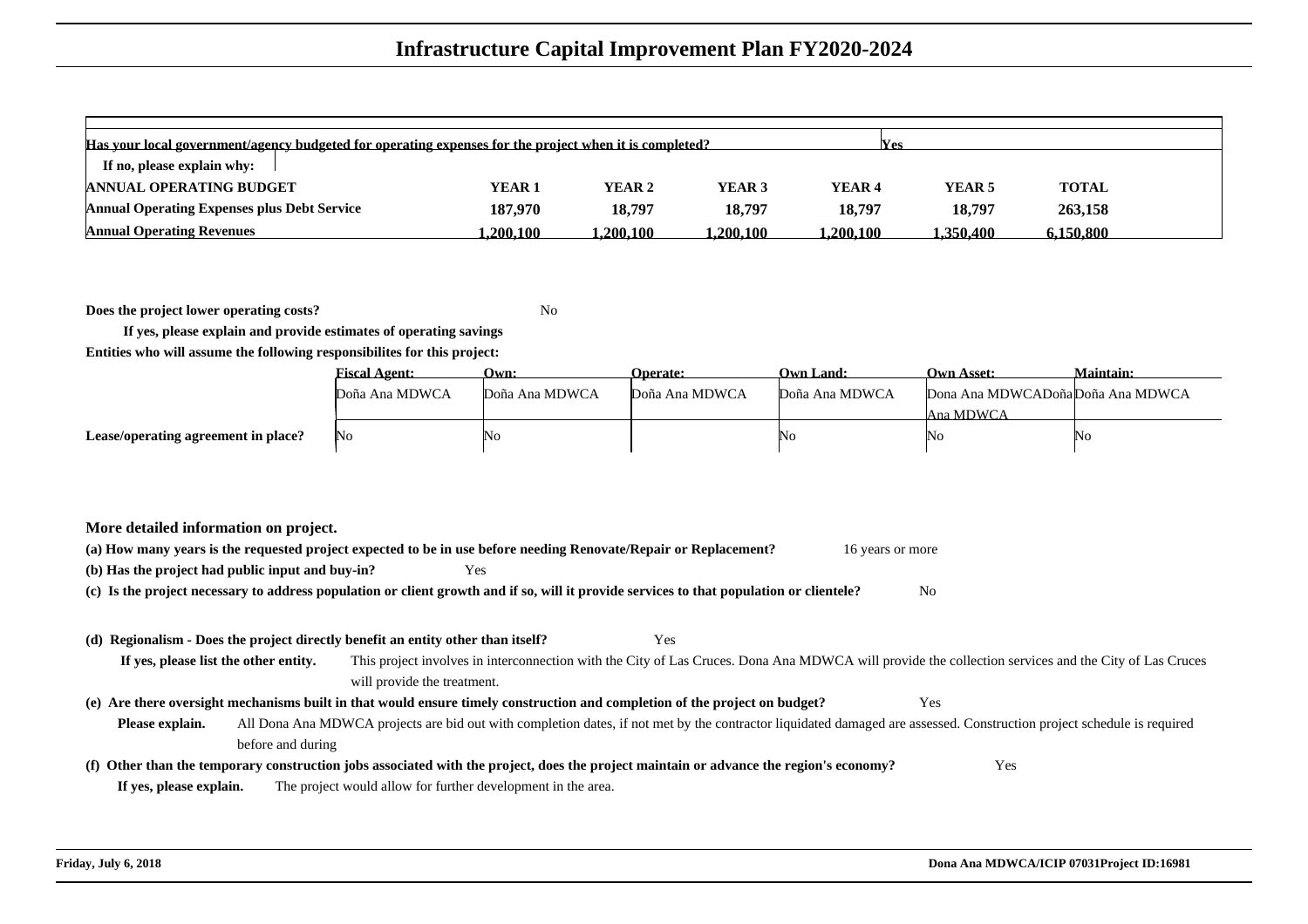# Infrastructure Capital Improvement Plan FY2020-2024

| Has your local government/agency budgeted for operating expenses for the project when it is completed? | | | | | Yes | |
|---|---|---|---|---|---|---|
| If no, please explain why: | | | | | | |
| ANNUAL OPERATING BUDGET | YEAR 1 | YEAR 2 | YEAR 3 | YEAR 4 | YEAR 5 | TOTAL |
| Annual Operating Expenses plus Debt Service | 187,970 | 18,797 | 18,797 | 18,797 | 18,797 | 263,158 |
| Annual Operating Revenues | 1,200,100 | 1,200,100 | 1,200,100 | 1,200,100 | 1,350,400 | 6,150,800 |

**Does the project lower operating costs?** No

**If yes, please explain and provide estimates of operating savings**

**Entities who will assume the following responsibilites for this project:**

| | Fiscal Agent: | Own: | Operate: | Own Land: | Own Asset: | Maintain: |
|---|---|---|---|---|---|---|
| | Doña Ana MDWCA | Doña Ana MDWCA | Doña Ana MDWCA | Doña Ana MDWCA | Dona Ana MDWCADoña Ana MDWCA | Doña Ana MDWCA |
| **Lease/operating agreement in place?** | No | No | | No | No | No |

**More detailed information on project.**

**(a) How many years is the requested project expected to be in use before needing Renovate/Repair or Replacement?** 16 years or more

**(b) Has the project had public input and buy-in?** Yes

**(c) Is the project necessary to address population or client growth and if so, will it provide services to that population or clientele?** No

**(d) Regionalism - Does the project directly benefit an entity other than itself?** Yes

**If yes, please list the other entity.** This project involves in interconnection with the City of Las Cruces. Dona Ana MDWCA will provide the collection services and the City of Las Cruces will provide the treatment.

**(e) Are there oversight mechanisms built in that would ensure timely construction and completion of the project on budget?** Yes

**Please explain.** All Dona Ana MDWCA projects are bid out with completion dates, if not met by the contractor liquidated damaged are assessed. Construction project schedule is required before and during

**(f) Other than the temporary construction jobs associated with the project, does the project maintain or advance the region's economy?** Yes

**If yes, please explain.** The project would allow for further development in the area.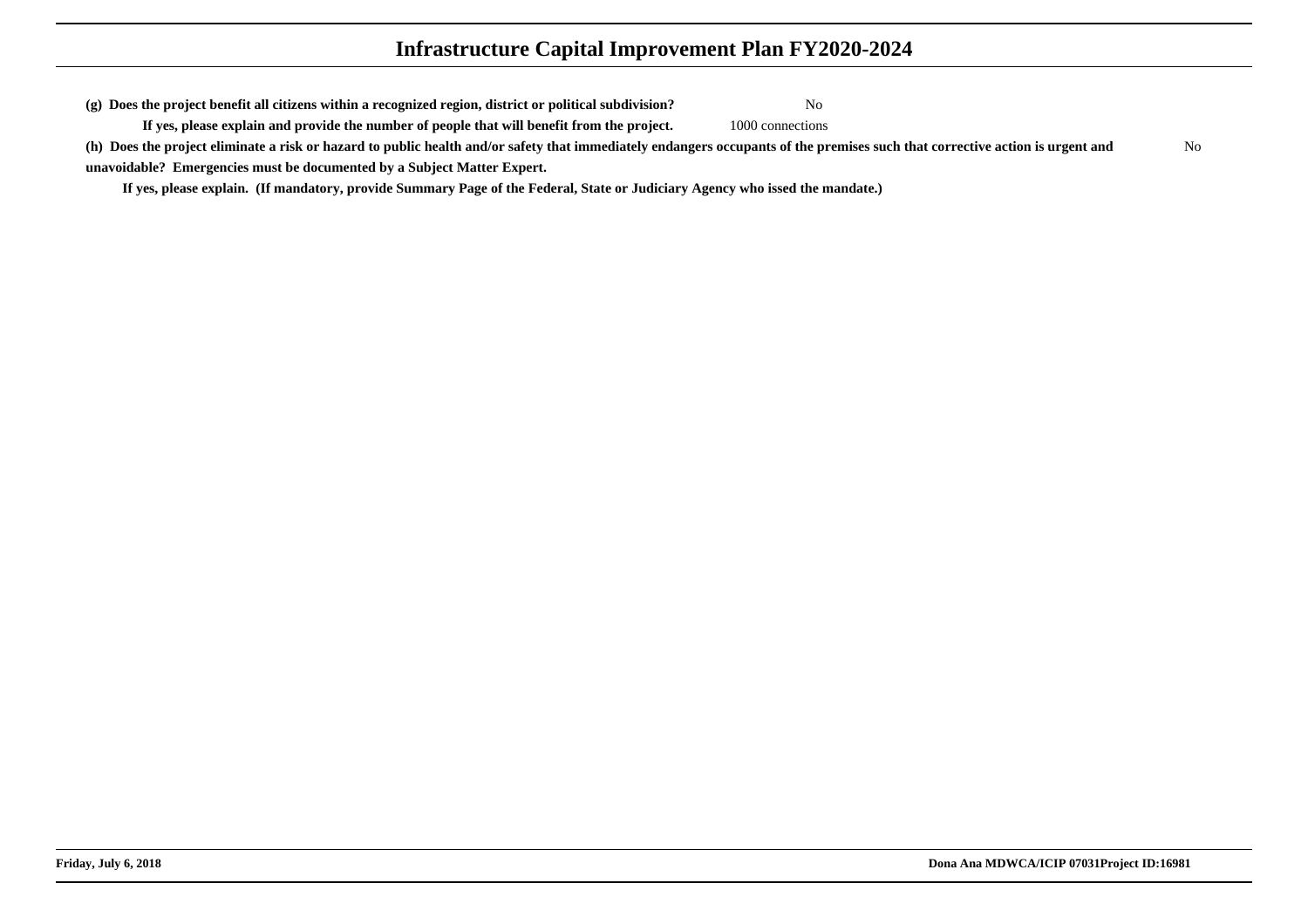**(g) Does the project benefit all citizens within a recognized region, district or political subdivision?** No

**If yes, please explain and provide the number of people that will benefit from the project.** 1000 connections

**(h) Does the project eliminate a risk or hazard to public health and/or safety that immediately endangers occupants of the premises such that corrective action is urgent and unavoidable? Emergencies must be documented by a Subject Matter Expert.** No

**If yes, please explain. (If mandatory, provide Summary Page of the Federal, State or Judiciary Agency who issed the mandate.)**